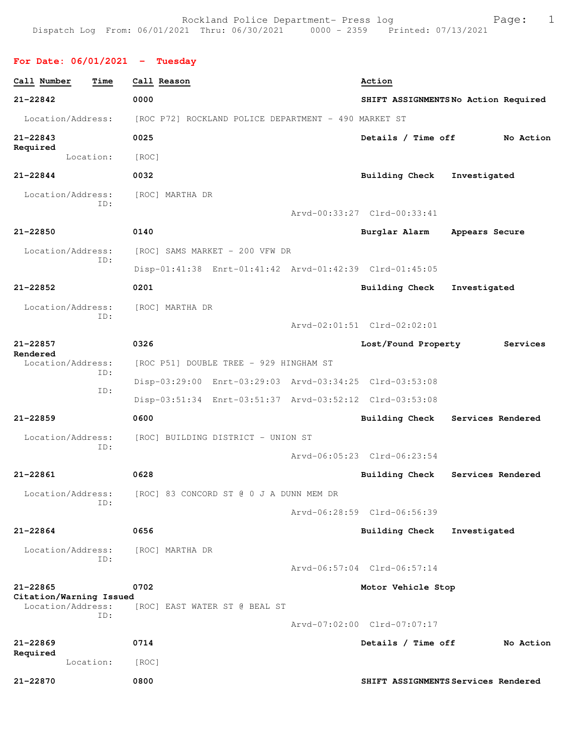Rockland Police Department- Press log

Dispatch Log From: 06/01/2021 Thru: 06/30/2021 0000 - 2359 Printed: 07/13/2021

**For Date: 06/01/2021 - Tuesday**

| Call Number | Time | Call Reason | Action |
|---|---|---|---|
| 21-22842 | 0000 | SHIFT ASSIGNMENTS | No Action Required |

Location/Address: [ROC P72] ROCKLAND POLICE DEPARTMENT - 490 MARKET ST

**21-22843** 0025 Details / Time off — No Action Required
Location: [ROC]

**21-22844** 0032 Building Check — Investigated
Location/Address: [ROC] MARTHA DR
ID: Arvd-00:33:27 Clrd-00:33:41

**21-22850** 0140 Burglar Alarm — Appears Secure
Location/Address: [ROC] SAMS MARKET - 200 VFW DR
ID: Disp-01:41:38 Enrt-01:41:42 Arvd-01:42:39 Clrd-01:45:05

**21-22852** 0201 Building Check — Investigated
Location/Address: [ROC] MARTHA DR
ID: Arvd-02:01:51 Clrd-02:02:01

**21-22857** 0326 Lost/Found Property — Services Rendered
Location/Address: [ROC P51] DOUBLE TREE - 929 HINGHAM ST
ID: Disp-03:29:00 Enrt-03:29:03 Arvd-03:34:25 Clrd-03:53:08
ID: Disp-03:51:34 Enrt-03:51:37 Arvd-03:52:12 Clrd-03:53:08

**21-22859** 0600 Building Check — Services Rendered
Location/Address: [ROC] BUILDING DISTRICT - UNION ST
ID: Arvd-06:05:23 Clrd-06:23:54

**21-22861** 0628 Building Check — Services Rendered
Location/Address: [ROC] 83 CONCORD ST @ 0 J A DUNN MEM DR
ID: Arvd-06:28:59 Clrd-06:56:39

**21-22864** 0656 Building Check — Investigated
Location/Address: [ROC] MARTHA DR
ID: Arvd-06:57:04 Clrd-06:57:14

**21-22865** 0702 Motor Vehicle Stop — Citation/Warning Issued
Location/Address: [ROC] EAST WATER ST @ BEAL ST
ID: Arvd-07:02:00 Clrd-07:07:17

**21-22869** 0714 Details / Time off — No Action Required
Location: [ROC]

**21-22870** 0800 SHIFT ASSIGNMENTS — Services Rendered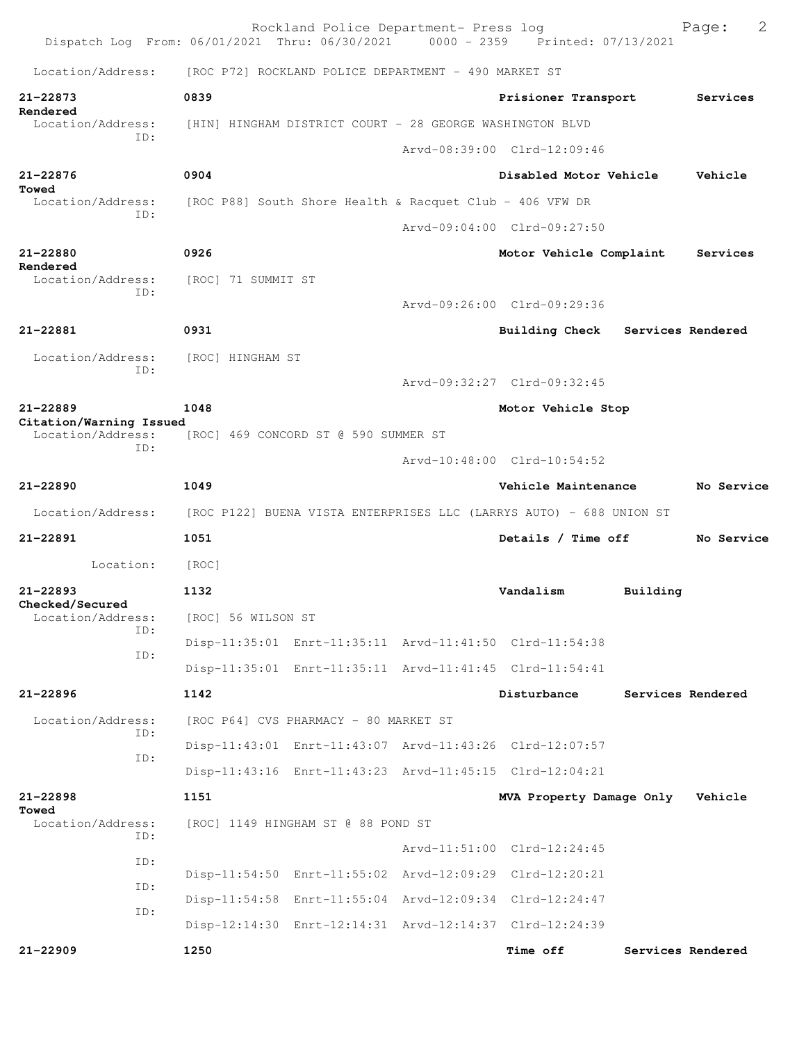Location/Address: [ROC P72] ROCKLAND POLICE DEPARTMENT - 490 MARKET ST

**21-22873** **0839** **Prisioner Transport** **Services Rendered**
Location/Address: [HIN] HINGHAM DISTRICT COURT - 28 GEORGE WASHINGTON BLVD
ID:
Arvd-08:39:00 Clrd-12:09:46

**21-22876** **0904** **Disabled Motor Vehicle** **Vehicle Towed**
Location/Address: [ROC P88] South Shore Health & Racquet Club - 406 VFW DR
ID:
Arvd-09:04:00 Clrd-09:27:50

**21-22880** **0926** **Motor Vehicle Complaint** **Services Rendered**
Location/Address: [ROC] 71 SUMMIT ST
ID:
Arvd-09:26:00 Clrd-09:29:36

**21-22881** **0931** **Building Check** **Services Rendered**
Location/Address: [ROC] HINGHAM ST
ID:
Arvd-09:32:27 Clrd-09:32:45

**21-22889** **1048** **Motor Vehicle Stop** **Citation/Warning Issued**
Location/Address: [ROC] 469 CONCORD ST @ 590 SUMMER ST
ID:
Arvd-10:48:00 Clrd-10:54:52

**21-22890** **1049** **Vehicle Maintenance** **No Service**
Location/Address: [ROC P122] BUENA VISTA ENTERPRISES LLC (LARRYS AUTO) - 688 UNION ST

**21-22891** **1051** **Details / Time off** **No Service**
Location: [ROC]

**21-22893** **1132** **Vandalism** **Building Checked/Secured**
Location/Address: [ROC] 56 WILSON ST
ID:
Disp-11:35:01 Enrt-11:35:11 Arvd-11:41:50 Clrd-11:54:38
ID:
Disp-11:35:01 Enrt-11:35:11 Arvd-11:41:45 Clrd-11:54:41

**21-22896** **1142** **Disturbance** **Services Rendered**
Location/Address: [ROC P64] CVS PHARMACY - 80 MARKET ST
ID:
Disp-11:43:01 Enrt-11:43:07 Arvd-11:43:26 Clrd-12:07:57
ID:
Disp-11:43:16 Enrt-11:43:23 Arvd-11:45:15 Clrd-12:04:21

**21-22898** **1151** **MVA Property Damage Only** **Vehicle Towed**
Location/Address: [ROC] 1149 HINGHAM ST @ 88 POND ST
ID:
Arvd-11:51:00 Clrd-12:24:45
ID:
Disp-11:54:50 Enrt-11:55:02 Arvd-12:09:29 Clrd-12:20:21
ID:
Disp-11:54:58 Enrt-11:55:04 Arvd-12:09:34 Clrd-12:24:47
ID:
Disp-12:14:30 Enrt-12:14:31 Arvd-12:14:37 Clrd-12:24:39

**21-22909** **1250** **Time off** **Services Rendered**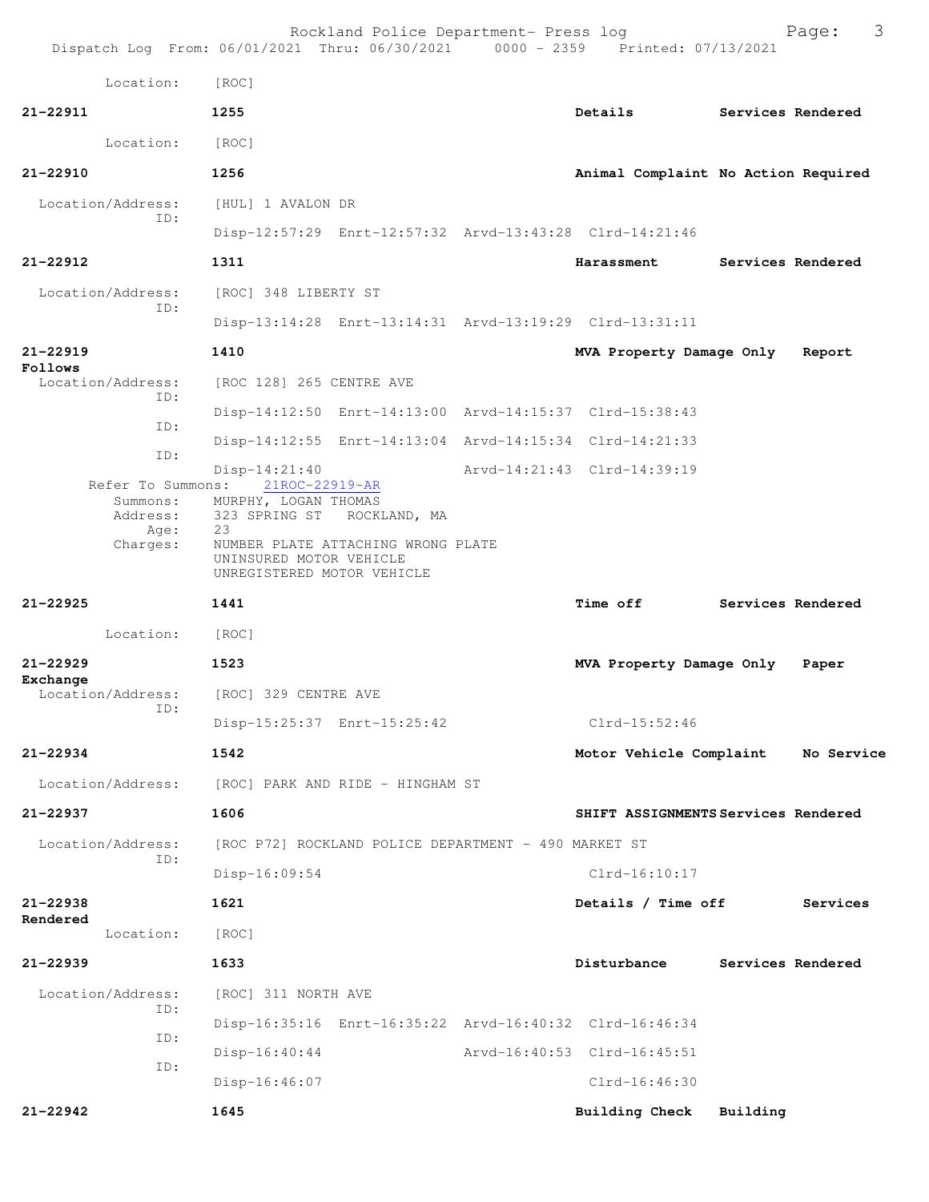Location: [ROC]

**21-22911** **1255** **Details** **Services Rendered**

Location: [ROC]

**21-22910** **1256** **Animal Complaint No Action Required**

Location/Address: [HUL] 1 AVALON DR
ID:
Disp-12:57:29 Enrt-12:57:32 Arvd-13:43:28 Clrd-14:21:46

**21-22912** **1311** **Harassment** **Services Rendered**

Location/Address: [ROC] 348 LIBERTY ST
ID:
Disp-13:14:28 Enrt-13:14:31 Arvd-13:19:29 Clrd-13:31:11

**21-22919** **1410** **MVA Property Damage Only** **Report Follows**

Location/Address: [ROC 128] 265 CENTRE AVE
ID:
Disp-14:12:50 Enrt-14:13:00 Arvd-14:15:37 Clrd-15:38:43
ID:
Disp-14:12:55 Enrt-14:13:04 Arvd-14:15:34 Clrd-14:21:33
ID:
Disp-14:21:40 Arvd-14:21:43 Clrd-14:39:19

Refer To Summons: 21ROC-22919-AR
Summons: MURPHY, LOGAN THOMAS
Address: 323 SPRING ST ROCKLAND, MA
Age: 23
Charges: NUMBER PLATE ATTACHING WRONG PLATE
UNINSURED MOTOR VEHICLE
UNREGISTERED MOTOR VEHICLE

**21-22925** **1441** **Time off** **Services Rendered**

Location: [ROC]

**21-22929** **1523** **MVA Property Damage Only** **Paper Exchange**

Location/Address: [ROC] 329 CENTRE AVE
ID:
Disp-15:25:37 Enrt-15:25:42 Clrd-15:52:46

**21-22934** **1542** **Motor Vehicle Complaint** **No Service**

Location/Address: [ROC] PARK AND RIDE - HINGHAM ST

**21-22937** **1606** **SHIFT ASSIGNMENTS Services Rendered**

Location/Address: [ROC P72] ROCKLAND POLICE DEPARTMENT - 490 MARKET ST
ID:
Disp-16:09:54 Clrd-16:10:17

**21-22938** **1621** **Details / Time off** **Services Rendered**

Location: [ROC]

**21-22939** **1633** **Disturbance** **Services Rendered**

Location/Address: [ROC] 311 NORTH AVE
ID:
Disp-16:35:16 Enrt-16:35:22 Arvd-16:40:32 Clrd-16:46:34
ID:
Disp-16:40:44 Arvd-16:40:53 Clrd-16:45:51
ID:
Disp-16:46:07 Clrd-16:46:30

**21-22942** **1645** **Building Check** **Building**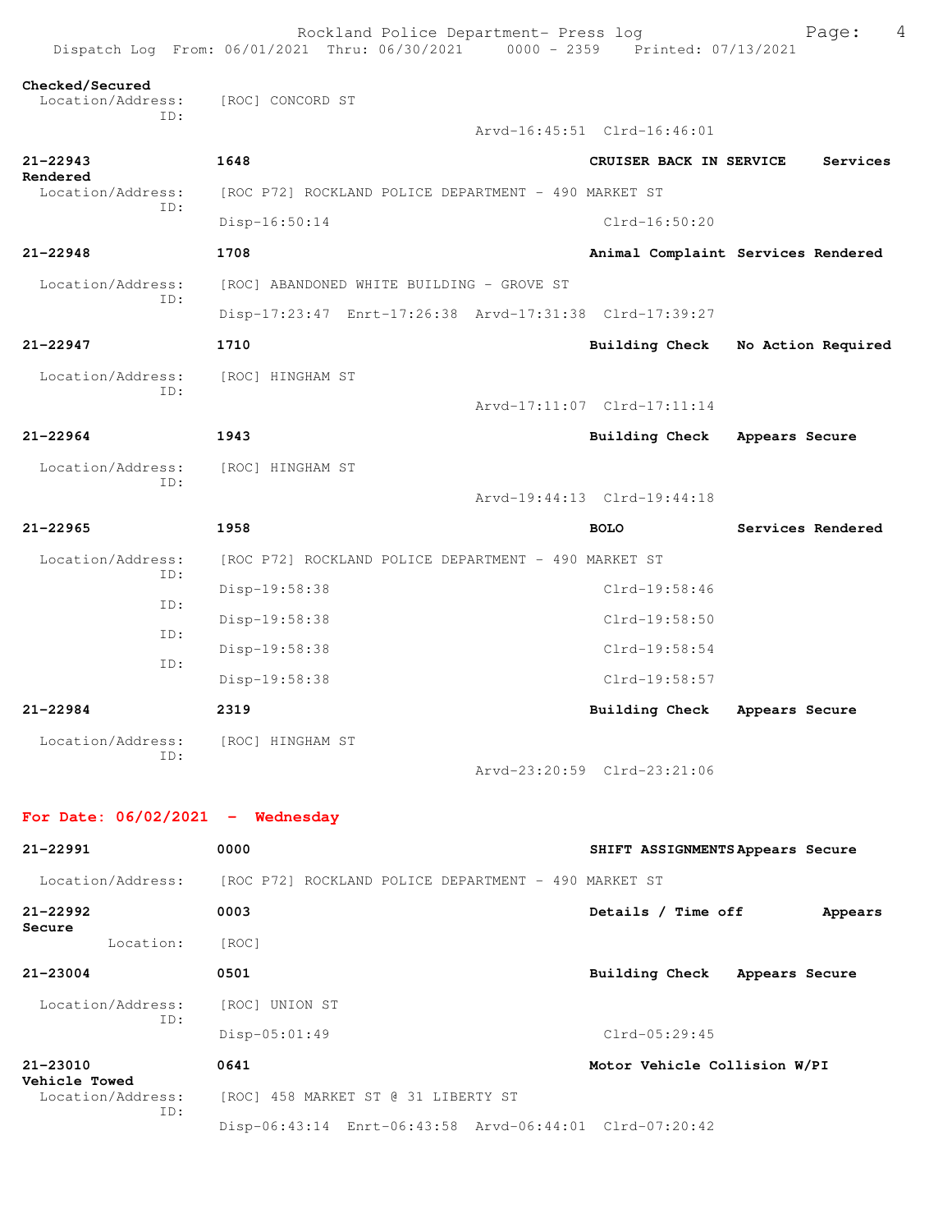**Checked/Secured**
Location/Address: [ROC] CONCORD ST
ID:
Arvd-16:45:51 Clrd-16:46:01

**21-22943** **1648** **CRUISER BACK IN SERVICE** **Services Rendered**
Location/Address: [ROC P72] ROCKLAND POLICE DEPARTMENT - 490 MARKET ST
ID:
Disp-16:50:14 Clrd-16:50:20

**21-22948** **1708** **Animal Complaint** **Services Rendered**
Location/Address: [ROC] ABANDONED WHITE BUILDING - GROVE ST
ID:
Disp-17:23:47 Enrt-17:26:38 Arvd-17:31:38 Clrd-17:39:27

**21-22947** **1710** **Building Check** **No Action Required**
Location/Address: [ROC] HINGHAM ST
ID:
Arvd-17:11:07 Clrd-17:11:14

**21-22964** **1943** **Building Check** **Appears Secure**
Location/Address: [ROC] HINGHAM ST
ID:
Arvd-19:44:13 Clrd-19:44:18

**21-22965** **1958** **BOLO** **Services Rendered**
Location/Address: [ROC P72] ROCKLAND POLICE DEPARTMENT - 490 MARKET ST
ID:
Disp-19:58:38 Clrd-19:58:46
ID:
Disp-19:58:38 Clrd-19:58:50
ID:
Disp-19:58:38 Clrd-19:58:54
ID:
Disp-19:58:38 Clrd-19:58:57

**21-22984** **2319** **Building Check** **Appears Secure**
Location/Address: [ROC] HINGHAM ST
ID:
Arvd-23:20:59 Clrd-23:21:06

## For Date: 06/02/2021 - Wednesday

**21-22991** **0000** **SHIFT ASSIGNMENTS** **Appears Secure**
Location/Address: [ROC P72] ROCKLAND POLICE DEPARTMENT - 490 MARKET ST

**21-22992** **0003** **Details / Time off** **Appears Secure**
Location: [ROC]

**21-23004** **0501** **Building Check** **Appears Secure**
Location/Address: [ROC] UNION ST
ID:
Disp-05:01:49 Clrd-05:29:45

**21-23010** **0641** **Motor Vehicle Collision W/PI** **Vehicle Towed**
Location/Address: [ROC] 458 MARKET ST @ 31 LIBERTY ST
ID:
Disp-06:43:14 Enrt-06:43:58 Arvd-06:44:01 Clrd-07:20:42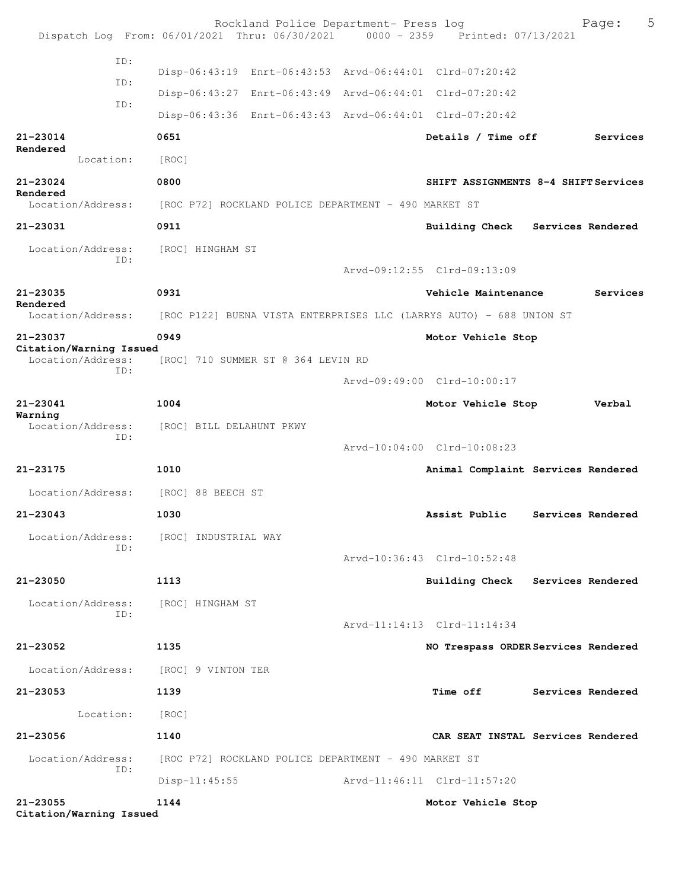ID:
Disp-06:43:19 Enrt-06:43:53 Arvd-06:44:01 Clrd-07:20:42
ID:
Disp-06:43:27 Enrt-06:43:49 Arvd-06:44:01 Clrd-07:20:42
ID:
Disp-06:43:36 Enrt-06:43:43 Arvd-06:44:01 Clrd-07:20:42

**21-23014** **0651** **Details / Time off** **Services Rendered**
Location: [ROC]

**21-23024** **0800** **SHIFT ASSIGNMENTS 8-4 SHIFT Services Rendered**
Location/Address: [ROC P72] ROCKLAND POLICE DEPARTMENT - 490 MARKET ST

**21-23031** **0911** **Building Check** **Services Rendered**
Location/Address: [ROC] HINGHAM ST
ID:
Arvd-09:12:55 Clrd-09:13:09

**21-23035** **0931** **Vehicle Maintenance** **Services Rendered**
Location/Address: [ROC P122] BUENA VISTA ENTERPRISES LLC (LARRYS AUTO) - 688 UNION ST

**21-23037** **0949** **Motor Vehicle Stop** **Citation/Warning Issued**
Location/Address: [ROC] 710 SUMMER ST @ 364 LEVIN RD
ID:
Arvd-09:49:00 Clrd-10:00:17

**21-23041** **1004** **Motor Vehicle Stop** **Verbal Warning**
Location/Address: [ROC] BILL DELAHUNT PKWY
ID:
Arvd-10:04:00 Clrd-10:08:23

**21-23175** **1010** **Animal Complaint Services Rendered**
Location/Address: [ROC] 88 BEECH ST

**21-23043** **1030** **Assist Public** **Services Rendered**
Location/Address: [ROC] INDUSTRIAL WAY
ID:
Arvd-10:36:43 Clrd-10:52:48

**21-23050** **1113** **Building Check** **Services Rendered**
Location/Address: [ROC] HINGHAM ST
ID:
Arvd-11:14:13 Clrd-11:14:34

**21-23052** **1135** **NO Trespass ORDER Services Rendered**
Location/Address: [ROC] 9 VINTON TER

**21-23053** **1139** **Time off** **Services Rendered**
Location: [ROC]

**21-23056** **1140** **CAR SEAT INSTAL Services Rendered**
Location/Address: [ROC P72] ROCKLAND POLICE DEPARTMENT - 490 MARKET ST
ID:
Disp-11:45:55 Arvd-11:46:11 Clrd-11:57:20

**21-23055** **1144** **Motor Vehicle Stop** **Citation/Warning Issued**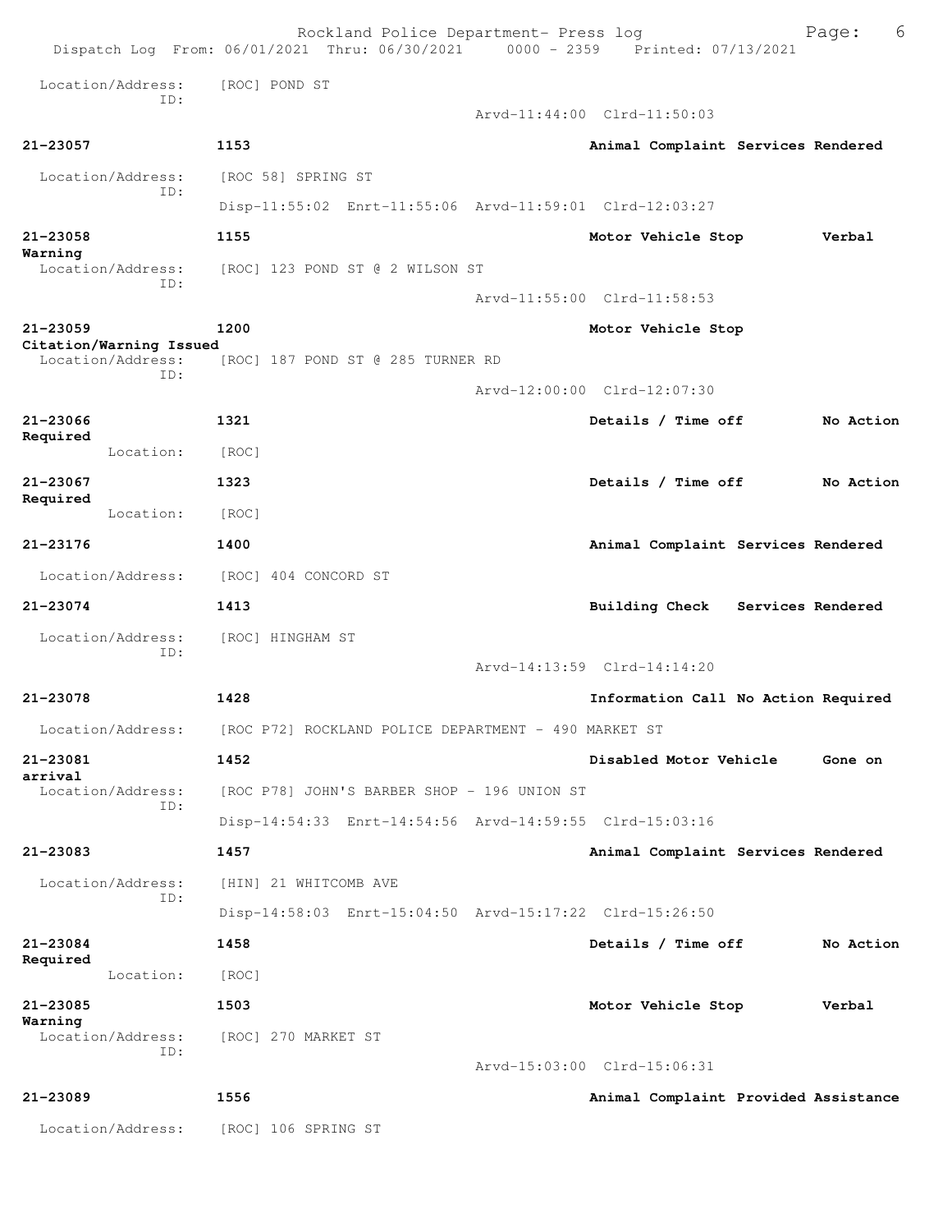Location/Address: [ROC] POND ST
ID:
Arvd-11:44:00 Clrd-11:50:03

**21-23057** **1153** **Animal Complaint Services Rendered**

Location/Address: [ROC 58] SPRING ST
ID:
Disp-11:55:02 Enrt-11:55:06 Arvd-11:59:01 Clrd-12:03:27

**21-23058** **1155** **Motor Vehicle Stop Verbal Warning**

Location/Address: [ROC] 123 POND ST @ 2 WILSON ST
ID:
Arvd-11:55:00 Clrd-11:58:53

**21-23059** **1200** **Motor Vehicle Stop Citation/Warning Issued**

Location/Address: [ROC] 187 POND ST @ 285 TURNER RD
ID:
Arvd-12:00:00 Clrd-12:07:30

**21-23066** **1321** **Details / Time off No Action Required**

Location: [ROC]

**21-23067** **1323** **Details / Time off No Action Required**

Location: [ROC]

**21-23176** **1400** **Animal Complaint Services Rendered**

Location/Address: [ROC] 404 CONCORD ST

**21-23074** **1413** **Building Check Services Rendered**

Location/Address: [ROC] HINGHAM ST
ID:
Arvd-14:13:59 Clrd-14:14:20

**21-23078** **1428** **Information Call No Action Required**

Location/Address: [ROC P72] ROCKLAND POLICE DEPARTMENT - 490 MARKET ST

**21-23081** **1452** **Disabled Motor Vehicle Gone on arrival**

Location/Address: [ROC P78] JOHN'S BARBER SHOP - 196 UNION ST
ID:
Disp-14:54:33 Enrt-14:54:56 Arvd-14:59:55 Clrd-15:03:16

**21-23083** **1457** **Animal Complaint Services Rendered**

Location/Address: [HIN] 21 WHITCOMB AVE
ID:
Disp-14:58:03 Enrt-15:04:50 Arvd-15:17:22 Clrd-15:26:50

**21-23084** **1458** **Details / Time off No Action Required**

Location: [ROC]

**21-23085** **1503** **Motor Vehicle Stop Verbal Warning**

Location/Address: [ROC] 270 MARKET ST
ID:
Arvd-15:03:00 Clrd-15:06:31

**21-23089** **1556** **Animal Complaint Provided Assistance**

Location/Address: [ROC] 106 SPRING ST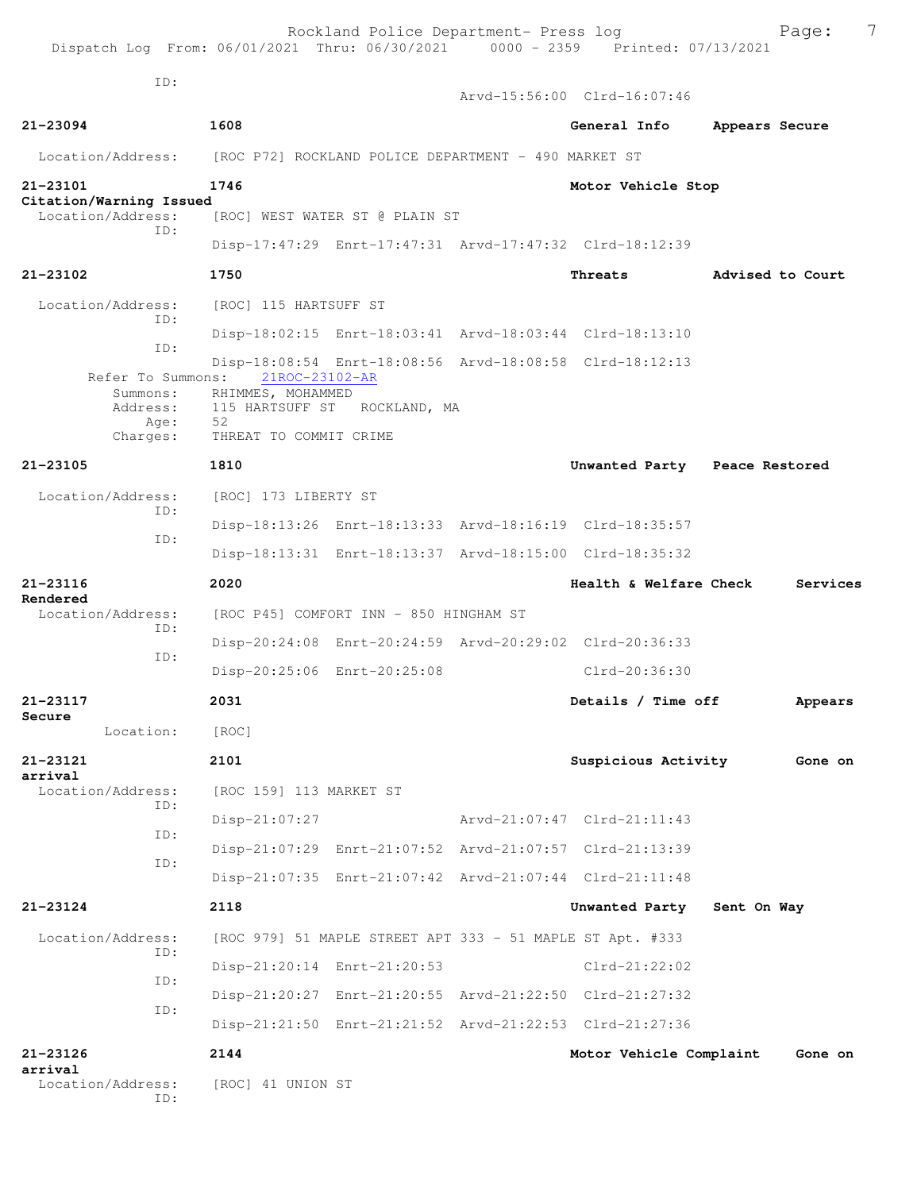ID:

Arvd-15:56:00 Clrd-16:07:46

**21-23094** **1608** **General Info** **Appears Secure**

Location/Address: [ROC P72] ROCKLAND POLICE DEPARTMENT - 490 MARKET ST

**21-23101** **1746** **Motor Vehicle Stop**
**Citation/Warning Issued**
Location/Address: [ROC] WEST WATER ST @ PLAIN ST
ID:
Disp-17:47:29 Enrt-17:47:31 Arvd-17:47:32 Clrd-18:12:39

**21-23102** **1750** **Threats** **Advised to Court**

Location/Address: [ROC] 115 HARTSUFF ST
ID:
Disp-18:02:15 Enrt-18:03:41 Arvd-18:03:44 Clrd-18:13:10
ID:
Disp-18:08:54 Enrt-18:08:56 Arvd-18:08:58 Clrd-18:12:13
Refer To Summons: 21ROC-23102-AR
Summons: RHIMMES, MOHAMMED
Address: 115 HARTSUFF ST ROCKLAND, MA
Age: 52
Charges: THREAT TO COMMIT CRIME

**21-23105** **1810** **Unwanted Party** **Peace Restored**

Location/Address: [ROC] 173 LIBERTY ST
ID:
Disp-18:13:26 Enrt-18:13:33 Arvd-18:16:19 Clrd-18:35:57
ID:
Disp-18:13:31 Enrt-18:13:37 Arvd-18:15:00 Clrd-18:35:32

**21-23116** **2020** **Health & Welfare Check** **Services Rendered**
Location/Address: [ROC P45] COMFORT INN - 850 HINGHAM ST
ID:
Disp-20:24:08 Enrt-20:24:59 Arvd-20:29:02 Clrd-20:36:33
ID:
Disp-20:25:06 Enrt-20:25:08 Clrd-20:36:30

**21-23117** **2031** **Details / Time off** **Appears Secure**
Location: [ROC]

**21-23121** **2101** **Suspicious Activity** **Gone on arrival**
Location/Address: [ROC 159] 113 MARKET ST
ID:
Disp-21:07:27 Arvd-21:07:47 Clrd-21:11:43
ID:
Disp-21:07:29 Enrt-21:07:52 Arvd-21:07:57 Clrd-21:13:39
ID:
Disp-21:07:35 Enrt-21:07:42 Arvd-21:07:44 Clrd-21:11:48

**21-23124** **2118** **Unwanted Party** **Sent On Way**

Location/Address: [ROC 979] 51 MAPLE STREET APT 333 - 51 MAPLE ST Apt. #333
ID:
Disp-21:20:14 Enrt-21:20:53 Clrd-21:22:02
ID:
Disp-21:20:27 Enrt-21:20:55 Arvd-21:22:50 Clrd-21:27:32
ID:
Disp-21:21:50 Enrt-21:21:52 Arvd-21:22:53 Clrd-21:27:36

**21-23126** **2144** **Motor Vehicle Complaint** **Gone on arrival**
Location/Address: [ROC] 41 UNION ST
ID: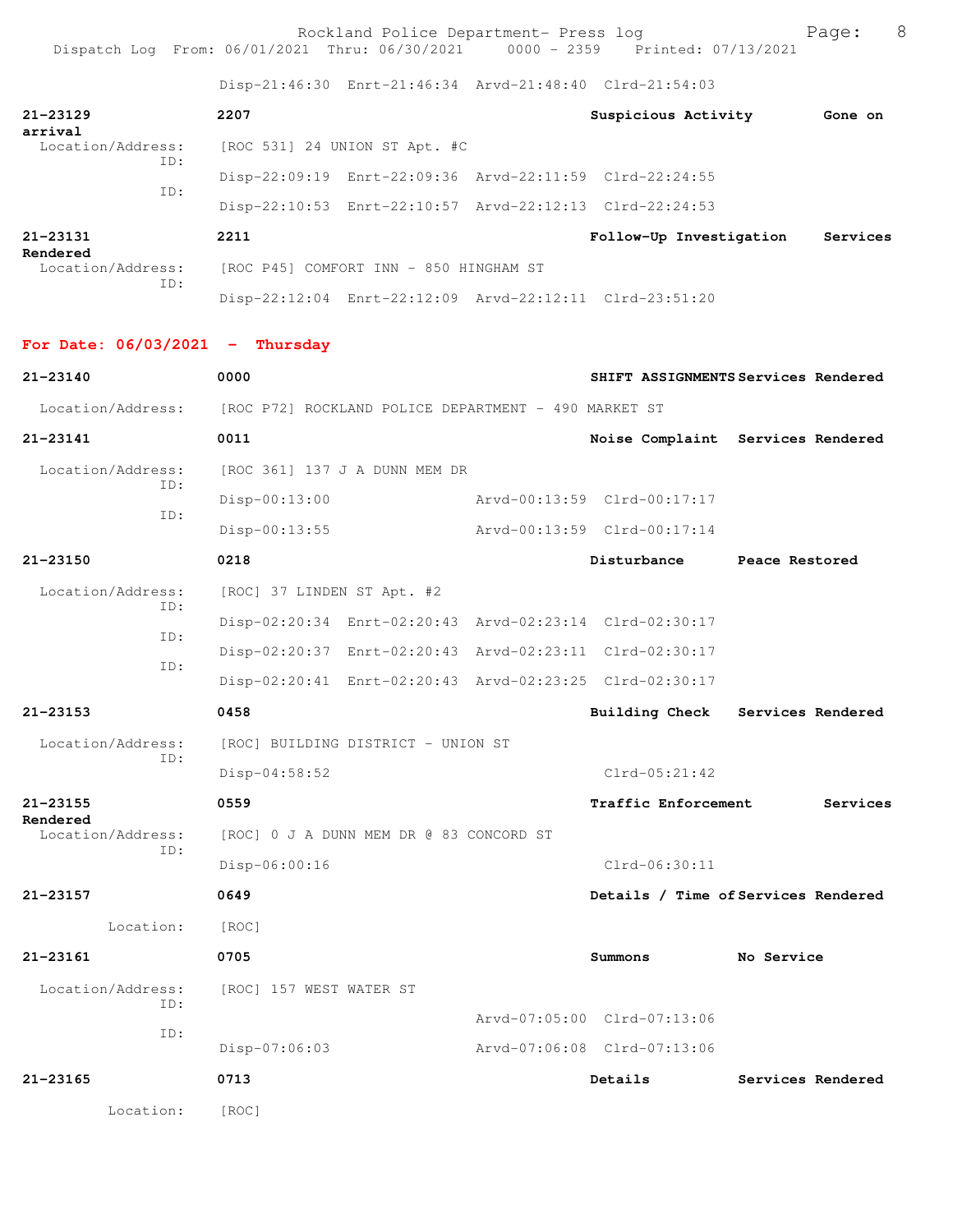Disp-21:46:30 Enrt-21:46:34 Arvd-21:48:40 Clrd-21:54:03

**21-23129** **2207** **Suspicious Activity** **Gone on arrival**
Location/Address: [ROC 531] 24 UNION ST Apt. #C
ID: Disp-22:09:19 Enrt-22:09:36 Arvd-22:11:59 Clrd-22:24:55
ID: Disp-22:10:53 Enrt-22:10:57 Arvd-22:12:13 Clrd-22:24:53

**21-23131** **2211** **Follow-Up Investigation** **Services Rendered**
Location/Address: [ROC P45] COMFORT INN - 850 HINGHAM ST
ID: Disp-22:12:04 Enrt-22:12:09 Arvd-22:12:11 Clrd-23:51:20

## For Date: 06/03/2021 - Thursday

**21-23140** **0000** **SHIFT ASSIGNMENTS** **Services Rendered**
Location/Address: [ROC P72] ROCKLAND POLICE DEPARTMENT - 490 MARKET ST

**21-23141** **0011** **Noise Complaint** **Services Rendered**
Location/Address: [ROC 361] 137 J A DUNN MEM DR
ID: Disp-00:13:00 Arvd-00:13:59 Clrd-00:17:17
ID: Disp-00:13:55 Arvd-00:13:59 Clrd-00:17:14

**21-23150** **0218** **Disturbance** **Peace Restored**
Location/Address: [ROC] 37 LINDEN ST Apt. #2
ID: Disp-02:20:34 Enrt-02:20:43 Arvd-02:23:14 Clrd-02:30:17
ID: Disp-02:20:37 Enrt-02:20:43 Arvd-02:23:11 Clrd-02:30:17
ID: Disp-02:20:41 Enrt-02:20:43 Arvd-02:23:25 Clrd-02:30:17

**21-23153** **0458** **Building Check** **Services Rendered**
Location/Address: [ROC] BUILDING DISTRICT - UNION ST
ID: Disp-04:58:52 Clrd-05:21:42

**21-23155** **0559** **Traffic Enforcement** **Services Rendered**
Location/Address: [ROC] 0 J A DUNN MEM DR @ 83 CONCORD ST
ID: Disp-06:00:16 Clrd-06:30:11

**21-23157** **0649** **Details / Time of** **Services Rendered**
Location: [ROC]

**21-23161** **0705** **Summons** **No Service**
Location/Address: [ROC] 157 WEST WATER ST
ID: Arvd-07:05:00 Clrd-07:13:06
ID: Disp-07:06:03 Arvd-07:06:08 Clrd-07:13:06

**21-23165** **0713** **Details** **Services Rendered**
Location: [ROC]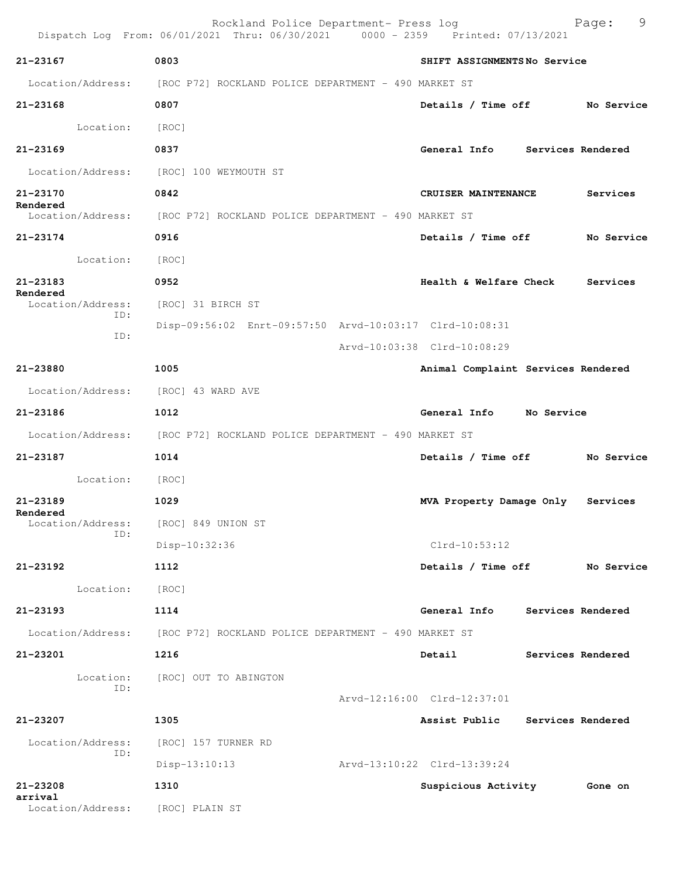Rockland Police Department- Press log
Dispatch Log From: 06/01/2021 Thru: 06/30/2021 0000 - 2359 Printed: 07/13/2021

**21-23167** **0803** **SHIFT ASSIGNMENTS No Service**
Location/Address: [ROC P72] ROCKLAND POLICE DEPARTMENT - 490 MARKET ST

**21-23168** **0807** **Details / Time off No Service**
Location: [ROC]

**21-23169** **0837** **General Info Services Rendered**
Location/Address: [ROC] 100 WEYMOUTH ST

**21-23170** **0842** **CRUISER MAINTENANCE Services Rendered**
Location/Address: [ROC P72] ROCKLAND POLICE DEPARTMENT - 490 MARKET ST

**21-23174** **0916** **Details / Time off No Service**
Location: [ROC]

**21-23183** **0952** **Health & Welfare Check Services Rendered**
Location/Address: [ROC] 31 BIRCH ST
ID: Disp-09:56:02 Enrt-09:57:50 Arvd-10:03:17 Clrd-10:08:31
ID: Arvd-10:03:38 Clrd-10:08:29

**21-23880** **1005** **Animal Complaint Services Rendered**
Location/Address: [ROC] 43 WARD AVE

**21-23186** **1012** **General Info No Service**
Location/Address: [ROC P72] ROCKLAND POLICE DEPARTMENT - 490 MARKET ST

**21-23187** **1014** **Details / Time off No Service**
Location: [ROC]

**21-23189** **1029** **MVA Property Damage Only Services Rendered**
Location/Address: [ROC] 849 UNION ST
ID: Disp-10:32:36 Clrd-10:53:12

**21-23192** **1112** **Details / Time off No Service**
Location: [ROC]

**21-23193** **1114** **General Info Services Rendered**
Location/Address: [ROC P72] ROCKLAND POLICE DEPARTMENT - 490 MARKET ST

**21-23201** **1216** **Detail Services Rendered**
Location: [ROC] OUT TO ABINGTON
ID: Arvd-12:16:00 Clrd-12:37:01

**21-23207** **1305** **Assist Public Services Rendered**
Location/Address: [ROC] 157 TURNER RD
ID: Disp-13:10:13 Arvd-13:10:22 Clrd-13:39:24

**21-23208** **1310** **Suspicious Activity Gone on arrival**
Location/Address: [ROC] PLAIN ST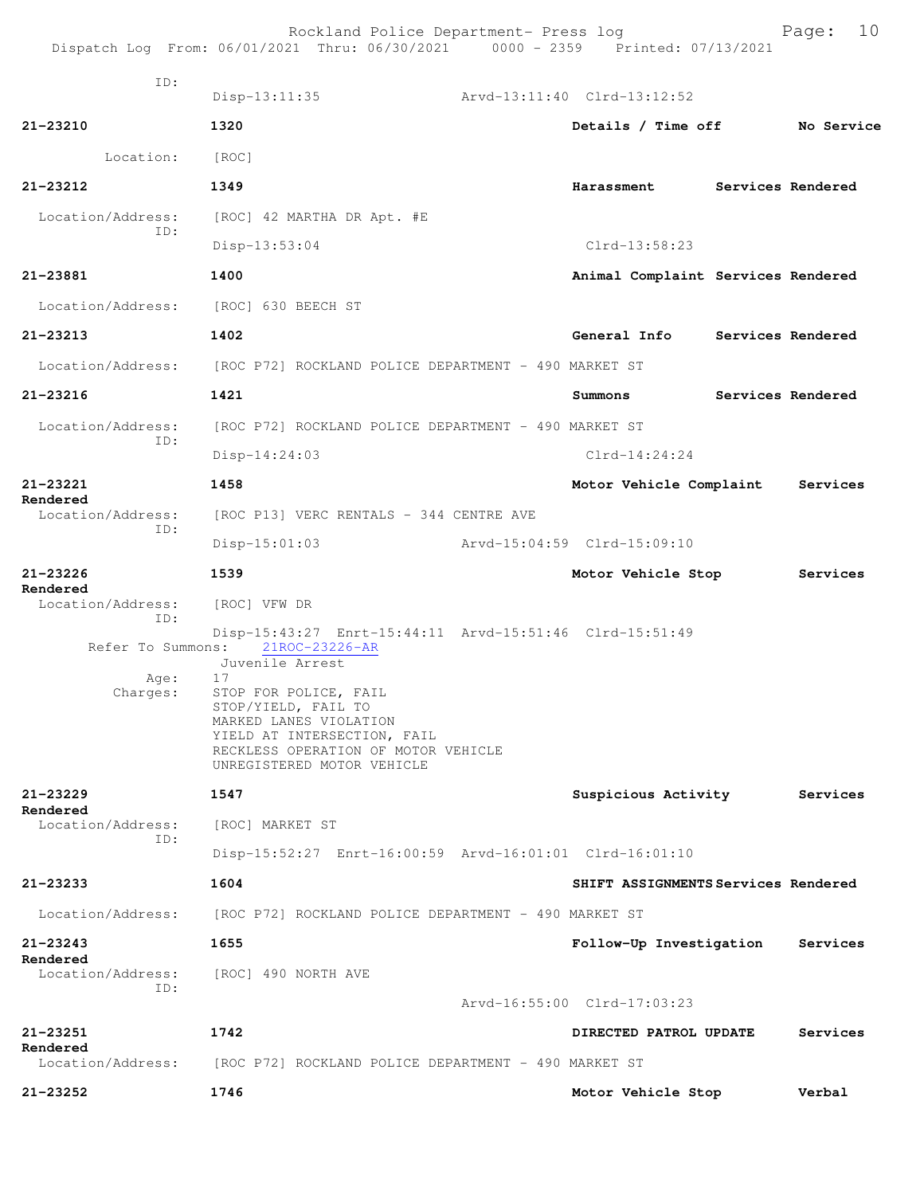ID:
Disp-13:11:35 Arvd-13:11:40 Clrd-13:12:52

**21-23210** **1320** **Details / Time off** **No Service**

Location: [ROC]

**21-23212** **1349** **Harassment** **Services Rendered**

Location/Address: [ROC] 42 MARTHA DR Apt. #E
ID:
Disp-13:53:04 Clrd-13:58:23

**21-23881** **1400** **Animal Complaint** **Services Rendered**

Location/Address: [ROC] 630 BEECH ST

**21-23213** **1402** **General Info** **Services Rendered**

Location/Address: [ROC P72] ROCKLAND POLICE DEPARTMENT - 490 MARKET ST

**21-23216** **1421** **Summons** **Services Rendered**

Location/Address: [ROC P72] ROCKLAND POLICE DEPARTMENT - 490 MARKET ST
ID:
Disp-14:24:03 Clrd-14:24:24

**21-23221** **1458** **Motor Vehicle Complaint** **Services Rendered**

Location/Address: [ROC P13] VERC RENTALS - 344 CENTRE AVE
ID:
Disp-15:01:03 Arvd-15:04:59 Clrd-15:09:10

**21-23226** **1539** **Motor Vehicle Stop** **Services Rendered**

Location/Address: [ROC] VFW DR
ID:
Disp-15:43:27 Enrt-15:44:11 Arvd-15:51:46 Clrd-15:51:49
Refer To Summons: 21ROC-23226-AR
Juvenile Arrest
Age: 17
Charges: STOP FOR POLICE, FAIL
STOP/YIELD, FAIL TO
MARKED LANES VIOLATION
YIELD AT INTERSECTION, FAIL
RECKLESS OPERATION OF MOTOR VEHICLE
UNREGISTERED MOTOR VEHICLE

**21-23229** **1547** **Suspicious Activity** **Services Rendered**

Location/Address: [ROC] MARKET ST
ID:
Disp-15:52:27 Enrt-16:00:59 Arvd-16:01:01 Clrd-16:01:10

**21-23233** **1604** **SHIFT ASSIGNMENTS** **Services Rendered**

Location/Address: [ROC P72] ROCKLAND POLICE DEPARTMENT - 490 MARKET ST

**21-23243** **1655** **Follow-Up Investigation** **Services Rendered**

Location/Address: [ROC] 490 NORTH AVE
ID:
Arvd-16:55:00 Clrd-17:03:23

**21-23251** **1742** **DIRECTED PATROL UPDATE** **Services Rendered**

Location/Address: [ROC P72] ROCKLAND POLICE DEPARTMENT - 490 MARKET ST

**21-23252** **1746** **Motor Vehicle Stop** **Verbal**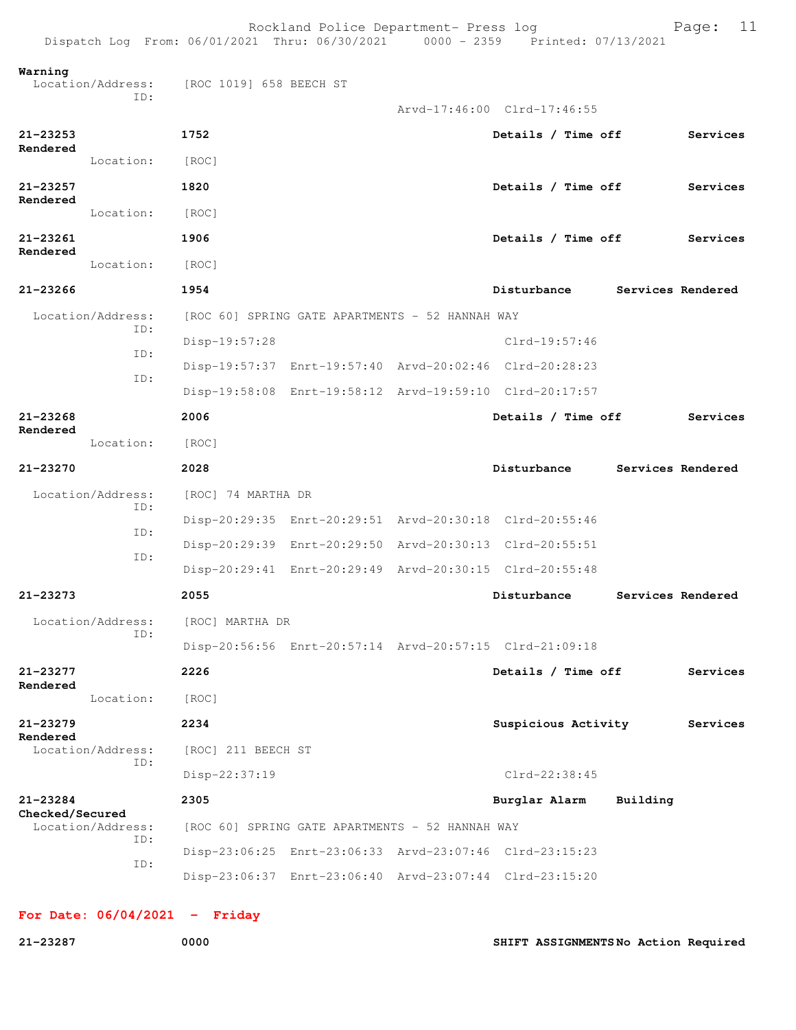**Warning**

Location/Address: [ROC 1019] 658 BEECH ST
ID:
Arvd-17:46:00 Clrd-17:46:55

**21-23253** **1752** **Details / Time off** **Services Rendered**
Location: [ROC]

**21-23257** **1820** **Details / Time off** **Services Rendered**
Location: [ROC]

**21-23261** **1906** **Details / Time off** **Services Rendered**
Location: [ROC]

**21-23266** **1954** **Disturbance** **Services Rendered**

Location/Address: [ROC 60] SPRING GATE APARTMENTS - 52 HANNAH WAY
ID:
Disp-19:57:28 Clrd-19:57:46
ID:
Disp-19:57:37 Enrt-19:57:40 Arvd-20:02:46 Clrd-20:28:23
ID:
Disp-19:58:08 Enrt-19:58:12 Arvd-19:59:10 Clrd-20:17:57

**21-23268** **2006** **Details / Time off** **Services Rendered**
Location: [ROC]

**21-23270** **2028** **Disturbance** **Services Rendered**

Location/Address: [ROC] 74 MARTHA DR
ID:
Disp-20:29:35 Enrt-20:29:51 Arvd-20:30:18 Clrd-20:55:46
ID:
Disp-20:29:39 Enrt-20:29:50 Arvd-20:30:13 Clrd-20:55:51
ID:
Disp-20:29:41 Enrt-20:29:49 Arvd-20:30:15 Clrd-20:55:48

**21-23273** **2055** **Disturbance** **Services Rendered**

Location/Address: [ROC] MARTHA DR
ID:
Disp-20:56:56 Enrt-20:57:14 Arvd-20:57:15 Clrd-21:09:18

**21-23277** **2226** **Details / Time off** **Services Rendered**
Location: [ROC]

**21-23279** **2234** **Suspicious Activity** **Services Rendered**
Location/Address: [ROC] 211 BEECH ST
ID:
Disp-22:37:19 Clrd-22:38:45

**21-23284** **2305** **Burglar Alarm** **Building Checked/Secured**
Location/Address: [ROC 60] SPRING GATE APARTMENTS - 52 HANNAH WAY
ID:
Disp-23:06:25 Enrt-23:06:33 Arvd-23:07:46 Clrd-23:15:23
ID:
Disp-23:06:37 Enrt-23:06:40 Arvd-23:07:44 Clrd-23:15:20

**For Date: 06/04/2021 - Friday**

**21-23287** **0000** **SHIFT ASSIGNMENTS** **No Action Required**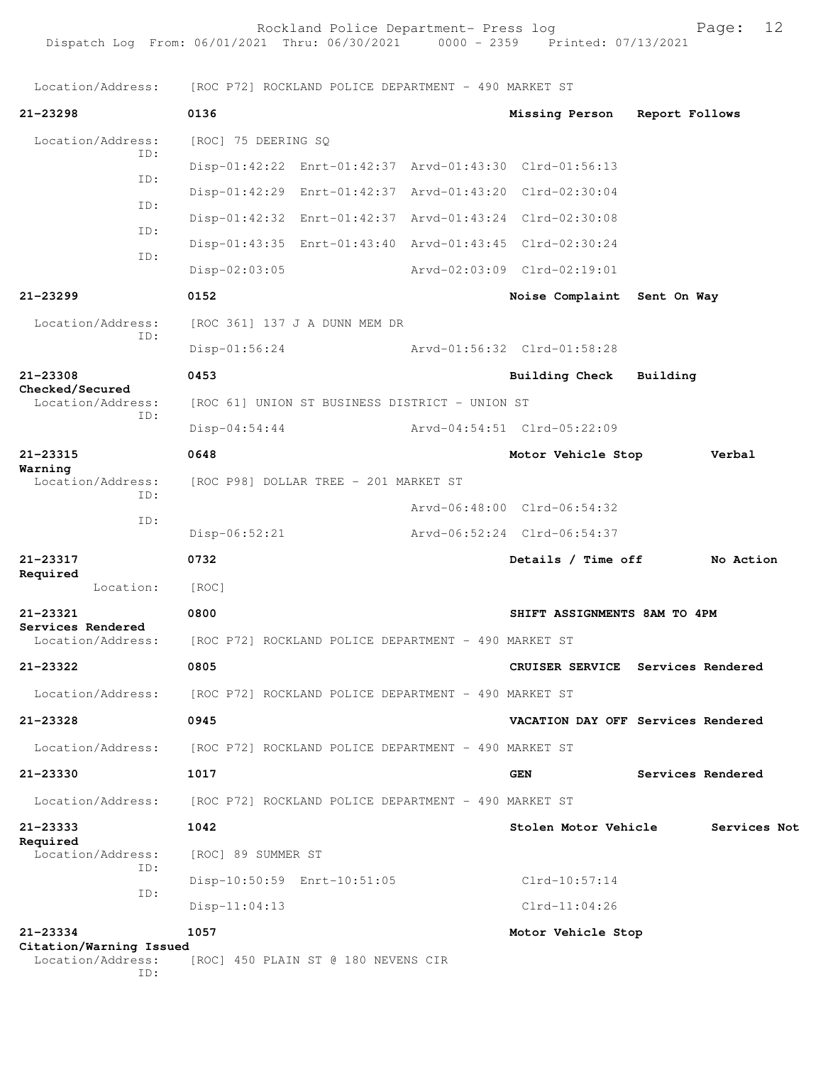Location/Address: [ROC P72] ROCKLAND POLICE DEPARTMENT - 490 MARKET ST

**21-23298** 0136 Missing Person Report Follows

Location/Address: [ROC] 75 DEERING SQ

ID: Disp-01:42:22 Enrt-01:42:37 Arvd-01:43:30 Clrd-01:56:13

ID: Disp-01:42:29 Enrt-01:42:37 Arvd-01:43:20 Clrd-02:30:04

ID: Disp-01:42:32 Enrt-01:42:37 Arvd-01:43:24 Clrd-02:30:08

ID: Disp-01:43:35 Enrt-01:43:40 Arvd-01:43:45 Clrd-02:30:24

ID: Disp-02:03:05 Arvd-02:03:09 Clrd-02:19:01

**21-23299** 0152 Noise Complaint Sent On Way

Location/Address: [ROC 361] 137 J A DUNN MEM DR

ID: Disp-01:56:24 Arvd-01:56:32 Clrd-01:58:28

**21-23308** 0453 Building Check Building Checked/Secured

Location/Address: [ROC 61] UNION ST BUSINESS DISTRICT - UNION ST

ID: Disp-04:54:44 Arvd-04:54:51 Clrd-05:22:09

**21-23315** 0648 Motor Vehicle Stop Verbal Warning

Location/Address: [ROC P98] DOLLAR TREE - 201 MARKET ST

ID: Arvd-06:48:00 Clrd-06:54:32

ID: Disp-06:52:21 Arvd-06:52:24 Clrd-06:54:37

**21-23317** 0732 Details / Time off No Action Required

Location: [ROC]

**21-23321** 0800 SHIFT ASSIGNMENTS 8AM TO 4PM Services Rendered

Location/Address: [ROC P72] ROCKLAND POLICE DEPARTMENT - 490 MARKET ST

**21-23322** 0805 CRUISER SERVICE Services Rendered

Location/Address: [ROC P72] ROCKLAND POLICE DEPARTMENT - 490 MARKET ST

**21-23328** 0945 VACATION DAY OFF Services Rendered

Location/Address: [ROC P72] ROCKLAND POLICE DEPARTMENT - 490 MARKET ST

**21-23330** 1017 GEN Services Rendered

Location/Address: [ROC P72] ROCKLAND POLICE DEPARTMENT - 490 MARKET ST

**21-23333** 1042 Stolen Motor Vehicle Services Not Required

Location/Address: [ROC] 89 SUMMER ST

ID: Disp-10:50:59 Enrt-10:51:05 Clrd-10:57:14

ID: Disp-11:04:13 Clrd-11:04:26

**21-23334** 1057 Motor Vehicle Stop Citation/Warning Issued

Location/Address: [ROC] 450 PLAIN ST @ 180 NEVENS CIR

ID: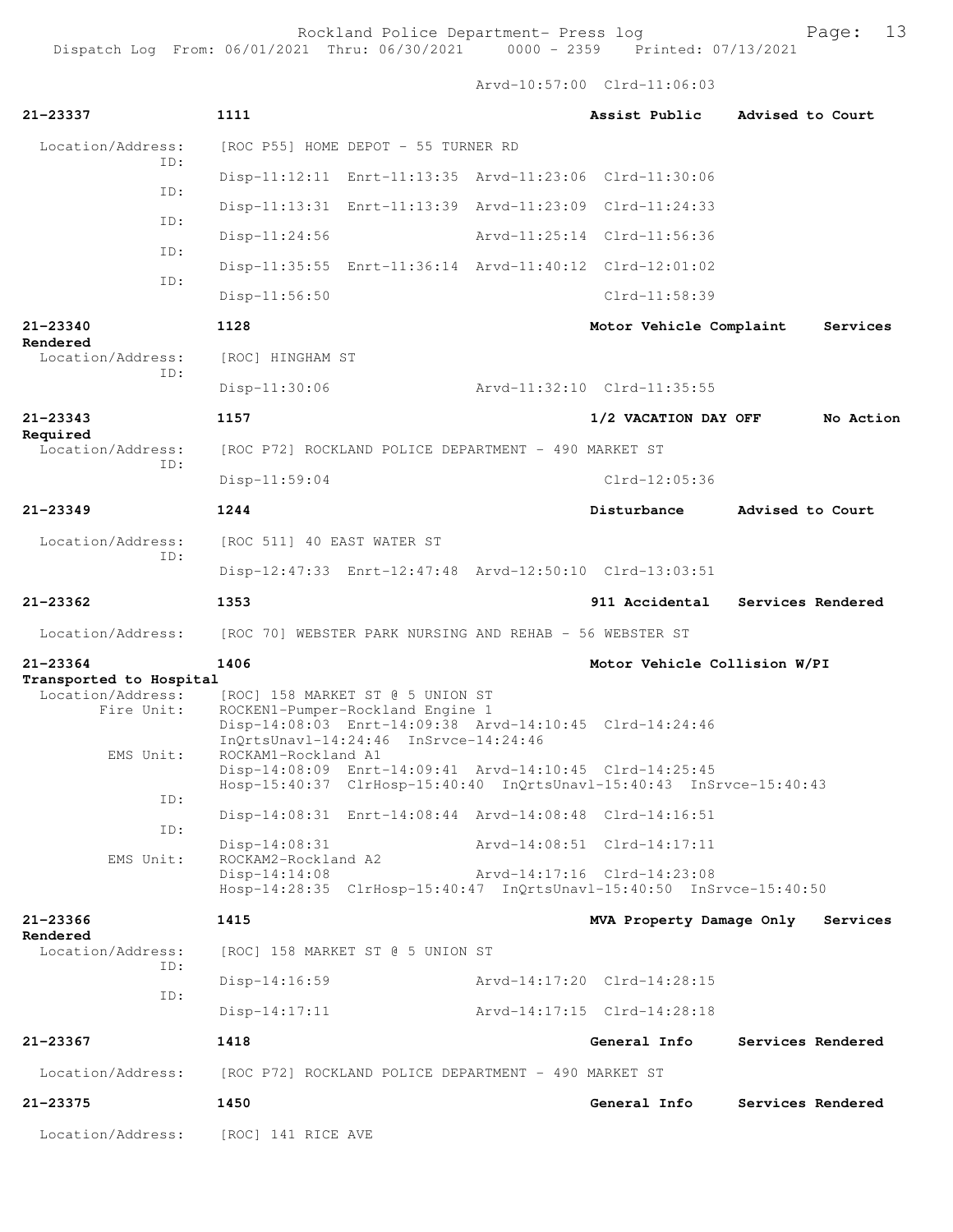Arvd-10:57:00 Clrd-11:06:03

**21-23337** 1111 Assist Public Advised to Court

Location/Address: [ROC P55] HOME DEPOT - 55 TURNER RD
ID: Disp-11:12:11 Enrt-11:13:35 Arvd-11:23:06 Clrd-11:30:06
ID: Disp-11:13:31 Enrt-11:13:39 Arvd-11:23:09 Clrd-11:24:33
ID: Disp-11:24:56 Arvd-11:25:14 Clrd-11:56:36
ID: Disp-11:35:55 Enrt-11:36:14 Arvd-11:40:12 Clrd-12:01:02
ID: Disp-11:56:50 Clrd-11:58:39

**21-23340** 1128 Motor Vehicle Complaint Services Rendered

Location/Address: [ROC] HINGHAM ST
ID: Disp-11:30:06 Arvd-11:32:10 Clrd-11:35:55

**21-23343** 1157 1/2 VACATION DAY OFF No Action Required

Location/Address: [ROC P72] ROCKLAND POLICE DEPARTMENT - 490 MARKET ST
ID: Disp-11:59:04 Clrd-12:05:36

**21-23349** 1244 Disturbance Advised to Court

Location/Address: [ROC 511] 40 EAST WATER ST
ID: Disp-12:47:33 Enrt-12:47:48 Arvd-12:50:10 Clrd-13:03:51

**21-23362** 1353 911 Accidental Services Rendered

Location/Address: [ROC 70] WEBSTER PARK NURSING AND REHAB - 56 WEBSTER ST

**21-23364** 1406 Motor Vehicle Collision W/PI Transported to Hospital

Location/Address: [ROC] 158 MARKET ST @ 5 UNION ST
Fire Unit: ROCKEN1-Pumper-Rockland Engine 1
Disp-14:08:03 Enrt-14:09:38 Arvd-14:10:45 Clrd-14:24:46
InQrtsUnavl-14:24:46 InSrvce-14:24:46
EMS Unit: ROCKAM1-Rockland A1
Disp-14:08:09 Enrt-14:09:41 Arvd-14:10:45 Clrd-14:25:45
Hosp-15:40:37 ClrHosp-15:40:40 InQrtsUnavl-15:40:43 InSrvce-15:40:43
ID: Disp-14:08:31 Enrt-14:08:44 Arvd-14:08:48 Clrd-14:16:51
ID: Disp-14:08:31 Arvd-14:08:51 Clrd-14:17:11
EMS Unit: ROCKAM2-Rockland A2
Disp-14:14:08 Arvd-14:17:16 Clrd-14:23:08
Hosp-14:28:35 ClrHosp-15:40:47 InQrtsUnavl-15:40:50 InSrvce-15:40:50

**21-23366** 1415 MVA Property Damage Only Services Rendered

Location/Address: [ROC] 158 MARKET ST @ 5 UNION ST
ID: Disp-14:16:59 Arvd-14:17:20 Clrd-14:28:15
ID: Disp-14:17:11 Arvd-14:17:15 Clrd-14:28:18

**21-23367** 1418 General Info Services Rendered

Location/Address: [ROC P72] ROCKLAND POLICE DEPARTMENT - 490 MARKET ST

**21-23375** 1450 General Info Services Rendered

Location/Address: [ROC] 141 RICE AVE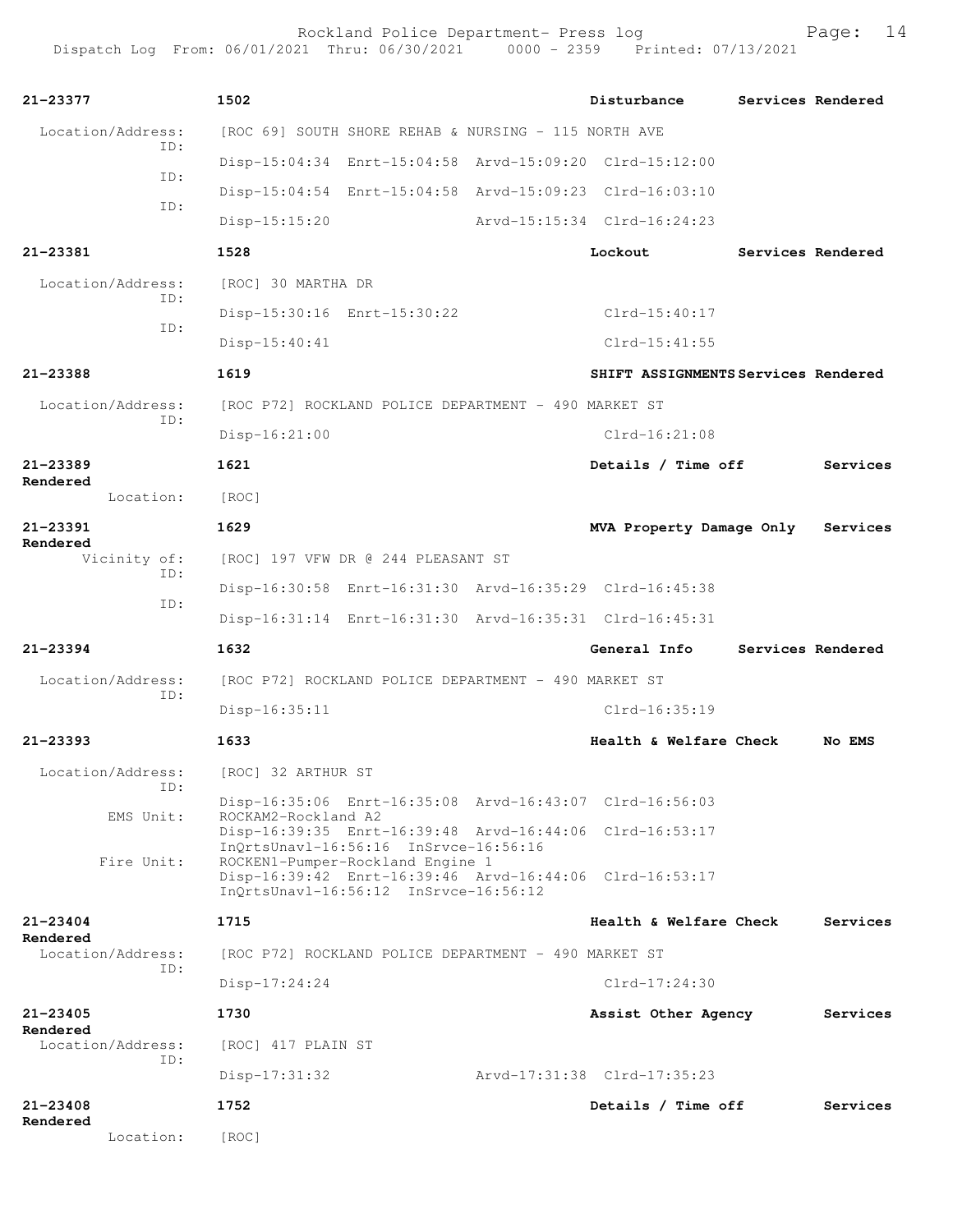**21-23377** 1502 Disturbance Services Rendered

Location/Address: [ROC 69] SOUTH SHORE REHAB & NURSING - 115 NORTH AVE

ID: Disp-15:04:34 Enrt-15:04:58 Arvd-15:09:20 Clrd-15:12:00

ID: Disp-15:04:54 Enrt-15:04:58 Arvd-15:09:23 Clrd-16:03:10

ID: Disp-15:15:20 Arvd-15:15:34 Clrd-16:24:23

**21-23381** 1528 Lockout Services Rendered

Location/Address: [ROC] 30 MARTHA DR

ID: Disp-15:30:16 Enrt-15:30:22 Clrd-15:40:17

ID: Disp-15:40:41 Clrd-15:41:55

**21-23388** 1619 SHIFT ASSIGNMENTS Services Rendered

Location/Address: [ROC P72] ROCKLAND POLICE DEPARTMENT - 490 MARKET ST

ID: Disp-16:21:00 Clrd-16:21:08

**21-23389** 1621 Details / Time off Services Rendered

Location: [ROC]

**21-23391** 1629 MVA Property Damage Only Services Rendered

Vicinity of: [ROC] 197 VFW DR @ 244 PLEASANT ST

ID: Disp-16:30:58 Enrt-16:31:30 Arvd-16:35:29 Clrd-16:45:38

ID: Disp-16:31:14 Enrt-16:31:30 Arvd-16:35:31 Clrd-16:45:31

**21-23394** 1632 General Info Services Rendered

Location/Address: [ROC P72] ROCKLAND POLICE DEPARTMENT - 490 MARKET ST

ID: Disp-16:35:11 Clrd-16:35:19

**21-23393** 1633 Health & Welfare Check No EMS

Location/Address: [ROC] 32 ARTHUR ST

ID: Disp-16:35:06 Enrt-16:35:08 Arvd-16:43:07 Clrd-16:56:03

EMS Unit: ROCKAM2-Rockland A2
Disp-16:39:35 Enrt-16:39:48 Arvd-16:44:06 Clrd-16:53:17
InQrtsUnavl-16:56:16 InSrvce-16:56:16

Fire Unit: ROCKEN1-Pumper-Rockland Engine 1
Disp-16:39:42 Enrt-16:39:46 Arvd-16:44:06 Clrd-16:53:17
InQrtsUnavl-16:56:12 InSrvce-16:56:12

**21-23404** 1715 Health & Welfare Check Services Rendered

Location/Address: [ROC P72] ROCKLAND POLICE DEPARTMENT - 490 MARKET ST

ID: Disp-17:24:24 Clrd-17:24:30

**21-23405** 1730 Assist Other Agency Services Rendered

Location/Address: [ROC] 417 PLAIN ST

ID: Disp-17:31:32 Arvd-17:31:38 Clrd-17:35:23

**21-23408** 1752 Details / Time off Services Rendered

Location: [ROC]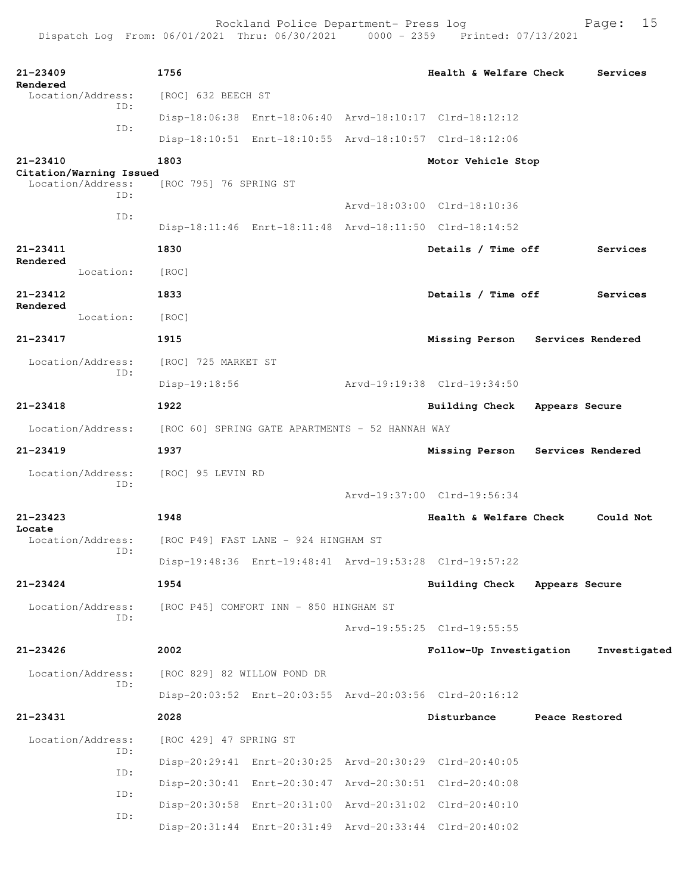**21-23409** 1756 Health & Welfare Check Services Rendered
Location/Address: [ROC] 632 BEECH ST
ID:
Disp-18:06:38 Enrt-18:06:40 Arvd-18:10:17 Clrd-18:12:12
ID:
Disp-18:10:51 Enrt-18:10:55 Arvd-18:10:57 Clrd-18:12:06

**21-23410** 1803 Motor Vehicle Stop Citation/Warning Issued
Location/Address: [ROC 795] 76 SPRING ST
ID:
Arvd-18:03:00 Clrd-18:10:36
ID:
Disp-18:11:46 Enrt-18:11:48 Arvd-18:11:50 Clrd-18:14:52

**21-23411** 1830 Details / Time off Services Rendered
Location: [ROC]

**21-23412** 1833 Details / Time off Services Rendered
Location: [ROC]

**21-23417** 1915 Missing Person Services Rendered
Location/Address: [ROC] 725 MARKET ST
ID:
Disp-19:18:56 Arvd-19:19:38 Clrd-19:34:50

**21-23418** 1922 Building Check Appears Secure
Location/Address: [ROC 60] SPRING GATE APARTMENTS - 52 HANNAH WAY

**21-23419** 1937 Missing Person Services Rendered
Location/Address: [ROC] 95 LEVIN RD
ID:
Arvd-19:37:00 Clrd-19:56:34

**21-23423** 1948 Health & Welfare Check Could Not Locate
Location/Address: [ROC P49] FAST LANE - 924 HINGHAM ST
ID:
Disp-19:48:36 Enrt-19:48:41 Arvd-19:53:28 Clrd-19:57:22

**21-23424** 1954 Building Check Appears Secure
Location/Address: [ROC P45] COMFORT INN - 850 HINGHAM ST
ID:
Arvd-19:55:25 Clrd-19:55:55

**21-23426** 2002 Follow-Up Investigation Investigated
Location/Address: [ROC 829] 82 WILLOW POND DR
ID:
Disp-20:03:52 Enrt-20:03:55 Arvd-20:03:56 Clrd-20:16:12

**21-23431** 2028 Disturbance Peace Restored
Location/Address: [ROC 429] 47 SPRING ST
ID:
Disp-20:29:41 Enrt-20:30:25 Arvd-20:30:29 Clrd-20:40:05
ID:
Disp-20:30:41 Enrt-20:30:47 Arvd-20:30:51 Clrd-20:40:08
ID:
Disp-20:30:58 Enrt-20:31:00 Arvd-20:31:02 Clrd-20:40:10
ID:
Disp-20:31:44 Enrt-20:31:49 Arvd-20:33:44 Clrd-20:40:02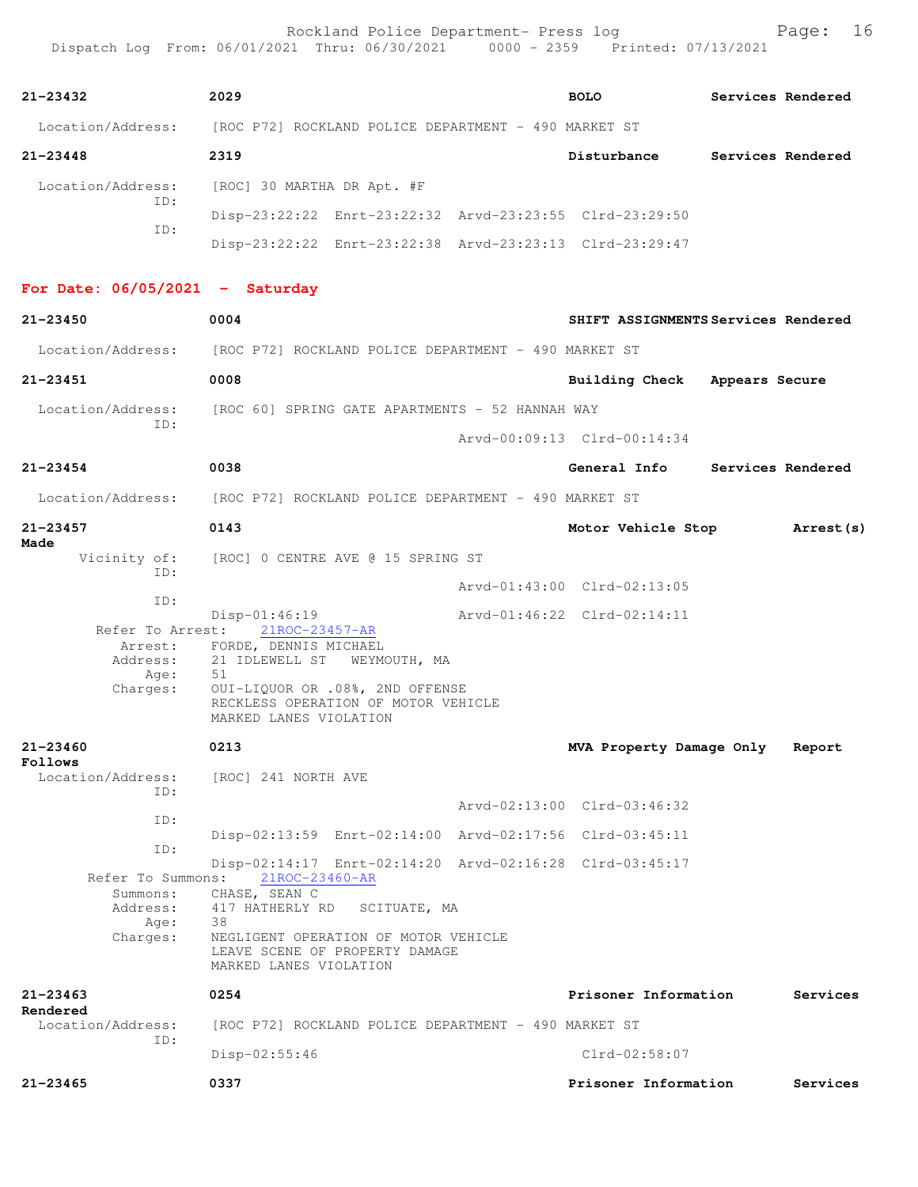**21-23432** 2029 **BOLO** **Services Rendered**

Location/Address: [ROC P72] ROCKLAND POLICE DEPARTMENT - 490 MARKET ST

**21-23448** 2319 **Disturbance** **Services Rendered**

Location/Address: [ROC] 30 MARTHA DR Apt. #F
ID: Disp-23:22:22 Enrt-23:22:32 Arvd-23:23:55 Clrd-23:29:50
ID: Disp-23:22:22 Enrt-23:22:38 Arvd-23:23:13 Clrd-23:29:47

## For Date: 06/05/2021 - Saturday

**21-23450** 0004 **SHIFT ASSIGNMENTS** **Services Rendered**

Location/Address: [ROC P72] ROCKLAND POLICE DEPARTMENT - 490 MARKET ST

**21-23451** 0008 **Building Check** **Appears Secure**

Location/Address: [ROC 60] SPRING GATE APARTMENTS - 52 HANNAH WAY
ID: Arvd-00:09:13 Clrd-00:14:34

**21-23454** 0038 **General Info** **Services Rendered**

Location/Address: [ROC P72] ROCKLAND POLICE DEPARTMENT - 490 MARKET ST

**21-23457** 0143 **Motor Vehicle Stop** **Arrest(s) Made**

Vicinity of: [ROC] 0 CENTRE AVE @ 15 SPRING ST
ID: Arvd-01:43:00 Clrd-02:13:05
ID: Disp-01:46:19 Arvd-01:46:22 Clrd-02:14:11
Refer To Arrest: 21ROC-23457-AR
Arrest: FORDE, DENNIS MICHAEL
Address: 21 IDLEWELL ST WEYMOUTH, MA
Age: 51
Charges: OUI-LIQUOR OR .08%, 2ND OFFENSE
RECKLESS OPERATION OF MOTOR VEHICLE
MARKED LANES VIOLATION

**21-23460** 0213 **MVA Property Damage Only** **Report Follows**

Location/Address: [ROC] 241 NORTH AVE
ID: Arvd-02:13:00 Clrd-03:46:32
ID: Disp-02:13:59 Enrt-02:14:00 Arvd-02:17:56 Clrd-03:45:11
ID: Disp-02:14:17 Enrt-02:14:20 Arvd-02:16:28 Clrd-03:45:17
Refer To Summons: 21ROC-23460-AR
Summons: CHASE, SEAN C
Address: 417 HATHERLY RD SCITUATE, MA
Age: 38
Charges: NEGLIGENT OPERATION OF MOTOR VEHICLE
LEAVE SCENE OF PROPERTY DAMAGE
MARKED LANES VIOLATION

**21-23463** 0254 **Prisoner Information** **Services Rendered**

Location/Address: [ROC P72] ROCKLAND POLICE DEPARTMENT - 490 MARKET ST
ID: Disp-02:55:46 Clrd-02:58:07

**21-23465** 0337 **Prisoner Information** **Services**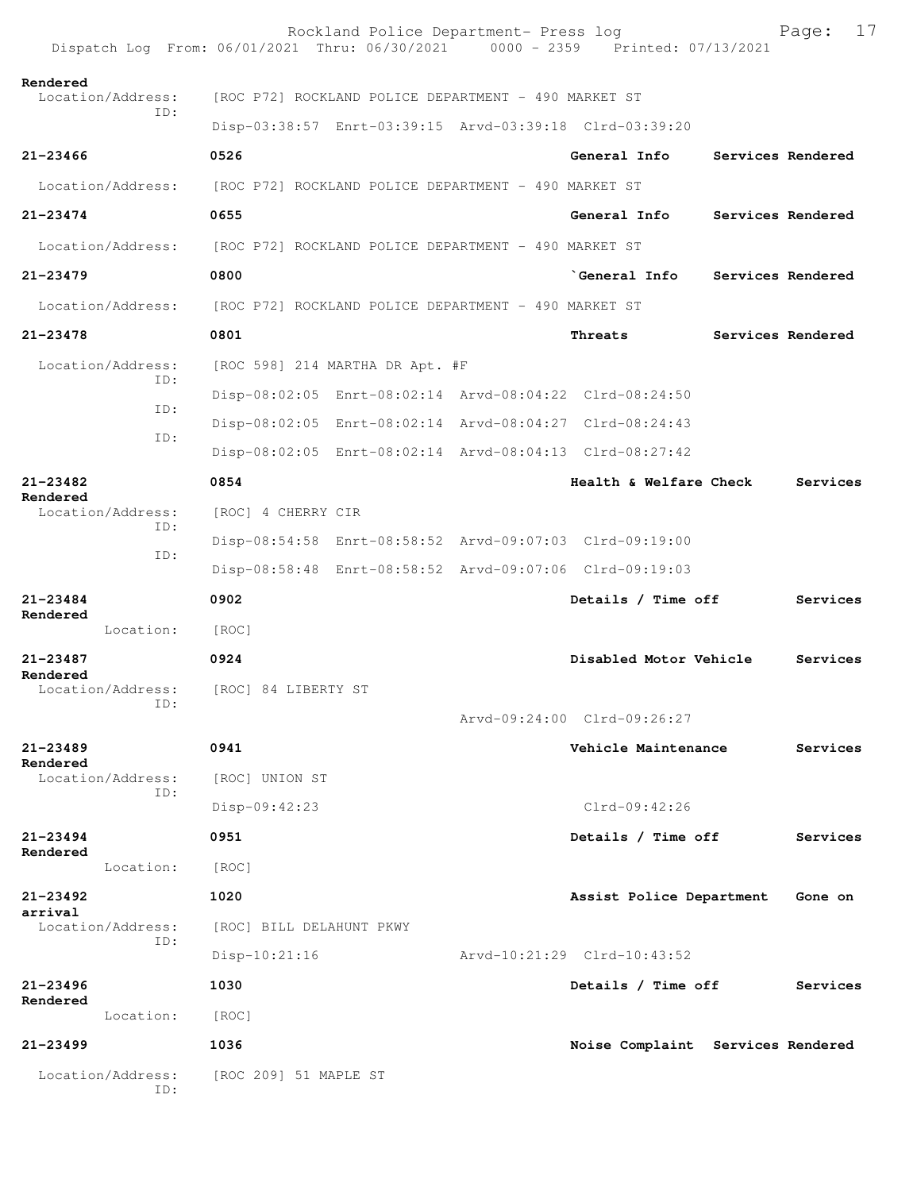Rendered
  Location/Address: [ROC P72] ROCKLAND POLICE DEPARTMENT - 490 MARKET ST
  ID:
  Disp-03:38:57 Enrt-03:39:15 Arvd-03:39:18 Clrd-03:39:20

**21-23466** 0526 **General Info** **Services Rendered**
  Location/Address: [ROC P72] ROCKLAND POLICE DEPARTMENT - 490 MARKET ST

**21-23474** 0655 **General Info** **Services Rendered**
  Location/Address: [ROC P72] ROCKLAND POLICE DEPARTMENT - 490 MARKET ST

**21-23479** 0800 **`General Info** **Services Rendered**
  Location/Address: [ROC P72] ROCKLAND POLICE DEPARTMENT - 490 MARKET ST

**21-23478** 0801 **Threats** **Services Rendered**
  Location/Address: [ROC 598] 214 MARTHA DR Apt. #F
  ID:
  Disp-08:02:05 Enrt-08:02:14 Arvd-08:04:22 Clrd-08:24:50
  ID:
  Disp-08:02:05 Enrt-08:02:14 Arvd-08:04:27 Clrd-08:24:43
  ID:
  Disp-08:02:05 Enrt-08:02:14 Arvd-08:04:13 Clrd-08:27:42

**21-23482** 0854 **Health & Welfare Check** **Services Rendered**
  Location/Address: [ROC] 4 CHERRY CIR
  ID:
  Disp-08:54:58 Enrt-08:58:52 Arvd-09:07:03 Clrd-09:19:00
  ID:
  Disp-08:58:48 Enrt-08:58:52 Arvd-09:07:06 Clrd-09:19:03

**21-23484** 0902 **Details / Time off** **Services Rendered**
  Location: [ROC]

**21-23487** 0924 **Disabled Motor Vehicle** **Services Rendered**
  Location/Address: [ROC] 84 LIBERTY ST
  ID:
  Arvd-09:24:00 Clrd-09:26:27

**21-23489** 0941 **Vehicle Maintenance** **Services Rendered**
  Location/Address: [ROC] UNION ST
  ID:
  Disp-09:42:23 Clrd-09:42:26

**21-23494** 0951 **Details / Time off** **Services Rendered**
  Location: [ROC]

**21-23492** 1020 **Assist Police Department** **Gone on arrival**
  Location/Address: [ROC] BILL DELAHUNT PKWY
  ID:
  Disp-10:21:16 Arvd-10:21:29 Clrd-10:43:52

**21-23496** 1030 **Details / Time off** **Services Rendered**
  Location: [ROC]

**21-23499** 1036 **Noise Complaint** **Services Rendered**
  Location/Address: [ROC 209] 51 MAPLE ST
  ID: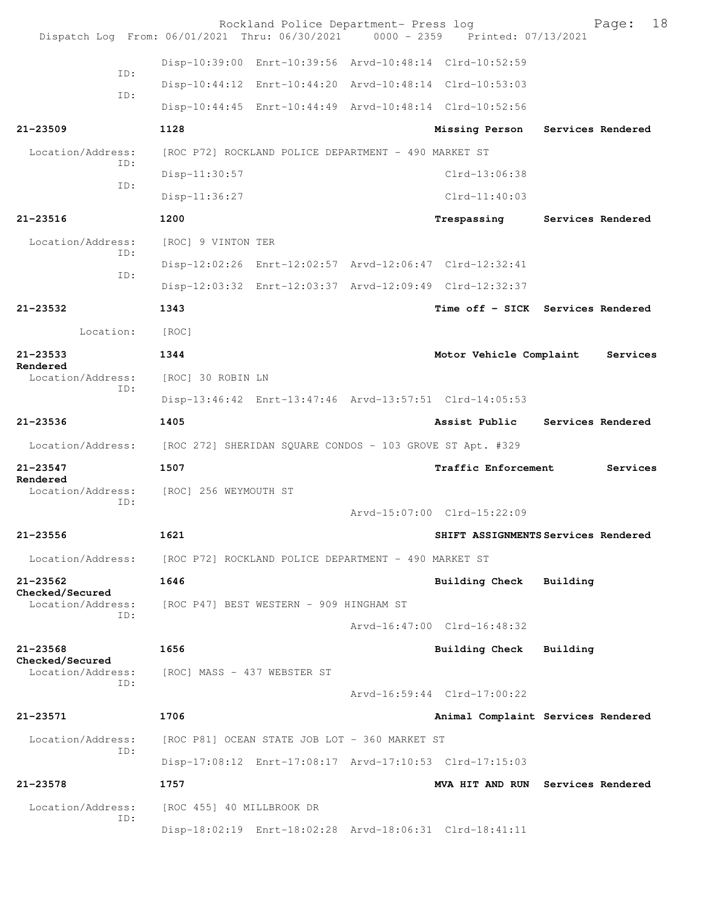Disp-10:39:00 Enrt-10:39:56 Arvd-10:48:14 Clrd-10:52:59

ID:

Disp-10:44:12 Enrt-10:44:20 Arvd-10:48:14 Clrd-10:53:03

ID:

Disp-10:44:45 Enrt-10:44:49 Arvd-10:48:14 Clrd-10:52:56

**21-23509** **1128** **Missing Person Services Rendered**

Location/Address: [ROC P72] ROCKLAND POLICE DEPARTMENT - 490 MARKET ST

ID:

Disp-11:30:57 Clrd-13:06:38

ID:

Disp-11:36:27 Clrd-11:40:03

**21-23516** **1200** **Trespassing Services Rendered**

Location/Address: [ROC] 9 VINTON TER

ID:

Disp-12:02:26 Enrt-12:02:57 Arvd-12:06:47 Clrd-12:32:41

ID:

Disp-12:03:32 Enrt-12:03:37 Arvd-12:09:49 Clrd-12:32:37

**21-23532** **1343** **Time off - SICK Services Rendered**

Location: [ROC]

**21-23533** **1344** **Motor Vehicle Complaint Services Rendered**

Location/Address: [ROC] 30 ROBIN LN

ID:

Disp-13:46:42 Enrt-13:47:46 Arvd-13:57:51 Clrd-14:05:53

**21-23536** **1405** **Assist Public Services Rendered**

Location/Address: [ROC 272] SHERIDAN SQUARE CONDOS - 103 GROVE ST Apt. #329

**21-23547** **1507** **Traffic Enforcement Services Rendered**

Location/Address: [ROC] 256 WEYMOUTH ST

ID:

Arvd-15:07:00 Clrd-15:22:09

**21-23556** **1621** **SHIFT ASSIGNMENTS Services Rendered**

Location/Address: [ROC P72] ROCKLAND POLICE DEPARTMENT - 490 MARKET ST

**21-23562** **1646** **Building Check Building Checked/Secured**

Location/Address: [ROC P47] BEST WESTERN - 909 HINGHAM ST

ID:

Arvd-16:47:00 Clrd-16:48:32

**21-23568** **1656** **Building Check Building Checked/Secured**

Location/Address: [ROC] MASS - 437 WEBSTER ST

ID:

Arvd-16:59:44 Clrd-17:00:22

**21-23571** **1706** **Animal Complaint Services Rendered**

Location/Address: [ROC P81] OCEAN STATE JOB LOT - 360 MARKET ST

ID:

Disp-17:08:12 Enrt-17:08:17 Arvd-17:10:53 Clrd-17:15:03

**21-23578** **1757** **MVA HIT AND RUN Services Rendered**

Location/Address: [ROC 455] 40 MILLBROOK DR

ID:

Disp-18:02:19 Enrt-18:02:28 Arvd-18:06:31 Clrd-18:41:11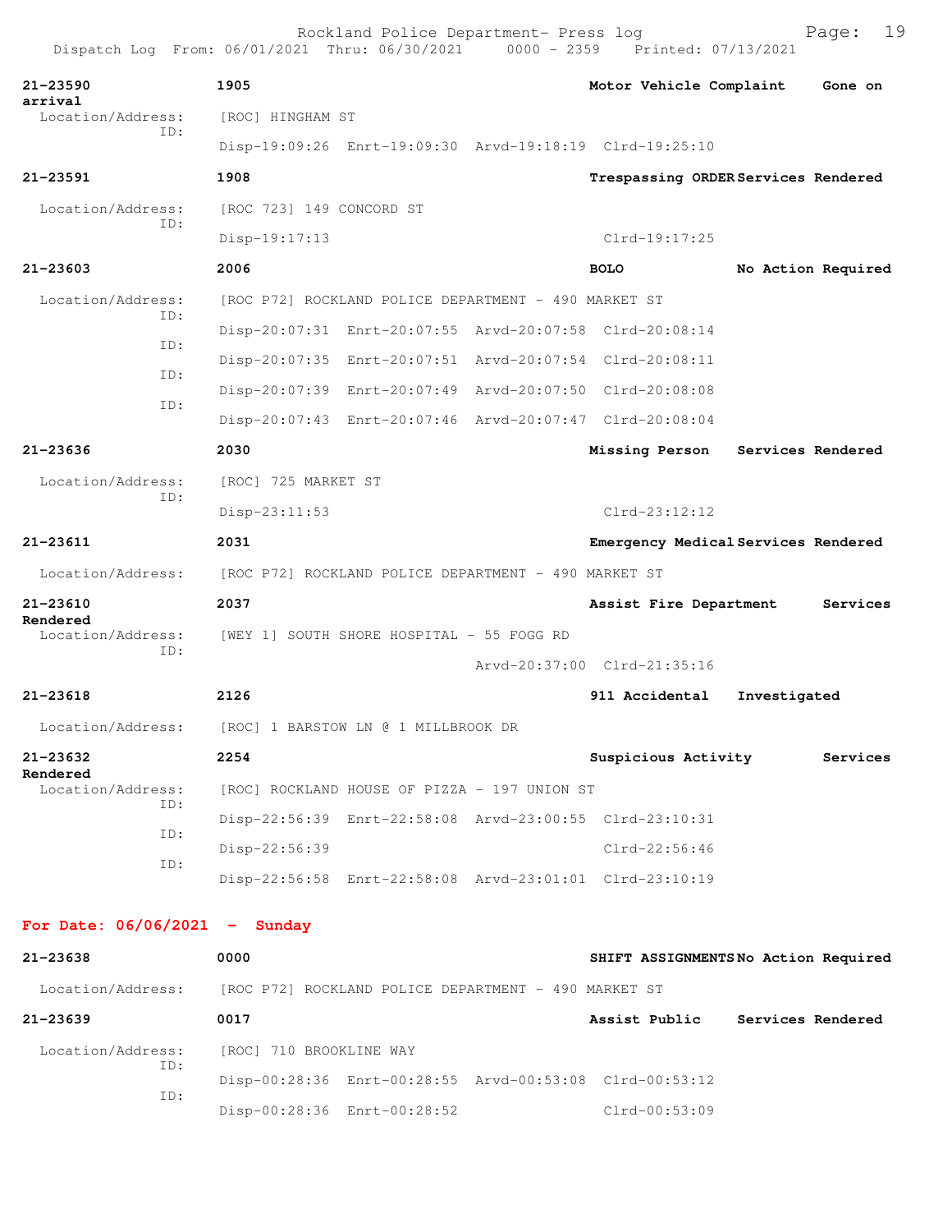Rockland Police Department- Press log
Dispatch Log From: 06/01/2021 Thru: 06/30/2021 0000 - 2359 Printed: 07/13/2021

**21-23590** 1905 Motor Vehicle Complaint Gone on arrival
Location/Address: [ROC] HINGHAM ST
ID: Disp-19:09:26 Enrt-19:09:30 Arvd-19:18:19 Clrd-19:25:10

**21-23591** 1908 Trespassing ORDER Services Rendered
Location/Address: [ROC 723] 149 CONCORD ST
ID: Disp-19:17:13 Clrd-19:17:25

**21-23603** 2006 BOLO No Action Required
Location/Address: [ROC P72] ROCKLAND POLICE DEPARTMENT - 490 MARKET ST
ID: Disp-20:07:31 Enrt-20:07:55 Arvd-20:07:58 Clrd-20:08:14
ID: Disp-20:07:35 Enrt-20:07:51 Arvd-20:07:54 Clrd-20:08:11
ID: Disp-20:07:39 Enrt-20:07:49 Arvd-20:07:50 Clrd-20:08:08
ID: Disp-20:07:43 Enrt-20:07:46 Arvd-20:07:47 Clrd-20:08:04

**21-23636** 2030 Missing Person Services Rendered
Location/Address: [ROC] 725 MARKET ST
ID: Disp-23:11:53 Clrd-23:12:12

**21-23611** 2031 Emergency Medical Services Rendered
Location/Address: [ROC P72] ROCKLAND POLICE DEPARTMENT - 490 MARKET ST

**21-23610** 2037 Assist Fire Department Services Rendered
Location/Address: [WEY 1] SOUTH SHORE HOSPITAL - 55 FOGG RD
ID: Arvd-20:37:00 Clrd-21:35:16

**21-23618** 2126 911 Accidental Investigated
Location/Address: [ROC] 1 BARSTOW LN @ 1 MILLBROOK DR

**21-23632** 2254 Suspicious Activity Services Rendered
Location/Address: [ROC] ROCKLAND HOUSE OF PIZZA - 197 UNION ST
ID: Disp-22:56:39 Enrt-22:58:08 Arvd-23:00:55 Clrd-23:10:31
ID: Disp-22:56:39 Clrd-22:56:46
ID: Disp-22:56:58 Enrt-22:58:08 Arvd-23:01:01 Clrd-23:10:19

## For Date: 06/06/2021 - Sunday

**21-23638** 0000 SHIFT ASSIGNMENTS No Action Required
Location/Address: [ROC P72] ROCKLAND POLICE DEPARTMENT - 490 MARKET ST

**21-23639** 0017 Assist Public Services Rendered
Location/Address: [ROC] 710 BROOKLINE WAY
ID: Disp-00:28:36 Enrt-00:28:55 Arvd-00:53:08 Clrd-00:53:12
ID: Disp-00:28:36 Enrt-00:28:52 Clrd-00:53:09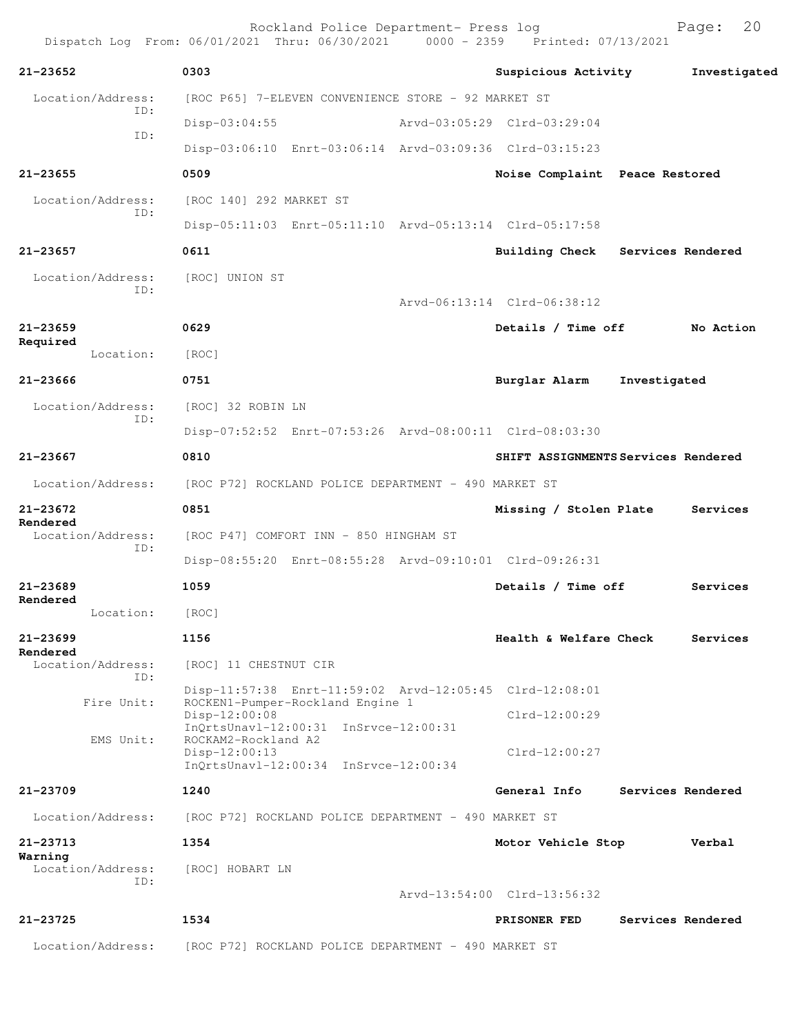**21-23652** 0303 **Suspicious Activity** **Investigated**

Location/Address: [ROC P65] 7-ELEVEN CONVENIENCE STORE - 92 MARKET ST

ID: Disp-03:04:55 Arvd-03:05:29 Clrd-03:29:04

ID: Disp-03:06:10 Enrt-03:06:14 Arvd-03:09:36 Clrd-03:15:23

**21-23655** 0509 **Noise Complaint** **Peace Restored**

Location/Address: [ROC 140] 292 MARKET ST

ID: Disp-05:11:03 Enrt-05:11:10 Arvd-05:13:14 Clrd-05:17:58

**21-23657** 0611 **Building Check** **Services Rendered**

Location/Address: [ROC] UNION ST

ID: Arvd-06:13:14 Clrd-06:38:12

**21-23659** 0629 **Details / Time off** **No Action Required**

Location: [ROC]

**21-23666** 0751 **Burglar Alarm** **Investigated**

Location/Address: [ROC] 32 ROBIN LN

ID: Disp-07:52:52 Enrt-07:53:26 Arvd-08:00:11 Clrd-08:03:30

**21-23667** 0810 **SHIFT ASSIGNMENTS** **Services Rendered**

Location/Address: [ROC P72] ROCKLAND POLICE DEPARTMENT - 490 MARKET ST

**21-23672** 0851 **Missing / Stolen Plate** **Services Rendered**

Location/Address: [ROC P47] COMFORT INN - 850 HINGHAM ST

ID: Disp-08:55:20 Enrt-08:55:28 Arvd-09:10:01 Clrd-09:26:31

**21-23689** 1059 **Details / Time off** **Services Rendered**

Location: [ROC]

**21-23699** 1156 **Health & Welfare Check** **Services Rendered**

Location/Address: [ROC] 11 CHESTNUT CIR

ID: Disp-11:57:38 Enrt-11:59:02 Arvd-12:05:45 Clrd-12:08:01

Fire Unit: ROCKEN1-Pumper-Rockland Engine 1
Disp-12:00:08 Clrd-12:00:29
InQrtsUnavl-12:00:31 InSrvce-12:00:31

EMS Unit: ROCKAM2-Rockland A2
Disp-12:00:13 Clrd-12:00:27
InQrtsUnavl-12:00:34 InSrvce-12:00:34

**21-23709** 1240 **General Info** **Services Rendered**

Location/Address: [ROC P72] ROCKLAND POLICE DEPARTMENT - 490 MARKET ST

**21-23713** 1354 **Motor Vehicle Stop** **Verbal Warning**

Location/Address: [ROC] HOBART LN

ID: Arvd-13:54:00 Clrd-13:56:32

**21-23725** 1534 **PRISONER FED** **Services Rendered**

Location/Address: [ROC P72] ROCKLAND POLICE DEPARTMENT - 490 MARKET ST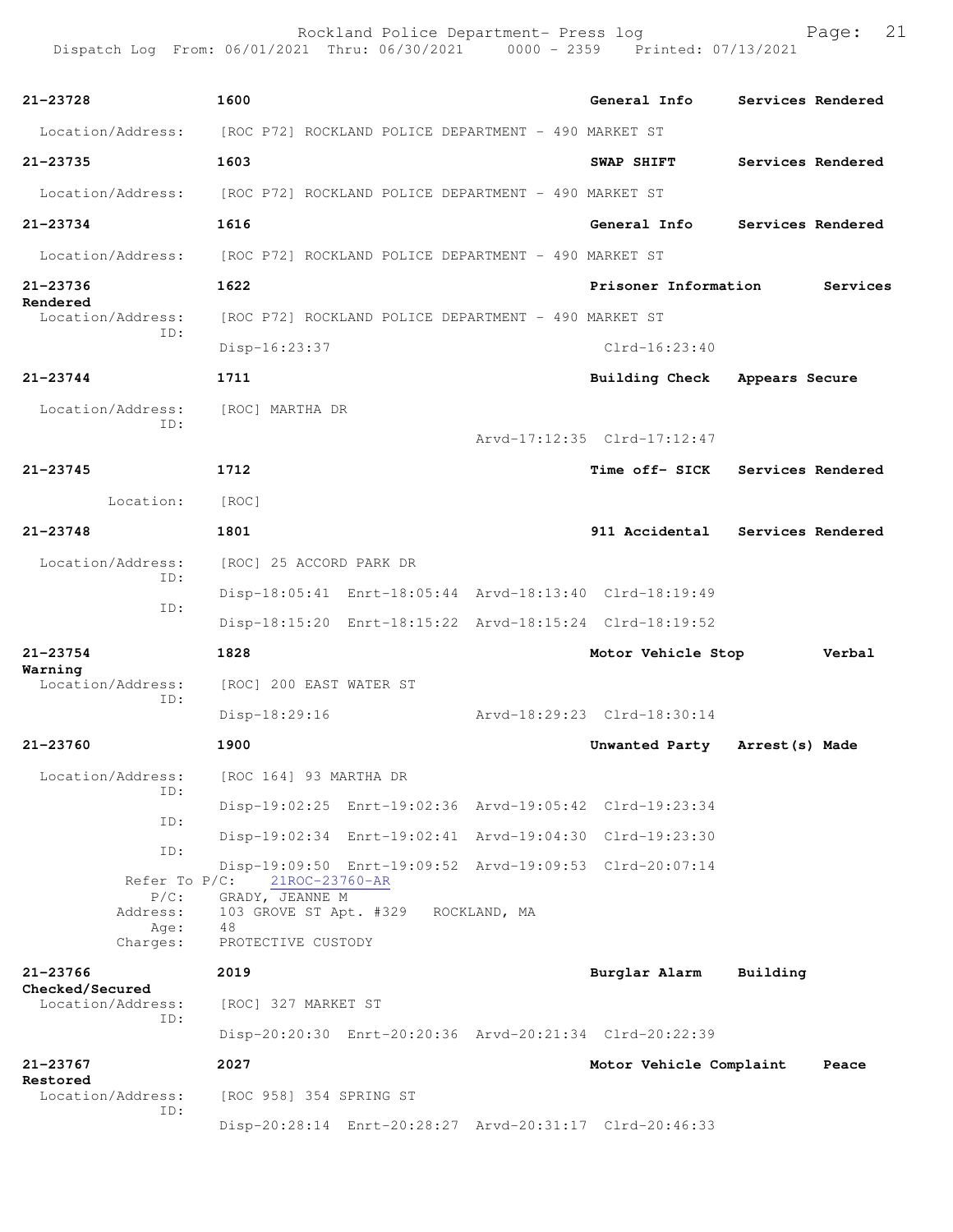**21-23728** 1600 General Info Services Rendered

Location/Address: [ROC P72] ROCKLAND POLICE DEPARTMENT - 490 MARKET ST

**21-23735** 1603 SWAP SHIFT Services Rendered

Location/Address: [ROC P72] ROCKLAND POLICE DEPARTMENT - 490 MARKET ST

**21-23734** 1616 General Info Services Rendered

Location/Address: [ROC P72] ROCKLAND POLICE DEPARTMENT - 490 MARKET ST

**21-23736** 1622 Prisoner Information Services Rendered

Location/Address: [ROC P72] ROCKLAND POLICE DEPARTMENT - 490 MARKET ST
ID:
Disp-16:23:37 Clrd-16:23:40

**21-23744** 1711 Building Check Appears Secure

Location/Address: [ROC] MARTHA DR
ID:
Arvd-17:12:35 Clrd-17:12:47

**21-23745** 1712 Time off- SICK Services Rendered

Location: [ROC]

**21-23748** 1801 911 Accidental Services Rendered

Location/Address: [ROC] 25 ACCORD PARK DR
ID:
Disp-18:05:41 Enrt-18:05:44 Arvd-18:13:40 Clrd-18:19:49
ID:
Disp-18:15:20 Enrt-18:15:22 Arvd-18:15:24 Clrd-18:19:52

**21-23754** 1828 Motor Vehicle Stop Verbal Warning

Location/Address: [ROC] 200 EAST WATER ST
ID:
Disp-18:29:16 Arvd-18:29:23 Clrd-18:30:14

**21-23760** 1900 Unwanted Party Arrest(s) Made

Location/Address: [ROC 164] 93 MARTHA DR
ID:
Disp-19:02:25 Enrt-19:02:36 Arvd-19:05:42 Clrd-19:23:34
ID:
Disp-19:02:34 Enrt-19:02:41 Arvd-19:04:30 Clrd-19:23:30
ID:
Disp-19:09:50 Enrt-19:09:52 Arvd-19:09:53 Clrd-20:07:14
Refer To P/C: 21ROC-23760-AR
P/C: GRADY, JEANNE M
Address: 103 GROVE ST Apt. #329 ROCKLAND, MA
Age: 48
Charges: PROTECTIVE CUSTODY

**21-23766** 2019 Burglar Alarm Building Checked/Secured

Location/Address: [ROC] 327 MARKET ST
ID:
Disp-20:20:30 Enrt-20:20:36 Arvd-20:21:34 Clrd-20:22:39

**21-23767** 2027 Motor Vehicle Complaint Peace Restored

Location/Address: [ROC 958] 354 SPRING ST
ID:
Disp-20:28:14 Enrt-20:28:27 Arvd-20:31:17 Clrd-20:46:33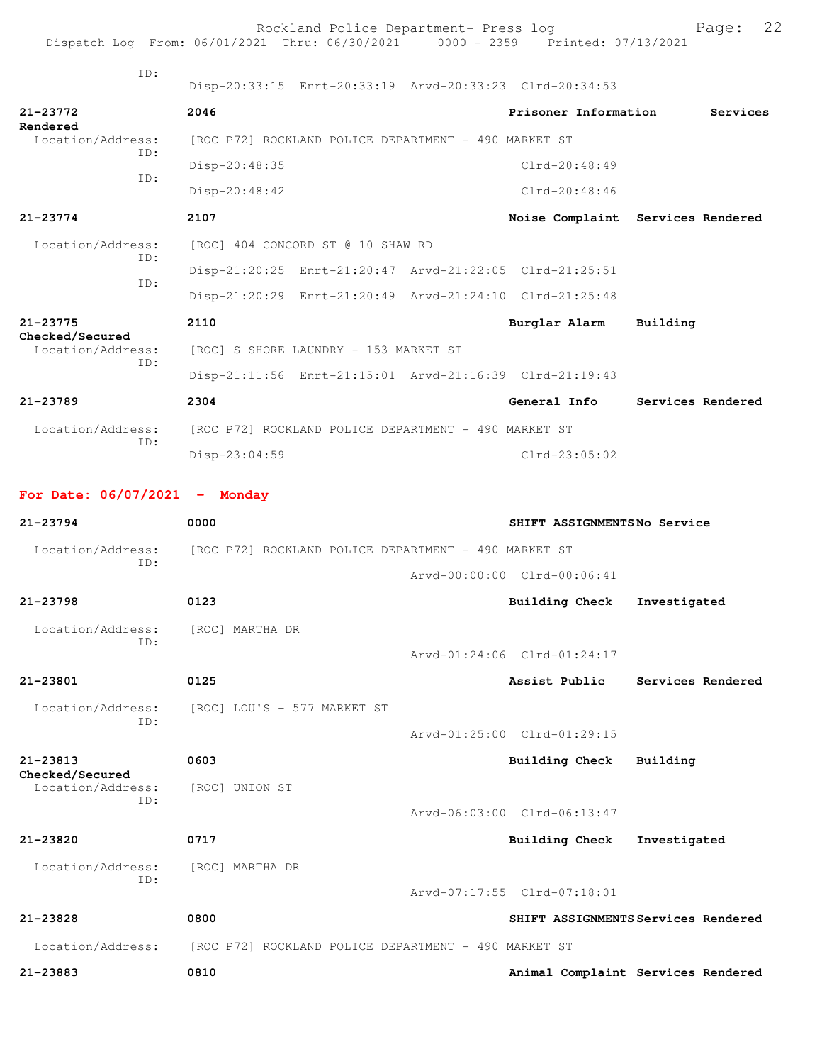ID:
Disp-20:33:15 Enrt-20:33:19 Arvd-20:33:23 Clrd-20:34:53

**21-23772** **2046** **Prisoner Information** **Services Rendered**
Location/Address: [ROC P72] ROCKLAND POLICE DEPARTMENT - 490 MARKET ST
ID:
Disp-20:48:35 Clrd-20:48:49
ID:
Disp-20:48:42 Clrd-20:48:46

**21-23774** **2107** **Noise Complaint** **Services Rendered**
Location/Address: [ROC] 404 CONCORD ST @ 10 SHAW RD
ID:
Disp-21:20:25 Enrt-21:20:47 Arvd-21:22:05 Clrd-21:25:51
ID:
Disp-21:20:29 Enrt-21:20:49 Arvd-21:24:10 Clrd-21:25:48

**21-23775** **2110** **Burglar Alarm** **Building Checked/Secured**
Location/Address: [ROC] S SHORE LAUNDRY - 153 MARKET ST
ID:
Disp-21:11:56 Enrt-21:15:01 Arvd-21:16:39 Clrd-21:19:43

**21-23789** **2304** **General Info** **Services Rendered**
Location/Address: [ROC P72] ROCKLAND POLICE DEPARTMENT - 490 MARKET ST
ID:
Disp-23:04:59 Clrd-23:05:02

## For Date: 06/07/2021 - Monday

**21-23794** **0000** **SHIFT ASSIGNMENTS** **No Service**
Location/Address: [ROC P72] ROCKLAND POLICE DEPARTMENT - 490 MARKET ST
ID:
Arvd-00:00:00 Clrd-00:06:41

**21-23798** **0123** **Building Check** **Investigated**
Location/Address: [ROC] MARTHA DR
ID:
Arvd-01:24:06 Clrd-01:24:17

**21-23801** **0125** **Assist Public** **Services Rendered**
Location/Address: [ROC] LOU'S - 577 MARKET ST
ID:
Arvd-01:25:00 Clrd-01:29:15

**21-23813** **0603** **Building Check** **Building Checked/Secured**
Location/Address: [ROC] UNION ST
ID:
Arvd-06:03:00 Clrd-06:13:47

**21-23820** **0717** **Building Check** **Investigated**
Location/Address: [ROC] MARTHA DR
ID:
Arvd-07:17:55 Clrd-07:18:01

**21-23828** **0800** **SHIFT ASSIGNMENTS** **Services Rendered**
Location/Address: [ROC P72] ROCKLAND POLICE DEPARTMENT - 490 MARKET ST

**21-23883** **0810** **Animal Complaint** **Services Rendered**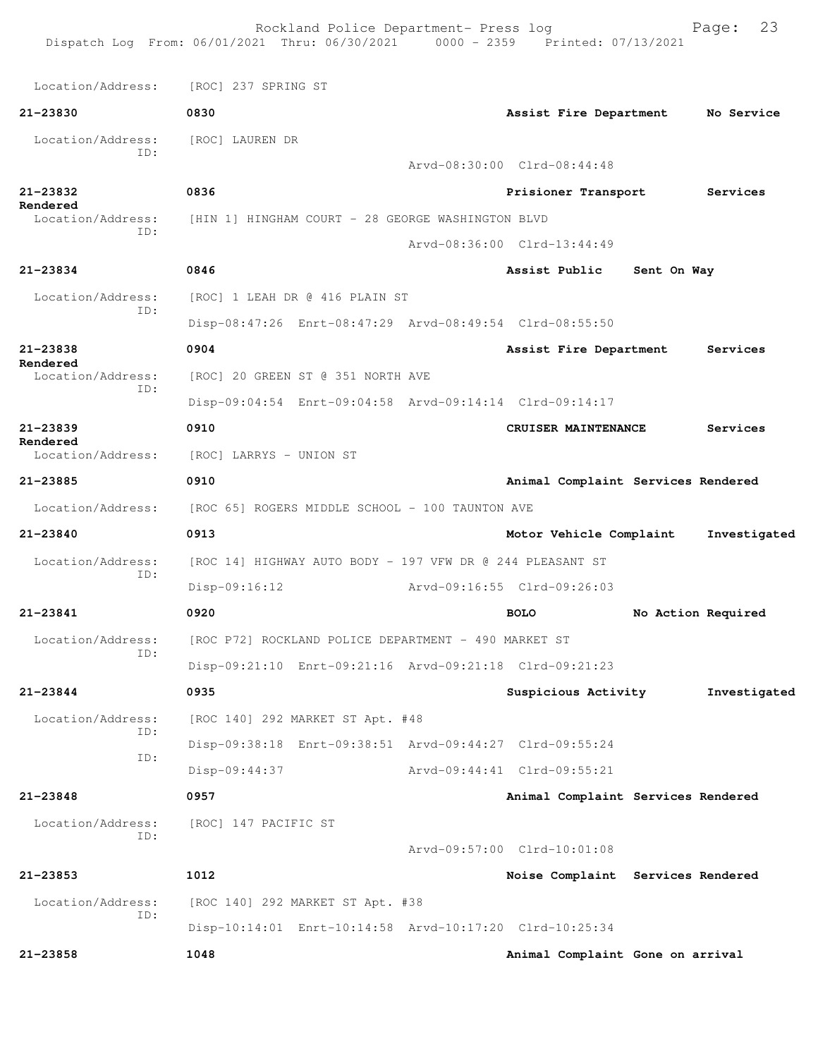Location/Address: [ROC] 237 SPRING ST

**21-23830** 0830 **Assist Fire Department** **No Service**

Location/Address: [ROC] LAUREN DR
ID:
Arvd-08:30:00 Clrd-08:44:48

**21-23832** 0836 **Prisioner Transport** **Services Rendered**

Location/Address: [HIN 1] HINGHAM COURT - 28 GEORGE WASHINGTON BLVD
ID:
Arvd-08:36:00 Clrd-13:44:49

**21-23834** 0846 **Assist Public** **Sent On Way**

Location/Address: [ROC] 1 LEAH DR @ 416 PLAIN ST
ID:
Disp-08:47:26 Enrt-08:47:29 Arvd-08:49:54 Clrd-08:55:50

**21-23838** 0904 **Assist Fire Department** **Services Rendered**

Location/Address: [ROC] 20 GREEN ST @ 351 NORTH AVE
ID:
Disp-09:04:54 Enrt-09:04:58 Arvd-09:14:14 Clrd-09:14:17

**21-23839** 0910 **CRUISER MAINTENANCE** **Services Rendered**

Location/Address: [ROC] LARRYS - UNION ST

**21-23885** 0910 **Animal Complaint** **Services Rendered**

Location/Address: [ROC 65] ROGERS MIDDLE SCHOOL - 100 TAUNTON AVE

**21-23840** 0913 **Motor Vehicle Complaint** **Investigated**

Location/Address: [ROC 14] HIGHWAY AUTO BODY - 197 VFW DR @ 244 PLEASANT ST
ID:
Disp-09:16:12 Arvd-09:16:55 Clrd-09:26:03

**21-23841** 0920 **BOLO** **No Action Required**

Location/Address: [ROC P72] ROCKLAND POLICE DEPARTMENT - 490 MARKET ST
ID:
Disp-09:21:10 Enrt-09:21:16 Arvd-09:21:18 Clrd-09:21:23

**21-23844** 0935 **Suspicious Activity** **Investigated**

Location/Address: [ROC 140] 292 MARKET ST Apt. #48
ID:
Disp-09:38:18 Enrt-09:38:51 Arvd-09:44:27 Clrd-09:55:24
ID:
Disp-09:44:37 Arvd-09:44:41 Clrd-09:55:21

**21-23848** 0957 **Animal Complaint** **Services Rendered**

Location/Address: [ROC] 147 PACIFIC ST
ID:
Arvd-09:57:00 Clrd-10:01:08

**21-23853** 1012 **Noise Complaint** **Services Rendered**

Location/Address: [ROC 140] 292 MARKET ST Apt. #38
ID:
Disp-10:14:01 Enrt-10:14:58 Arvd-10:17:20 Clrd-10:25:34

**21-23858** 1048 **Animal Complaint** **Gone on arrival**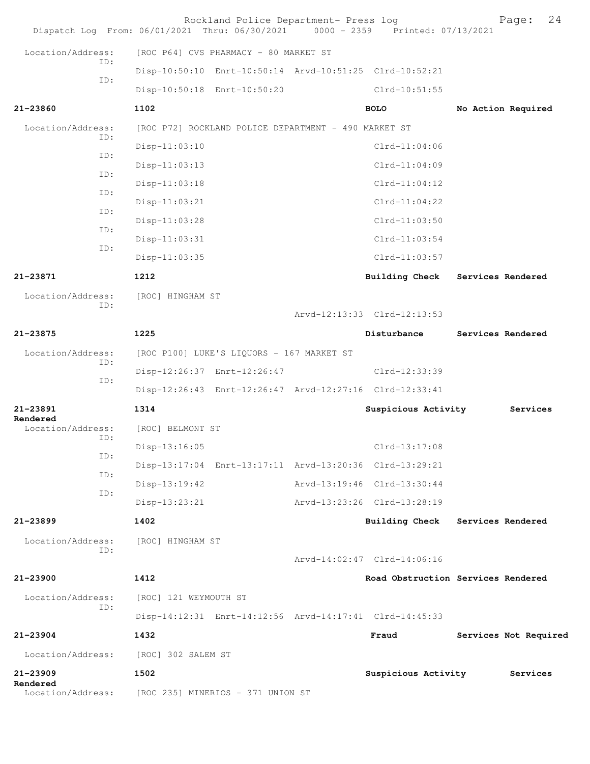Location/Address: [ROC P64] CVS PHARMACY - 80 MARKET ST

ID: Disp-10:50:10 Enrt-10:50:14 Arvd-10:51:25 Clrd-10:52:21

ID: Disp-10:50:18 Enrt-10:50:20 Clrd-10:51:55

**21-23860** **1102** **BOLO** **No Action Required**

Location/Address: [ROC P72] ROCKLAND POLICE DEPARTMENT - 490 MARKET ST

ID: Disp-11:03:10 Clrd-11:04:06

ID: Disp-11:03:13 Clrd-11:04:09

ID: Disp-11:03:18 Clrd-11:04:12

ID: Disp-11:03:21 Clrd-11:04:22

ID: Disp-11:03:28 Clrd-11:03:50

ID: Disp-11:03:31 Clrd-11:03:54

ID: Disp-11:03:35 Clrd-11:03:57

**21-23871** **1212** **Building Check** **Services Rendered**

Location/Address: [ROC] HINGHAM ST

ID: Arvd-12:13:33 Clrd-12:13:53

**21-23875** **1225** **Disturbance** **Services Rendered**

Location/Address: [ROC P100] LUKE'S LIQUORS - 167 MARKET ST

ID: Disp-12:26:37 Enrt-12:26:47 Clrd-12:33:39

ID: Disp-12:26:43 Enrt-12:26:47 Arvd-12:27:16 Clrd-12:33:41

**21-23891** **1314** **Suspicious Activity** **Services Rendered**

Location/Address: [ROC] BELMONT ST

ID: Disp-13:16:05 Clrd-13:17:08

ID: Disp-13:17:04 Enrt-13:17:11 Arvd-13:20:36 Clrd-13:29:21

ID: Disp-13:19:42 Arvd-13:19:46 Clrd-13:30:44

ID: Disp-13:23:21 Arvd-13:23:26 Clrd-13:28:19

**21-23899** **1402** **Building Check** **Services Rendered**

Location/Address: [ROC] HINGHAM ST

ID: Arvd-14:02:47 Clrd-14:06:16

**21-23900** **1412** **Road Obstruction** **Services Rendered**

Location/Address: [ROC] 121 WEYMOUTH ST

ID: Disp-14:12:31 Enrt-14:12:56 Arvd-14:17:41 Clrd-14:45:33

**21-23904** **1432** **Fraud** **Services Not Required**

Location/Address: [ROC] 302 SALEM ST

**21-23909** **1502** **Suspicious Activity** **Services Rendered**

Location/Address: [ROC 235] MINERIOS - 371 UNION ST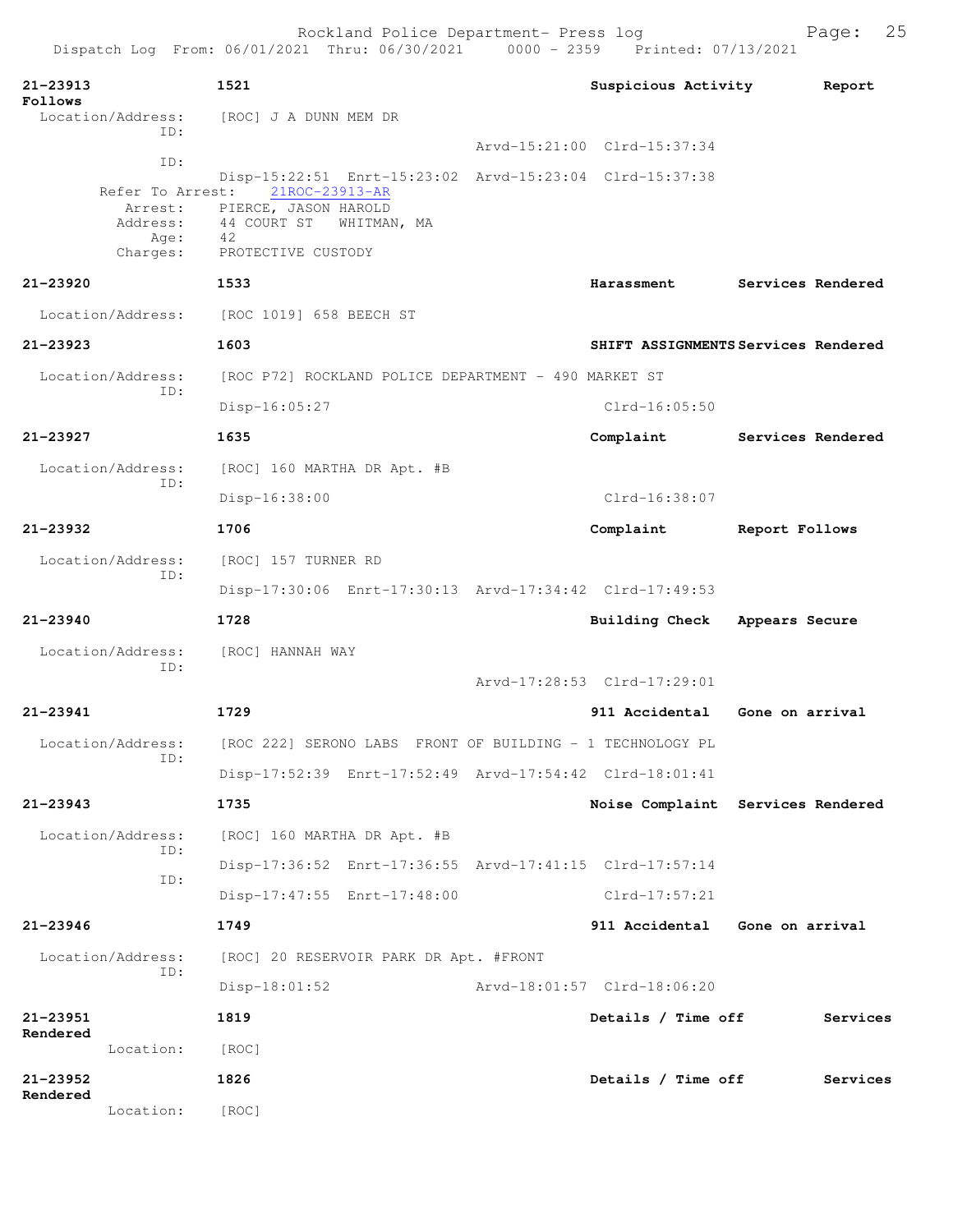Rockland Police Department- Press log

Dispatch Log From: 06/01/2021 Thru: 06/30/2021 0000 - 2359 Printed: 07/13/2021

**21-23913** **1521** **Suspicious Activity** **Report Follows**

Location/Address: [ROC] J A DUNN MEM DR

ID: Arvd-15:21:00 Clrd-15:37:34

ID: Disp-15:22:51 Enrt-15:23:02 Arvd-15:23:04 Clrd-15:37:38

Refer To Arrest: 21ROC-23913-AR

Arrest: PIERCE, JASON HAROLD

Address: 44 COURT ST WHITMAN, MA

Age: 42

Charges: PROTECTIVE CUSTODY

**21-23920** **1533** **Harassment** **Services Rendered**

Location/Address: [ROC 1019] 658 BEECH ST

**21-23923** **1603** **SHIFT ASSIGNMENTS** **Services Rendered**

Location/Address: [ROC P72] ROCKLAND POLICE DEPARTMENT - 490 MARKET ST

ID: Disp-16:05:27 Clrd-16:05:50

**21-23927** **1635** **Complaint** **Services Rendered**

Location/Address: [ROC] 160 MARTHA DR Apt. #B

ID: Disp-16:38:00 Clrd-16:38:07

**21-23932** **1706** **Complaint** **Report Follows**

Location/Address: [ROC] 157 TURNER RD

ID: Disp-17:30:06 Enrt-17:30:13 Arvd-17:34:42 Clrd-17:49:53

**21-23940** **1728** **Building Check** **Appears Secure**

Location/Address: [ROC] HANNAH WAY

ID: Arvd-17:28:53 Clrd-17:29:01

**21-23941** **1729** **911 Accidental** **Gone on arrival**

Location/Address: [ROC 222] SERONO LABS FRONT OF BUILDING - 1 TECHNOLOGY PL

ID: Disp-17:52:39 Enrt-17:52:49 Arvd-17:54:42 Clrd-18:01:41

**21-23943** **1735** **Noise Complaint** **Services Rendered**

Location/Address: [ROC] 160 MARTHA DR Apt. #B

ID: Disp-17:36:52 Enrt-17:36:55 Arvd-17:41:15 Clrd-17:57:14

ID: Disp-17:47:55 Enrt-17:48:00 Clrd-17:57:21

**21-23946** **1749** **911 Accidental** **Gone on arrival**

Location/Address: [ROC] 20 RESERVOIR PARK DR Apt. #FRONT

ID: Disp-18:01:52 Arvd-18:01:57 Clrd-18:06:20

**21-23951** **1819** **Details / Time off** **Services Rendered**

Location: [ROC]

**21-23952** **1826** **Details / Time off** **Services Rendered**

Location: [ROC]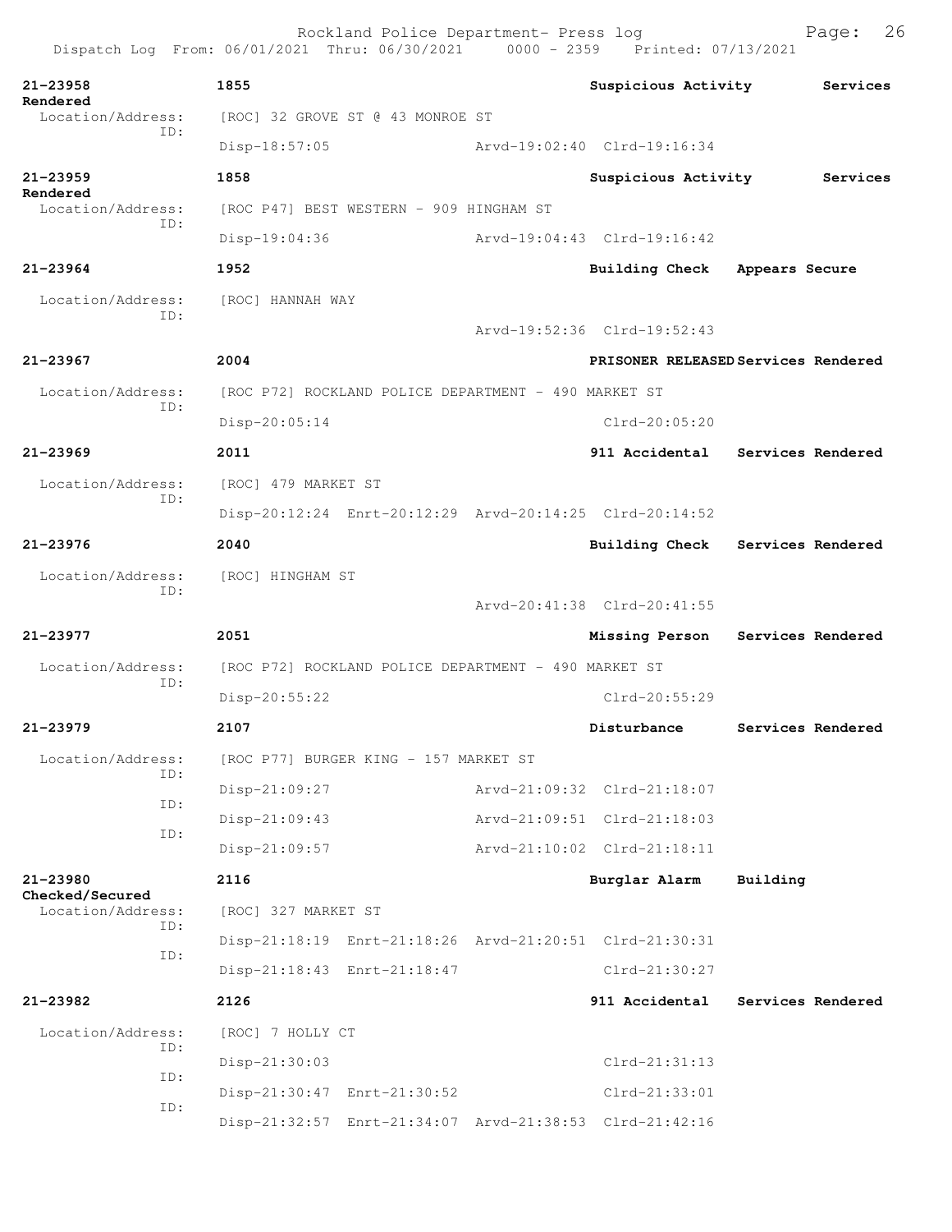Rockland Police Department- Press log

Dispatch Log From: 06/01/2021 Thru: 06/30/2021 0000 - 2359 Printed: 07/13/2021

**21-23958** 1855 **Suspicious Activity** **Services Rendered**
Location/Address: [ROC] 32 GROVE ST @ 43 MONROE ST
ID:
Disp-18:57:05 Arvd-19:02:40 Clrd-19:16:34

**21-23959** 1858 **Suspicious Activity** **Services Rendered**
Location/Address: [ROC P47] BEST WESTERN - 909 HINGHAM ST
ID:
Disp-19:04:36 Arvd-19:04:43 Clrd-19:16:42

**21-23964** 1952 **Building Check** **Appears Secure**
Location/Address: [ROC] HANNAH WAY
ID:
Arvd-19:52:36 Clrd-19:52:43

**21-23967** 2004 **PRISONER RELEASED** **Services Rendered**
Location/Address: [ROC P72] ROCKLAND POLICE DEPARTMENT - 490 MARKET ST
ID:
Disp-20:05:14 Clrd-20:05:20

**21-23969** 2011 **911 Accidental** **Services Rendered**
Location/Address: [ROC] 479 MARKET ST
ID:
Disp-20:12:24 Enrt-20:12:29 Arvd-20:14:25 Clrd-20:14:52

**21-23976** 2040 **Building Check** **Services Rendered**
Location/Address: [ROC] HINGHAM ST
ID:
Arvd-20:41:38 Clrd-20:41:55

**21-23977** 2051 **Missing Person** **Services Rendered**
Location/Address: [ROC P72] ROCKLAND POLICE DEPARTMENT - 490 MARKET ST
ID:
Disp-20:55:22 Clrd-20:55:29

**21-23979** 2107 **Disturbance** **Services Rendered**
Location/Address: [ROC P77] BURGER KING - 157 MARKET ST
ID:
Disp-21:09:27 Arvd-21:09:32 Clrd-21:18:07
ID:
Disp-21:09:43 Arvd-21:09:51 Clrd-21:18:03
ID:
Disp-21:09:57 Arvd-21:10:02 Clrd-21:18:11

**21-23980** 2116 **Burglar Alarm** **Building Checked/Secured**
Location/Address: [ROC] 327 MARKET ST
ID:
Disp-21:18:19 Enrt-21:18:26 Arvd-21:20:51 Clrd-21:30:31
ID:
Disp-21:18:43 Enrt-21:18:47 Clrd-21:30:27

**21-23982** 2126 **911 Accidental** **Services Rendered**
Location/Address: [ROC] 7 HOLLY CT
ID:
Disp-21:30:03 Clrd-21:31:13
ID:
Disp-21:30:47 Enrt-21:30:52 Clrd-21:33:01
ID:
Disp-21:32:57 Enrt-21:34:07 Arvd-21:38:53 Clrd-21:42:16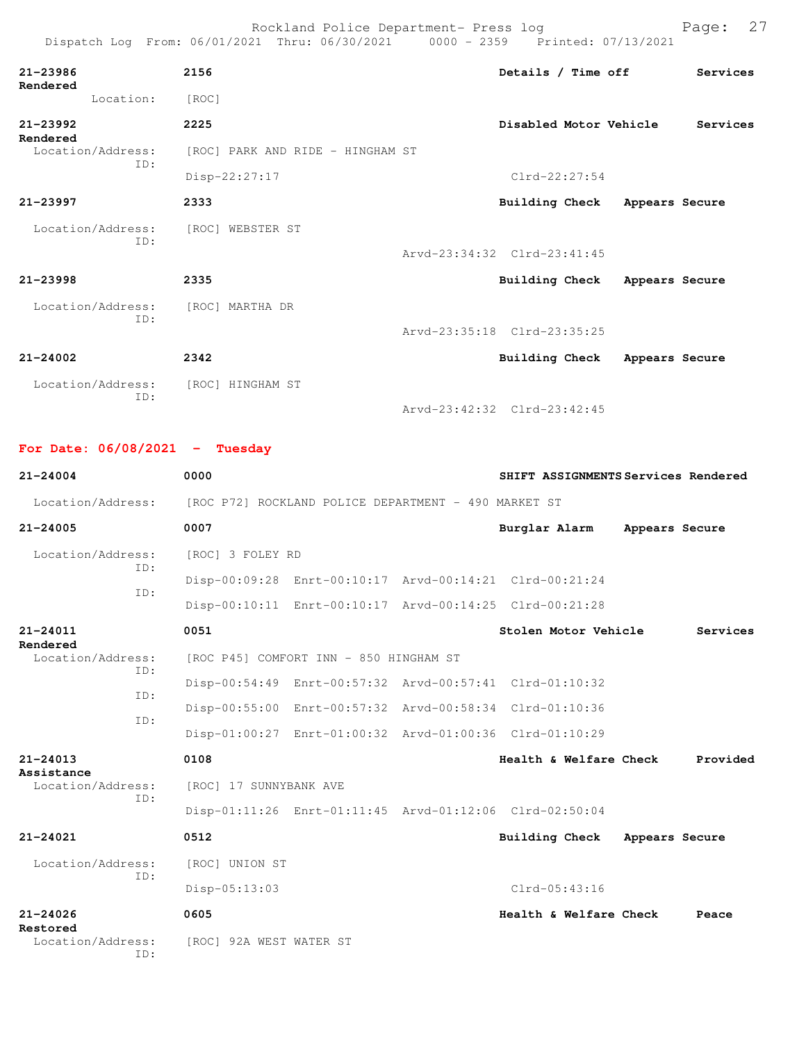**21-23986** 2156 Details / Time off Services Rendered
Location: [ROC]

**21-23992** 2225 Disabled Motor Vehicle Services Rendered
Location/Address: [ROC] PARK AND RIDE - HINGHAM ST
ID:
Disp-22:27:17 Clrd-22:27:54

**21-23997** 2333 Building Check Appears Secure
Location/Address: [ROC] WEBSTER ST
ID:
Arvd-23:34:32 Clrd-23:41:45

**21-23998** 2335 Building Check Appears Secure
Location/Address: [ROC] MARTHA DR
ID:
Arvd-23:35:18 Clrd-23:35:25

**21-24002** 2342 Building Check Appears Secure
Location/Address: [ROC] HINGHAM ST
ID:
Arvd-23:42:32 Clrd-23:42:45

## For Date: 06/08/2021 - Tuesday

**21-24004** 0000 SHIFT ASSIGNMENTS Services Rendered
Location/Address: [ROC P72] ROCKLAND POLICE DEPARTMENT - 490 MARKET ST

**21-24005** 0007 Burglar Alarm Appears Secure
Location/Address: [ROC] 3 FOLEY RD
ID:
Disp-00:09:28 Enrt-00:10:17 Arvd-00:14:21 Clrd-00:21:24
ID:
Disp-00:10:11 Enrt-00:10:17 Arvd-00:14:25 Clrd-00:21:28

**21-24011** 0051 Stolen Motor Vehicle Services Rendered
Location/Address: [ROC P45] COMFORT INN - 850 HINGHAM ST
ID:
Disp-00:54:49 Enrt-00:57:32 Arvd-00:57:41 Clrd-01:10:32
ID:
Disp-00:55:00 Enrt-00:57:32 Arvd-00:58:34 Clrd-01:10:36
ID:
Disp-01:00:27 Enrt-01:00:32 Arvd-01:00:36 Clrd-01:10:29

**21-24013** 0108 Health & Welfare Check Provided Assistance
Location/Address: [ROC] 17 SUNNYBANK AVE
ID:
Disp-01:11:26 Enrt-01:11:45 Arvd-01:12:06 Clrd-02:50:04

**21-24021** 0512 Building Check Appears Secure
Location/Address: [ROC] UNION ST
ID:
Disp-05:13:03 Clrd-05:43:16

**21-24026** 0605 Health & Welfare Check Peace Restored
Location/Address: [ROC] 92A WEST WATER ST
ID: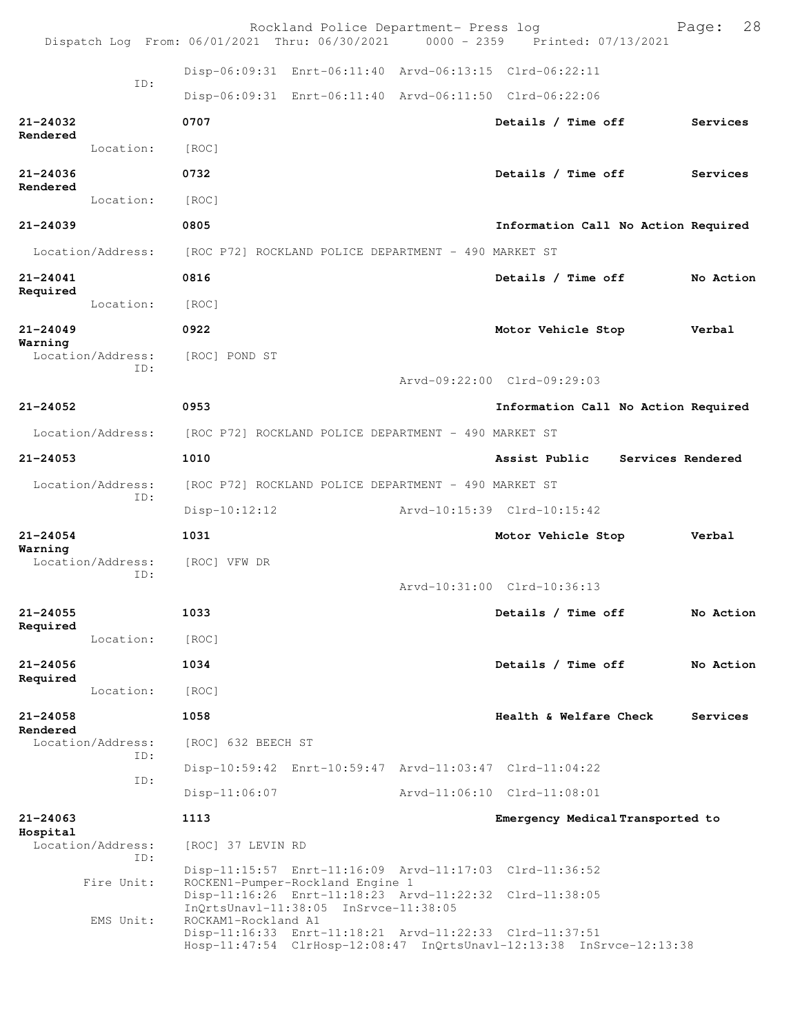Disp-06:09:31 Enrt-06:11:40 Arvd-06:13:15 Clrd-06:22:11

ID:

Disp-06:09:31 Enrt-06:11:40 Arvd-06:11:50 Clrd-06:22:06

**21-24032** 0707 Details / Time off Services Rendered

Location: [ROC]

**21-24036** 0732 Details / Time off Services Rendered

Location: [ROC]

**21-24039** 0805 Information Call No Action Required

Location/Address: [ROC P72] ROCKLAND POLICE DEPARTMENT - 490 MARKET ST

**21-24041** 0816 Details / Time off No Action Required

Location: [ROC]

**21-24049** 0922 Motor Vehicle Stop Verbal Warning

Location/Address: [ROC] POND ST

ID:

Arvd-09:22:00 Clrd-09:29:03

**21-24052** 0953 Information Call No Action Required

Location/Address: [ROC P72] ROCKLAND POLICE DEPARTMENT - 490 MARKET ST

**21-24053** 1010 Assist Public Services Rendered

Location/Address: [ROC P72] ROCKLAND POLICE DEPARTMENT - 490 MARKET ST

ID:

Disp-10:12:12 Arvd-10:15:39 Clrd-10:15:42

**21-24054** 1031 Motor Vehicle Stop Verbal Warning

Location/Address: [ROC] VFW DR

ID:

Arvd-10:31:00 Clrd-10:36:13

**21-24055** 1033 Details / Time off No Action Required

Location: [ROC]

**21-24056** 1034 Details / Time off No Action Required

Location: [ROC]

**21-24058** 1058 Health & Welfare Check Services Rendered

Location/Address: [ROC] 632 BEECH ST

ID:

Disp-10:59:42 Enrt-10:59:47 Arvd-11:03:47 Clrd-11:04:22

ID:

Disp-11:06:07 Arvd-11:06:10 Clrd-11:08:01

**21-24063** 1113 Emergency Medical Transported to Hospital

Location/Address: [ROC] 37 LEVIN RD

ID:

Disp-11:15:57 Enrt-11:16:09 Arvd-11:17:03 Clrd-11:36:52

Fire Unit: ROCKEN1-Pumper-Rockland Engine 1

Disp-11:16:26 Enrt-11:18:23 Arvd-11:22:32 Clrd-11:38:05

InQrtsUnavl-11:38:05 InSrvce-11:38:05

EMS Unit: ROCKAM1-Rockland A1

Disp-11:16:33 Enrt-11:18:21 Arvd-11:22:33 Clrd-11:37:51

Hosp-11:47:54 ClrHosp-12:08:47 InQrtsUnavl-12:13:38 InSrvce-12:13:38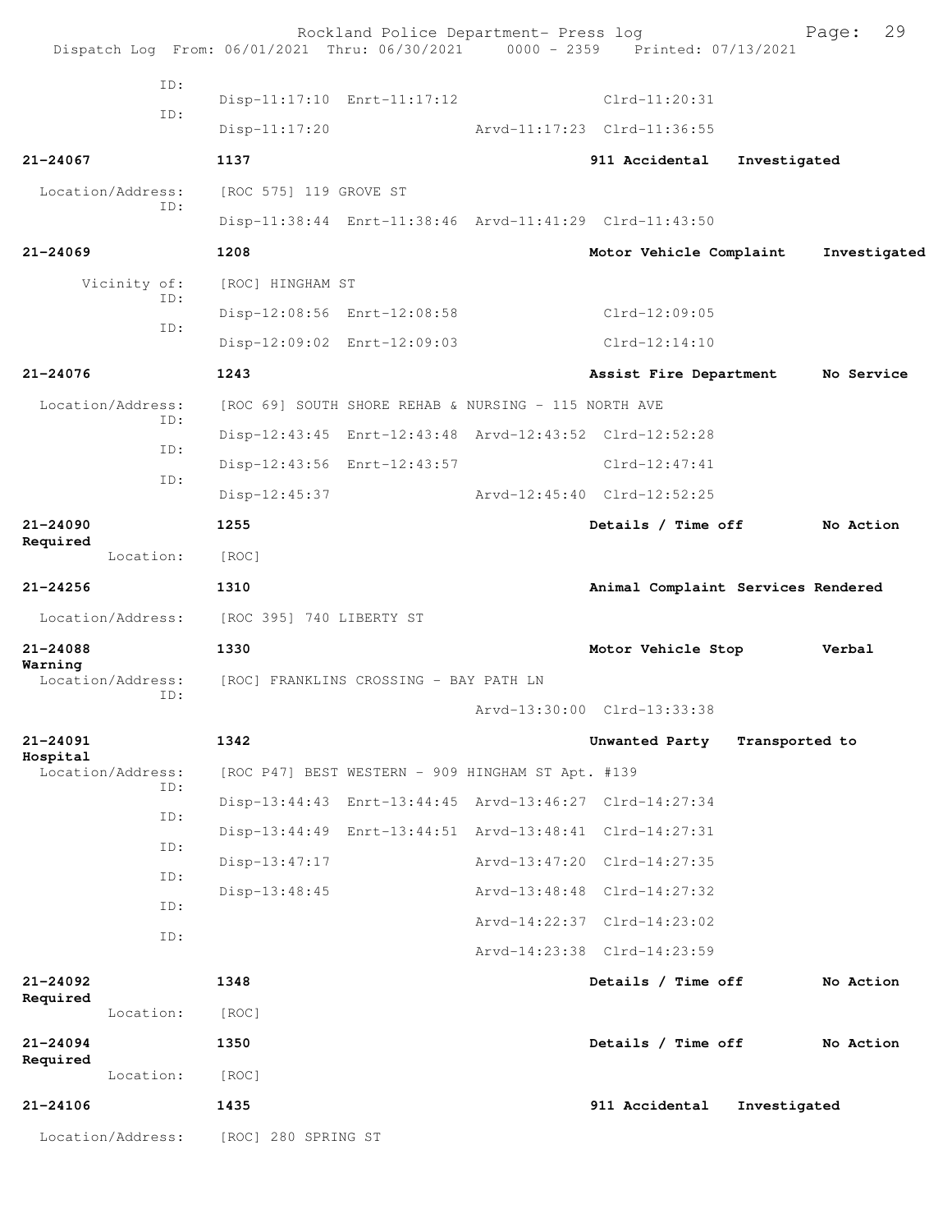```
ID:
                Disp-11:17:10  Enrt-11:17:12                Clrd-11:20:31
           ID:
                Disp-11:17:20                Arvd-11:17:23  Clrd-11:36:55

21-24067        1137                                        911 Accidental    Investigated

 Location/Address:   [ROC 575] 119 GROVE ST
           ID:
                Disp-11:38:44  Enrt-11:38:46  Arvd-11:41:29  Clrd-11:43:50

21-24069        1208                                        Motor Vehicle Complaint    Investigated

      Vicinity of:   [ROC] HINGHAM ST
           ID:
                Disp-12:08:56  Enrt-12:08:58                Clrd-12:09:05
           ID:
                Disp-12:09:02  Enrt-12:09:03                Clrd-12:14:10

21-24076        1243                                        Assist Fire Department    No Service

 Location/Address:   [ROC 69] SOUTH SHORE REHAB & NURSING - 115 NORTH AVE
           ID:
                Disp-12:43:45  Enrt-12:43:48  Arvd-12:43:52  Clrd-12:52:28
           ID:
                Disp-12:43:56  Enrt-12:43:57                Clrd-12:47:41
           ID:
                Disp-12:45:37                Arvd-12:45:40  Clrd-12:52:25

21-24090        1255                                        Details / Time off        No Action
Required
        Location:    [ROC]

21-24256        1310                                        Animal Complaint Services Rendered

 Location/Address:   [ROC 395] 740 LIBERTY ST

21-24088        1330                                        Motor Vehicle Stop        Verbal
Warning
 Location/Address:   [ROC] FRANKLINS CROSSING - BAY PATH LN
           ID:
                                             Arvd-13:30:00  Clrd-13:33:38

21-24091        1342                                        Unwanted Party    Transported to
Hospital
 Location/Address:   [ROC P47] BEST WESTERN - 909 HINGHAM ST Apt. #139
           ID:
                Disp-13:44:43  Enrt-13:44:45  Arvd-13:46:27  Clrd-14:27:34
           ID:
                Disp-13:44:49  Enrt-13:44:51  Arvd-13:48:41  Clrd-14:27:31
           ID:
                Disp-13:47:17                Arvd-13:47:20  Clrd-14:27:35
           ID:
                Disp-13:48:45                Arvd-13:48:48  Clrd-14:27:32
           ID:
                                             Arvd-14:22:37  Clrd-14:23:02
           ID:
                                             Arvd-14:23:38  Clrd-14:23:59

21-24092        1348                                        Details / Time off        No Action
Required
        Location:    [ROC]

21-24094        1350                                        Details / Time off        No Action
Required
        Location:    [ROC]

21-24106        1435                                        911 Accidental    Investigated

 Location/Address:   [ROC] 280 SPRING ST
```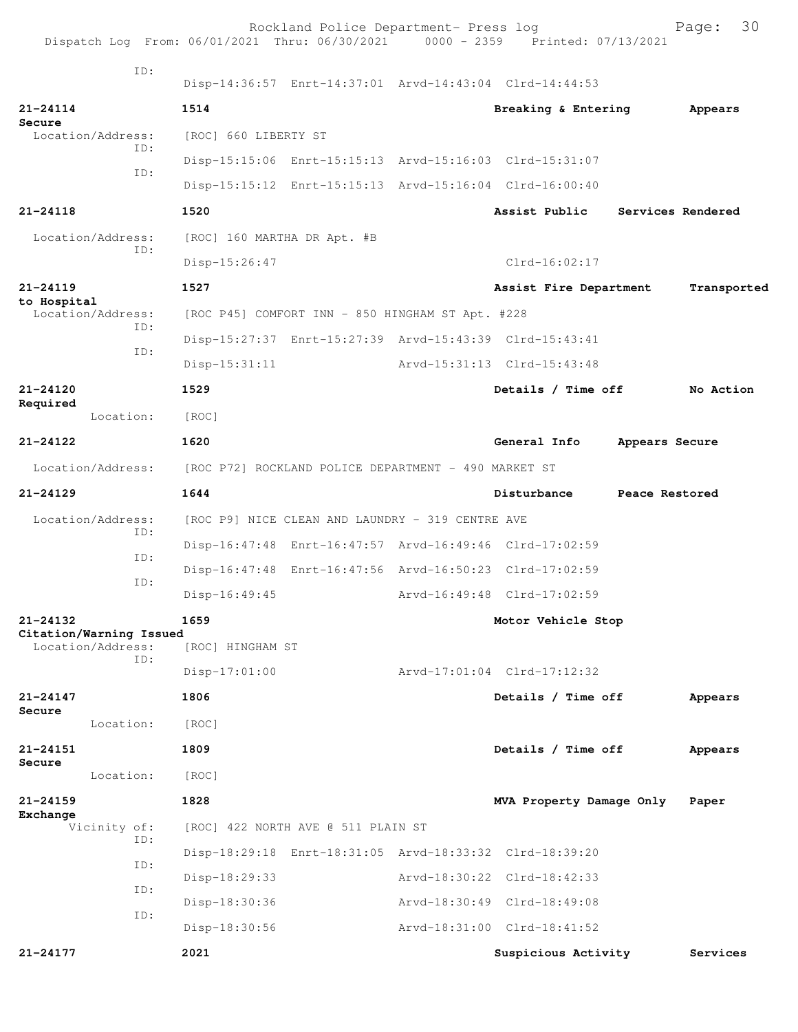ID:
Disp-14:36:57 Enrt-14:37:01 Arvd-14:43:04 Clrd-14:44:53

**21-24114** **1514** **Breaking & Entering** **Appears Secure**
Location/Address: [ROC] 660 LIBERTY ST
ID:
Disp-15:15:06 Enrt-15:15:13 Arvd-15:16:03 Clrd-15:31:07
ID:
Disp-15:15:12 Enrt-15:15:13 Arvd-15:16:04 Clrd-16:00:40

**21-24118** **1520** **Assist Public** **Services Rendered**
Location/Address: [ROC] 160 MARTHA DR Apt. #B
ID:
Disp-15:26:47 Clrd-16:02:17

**21-24119** **1527** **Assist Fire Department** **Transported to Hospital**
Location/Address: [ROC P45] COMFORT INN - 850 HINGHAM ST Apt. #228
ID:
Disp-15:27:37 Enrt-15:27:39 Arvd-15:43:39 Clrd-15:43:41
ID:
Disp-15:31:11 Arvd-15:31:13 Clrd-15:43:48

**21-24120** **1529** **Details / Time off** **No Action Required**
Location: [ROC]

**21-24122** **1620** **General Info** **Appears Secure**
Location/Address: [ROC P72] ROCKLAND POLICE DEPARTMENT - 490 MARKET ST

**21-24129** **1644** **Disturbance** **Peace Restored**
Location/Address: [ROC P9] NICE CLEAN AND LAUNDRY - 319 CENTRE AVE
ID:
Disp-16:47:48 Enrt-16:47:57 Arvd-16:49:46 Clrd-17:02:59
ID:
Disp-16:47:48 Enrt-16:47:56 Arvd-16:50:23 Clrd-17:02:59
ID:
Disp-16:49:45 Arvd-16:49:48 Clrd-17:02:59

**21-24132** **1659** **Motor Vehicle Stop** **Citation/Warning Issued**
Location/Address: [ROC] HINGHAM ST
ID:
Disp-17:01:00 Arvd-17:01:04 Clrd-17:12:32

**21-24147** **1806** **Details / Time off** **Appears Secure**
Location: [ROC]

**21-24151** **1809** **Details / Time off** **Appears Secure**
Location: [ROC]

**21-24159** **1828** **MVA Property Damage Only** **Paper Exchange**
Vicinity of: [ROC] 422 NORTH AVE @ 511 PLAIN ST
ID:
Disp-18:29:18 Enrt-18:31:05 Arvd-18:33:32 Clrd-18:39:20
ID:
Disp-18:29:33 Arvd-18:30:22 Clrd-18:42:33
ID:
Disp-18:30:36 Arvd-18:30:49 Clrd-18:49:08
ID:
Disp-18:30:56 Arvd-18:31:00 Clrd-18:41:52

**21-24177** **2021** **Suspicious Activity** **Services**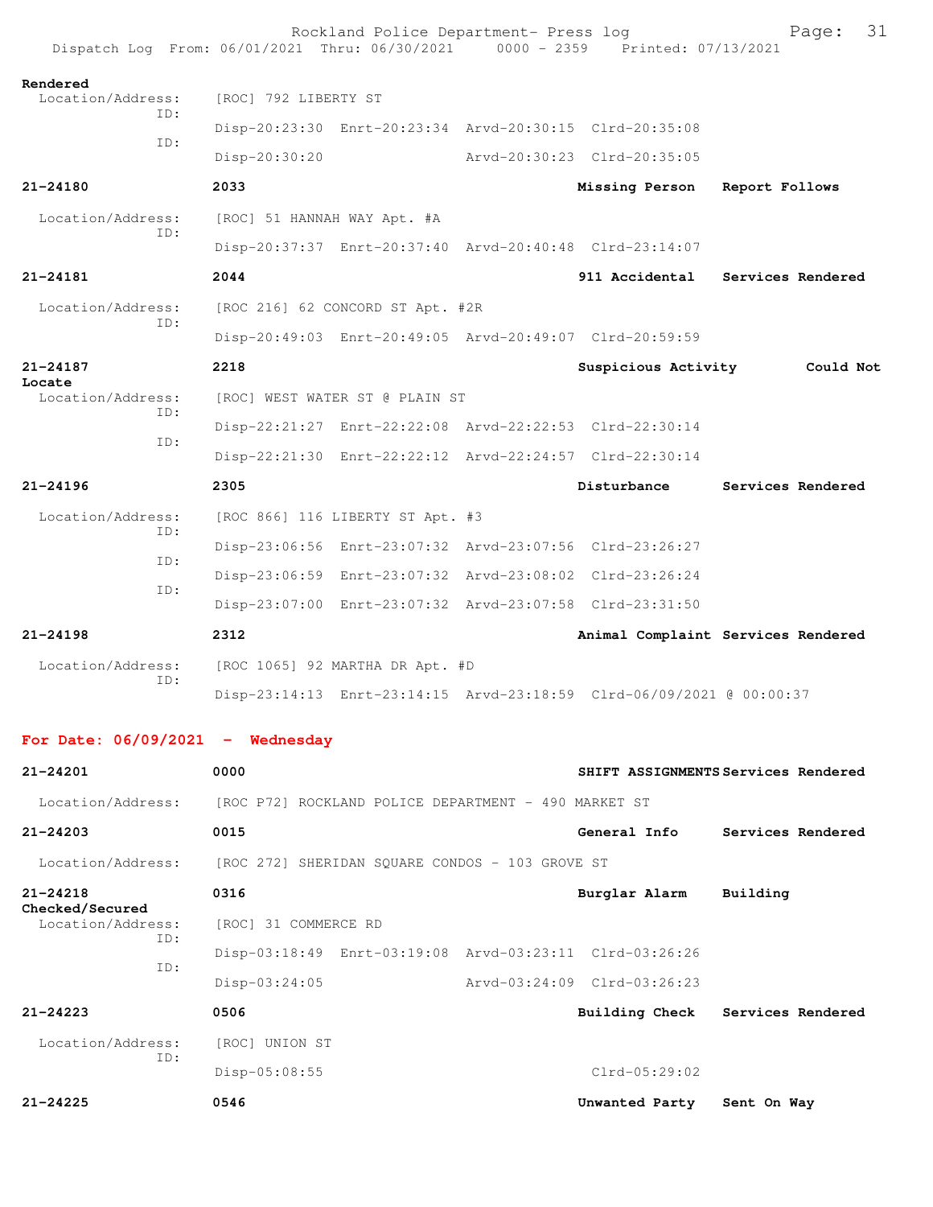Rendered
  Location/Address: [ROC] 792 LIBERTY ST
  ID:
  Disp-20:23:30 Enrt-20:23:34 Arvd-20:30:15 Clrd-20:35:08
  ID:
  Disp-20:30:20 Arvd-20:30:23 Clrd-20:35:05

**21-24180** 2033 Missing Person Report Follows
  Location/Address: [ROC] 51 HANNAH WAY Apt. #A
  ID:
  Disp-20:37:37 Enrt-20:37:40 Arvd-20:40:48 Clrd-23:14:07

**21-24181** 2044 911 Accidental Services Rendered
  Location/Address: [ROC 216] 62 CONCORD ST Apt. #2R
  ID:
  Disp-20:49:03 Enrt-20:49:05 Arvd-20:49:07 Clrd-20:59:59

**21-24187** 2218 Suspicious Activity Could Not Locate
  Location/Address: [ROC] WEST WATER ST @ PLAIN ST
  ID:
  Disp-22:21:27 Enrt-22:22:08 Arvd-22:22:53 Clrd-22:30:14
  ID:
  Disp-22:21:30 Enrt-22:22:12 Arvd-22:24:57 Clrd-22:30:14

**21-24196** 2305 Disturbance Services Rendered
  Location/Address: [ROC 866] 116 LIBERTY ST Apt. #3
  ID:
  Disp-23:06:56 Enrt-23:07:32 Arvd-23:07:56 Clrd-23:26:27
  ID:
  Disp-23:06:59 Enrt-23:07:32 Arvd-23:08:02 Clrd-23:26:24
  ID:
  Disp-23:07:00 Enrt-23:07:32 Arvd-23:07:58 Clrd-23:31:50

**21-24198** 2312 Animal Complaint Services Rendered
  Location/Address: [ROC 1065] 92 MARTHA DR Apt. #D
  ID:
  Disp-23:14:13 Enrt-23:14:15 Arvd-23:18:59 Clrd-06/09/2021 @ 00:00:37

## For Date: 06/09/2021 - Wednesday

**21-24201** 0000 SHIFT ASSIGNMENTS Services Rendered
  Location/Address: [ROC P72] ROCKLAND POLICE DEPARTMENT - 490 MARKET ST

**21-24203** 0015 General Info Services Rendered
  Location/Address: [ROC 272] SHERIDAN SQUARE CONDOS - 103 GROVE ST

**21-24218** 0316 Burglar Alarm Building Checked/Secured
  Location/Address: [ROC] 31 COMMERCE RD
  ID:
  Disp-03:18:49 Enrt-03:19:08 Arvd-03:23:11 Clrd-03:26:26
  ID:
  Disp-03:24:05 Arvd-03:24:09 Clrd-03:26:23

**21-24223** 0506 Building Check Services Rendered
  Location/Address: [ROC] UNION ST
  ID:
  Disp-05:08:55 Clrd-05:29:02

**21-24225** 0546 Unwanted Party Sent On Way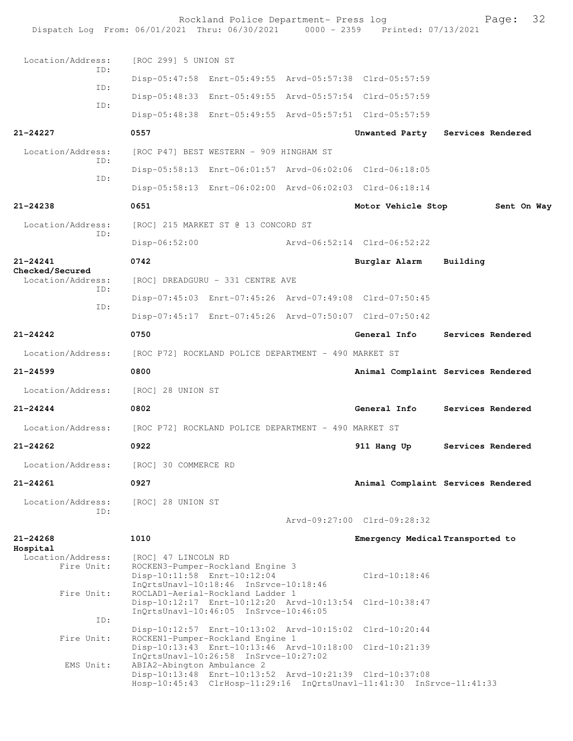```
Location/Address:    [ROC 299] 5 UNION ST
             ID:
                     Disp-05:47:58  Enrt-05:49:55  Arvd-05:57:38  Clrd-05:57:59
             ID:
                     Disp-05:48:33  Enrt-05:49:55  Arvd-05:57:54  Clrd-05:57:59
             ID:
                     Disp-05:48:38  Enrt-05:49:55  Arvd-05:57:51  Clrd-05:57:59

21-24227             0557                                Unwanted Party    Services Rendered

Location/Address:    [ROC P47] BEST WESTERN - 909 HINGHAM ST
             ID:
                     Disp-05:58:13  Enrt-06:01:57  Arvd-06:02:06  Clrd-06:18:05
             ID:
                     Disp-05:58:13  Enrt-06:02:00  Arvd-06:02:03  Clrd-06:18:14

21-24238             0651                                Motor Vehicle Stop         Sent On Way

Location/Address:    [ROC] 215 MARKET ST @ 13 CONCORD ST
             ID:
                     Disp-06:52:00                 Arvd-06:52:14  Clrd-06:52:22

21-24241             0742                                Burglar Alarm     Building
Checked/Secured
Location/Address:    [ROC] DREADGURU - 331 CENTRE AVE
             ID:
                     Disp-07:45:03  Enrt-07:45:26  Arvd-07:49:08  Clrd-07:50:45
             ID:
                     Disp-07:45:17  Enrt-07:45:26  Arvd-07:50:07  Clrd-07:50:42

21-24242             0750                                General Info      Services Rendered

Location/Address:    [ROC P72] ROCKLAND POLICE DEPARTMENT - 490 MARKET ST

21-24599             0800                                Animal Complaint  Services Rendered

Location/Address:    [ROC] 28 UNION ST

21-24244             0802                                General Info      Services Rendered

Location/Address:    [ROC P72] ROCKLAND POLICE DEPARTMENT - 490 MARKET ST

21-24262             0922                                911 Hang Up       Services Rendered

Location/Address:    [ROC] 30 COMMERCE RD

21-24261             0927                                Animal Complaint  Services Rendered

Location/Address:    [ROC] 28 UNION ST
             ID:
                                                   Arvd-09:27:00  Clrd-09:28:32

21-24268             1010                                Emergency Medical Transported to
Hospital
Location/Address:    [ROC] 47 LINCOLN RD
      Fire Unit:     ROCKEN3-Pumper-Rockland Engine 3
                     Disp-10:11:58  Enrt-10:12:04                 Clrd-10:18:46
                     InQrtsUnavl-10:18:46  InSrvce-10:18:46
      Fire Unit:     ROCLAD1-Aerial-Rockland Ladder 1
                     Disp-10:12:17  Enrt-10:12:20  Arvd-10:13:54  Clrd-10:38:47
                     InQrtsUnavl-10:46:05  InSrvce-10:46:05
             ID:
                     Disp-10:12:57  Enrt-10:13:02  Arvd-10:15:02  Clrd-10:20:44
      Fire Unit:     ROCKEN1-Pumper-Rockland Engine 1
                     Disp-10:13:43  Enrt-10:13:46  Arvd-10:18:00  Clrd-10:21:39
                     InQrtsUnavl-10:26:58  InSrvce-10:27:02
       EMS Unit:     ABIA2-Abington Ambulance 2
                     Disp-10:13:48  Enrt-10:13:52  Arvd-10:21:39  Clrd-10:37:08
                     Hosp-10:45:43  ClrHosp-11:29:16  InQrtsUnavl-11:41:30  InSrvce-11:41:33
```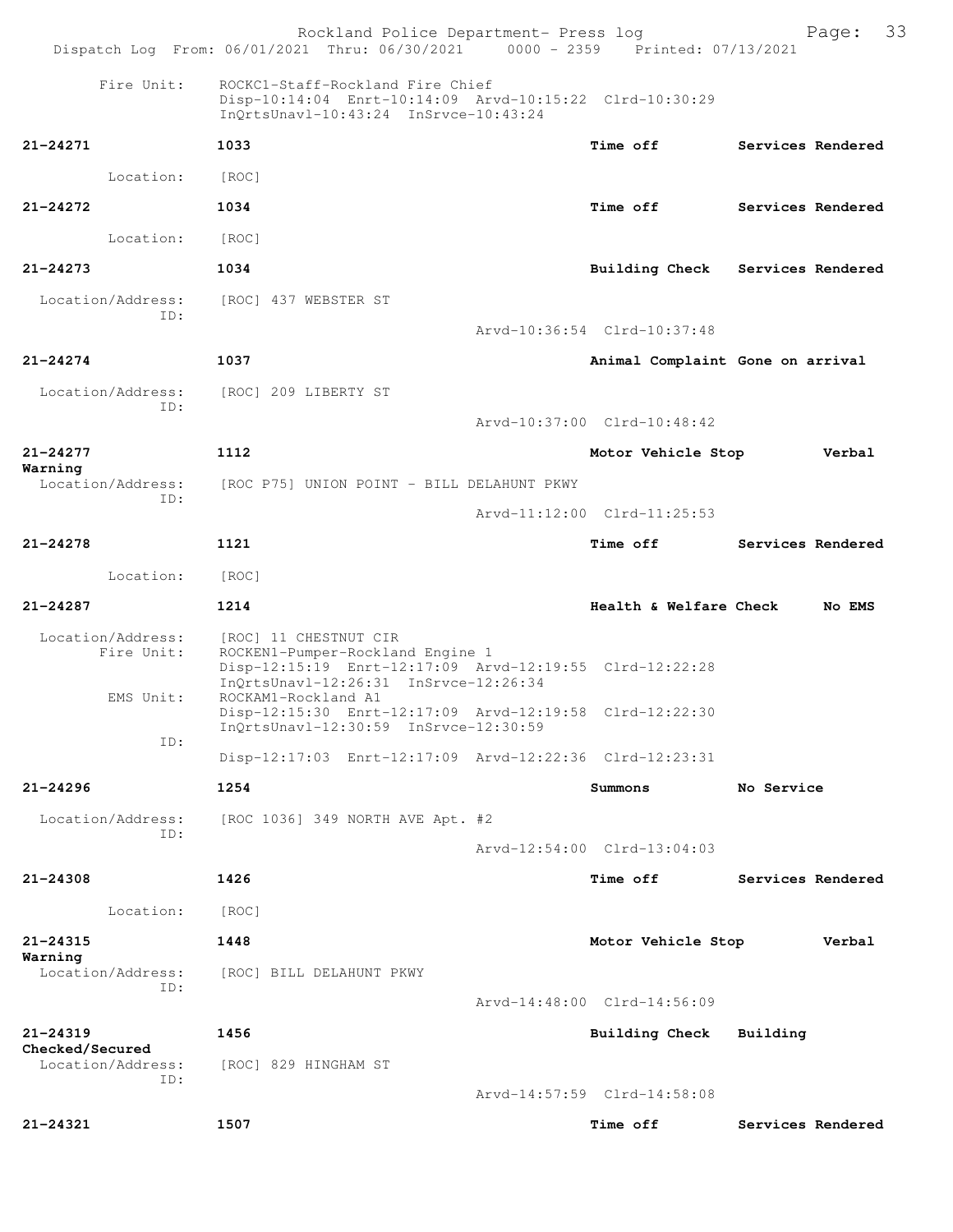Fire Unit: ROCKC1-Staff-Rockland Fire Chief
Disp-10:14:04 Enrt-10:14:09 Arvd-10:15:22 Clrd-10:30:29
InQrtsUnavl-10:43:24 InSrvce-10:43:24

**21-24271** **1033** **Time off** **Services Rendered**

Location: [ROC]

**21-24272** **1034** **Time off** **Services Rendered**

Location: [ROC]

**21-24273** **1034** **Building Check** **Services Rendered**

Location/Address: [ROC] 437 WEBSTER ST
ID:
Arvd-10:36:54 Clrd-10:37:48

**21-24274** **1037** **Animal Complaint Gone on arrival**

Location/Address: [ROC] 209 LIBERTY ST
ID:
Arvd-10:37:00 Clrd-10:48:42

**21-24277** **1112** **Motor Vehicle Stop** **Verbal Warning**

Location/Address: [ROC P75] UNION POINT - BILL DELAHUNT PKWY
ID:
Arvd-11:12:00 Clrd-11:25:53

**21-24278** **1121** **Time off** **Services Rendered**

Location: [ROC]

**21-24287** **1214** **Health & Welfare Check** **No EMS**

Location/Address: [ROC] 11 CHESTNUT CIR
Fire Unit: ROCKEN1-Pumper-Rockland Engine 1
Disp-12:15:19 Enrt-12:17:09 Arvd-12:19:55 Clrd-12:22:28
InQrtsUnavl-12:26:31 InSrvce-12:26:34
EMS Unit: ROCKAM1-Rockland A1
Disp-12:15:30 Enrt-12:17:09 Arvd-12:19:58 Clrd-12:22:30
InQrtsUnavl-12:30:59 InSrvce-12:30:59
ID:
Disp-12:17:03 Enrt-12:17:09 Arvd-12:22:36 Clrd-12:23:31

**21-24296** **1254** **Summons** **No Service**

Location/Address: [ROC 1036] 349 NORTH AVE Apt. #2
ID:
Arvd-12:54:00 Clrd-13:04:03

**21-24308** **1426** **Time off** **Services Rendered**

Location: [ROC]

**21-24315** **1448** **Motor Vehicle Stop** **Verbal Warning**

Location/Address: [ROC] BILL DELAHUNT PKWY
ID:
Arvd-14:48:00 Clrd-14:56:09

**21-24319** **1456** **Building Check** **Building Checked/Secured**

Location/Address: [ROC] 829 HINGHAM ST
ID:
Arvd-14:57:59 Clrd-14:58:08

**21-24321** **1507** **Time off** **Services Rendered**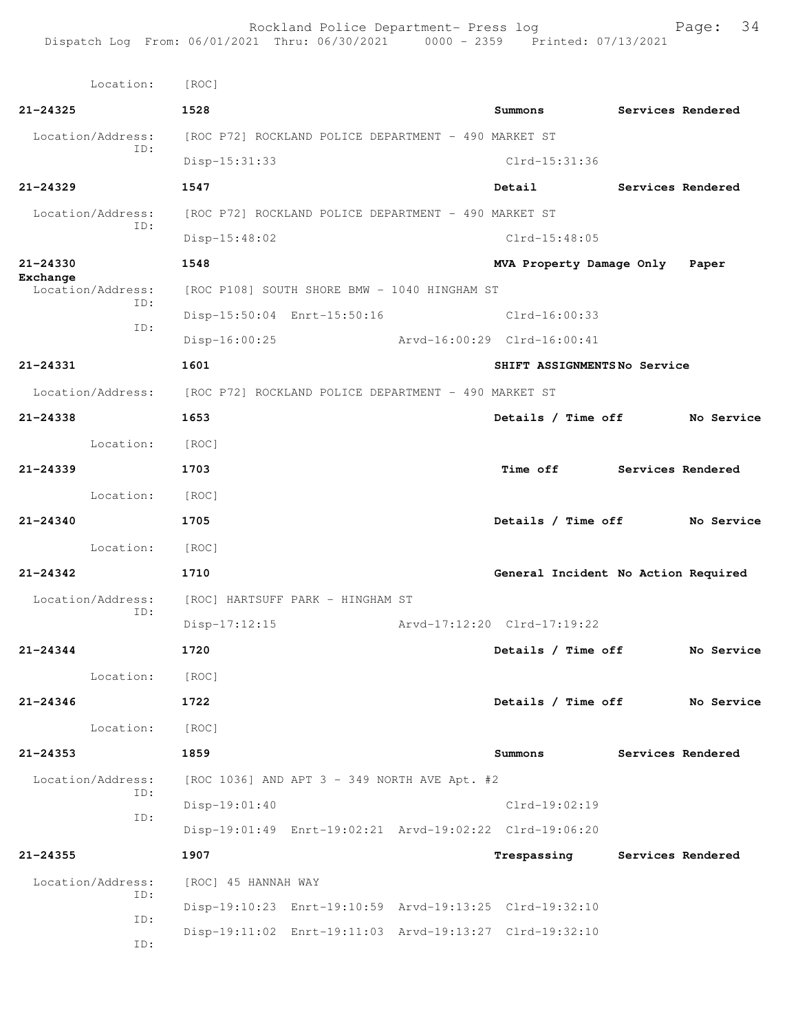Location: [ROC]

**21-24325** **1528** **Summons** **Services Rendered**

Location/Address: [ROC P72] ROCKLAND POLICE DEPARTMENT - 490 MARKET ST
ID:
Disp-15:31:33 Clrd-15:31:36

**21-24329** **1547** **Detail** **Services Rendered**

Location/Address: [ROC P72] ROCKLAND POLICE DEPARTMENT - 490 MARKET ST
ID:
Disp-15:48:02 Clrd-15:48:05

**21-24330** **1548** **MVA Property Damage Only** **Paper Exchange**

Location/Address: [ROC P108] SOUTH SHORE BMW - 1040 HINGHAM ST
ID:
Disp-15:50:04 Enrt-15:50:16 Clrd-16:00:33
ID:
Disp-16:00:25 Arvd-16:00:29 Clrd-16:00:41

**21-24331** **1601** **SHIFT ASSIGNMENTS** **No Service**

Location/Address: [ROC P72] ROCKLAND POLICE DEPARTMENT - 490 MARKET ST

**21-24338** **1653** **Details / Time off** **No Service**

Location: [ROC]

**21-24339** **1703** **Time off** **Services Rendered**

Location: [ROC]

**21-24340** **1705** **Details / Time off** **No Service**

Location: [ROC]

**21-24342** **1710** **General Incident** **No Action Required**

Location/Address: [ROC] HARTSUFF PARK - HINGHAM ST
ID:
Disp-17:12:15 Arvd-17:12:20 Clrd-17:19:22

**21-24344** **1720** **Details / Time off** **No Service**

Location: [ROC]

**21-24346** **1722** **Details / Time off** **No Service**

Location: [ROC]

**21-24353** **1859** **Summons** **Services Rendered**

Location/Address: [ROC 1036] AND APT 3 - 349 NORTH AVE Apt. #2
ID:
Disp-19:01:40 Clrd-19:02:19
ID:
Disp-19:01:49 Enrt-19:02:21 Arvd-19:02:22 Clrd-19:06:20

**21-24355** **1907** **Trespassing** **Services Rendered**

Location/Address: [ROC] 45 HANNAH WAY
ID:
Disp-19:10:23 Enrt-19:10:59 Arvd-19:13:25 Clrd-19:32:10
ID:
Disp-19:11:02 Enrt-19:11:03 Arvd-19:13:27 Clrd-19:32:10
ID: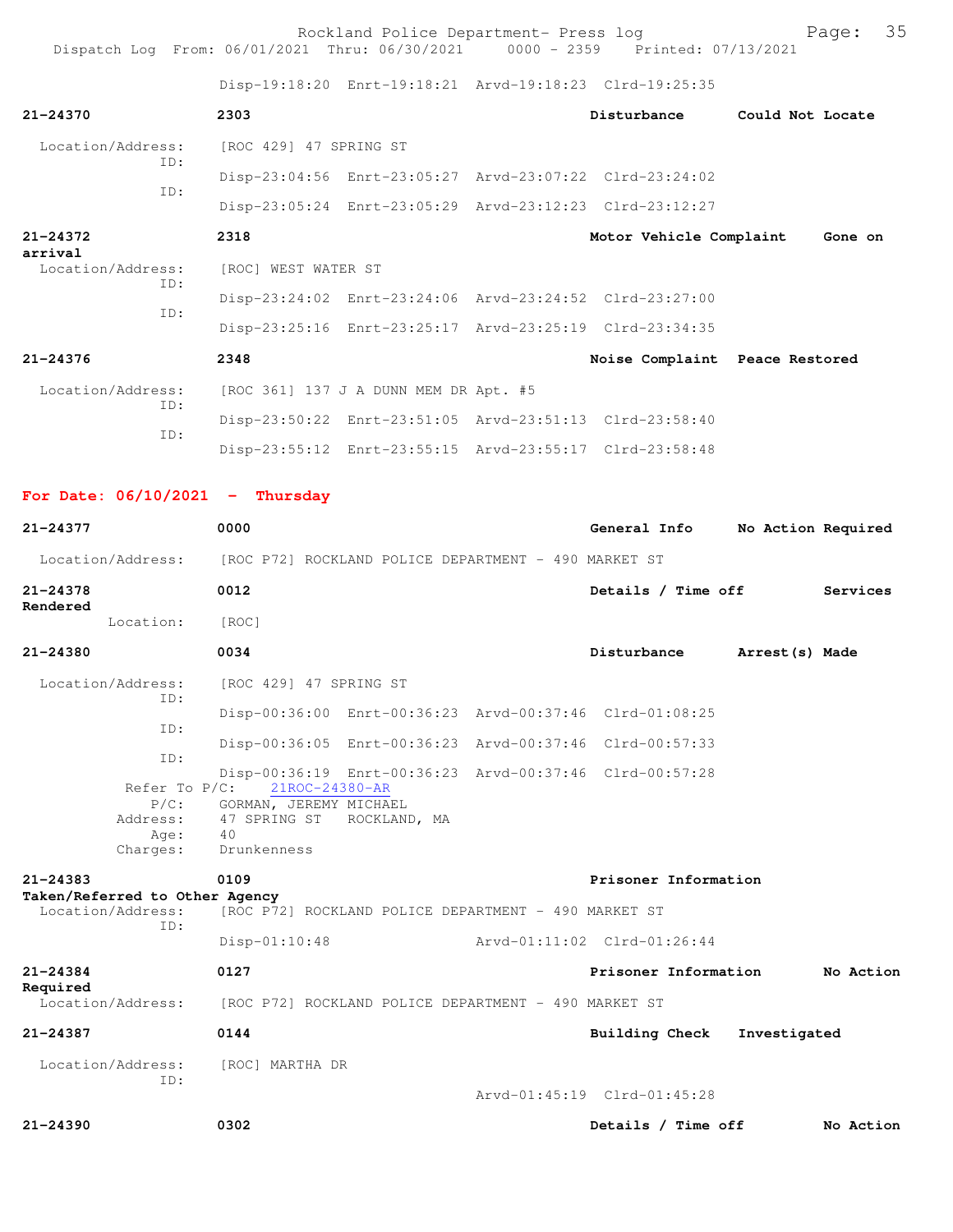Disp-19:18:20 Enrt-19:18:21 Arvd-19:18:23 Clrd-19:25:35

**21-24370** **2303** **Disturbance** **Could Not Locate**

Location/Address: [ROC 429] 47 SPRING ST
ID: Disp-23:04:56 Enrt-23:05:27 Arvd-23:07:22 Clrd-23:24:02
ID: Disp-23:05:24 Enrt-23:05:29 Arvd-23:12:23 Clrd-23:12:27

**21-24372** **2318** **Motor Vehicle Complaint** **Gone on arrival**

Location/Address: [ROC] WEST WATER ST
ID: Disp-23:24:02 Enrt-23:24:06 Arvd-23:24:52 Clrd-23:27:00
ID: Disp-23:25:16 Enrt-23:25:17 Arvd-23:25:19 Clrd-23:34:35

**21-24376** **2348** **Noise Complaint** **Peace Restored**

Location/Address: [ROC 361] 137 J A DUNN MEM DR Apt. #5
ID: Disp-23:50:22 Enrt-23:51:05 Arvd-23:51:13 Clrd-23:58:40
ID: Disp-23:55:12 Enrt-23:55:15 Arvd-23:55:17 Clrd-23:58:48

## For Date: 06/10/2021 - Thursday

**21-24377** **0000** **General Info** **No Action Required**

Location/Address: [ROC P72] ROCKLAND POLICE DEPARTMENT - 490 MARKET ST

**21-24378** **0012** **Details / Time off** **Services Rendered**

Location: [ROC]

**21-24380** **0034** **Disturbance** **Arrest(s) Made**

Location/Address: [ROC 429] 47 SPRING ST
ID: Disp-00:36:00 Enrt-00:36:23 Arvd-00:37:46 Clrd-01:08:25
ID: Disp-00:36:05 Enrt-00:36:23 Arvd-00:37:46 Clrd-00:57:33
ID: Disp-00:36:19 Enrt-00:36:23 Arvd-00:37:46 Clrd-00:57:28
Refer To P/C: 21ROC-24380-AR
P/C: GORMAN, JEREMY MICHAEL
Address: 47 SPRING ST ROCKLAND, MA
Age: 40
Charges: Drunkenness

**21-24383** **0109** **Prisoner Information** **Taken/Referred to Other Agency**

Location/Address: [ROC P72] ROCKLAND POLICE DEPARTMENT - 490 MARKET ST
ID: Disp-01:10:48 Arvd-01:11:02 Clrd-01:26:44

**21-24384** **0127** **Prisoner Information** **No Action Required**

Location/Address: [ROC P72] ROCKLAND POLICE DEPARTMENT - 490 MARKET ST

**21-24387** **0144** **Building Check** **Investigated**

Location/Address: [ROC] MARTHA DR
ID: Arvd-01:45:19 Clrd-01:45:28

**21-24390** **0302** **Details / Time off** **No Action**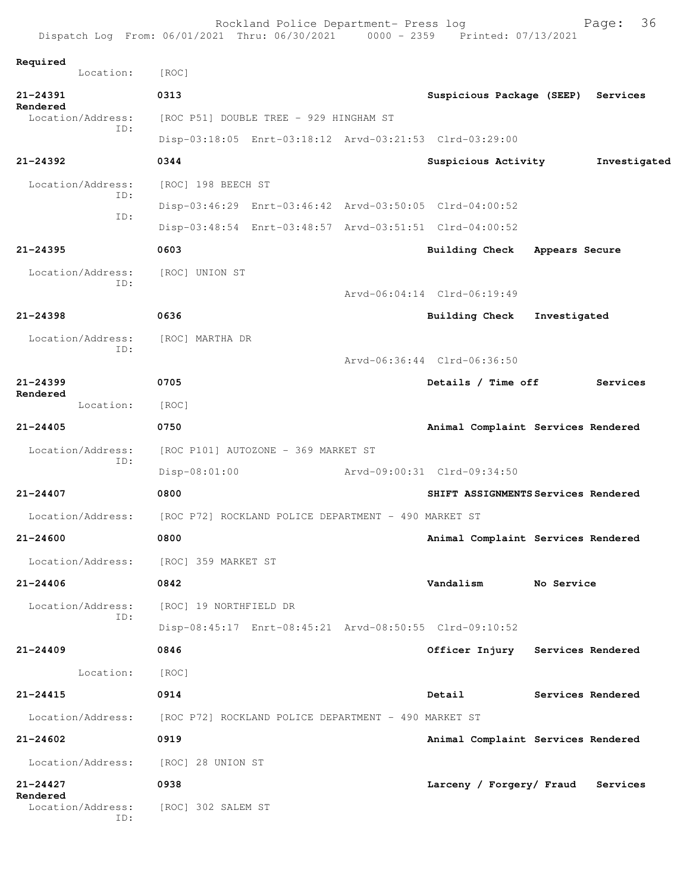Required
Location: [ROC]

**21-24391** 0313 **Suspicious Package (SEEP) Services Rendered**
Location/Address: [ROC P51] DOUBLE TREE - 929 HINGHAM ST
ID:
Disp-03:18:05 Enrt-03:18:12 Arvd-03:21:53 Clrd-03:29:00

**21-24392** 0344 **Suspicious Activity Investigated**
Location/Address: [ROC] 198 BEECH ST
ID:
Disp-03:46:29 Enrt-03:46:42 Arvd-03:50:05 Clrd-04:00:52
ID:
Disp-03:48:54 Enrt-03:48:57 Arvd-03:51:51 Clrd-04:00:52

**21-24395** 0603 **Building Check Appears Secure**
Location/Address: [ROC] UNION ST
ID:
Arvd-06:04:14 Clrd-06:19:49

**21-24398** 0636 **Building Check Investigated**
Location/Address: [ROC] MARTHA DR
ID:
Arvd-06:36:44 Clrd-06:36:50

**21-24399** 0705 **Details / Time off Services Rendered**
Location: [ROC]

**21-24405** 0750 **Animal Complaint Services Rendered**
Location/Address: [ROC P101] AUTOZONE - 369 MARKET ST
ID:
Disp-08:01:00 Arvd-09:00:31 Clrd-09:34:50

**21-24407** 0800 **SHIFT ASSIGNMENTS Services Rendered**
Location/Address: [ROC P72] ROCKLAND POLICE DEPARTMENT - 490 MARKET ST

**21-24600** 0800 **Animal Complaint Services Rendered**
Location/Address: [ROC] 359 MARKET ST

**21-24406** 0842 **Vandalism No Service**
Location/Address: [ROC] 19 NORTHFIELD DR
ID:
Disp-08:45:17 Enrt-08:45:21 Arvd-08:50:55 Clrd-09:10:52

**21-24409** 0846 **Officer Injury Services Rendered**
Location: [ROC]

**21-24415** 0914 **Detail Services Rendered**
Location/Address: [ROC P72] ROCKLAND POLICE DEPARTMENT - 490 MARKET ST

**21-24602** 0919 **Animal Complaint Services Rendered**
Location/Address: [ROC] 28 UNION ST

**21-24427** 0938 **Larceny / Forgery/ Fraud Services Rendered**
Location/Address: [ROC] 302 SALEM ST
ID: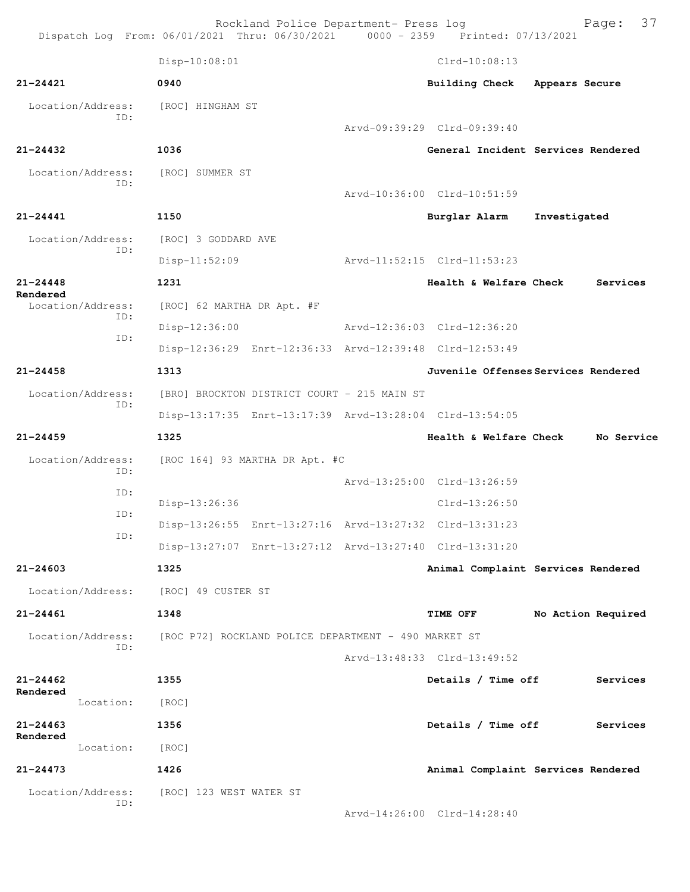Disp-10:08:01 Clrd-10:08:13

**21-24421** 0940 **Building Check Appears Secure**

Location/Address: [ROC] HINGHAM ST
ID:
Arvd-09:39:29 Clrd-09:39:40

**21-24432** 1036 **General Incident Services Rendered**

Location/Address: [ROC] SUMMER ST
ID:
Arvd-10:36:00 Clrd-10:51:59

**21-24441** 1150 **Burglar Alarm Investigated**

Location/Address: [ROC] 3 GODDARD AVE
ID:
Disp-11:52:09 Arvd-11:52:15 Clrd-11:53:23

**21-24448** 1231 **Health & Welfare Check Services Rendered**

Location/Address: [ROC] 62 MARTHA DR Apt. #F
ID:
Disp-12:36:00 Arvd-12:36:03 Clrd-12:36:20
ID:
Disp-12:36:29 Enrt-12:36:33 Arvd-12:39:48 Clrd-12:53:49

**21-24458** 1313 **Juvenile Offenses Services Rendered**

Location/Address: [BRO] BROCKTON DISTRICT COURT - 215 MAIN ST
ID:
Disp-13:17:35 Enrt-13:17:39 Arvd-13:28:04 Clrd-13:54:05

**21-24459** 1325 **Health & Welfare Check No Service**

Location/Address: [ROC 164] 93 MARTHA DR Apt. #C
ID:
Arvd-13:25:00 Clrd-13:26:59
ID:
Disp-13:26:36 Clrd-13:26:50
ID:
Disp-13:26:55 Enrt-13:27:16 Arvd-13:27:32 Clrd-13:31:23
ID:
Disp-13:27:07 Enrt-13:27:12 Arvd-13:27:40 Clrd-13:31:20

**21-24603** 1325 **Animal Complaint Services Rendered**

Location/Address: [ROC] 49 CUSTER ST

**21-24461** 1348 **TIME OFF No Action Required**

Location/Address: [ROC P72] ROCKLAND POLICE DEPARTMENT - 490 MARKET ST
ID:
Arvd-13:48:33 Clrd-13:49:52

**21-24462** 1355 **Details / Time off Services Rendered**

Location: [ROC]

**21-24463** 1356 **Details / Time off Services Rendered**

Location: [ROC]

**21-24473** 1426 **Animal Complaint Services Rendered**

Location/Address: [ROC] 123 WEST WATER ST
ID:
Arvd-14:26:00 Clrd-14:28:40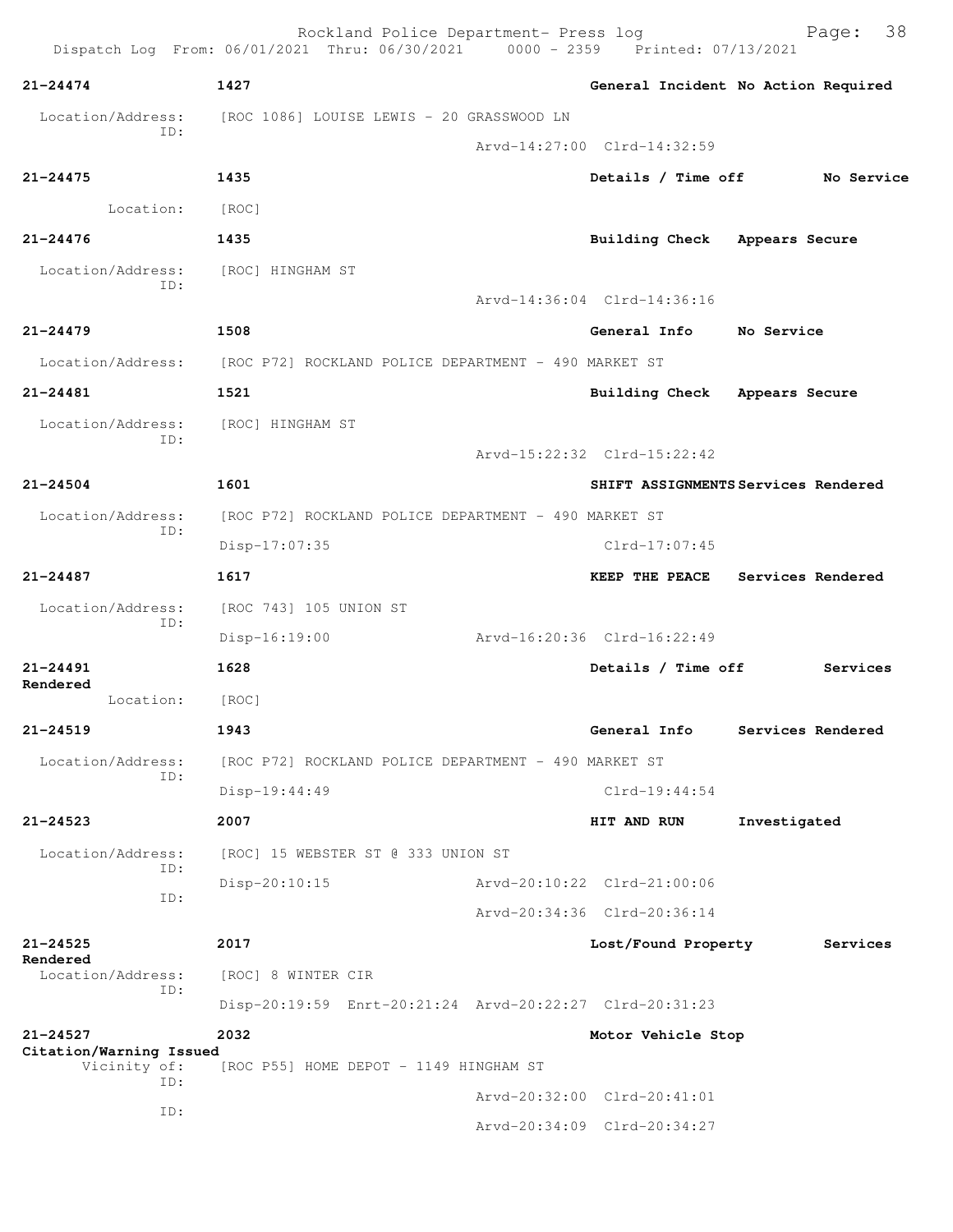21-24474 1427 General Incident No Action Required

Location/Address: [ROC 1086] LOUISE LEWIS - 20 GRASSWOOD LN
ID:
Arvd-14:27:00 Clrd-14:32:59

21-24475 1435 Details / Time off No Service

Location: [ROC]

21-24476 1435 Building Check Appears Secure

Location/Address: [ROC] HINGHAM ST
ID:
Arvd-14:36:04 Clrd-14:36:16

21-24479 1508 General Info No Service

Location/Address: [ROC P72] ROCKLAND POLICE DEPARTMENT - 490 MARKET ST

21-24481 1521 Building Check Appears Secure

Location/Address: [ROC] HINGHAM ST
ID:
Arvd-15:22:32 Clrd-15:22:42

21-24504 1601 SHIFT ASSIGNMENTS Services Rendered

Location/Address: [ROC P72] ROCKLAND POLICE DEPARTMENT - 490 MARKET ST
ID:
Disp-17:07:35 Clrd-17:07:45

21-24487 1617 KEEP THE PEACE Services Rendered

Location/Address: [ROC 743] 105 UNION ST
ID:
Disp-16:19:00 Arvd-16:20:36 Clrd-16:22:49

21-24491 1628 Details / Time off Services Rendered

Location: [ROC]

21-24519 1943 General Info Services Rendered

Location/Address: [ROC P72] ROCKLAND POLICE DEPARTMENT - 490 MARKET ST
ID:
Disp-19:44:49 Clrd-19:44:54

21-24523 2007 HIT AND RUN Investigated

Location/Address: [ROC] 15 WEBSTER ST @ 333 UNION ST
ID:
Disp-20:10:15 Arvd-20:10:22 Clrd-21:00:06
ID:
Arvd-20:34:36 Clrd-20:36:14

21-24525 2017 Lost/Found Property Services Rendered

Location/Address: [ROC] 8 WINTER CIR
ID:
Disp-20:19:59 Enrt-20:21:24 Arvd-20:22:27 Clrd-20:31:23

21-24527 2032 Motor Vehicle Stop Citation/Warning Issued

Vicinity of: [ROC P55] HOME DEPOT - 1149 HINGHAM ST
ID:
Arvd-20:32:00 Clrd-20:41:01
ID:
Arvd-20:34:09 Clrd-20:34:27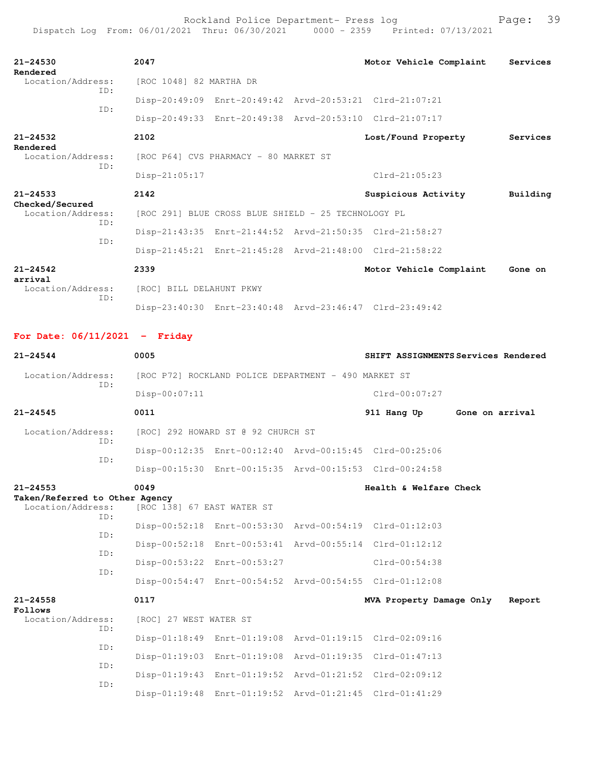**21-24530** 2047 Motor Vehicle Complaint Services Rendered
Location/Address: [ROC 1048] 82 MARTHA DR
ID:
Disp-20:49:09 Enrt-20:49:42 Arvd-20:53:21 Clrd-21:07:21
ID:
Disp-20:49:33 Enrt-20:49:38 Arvd-20:53:10 Clrd-21:07:17

**21-24532** 2102 Lost/Found Property Services Rendered
Location/Address: [ROC P64] CVS PHARMACY - 80 MARKET ST
ID:
Disp-21:05:17 Clrd-21:05:23

**21-24533** 2142 Suspicious Activity Building Checked/Secured
Location/Address: [ROC 291] BLUE CROSS BLUE SHIELD - 25 TECHNOLOGY PL
ID:
Disp-21:43:35 Enrt-21:44:52 Arvd-21:50:35 Clrd-21:58:27
ID:
Disp-21:45:21 Enrt-21:45:28 Arvd-21:48:00 Clrd-21:58:22

**21-24542** 2339 Motor Vehicle Complaint Gone on arrival
Location/Address: [ROC] BILL DELAHUNT PKWY
ID:
Disp-23:40:30 Enrt-23:40:48 Arvd-23:46:47 Clrd-23:49:42

## For Date: 06/11/2021 - Friday

**21-24544** 0005 SHIFT ASSIGNMENTS Services Rendered
Location/Address: [ROC P72] ROCKLAND POLICE DEPARTMENT - 490 MARKET ST
ID:
Disp-00:07:11 Clrd-00:07:27

**21-24545** 0011 911 Hang Up Gone on arrival
Location/Address: [ROC] 292 HOWARD ST @ 92 CHURCH ST
ID:
Disp-00:12:35 Enrt-00:12:40 Arvd-00:15:45 Clrd-00:25:06
ID:
Disp-00:15:30 Enrt-00:15:35 Arvd-00:15:53 Clrd-00:24:58

**21-24553** 0049 Health & Welfare Check Taken/Referred to Other Agency
Location/Address: [ROC 138] 67 EAST WATER ST
ID:
Disp-00:52:18 Enrt-00:53:30 Arvd-00:54:19 Clrd-01:12:03
ID:
Disp-00:52:18 Enrt-00:53:41 Arvd-00:55:14 Clrd-01:12:12
ID:
Disp-00:53:22 Enrt-00:53:27 Clrd-00:54:38
ID:
Disp-00:54:47 Enrt-00:54:52 Arvd-00:54:55 Clrd-01:12:08

**21-24558** 0117 MVA Property Damage Only Report Follows
Location/Address: [ROC] 27 WEST WATER ST
ID:
Disp-01:18:49 Enrt-01:19:08 Arvd-01:19:15 Clrd-02:09:16
ID:
Disp-01:19:03 Enrt-01:19:08 Arvd-01:19:35 Clrd-01:47:13
ID:
Disp-01:19:43 Enrt-01:19:52 Arvd-01:21:52 Clrd-02:09:12
ID:
Disp-01:19:48 Enrt-01:19:52 Arvd-01:21:45 Clrd-01:41:29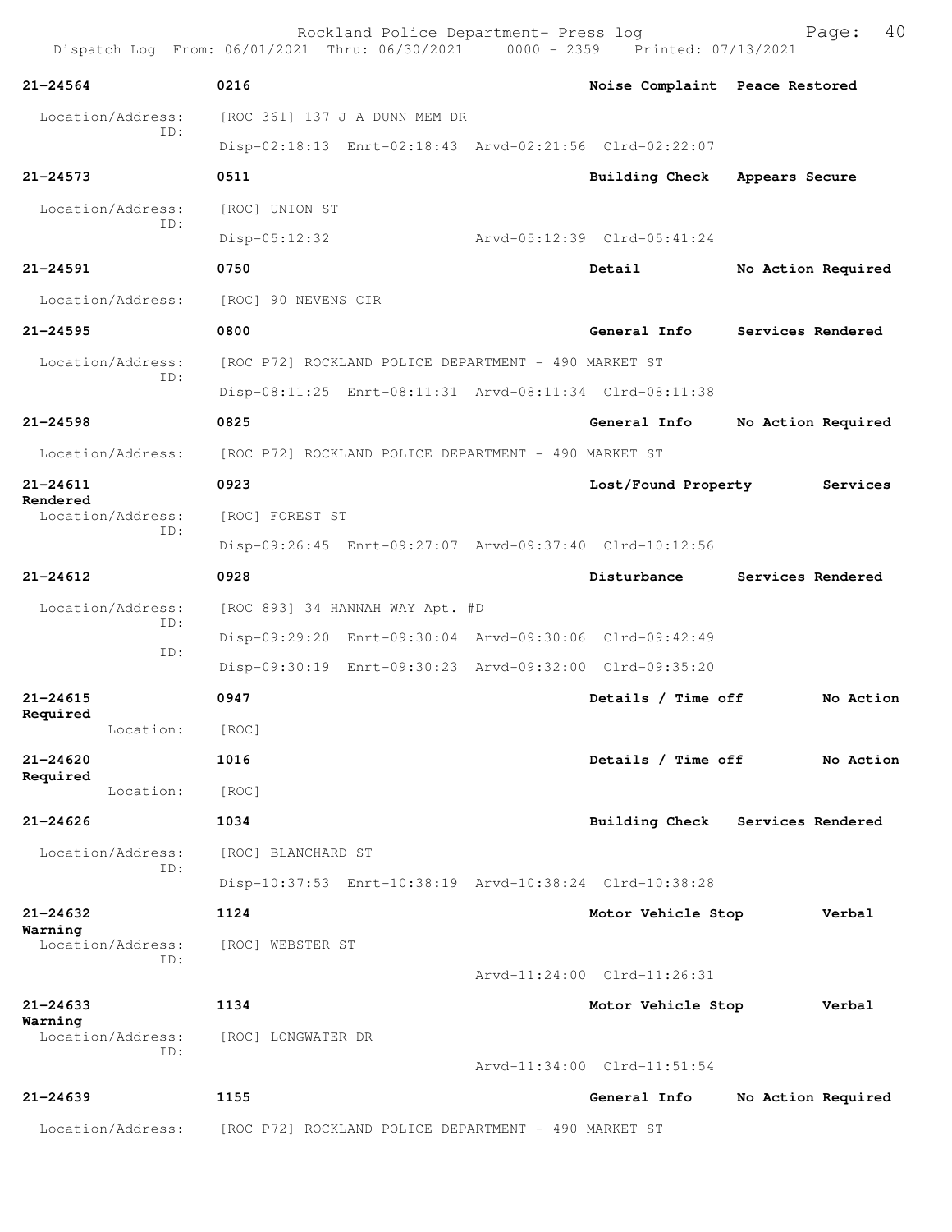21-24564 0216 Noise Complaint Peace Restored

Location/Address: [ROC 361] 137 J A DUNN MEM DR
ID:
Disp-02:18:13 Enrt-02:18:43 Arvd-02:21:56 Clrd-02:22:07

21-24573 0511 Building Check Appears Secure

Location/Address: [ROC] UNION ST
ID:
Disp-05:12:32 Arvd-05:12:39 Clrd-05:41:24

21-24591 0750 Detail No Action Required

Location/Address: [ROC] 90 NEVENS CIR

21-24595 0800 General Info Services Rendered

Location/Address: [ROC P72] ROCKLAND POLICE DEPARTMENT - 490 MARKET ST
ID:
Disp-08:11:25 Enrt-08:11:31 Arvd-08:11:34 Clrd-08:11:38

21-24598 0825 General Info No Action Required

Location/Address: [ROC P72] ROCKLAND POLICE DEPARTMENT - 490 MARKET ST

21-24611 0923 Lost/Found Property Services Rendered

Location/Address: [ROC] FOREST ST
ID:
Disp-09:26:45 Enrt-09:27:07 Arvd-09:37:40 Clrd-10:12:56

21-24612 0928 Disturbance Services Rendered

Location/Address: [ROC 893] 34 HANNAH WAY Apt. #D
ID:
Disp-09:29:20 Enrt-09:30:04 Arvd-09:30:06 Clrd-09:42:49
ID:
Disp-09:30:19 Enrt-09:30:23 Arvd-09:32:00 Clrd-09:35:20

21-24615 0947 Details / Time off No Action Required

Location: [ROC]

21-24620 1016 Details / Time off No Action Required

Location: [ROC]

21-24626 1034 Building Check Services Rendered

Location/Address: [ROC] BLANCHARD ST
ID:
Disp-10:37:53 Enrt-10:38:19 Arvd-10:38:24 Clrd-10:38:28

21-24632 1124 Motor Vehicle Stop Verbal Warning

Location/Address: [ROC] WEBSTER ST
ID:
Arvd-11:24:00 Clrd-11:26:31

21-24633 1134 Motor Vehicle Stop Verbal Warning

Location/Address: [ROC] LONGWATER DR
ID:
Arvd-11:34:00 Clrd-11:51:54

21-24639 1155 General Info No Action Required

Location/Address: [ROC P72] ROCKLAND POLICE DEPARTMENT - 490 MARKET ST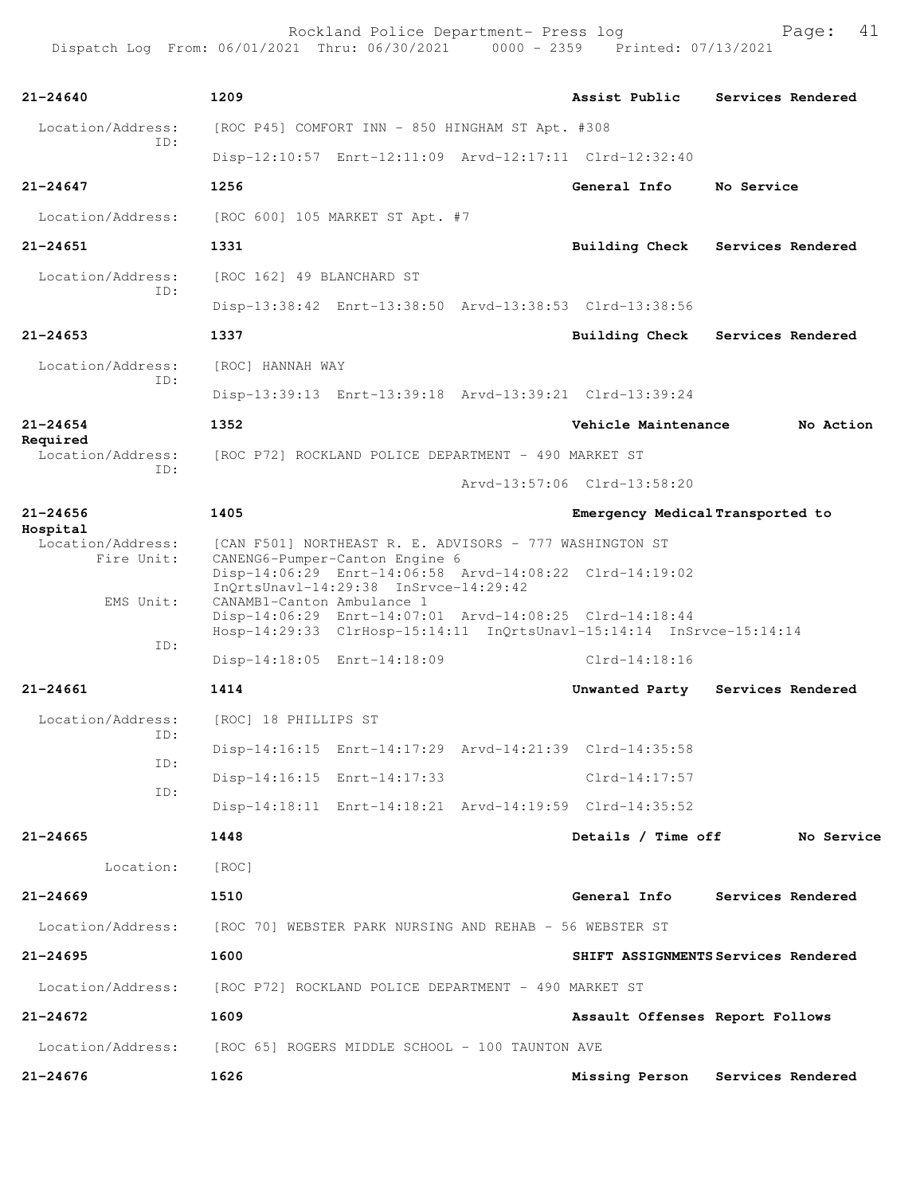Rockland Police Department- Press log
Dispatch Log From: 06/01/2021 Thru: 06/30/2021 0000 - 2359 Printed: 07/13/2021

**21-24640** 1209 **Assist Public** **Services Rendered**

Location/Address: [ROC P45] COMFORT INN - 850 HINGHAM ST Apt. #308
ID:
Disp-12:10:57 Enrt-12:11:09 Arvd-12:17:11 Clrd-12:32:40

**21-24647** 1256 **General Info** **No Service**

Location/Address: [ROC 600] 105 MARKET ST Apt. #7

**21-24651** 1331 **Building Check** **Services Rendered**

Location/Address: [ROC 162] 49 BLANCHARD ST
ID:
Disp-13:38:42 Enrt-13:38:50 Arvd-13:38:53 Clrd-13:38:56

**21-24653** 1337 **Building Check** **Services Rendered**

Location/Address: [ROC] HANNAH WAY
ID:
Disp-13:39:13 Enrt-13:39:18 Arvd-13:39:21 Clrd-13:39:24

**21-24654** 1352 **Vehicle Maintenance** **No Action Required**

Location/Address: [ROC P72] ROCKLAND POLICE DEPARTMENT - 490 MARKET ST
ID:
Arvd-13:57:06 Clrd-13:58:20

**21-24656** 1405 **Emergency Medical** **Transported to Hospital**

Location/Address: [CAN F501] NORTHEAST R. E. ADVISORS - 777 WASHINGTON ST
Fire Unit: CANENG6-Pumper-Canton Engine 6
Disp-14:06:29 Enrt-14:06:58 Arvd-14:08:22 Clrd-14:19:02
InQrtsUnavl-14:29:38 InSrvce-14:29:42
EMS Unit: CANAMB1-Canton Ambulance 1
Disp-14:06:29 Enrt-14:07:01 Arvd-14:08:25 Clrd-14:18:44
Hosp-14:29:33 ClrHosp-15:14:11 InQrtsUnavl-15:14:14 InSrvce-15:14:14
ID:
Disp-14:18:05 Enrt-14:18:09 Clrd-14:18:16

**21-24661** 1414 **Unwanted Party** **Services Rendered**

Location/Address: [ROC] 18 PHILLIPS ST
ID:
Disp-14:16:15 Enrt-14:17:29 Arvd-14:21:39 Clrd-14:35:58
ID:
Disp-14:16:15 Enrt-14:17:33 Clrd-14:17:57
ID:
Disp-14:18:11 Enrt-14:18:21 Arvd-14:19:59 Clrd-14:35:52

**21-24665** 1448 **Details / Time off** **No Service**

Location: [ROC]

**21-24669** 1510 **General Info** **Services Rendered**

Location/Address: [ROC 70] WEBSTER PARK NURSING AND REHAB - 56 WEBSTER ST

**21-24695** 1600 **SHIFT ASSIGNMENTS** **Services Rendered**

Location/Address: [ROC P72] ROCKLAND POLICE DEPARTMENT - 490 MARKET ST

**21-24672** 1609 **Assault Offenses** **Report Follows**

Location/Address: [ROC 65] ROGERS MIDDLE SCHOOL - 100 TAUNTON AVE

**21-24676** 1626 **Missing Person** **Services Rendered**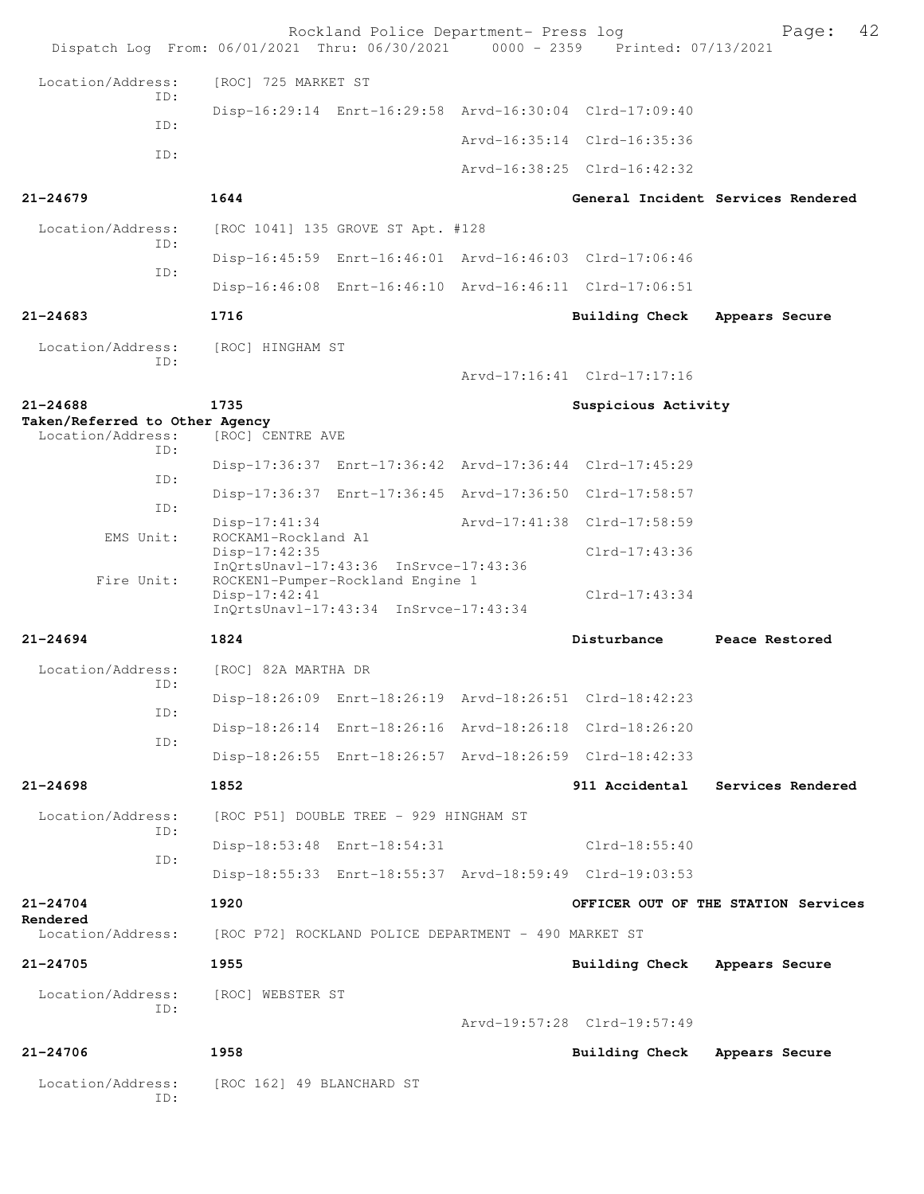Location/Address: [ROC] 725 MARKET ST
ID:
Disp-16:29:14 Enrt-16:29:58 Arvd-16:30:04 Clrd-17:09:40
ID:
Arvd-16:35:14 Clrd-16:35:36
ID:
Arvd-16:38:25 Clrd-16:42:32

**21-24679** 1644 General Incident Services Rendered

Location/Address: [ROC 1041] 135 GROVE ST Apt. #128
ID:
Disp-16:45:59 Enrt-16:46:01 Arvd-16:46:03 Clrd-17:06:46
ID:
Disp-16:46:08 Enrt-16:46:10 Arvd-16:46:11 Clrd-17:06:51

**21-24683** 1716 Building Check Appears Secure

Location/Address: [ROC] HINGHAM ST
ID:
Arvd-17:16:41 Clrd-17:17:16

**21-24688** 1735 Suspicious Activity
**Taken/Referred to Other Agency**
Location/Address: [ROC] CENTRE AVE
ID:
Disp-17:36:37 Enrt-17:36:42 Arvd-17:36:44 Clrd-17:45:29
ID:
Disp-17:36:37 Enrt-17:36:45 Arvd-17:36:50 Clrd-17:58:57
ID:
Disp-17:41:34 Arvd-17:41:38 Clrd-17:58:59
EMS Unit: ROCKAM1-Rockland A1
Disp-17:42:35 Clrd-17:43:36
InQrtsUnavl-17:43:36 InSrvce-17:43:36
Fire Unit: ROCKEN1-Pumper-Rockland Engine 1
Disp-17:42:41 Clrd-17:43:34
InQrtsUnavl-17:43:34 InSrvce-17:43:34

**21-24694** 1824 Disturbance Peace Restored

Location/Address: [ROC] 82A MARTHA DR
ID:
Disp-18:26:09 Enrt-18:26:19 Arvd-18:26:51 Clrd-18:42:23
ID:
Disp-18:26:14 Enrt-18:26:16 Arvd-18:26:18 Clrd-18:26:20
ID:
Disp-18:26:55 Enrt-18:26:57 Arvd-18:26:59 Clrd-18:42:33

**21-24698** 1852 911 Accidental Services Rendered

Location/Address: [ROC P51] DOUBLE TREE - 929 HINGHAM ST
ID:
Disp-18:53:48 Enrt-18:54:31 Clrd-18:55:40
ID:
Disp-18:55:33 Enrt-18:55:37 Arvd-18:59:49 Clrd-19:03:53

**21-24704** 1920 OFFICER OUT OF THE STATION Services
**Rendered**
Location/Address: [ROC P72] ROCKLAND POLICE DEPARTMENT - 490 MARKET ST

**21-24705** 1955 Building Check Appears Secure

Location/Address: [ROC] WEBSTER ST
ID:
Arvd-19:57:28 Clrd-19:57:49

**21-24706** 1958 Building Check Appears Secure

Location/Address: [ROC 162] 49 BLANCHARD ST
ID: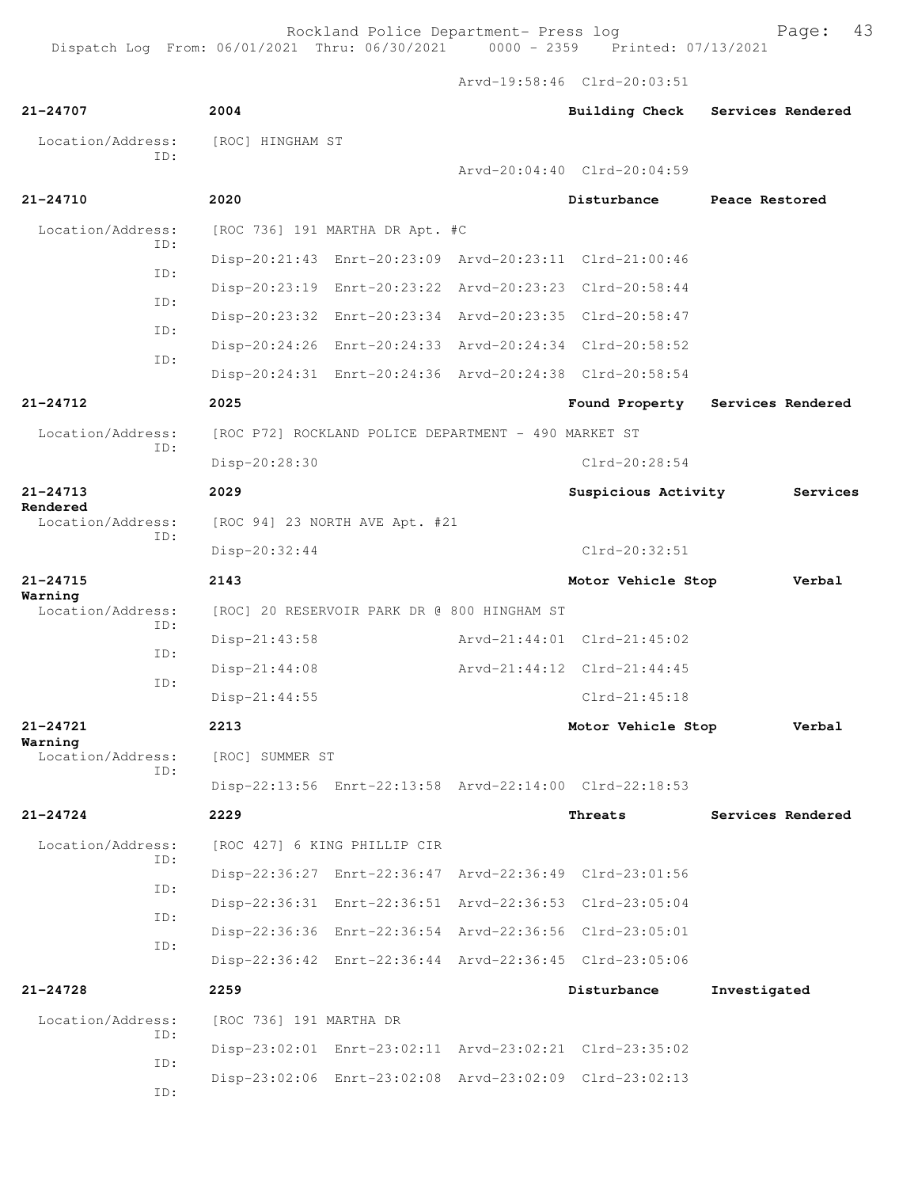Arvd-19:58:46 Clrd-20:03:51

**21-24707** 2004 **Building Check** **Services Rendered**
Location/Address: [ROC] HINGHAM ST
ID:
Arvd-20:04:40 Clrd-20:04:59

**21-24710** 2020 **Disturbance** **Peace Restored**
Location/Address: [ROC 736] 191 MARTHA DR Apt. #C
ID:
Disp-20:21:43 Enrt-20:23:09 Arvd-20:23:11 Clrd-21:00:46
ID:
Disp-20:23:19 Enrt-20:23:22 Arvd-20:23:23 Clrd-20:58:44
ID:
Disp-20:23:32 Enrt-20:23:34 Arvd-20:23:35 Clrd-20:58:47
ID:
Disp-20:24:26 Enrt-20:24:33 Arvd-20:24:34 Clrd-20:58:52
ID:
Disp-20:24:31 Enrt-20:24:36 Arvd-20:24:38 Clrd-20:58:54

**21-24712** 2025 **Found Property** **Services Rendered**
Location/Address: [ROC P72] ROCKLAND POLICE DEPARTMENT - 490 MARKET ST
ID:
Disp-20:28:30 Clrd-20:28:54

**21-24713** 2029 **Suspicious Activity** **Services Rendered**
Location/Address: [ROC 94] 23 NORTH AVE Apt. #21
ID:
Disp-20:32:44 Clrd-20:32:51

**21-24715** 2143 **Motor Vehicle Stop** **Verbal Warning**
Location/Address: [ROC] 20 RESERVOIR PARK DR @ 800 HINGHAM ST
ID:
Disp-21:43:58 Arvd-21:44:01 Clrd-21:45:02
ID:
Disp-21:44:08 Arvd-21:44:12 Clrd-21:44:45
ID:
Disp-21:44:55 Clrd-21:45:18

**21-24721** 2213 **Motor Vehicle Stop** **Verbal Warning**
Location/Address: [ROC] SUMMER ST
ID:
Disp-22:13:56 Enrt-22:13:58 Arvd-22:14:00 Clrd-22:18:53

**21-24724** 2229 **Threats** **Services Rendered**
Location/Address: [ROC 427] 6 KING PHILLIP CIR
ID:
Disp-22:36:27 Enrt-22:36:47 Arvd-22:36:49 Clrd-23:01:56
ID:
Disp-22:36:31 Enrt-22:36:51 Arvd-22:36:53 Clrd-23:05:04
ID:
Disp-22:36:36 Enrt-22:36:54 Arvd-22:36:56 Clrd-23:05:01
ID:
Disp-22:36:42 Enrt-22:36:44 Arvd-22:36:45 Clrd-23:05:06

**21-24728** 2259 **Disturbance** **Investigated**
Location/Address: [ROC 736] 191 MARTHA DR
ID:
Disp-23:02:01 Enrt-23:02:11 Arvd-23:02:21 Clrd-23:35:02
ID:
Disp-23:02:06 Enrt-23:02:08 Arvd-23:02:09 Clrd-23:02:13
ID: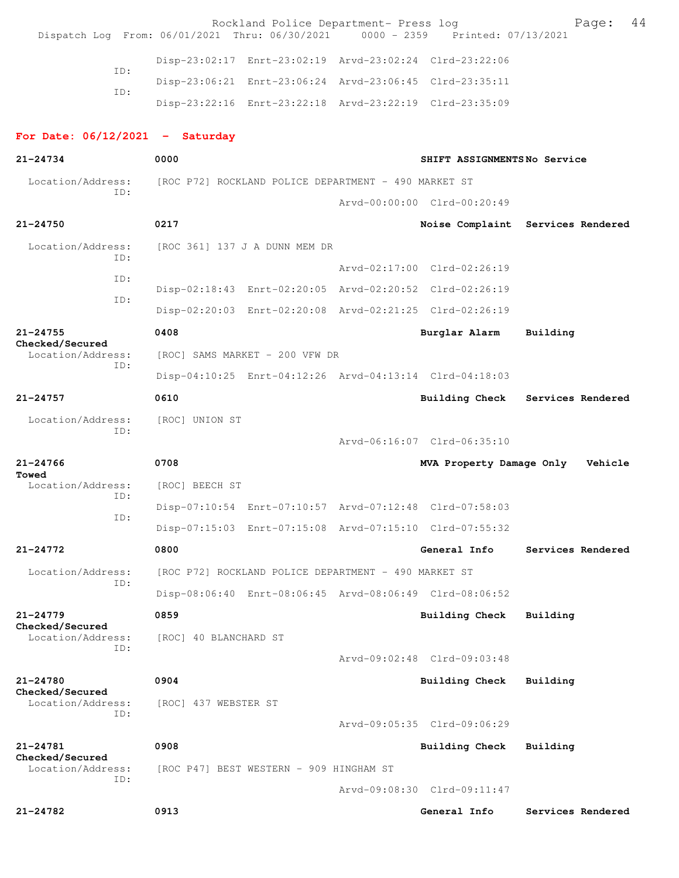Disp-23:02:17 Enrt-23:02:19 Arvd-23:02:24 Clrd-23:22:06
ID:
Disp-23:06:21 Enrt-23:06:24 Arvd-23:06:45 Clrd-23:35:11
ID:
Disp-23:22:16 Enrt-23:22:18 Arvd-23:22:19 Clrd-23:35:09

**For Date: 06/12/2021 - Saturday**

**21-24734** 0000 SHIFT ASSIGNMENTS No Service
Location/Address: [ROC P72] ROCKLAND POLICE DEPARTMENT - 490 MARKET ST
ID:
Arvd-00:00:00 Clrd-00:20:49

**21-24750** 0217 Noise Complaint Services Rendered
Location/Address: [ROC 361] 137 J A DUNN MEM DR
ID:
Arvd-02:17:00 Clrd-02:26:19
ID:
Disp-02:18:43 Enrt-02:20:05 Arvd-02:20:52 Clrd-02:26:19
ID:
Disp-02:20:03 Enrt-02:20:08 Arvd-02:21:25 Clrd-02:26:19

**21-24755** 0408 Burglar Alarm Building Checked/Secured
Location/Address: [ROC] SAMS MARKET - 200 VFW DR
ID:
Disp-04:10:25 Enrt-04:12:26 Arvd-04:13:14 Clrd-04:18:03

**21-24757** 0610 Building Check Services Rendered
Location/Address: [ROC] UNION ST
ID:
Arvd-06:16:07 Clrd-06:35:10

**21-24766** 0708 MVA Property Damage Only Vehicle Towed
Location/Address: [ROC] BEECH ST
ID:
Disp-07:10:54 Enrt-07:10:57 Arvd-07:12:48 Clrd-07:58:03
ID:
Disp-07:15:03 Enrt-07:15:08 Arvd-07:15:10 Clrd-07:55:32

**21-24772** 0800 General Info Services Rendered
Location/Address: [ROC P72] ROCKLAND POLICE DEPARTMENT - 490 MARKET ST
ID:
Disp-08:06:40 Enrt-08:06:45 Arvd-08:06:49 Clrd-08:06:52

**21-24779** 0859 Building Check Building Checked/Secured
Location/Address: [ROC] 40 BLANCHARD ST
ID:
Arvd-09:02:48 Clrd-09:03:48

**21-24780** 0904 Building Check Building Checked/Secured
Location/Address: [ROC] 437 WEBSTER ST
ID:
Arvd-09:05:35 Clrd-09:06:29

**21-24781** 0908 Building Check Building Checked/Secured
Location/Address: [ROC P47] BEST WESTERN - 909 HINGHAM ST
ID:
Arvd-09:08:30 Clrd-09:11:47

**21-24782** 0913 General Info Services Rendered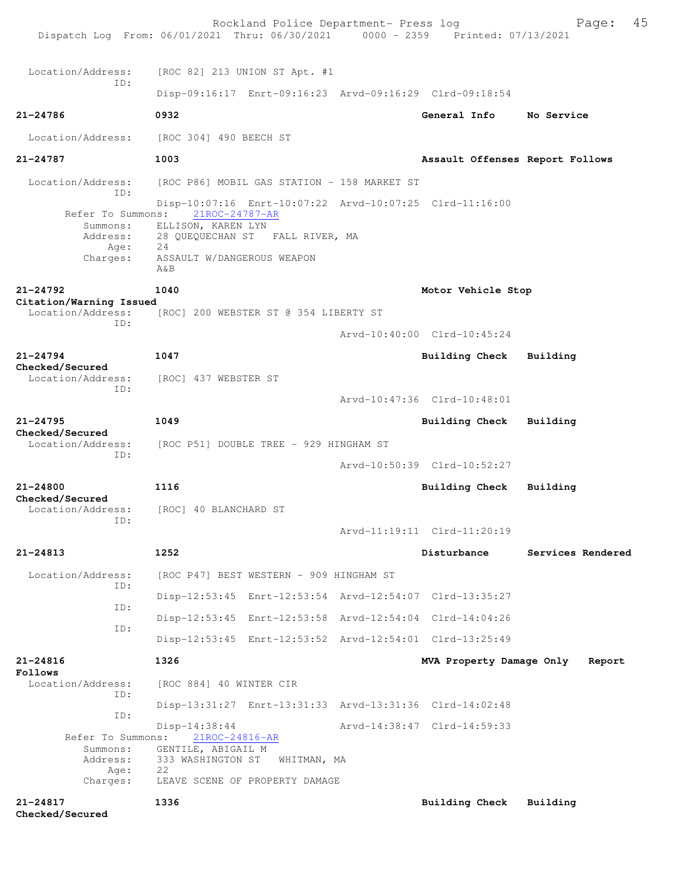```
 Location/Address:    [ROC 82] 213 UNION ST Apt. #1
              ID:
                      Disp-09:16:17  Enrt-09:16:23  Arvd-09:16:29  Clrd-09:18:54

21-24786              0932                                      General Info     No Service

 Location/Address:    [ROC 304] 490 BEECH ST

21-24787              1003                                      Assault Offenses Report Follows

 Location/Address:    [ROC P86] MOBIL GAS STATION - 158 MARKET ST
              ID:
                      Disp-10:07:16  Enrt-10:07:22  Arvd-10:07:25  Clrd-11:16:00
       Refer To Summons:    21ROC-24787-AR
          Summons:    ELLISON, KAREN LYN
          Address:    28 QUEQUECHAN ST   FALL RIVER, MA
              Age:    24
          Charges:    ASSAULT W/DANGEROUS WEAPON
                      A&B

21-24792              1040                                      Motor Vehicle Stop
Citation/Warning Issued
 Location/Address:    [ROC] 200 WEBSTER ST @ 354 LIBERTY ST
              ID:
                                                    Arvd-10:40:00  Clrd-10:45:24

21-24794              1047                                      Building Check   Building
Checked/Secured
 Location/Address:    [ROC] 437 WEBSTER ST
              ID:
                                                    Arvd-10:47:36  Clrd-10:48:01

21-24795              1049                                      Building Check   Building
Checked/Secured
 Location/Address:    [ROC P51] DOUBLE TREE - 929 HINGHAM ST
              ID:
                                                    Arvd-10:50:39  Clrd-10:52:27

21-24800              1116                                      Building Check   Building
Checked/Secured
 Location/Address:    [ROC] 40 BLANCHARD ST
              ID:
                                                    Arvd-11:19:11  Clrd-11:20:19

21-24813              1252                                      Disturbance      Services Rendered

 Location/Address:    [ROC P47] BEST WESTERN - 909 HINGHAM ST
              ID:
                      Disp-12:53:45  Enrt-12:53:54  Arvd-12:54:07  Clrd-13:35:27
              ID:
                      Disp-12:53:45  Enrt-12:53:58  Arvd-12:54:04  Clrd-14:04:26
              ID:
                      Disp-12:53:45  Enrt-12:53:52  Arvd-12:54:01  Clrd-13:25:49

21-24816              1326                                      MVA Property Damage Only    Report
Follows
 Location/Address:    [ROC 884] 40 WINTER CIR
              ID:
                      Disp-13:31:27  Enrt-13:31:33  Arvd-13:31:36  Clrd-14:02:48
              ID:
                      Disp-14:38:44                 Arvd-14:38:47  Clrd-14:59:33
       Refer To Summons:    21ROC-24816-AR
          Summons:    GENTILE, ABIGAIL M
          Address:    333 WASHINGTON ST   WHITMAN, MA
              Age:    22
          Charges:    LEAVE SCENE OF PROPERTY DAMAGE

21-24817              1336                                      Building Check   Building
Checked/Secured
```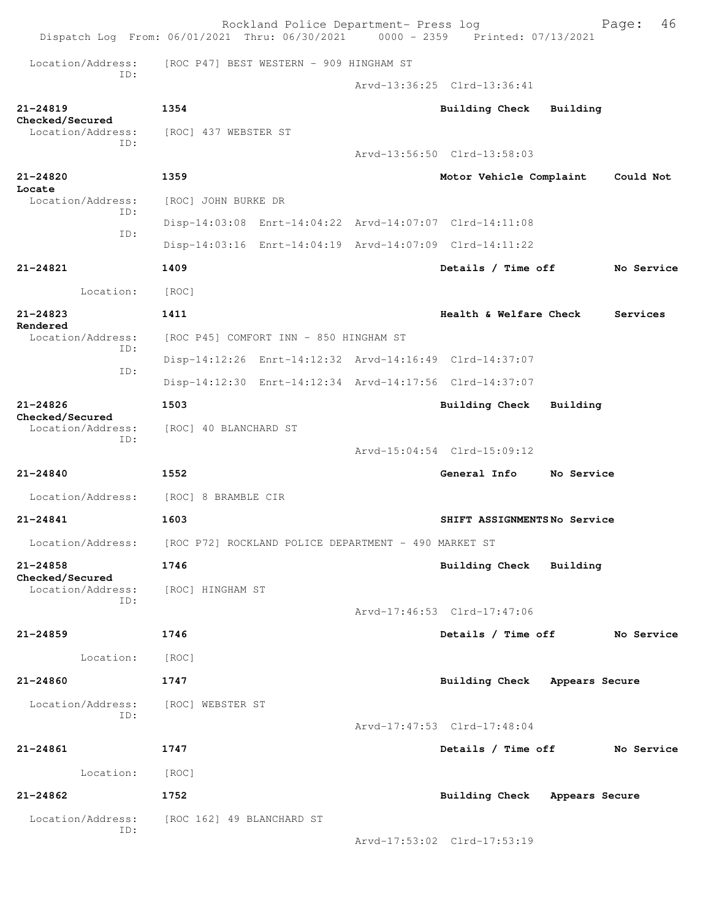Location/Address: [ROC P47] BEST WESTERN - 909 HINGHAM ST
ID:
Arvd-13:36:25 Clrd-13:36:41

**21-24819** **1354** **Building Check** **Building Checked/Secured**
Location/Address: [ROC] 437 WEBSTER ST
ID:
Arvd-13:56:50 Clrd-13:58:03

**21-24820** **1359** **Motor Vehicle Complaint** **Could Not Locate**
Location/Address: [ROC] JOHN BURKE DR
ID:
Disp-14:03:08 Enrt-14:04:22 Arvd-14:07:07 Clrd-14:11:08
ID:
Disp-14:03:16 Enrt-14:04:19 Arvd-14:07:09 Clrd-14:11:22

**21-24821** **1409** **Details / Time off** **No Service**
Location: [ROC]

**21-24823** **1411** **Health & Welfare Check** **Services Rendered**
Location/Address: [ROC P45] COMFORT INN - 850 HINGHAM ST
ID:
Disp-14:12:26 Enrt-14:12:32 Arvd-14:16:49 Clrd-14:37:07
ID:
Disp-14:12:30 Enrt-14:12:34 Arvd-14:17:56 Clrd-14:37:07

**21-24826** **1503** **Building Check** **Building Checked/Secured**
Location/Address: [ROC] 40 BLANCHARD ST
ID:
Arvd-15:04:54 Clrd-15:09:12

**21-24840** **1552** **General Info** **No Service**
Location/Address: [ROC] 8 BRAMBLE CIR

**21-24841** **1603** **SHIFT ASSIGNMENTS** **No Service**
Location/Address: [ROC P72] ROCKLAND POLICE DEPARTMENT - 490 MARKET ST

**21-24858** **1746** **Building Check** **Building Checked/Secured**
Location/Address: [ROC] HINGHAM ST
ID:
Arvd-17:46:53 Clrd-17:47:06

**21-24859** **1746** **Details / Time off** **No Service**
Location: [ROC]

**21-24860** **1747** **Building Check** **Appears Secure**
Location/Address: [ROC] WEBSTER ST
ID:
Arvd-17:47:53 Clrd-17:48:04

**21-24861** **1747** **Details / Time off** **No Service**
Location: [ROC]

**21-24862** **1752** **Building Check** **Appears Secure**
Location/Address: [ROC 162] 49 BLANCHARD ST
ID:
Arvd-17:53:02 Clrd-17:53:19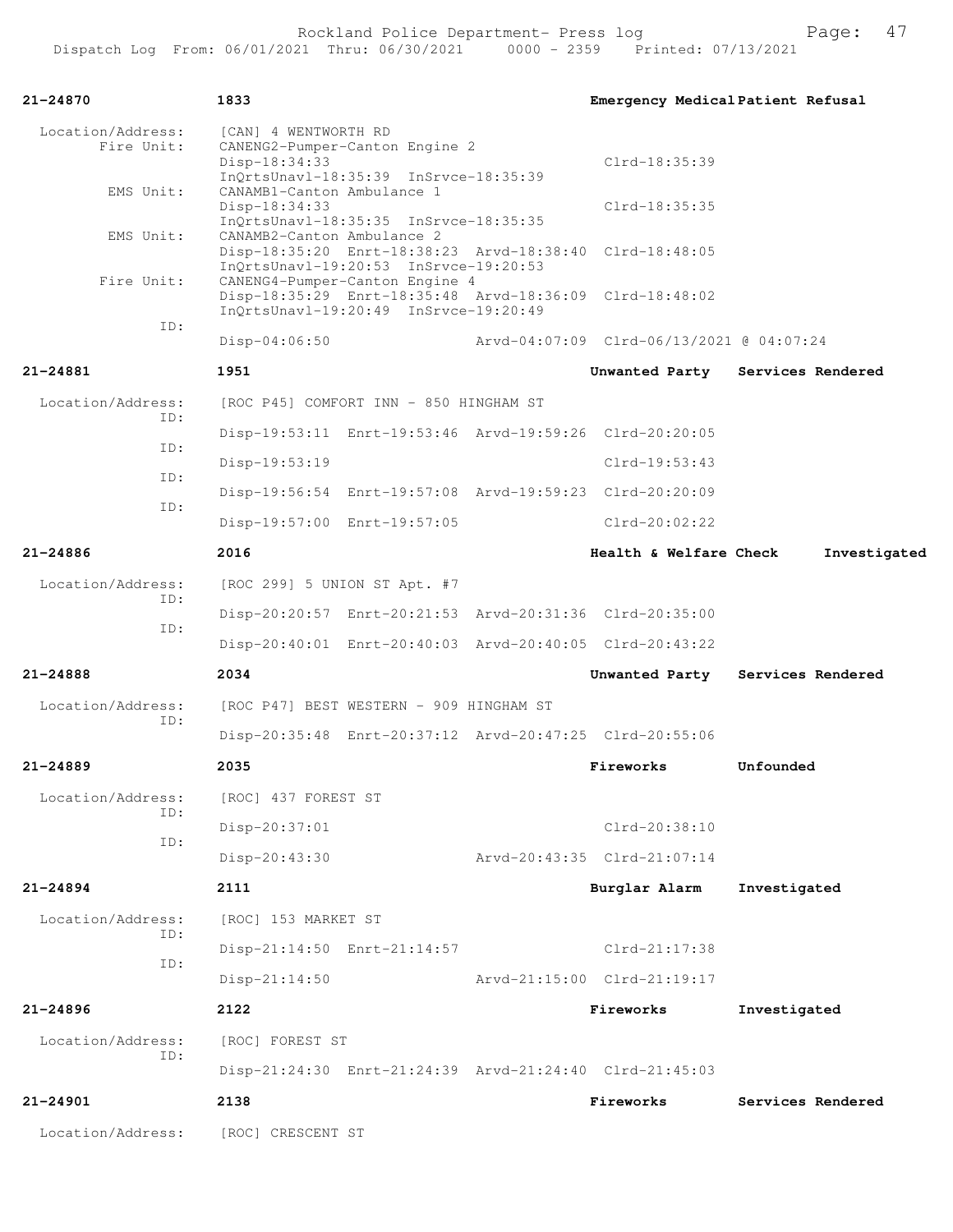**21-24870** **1833** **Emergency Medical Patient Refusal**

Location/Address: [CAN] 4 WENTWORTH RD
Fire Unit: CANENG2-Pumper-Canton Engine 2
Disp-18:34:33 Clrd-18:35:39
InQrtsUnavl-18:35:39 InSrvce-18:35:39
EMS Unit: CANAMB1-Canton Ambulance 1
Disp-18:34:33 Clrd-18:35:35
InQrtsUnavl-18:35:35 InSrvce-18:35:35
EMS Unit: CANAMB2-Canton Ambulance 2
Disp-18:35:20 Enrt-18:38:23 Arvd-18:38:40 Clrd-18:48:05
InQrtsUnavl-19:20:53 InSrvce-19:20:53
Fire Unit: CANENG4-Pumper-Canton Engine 4
Disp-18:35:29 Enrt-18:35:48 Arvd-18:36:09 Clrd-18:48:02
InQrtsUnavl-19:20:49 InSrvce-19:20:49
ID:
Disp-04:06:50 Arvd-04:07:09 Clrd-06/13/2021 @ 04:07:24

**21-24881** **1951** **Unwanted Party Services Rendered**

Location/Address: [ROC P45] COMFORT INN - 850 HINGHAM ST
ID:
Disp-19:53:11 Enrt-19:53:46 Arvd-19:59:26 Clrd-20:20:05
ID:
Disp-19:53:19 Clrd-19:53:43
ID:
Disp-19:56:54 Enrt-19:57:08 Arvd-19:59:23 Clrd-20:20:09
ID:
Disp-19:57:00 Enrt-19:57:05 Clrd-20:02:22

**21-24886** **2016** **Health & Welfare Check Investigated**

Location/Address: [ROC 299] 5 UNION ST Apt. #7
ID:
Disp-20:20:57 Enrt-20:21:53 Arvd-20:31:36 Clrd-20:35:00
ID:
Disp-20:40:01 Enrt-20:40:03 Arvd-20:40:05 Clrd-20:43:22

**21-24888** **2034** **Unwanted Party Services Rendered**

Location/Address: [ROC P47] BEST WESTERN - 909 HINGHAM ST
ID:
Disp-20:35:48 Enrt-20:37:12 Arvd-20:47:25 Clrd-20:55:06

**21-24889** **2035** **Fireworks Unfounded**

Location/Address: [ROC] 437 FOREST ST
ID:
Disp-20:37:01 Clrd-20:38:10
ID:
Disp-20:43:30 Arvd-20:43:35 Clrd-21:07:14

**21-24894** **2111** **Burglar Alarm Investigated**

Location/Address: [ROC] 153 MARKET ST
ID:
Disp-21:14:50 Enrt-21:14:57 Clrd-21:17:38
ID:
Disp-21:14:50 Arvd-21:15:00 Clrd-21:19:17

**21-24896** **2122** **Fireworks Investigated**

Location/Address: [ROC] FOREST ST
ID:
Disp-21:24:30 Enrt-21:24:39 Arvd-21:24:40 Clrd-21:45:03

**21-24901** **2138** **Fireworks Services Rendered**

Location/Address: [ROC] CRESCENT ST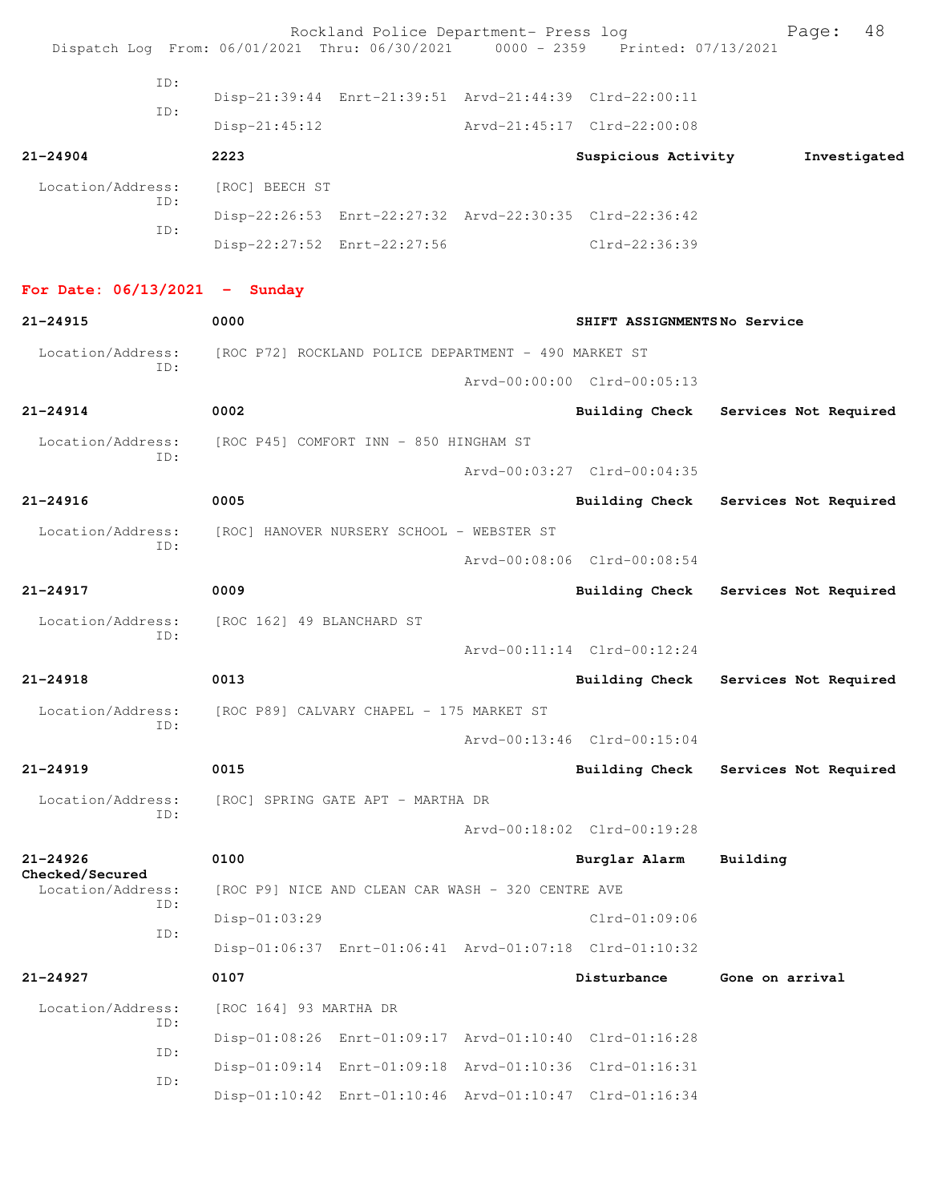ID:
Disp-21:39:44 Enrt-21:39:51 Arvd-21:44:39 Clrd-22:00:11
ID:
Disp-21:45:12 Arvd-21:45:17 Clrd-22:00:08

**21-24904** 2223 Suspicious Activity Investigated

Location/Address: [ROC] BEECH ST
ID:
Disp-22:26:53 Enrt-22:27:32 Arvd-22:30:35 Clrd-22:36:42
ID:
Disp-22:27:52 Enrt-22:27:56 Clrd-22:36:39

## For Date: 06/13/2021 - Sunday

**21-24915** 0000 SHIFT ASSIGNMENTS No Service

Location/Address: [ROC P72] ROCKLAND POLICE DEPARTMENT - 490 MARKET ST
ID:
Arvd-00:00:00 Clrd-00:05:13

**21-24914** 0002 Building Check Services Not Required

Location/Address: [ROC P45] COMFORT INN - 850 HINGHAM ST
ID:
Arvd-00:03:27 Clrd-00:04:35

**21-24916** 0005 Building Check Services Not Required

Location/Address: [ROC] HANOVER NURSERY SCHOOL - WEBSTER ST
ID:
Arvd-00:08:06 Clrd-00:08:54

**21-24917** 0009 Building Check Services Not Required

Location/Address: [ROC 162] 49 BLANCHARD ST
ID:
Arvd-00:11:14 Clrd-00:12:24

**21-24918** 0013 Building Check Services Not Required

Location/Address: [ROC P89] CALVARY CHAPEL - 175 MARKET ST
ID:
Arvd-00:13:46 Clrd-00:15:04

**21-24919** 0015 Building Check Services Not Required

Location/Address: [ROC] SPRING GATE APT - MARTHA DR
ID:
Arvd-00:18:02 Clrd-00:19:28

**21-24926** 0100 Burglar Alarm Building Checked/Secured

Location/Address: [ROC P9] NICE AND CLEAN CAR WASH - 320 CENTRE AVE
ID:
Disp-01:03:29 Clrd-01:09:06
ID:
Disp-01:06:37 Enrt-01:06:41 Arvd-01:07:18 Clrd-01:10:32

**21-24927** 0107 Disturbance Gone on arrival

Location/Address: [ROC 164] 93 MARTHA DR
ID:
Disp-01:08:26 Enrt-01:09:17 Arvd-01:10:40 Clrd-01:16:28
ID:
Disp-01:09:14 Enrt-01:09:18 Arvd-01:10:36 Clrd-01:16:31
ID:
Disp-01:10:42 Enrt-01:10:46 Arvd-01:10:47 Clrd-01:16:34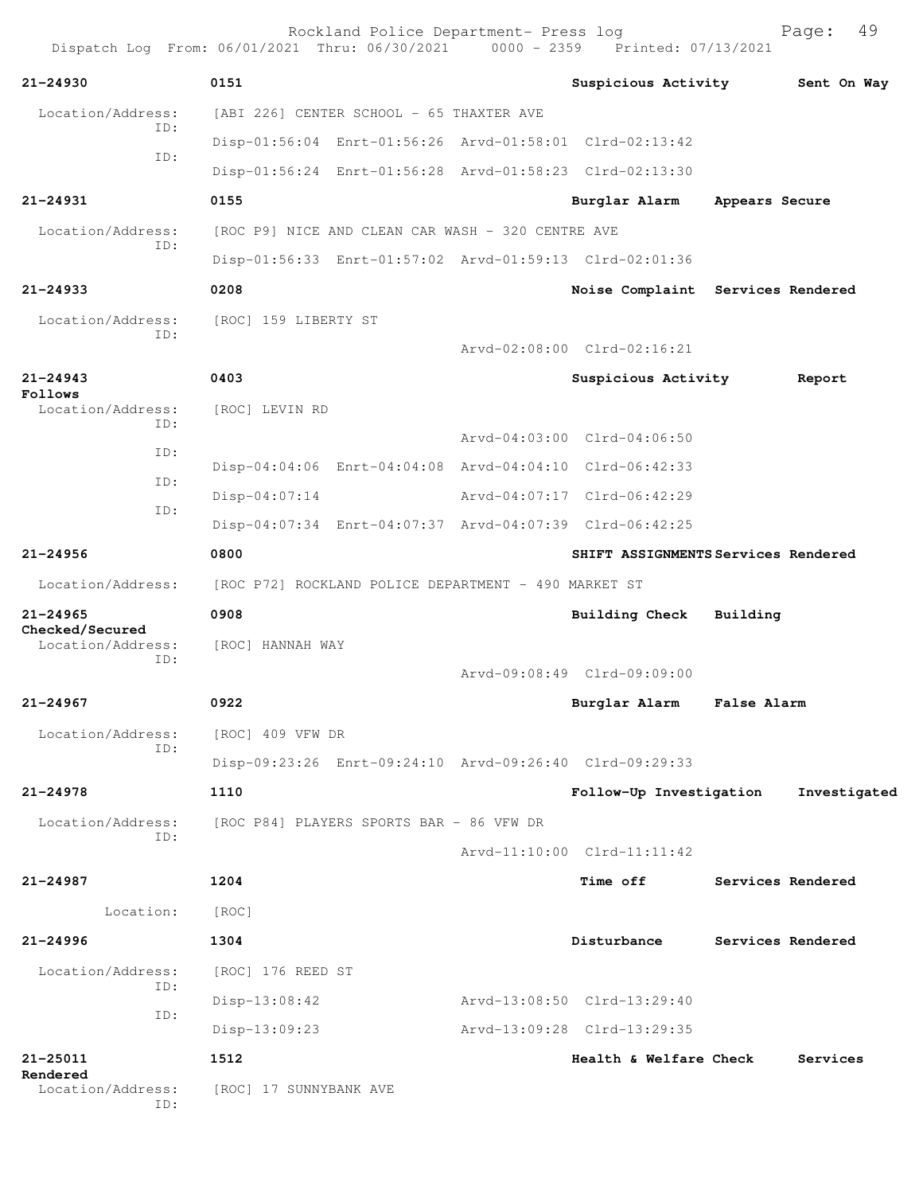Rockland Police Department- Press log
Dispatch Log From: 06/01/2021 Thru: 06/30/2021 0000 - 2359 Printed: 07/13/2021

**21-24930** 0151 **Suspicious Activity** **Sent On Way**

Location/Address: [ABI 226] CENTER SCHOOL - 65 THAXTER AVE
ID: Disp-01:56:04 Enrt-01:56:26 Arvd-01:58:01 Clrd-02:13:42
ID: Disp-01:56:24 Enrt-01:56:28 Arvd-01:58:23 Clrd-02:13:30

**21-24931** 0155 **Burglar Alarm** **Appears Secure**

Location/Address: [ROC P9] NICE AND CLEAN CAR WASH - 320 CENTRE AVE
ID: Disp-01:56:33 Enrt-01:57:02 Arvd-01:59:13 Clrd-02:01:36

**21-24933** 0208 **Noise Complaint** **Services Rendered**

Location/Address: [ROC] 159 LIBERTY ST
ID: Arvd-02:08:00 Clrd-02:16:21

**21-24943** 0403 **Suspicious Activity** **Report Follows**

Location/Address: [ROC] LEVIN RD
ID: Arvd-04:03:00 Clrd-04:06:50
ID: Disp-04:04:06 Enrt-04:04:08 Arvd-04:04:10 Clrd-06:42:33
ID: Disp-04:07:14 Arvd-04:07:17 Clrd-06:42:29
ID: Disp-04:07:34 Enrt-04:07:37 Arvd-04:07:39 Clrd-06:42:25

**21-24956** 0800 **SHIFT ASSIGNMENTS** **Services Rendered**

Location/Address: [ROC P72] ROCKLAND POLICE DEPARTMENT - 490 MARKET ST

**21-24965** 0908 **Building Check** **Building Checked/Secured**

Location/Address: [ROC] HANNAH WAY
ID: Arvd-09:08:49 Clrd-09:09:00

**21-24967** 0922 **Burglar Alarm** **False Alarm**

Location/Address: [ROC] 409 VFW DR
ID: Disp-09:23:26 Enrt-09:24:10 Arvd-09:26:40 Clrd-09:29:33

**21-24978** 1110 **Follow-Up Investigation** **Investigated**

Location/Address: [ROC P84] PLAYERS SPORTS BAR - 86 VFW DR
ID: Arvd-11:10:00 Clrd-11:11:42

**21-24987** 1204 **Time off** **Services Rendered**

Location: [ROC]

**21-24996** 1304 **Disturbance** **Services Rendered**

Location/Address: [ROC] 176 REED ST
ID: Disp-13:08:42 Arvd-13:08:50 Clrd-13:29:40
ID: Disp-13:09:23 Arvd-13:09:28 Clrd-13:29:35

**21-25011** 1512 **Health & Welfare Check** **Services Rendered**

Location/Address: [ROC] 17 SUNNYBANK AVE
ID: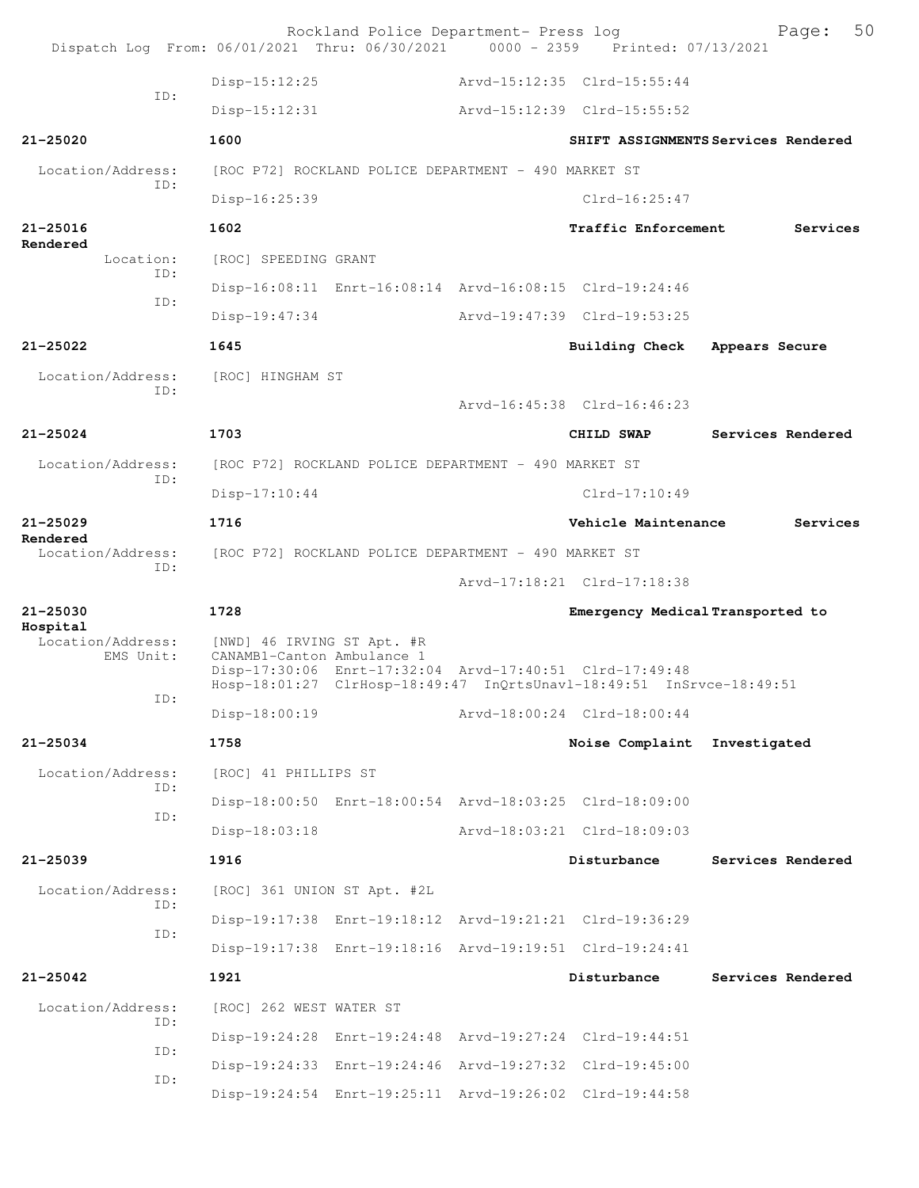```
                Disp-15:12:25              Arvd-15:12:35  Clrd-15:55:44
          ID:
                Disp-15:12:31              Arvd-15:12:39  Clrd-15:55:52

21-25020        1600                              SHIFT ASSIGNMENTS Services Rendered

 Location/Address:   [ROC P72] ROCKLAND POLICE DEPARTMENT - 490 MARKET ST
          ID:
                Disp-16:25:39                             Clrd-16:25:47

21-25016        1602                              Traffic Enforcement      Services
Rendered
        Location:    [ROC] SPEEDING GRANT
          ID:
                Disp-16:08:11  Enrt-16:08:14  Arvd-16:08:15  Clrd-19:24:46
          ID:
                Disp-19:47:34              Arvd-19:47:39  Clrd-19:53:25

21-25022        1645                              Building Check   Appears Secure

 Location/Address:   [ROC] HINGHAM ST
          ID:
                                           Arvd-16:45:38  Clrd-16:46:23

21-25024        1703                              CHILD SWAP       Services Rendered

 Location/Address:   [ROC P72] ROCKLAND POLICE DEPARTMENT - 490 MARKET ST
          ID:
                Disp-17:10:44                             Clrd-17:10:49

21-25029        1716                              Vehicle Maintenance      Services
Rendered
 Location/Address:   [ROC P72] ROCKLAND POLICE DEPARTMENT - 490 MARKET ST
          ID:
                                           Arvd-17:18:21  Clrd-17:18:38

21-25030        1728                              Emergency Medical Transported to
Hospital
 Location/Address:   [NWD] 46 IRVING ST Apt. #R
        EMS Unit:    CANAMB1-Canton Ambulance 1
                Disp-17:30:06  Enrt-17:32:04  Arvd-17:40:51  Clrd-17:49:48
                Hosp-18:01:27  ClrHosp-18:49:47  InQrtsUnavl-18:49:51  InSrvce-18:49:51
          ID:
                Disp-18:00:19              Arvd-18:00:24  Clrd-18:00:44

21-25034        1758                              Noise Complaint  Investigated

 Location/Address:   [ROC] 41 PHILLIPS ST
          ID:
                Disp-18:00:50  Enrt-18:00:54  Arvd-18:03:25  Clrd-18:09:00
          ID:
                Disp-18:03:18              Arvd-18:03:21  Clrd-18:09:03

21-25039        1916                              Disturbance      Services Rendered

 Location/Address:   [ROC] 361 UNION ST Apt. #2L
          ID:
                Disp-19:17:38  Enrt-19:18:12  Arvd-19:21:21  Clrd-19:36:29
          ID:
                Disp-19:17:38  Enrt-19:18:16  Arvd-19:19:51  Clrd-19:24:41

21-25042        1921                              Disturbance      Services Rendered

 Location/Address:   [ROC] 262 WEST WATER ST
          ID:
                Disp-19:24:28  Enrt-19:24:48  Arvd-19:27:24  Clrd-19:44:51
          ID:
                Disp-19:24:33  Enrt-19:24:46  Arvd-19:27:32  Clrd-19:45:00
          ID:
                Disp-19:24:54  Enrt-19:25:11  Arvd-19:26:02  Clrd-19:44:58
```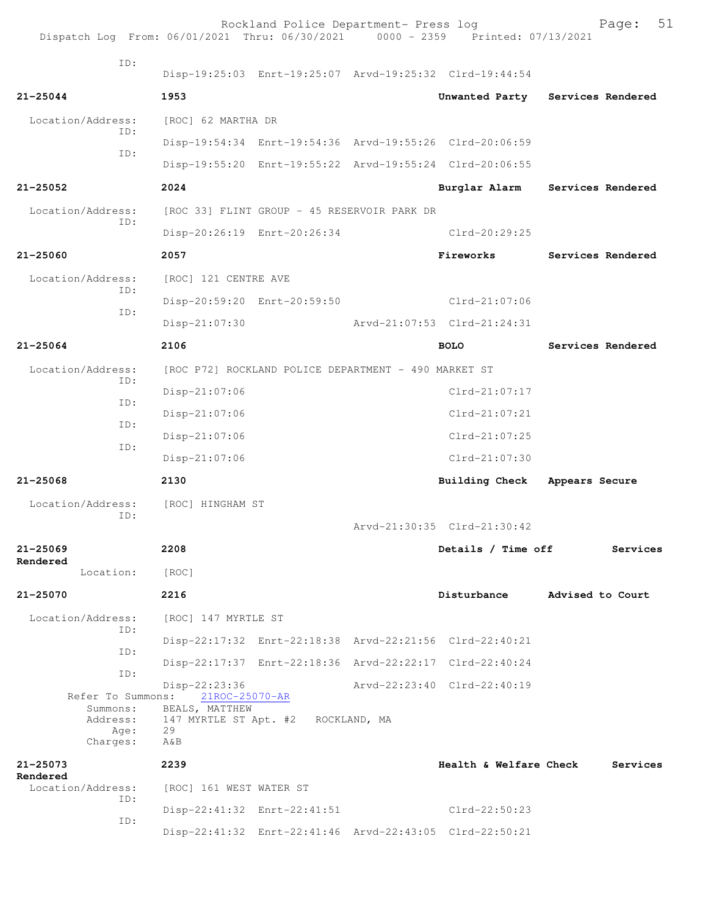ID:
Disp-19:25:03 Enrt-19:25:07 Arvd-19:25:32 Clrd-19:44:54

**21-25044** **1953** **Unwanted Party** **Services Rendered**

Location/Address: [ROC] 62 MARTHA DR
ID: Disp-19:54:34 Enrt-19:54:36 Arvd-19:55:26 Clrd-20:06:59
ID: Disp-19:55:20 Enrt-19:55:22 Arvd-19:55:24 Clrd-20:06:55

**21-25052** **2024** **Burglar Alarm** **Services Rendered**

Location/Address: [ROC 33] FLINT GROUP - 45 RESERVOIR PARK DR
ID: Disp-20:26:19 Enrt-20:26:34 Clrd-20:29:25

**21-25060** **2057** **Fireworks** **Services Rendered**

Location/Address: [ROC] 121 CENTRE AVE
ID: Disp-20:59:20 Enrt-20:59:50 Clrd-21:07:06
ID: Disp-21:07:30 Arvd-21:07:53 Clrd-21:24:31

**21-25064** **2106** **BOLO** **Services Rendered**

Location/Address: [ROC P72] ROCKLAND POLICE DEPARTMENT - 490 MARKET ST
ID: Disp-21:07:06 Clrd-21:07:17
ID: Disp-21:07:06 Clrd-21:07:21
ID: Disp-21:07:06 Clrd-21:07:25
ID: Disp-21:07:06 Clrd-21:07:30

**21-25068** **2130** **Building Check** **Appears Secure**

Location/Address: [ROC] HINGHAM ST
ID: Arvd-21:30:35 Clrd-21:30:42

**21-25069** **2208** **Details / Time off** **Services Rendered**

Location: [ROC]

**21-25070** **2216** **Disturbance** **Advised to Court**

Location/Address: [ROC] 147 MYRTLE ST
ID: Disp-22:17:32 Enrt-22:18:38 Arvd-22:21:56 Clrd-22:40:21
ID: Disp-22:17:37 Enrt-22:18:36 Arvd-22:22:17 Clrd-22:40:24
ID: Disp-22:23:36 Arvd-22:23:40 Clrd-22:40:19

Refer To Summons: 21ROC-25070-AR
Summons: BEALS, MATTHEW
Address: 147 MYRTLE ST Apt. #2 ROCKLAND, MA
Age: 29
Charges: A&B

**21-25073** **2239** **Health & Welfare Check** **Services Rendered**

Location/Address: [ROC] 161 WEST WATER ST
ID: Disp-22:41:32 Enrt-22:41:51 Clrd-22:50:23
ID: Disp-22:41:32 Enrt-22:41:46 Arvd-22:43:05 Clrd-22:50:21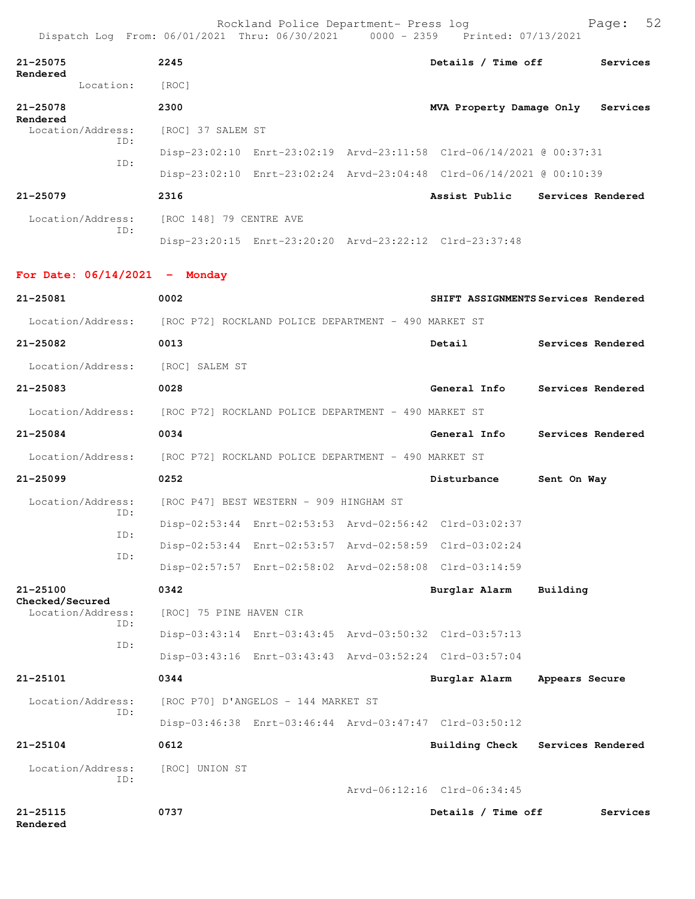Rockland Police Department- Press log
Dispatch Log From: 06/01/2021 Thru: 06/30/2021 0000 - 2359 Printed: 07/13/2021

**21-25075** 2245 **Details / Time off** **Services Rendered**
Location: [ROC]

**21-25078** 2300 **MVA Property Damage Only** **Services Rendered**
Location/Address: [ROC] 37 SALEM ST
ID: Disp-23:02:10 Enrt-23:02:19 Arvd-23:11:58 Clrd-06/14/2021 @ 00:37:31
ID: Disp-23:02:10 Enrt-23:02:24 Arvd-23:04:48 Clrd-06/14/2021 @ 00:10:39

**21-25079** 2316 **Assist Public** **Services Rendered**
Location/Address: [ROC 148] 79 CENTRE AVE
ID: Disp-23:20:15 Enrt-23:20:20 Arvd-23:22:12 Clrd-23:37:48

## For Date: 06/14/2021 - Monday

**21-25081** 0002 **SHIFT ASSIGNMENTS** **Services Rendered**
Location/Address: [ROC P72] ROCKLAND POLICE DEPARTMENT - 490 MARKET ST

**21-25082** 0013 **Detail** **Services Rendered**
Location/Address: [ROC] SALEM ST

**21-25083** 0028 **General Info** **Services Rendered**
Location/Address: [ROC P72] ROCKLAND POLICE DEPARTMENT - 490 MARKET ST

**21-25084** 0034 **General Info** **Services Rendered**
Location/Address: [ROC P72] ROCKLAND POLICE DEPARTMENT - 490 MARKET ST

**21-25099** 0252 **Disturbance** **Sent On Way**
Location/Address: [ROC P47] BEST WESTERN - 909 HINGHAM ST
ID: Disp-02:53:44 Enrt-02:53:53 Arvd-02:56:42 Clrd-03:02:37
ID: Disp-02:53:44 Enrt-02:53:57 Arvd-02:58:59 Clrd-03:02:24
ID: Disp-02:57:57 Enrt-02:58:02 Arvd-02:58:08 Clrd-03:14:59

**21-25100** 0342 **Burglar Alarm** **Building Checked/Secured**
Location/Address: [ROC] 75 PINE HAVEN CIR
ID: Disp-03:43:14 Enrt-03:43:45 Arvd-03:50:32 Clrd-03:57:13
ID: Disp-03:43:16 Enrt-03:43:43 Arvd-03:52:24 Clrd-03:57:04

**21-25101** 0344 **Burglar Alarm** **Appears Secure**
Location/Address: [ROC P70] D'ANGELOS - 144 MARKET ST
ID: Disp-03:46:38 Enrt-03:46:44 Arvd-03:47:47 Clrd-03:50:12

**21-25104** 0612 **Building Check** **Services Rendered**
Location/Address: [ROC] UNION ST
ID: Arvd-06:12:16 Clrd-06:34:45

**21-25115** 0737 **Details / Time off** **Services Rendered**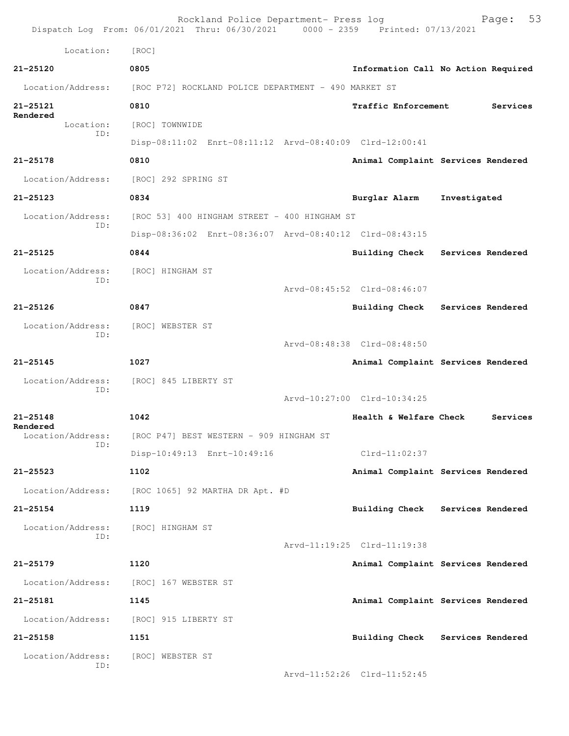Location: [ROC]

**21-25120** 0805 **Information Call No Action Required**

Location/Address: [ROC P72] ROCKLAND POLICE DEPARTMENT - 490 MARKET ST

**21-25121** 0810 **Traffic Enforcement Services Rendered**

Location: [ROC] TOWNWIDE
ID:
Disp-08:11:02 Enrt-08:11:12 Arvd-08:40:09 Clrd-12:00:41

**21-25178** 0810 **Animal Complaint Services Rendered**

Location/Address: [ROC] 292 SPRING ST

**21-25123** 0834 **Burglar Alarm Investigated**

Location/Address: [ROC 53] 400 HINGHAM STREET - 400 HINGHAM ST
ID:
Disp-08:36:02 Enrt-08:36:07 Arvd-08:40:12 Clrd-08:43:15

**21-25125** 0844 **Building Check Services Rendered**

Location/Address: [ROC] HINGHAM ST
ID:
Arvd-08:45:52 Clrd-08:46:07

**21-25126** 0847 **Building Check Services Rendered**

Location/Address: [ROC] WEBSTER ST
ID:
Arvd-08:48:38 Clrd-08:48:50

**21-25145** 1027 **Animal Complaint Services Rendered**

Location/Address: [ROC] 845 LIBERTY ST
ID:
Arvd-10:27:00 Clrd-10:34:25

**21-25148** 1042 **Health & Welfare Check Services Rendered**

Location/Address: [ROC P47] BEST WESTERN - 909 HINGHAM ST
ID:
Disp-10:49:13 Enrt-10:49:16 Clrd-11:02:37

**21-25523** 1102 **Animal Complaint Services Rendered**

Location/Address: [ROC 1065] 92 MARTHA DR Apt. #D

**21-25154** 1119 **Building Check Services Rendered**

Location/Address: [ROC] HINGHAM ST
ID:
Arvd-11:19:25 Clrd-11:19:38

**21-25179** 1120 **Animal Complaint Services Rendered**

Location/Address: [ROC] 167 WEBSTER ST

**21-25181** 1145 **Animal Complaint Services Rendered**

Location/Address: [ROC] 915 LIBERTY ST

**21-25158** 1151 **Building Check Services Rendered**

Location/Address: [ROC] WEBSTER ST
ID:
Arvd-11:52:26 Clrd-11:52:45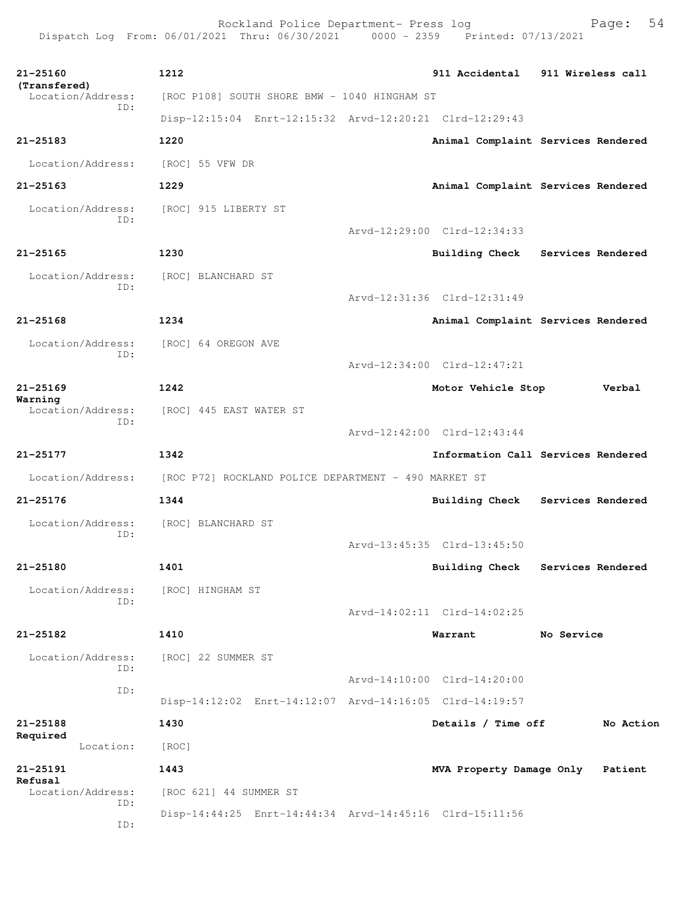21-25160 1212 911 Accidental 911 Wireless call (Transfered)
Location/Address: [ROC P108] SOUTH SHORE BMW - 1040 HINGHAM ST
ID:
Disp-12:15:04 Enrt-12:15:32 Arvd-12:20:21 Clrd-12:29:43

21-25183 1220 Animal Complaint Services Rendered
Location/Address: [ROC] 55 VFW DR

21-25163 1229 Animal Complaint Services Rendered
Location/Address: [ROC] 915 LIBERTY ST
ID:
Arvd-12:29:00 Clrd-12:34:33

21-25165 1230 Building Check Services Rendered
Location/Address: [ROC] BLANCHARD ST
ID:
Arvd-12:31:36 Clrd-12:31:49

21-25168 1234 Animal Complaint Services Rendered
Location/Address: [ROC] 64 OREGON AVE
ID:
Arvd-12:34:00 Clrd-12:47:21

21-25169 1242 Motor Vehicle Stop Verbal Warning
Location/Address: [ROC] 445 EAST WATER ST
ID:
Arvd-12:42:00 Clrd-12:43:44

21-25177 1342 Information Call Services Rendered
Location/Address: [ROC P72] ROCKLAND POLICE DEPARTMENT - 490 MARKET ST

21-25176 1344 Building Check Services Rendered
Location/Address: [ROC] BLANCHARD ST
ID:
Arvd-13:45:35 Clrd-13:45:50

21-25180 1401 Building Check Services Rendered
Location/Address: [ROC] HINGHAM ST
ID:
Arvd-14:02:11 Clrd-14:02:25

21-25182 1410 Warrant No Service
Location/Address: [ROC] 22 SUMMER ST
ID:
Arvd-14:10:00 Clrd-14:20:00
ID:
Disp-14:12:02 Enrt-14:12:07 Arvd-14:16:05 Clrd-14:19:57

21-25188 1430 Details / Time off No Action Required
Location: [ROC]

21-25191 1443 MVA Property Damage Only Patient Refusal
Location/Address: [ROC 621] 44 SUMMER ST
ID:
Disp-14:44:25 Enrt-14:44:34 Arvd-14:45:16 Clrd-15:11:56
ID: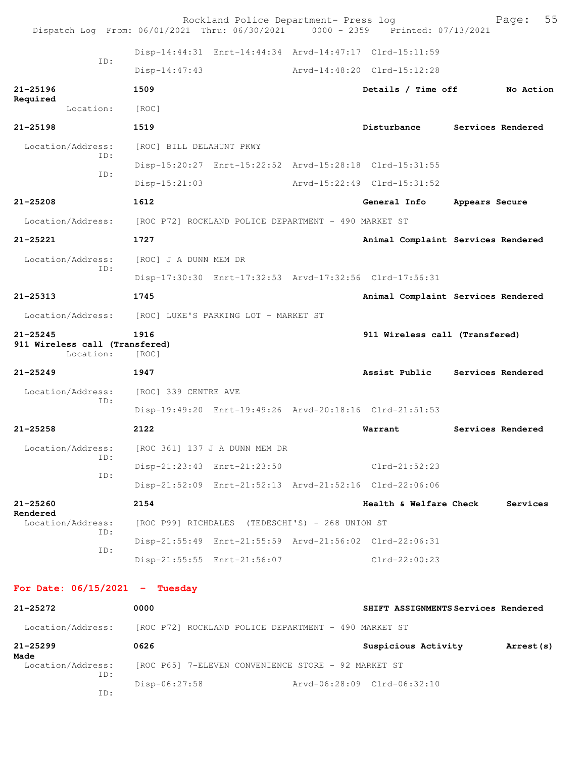Disp-14:44:31 Enrt-14:44:34 Arvd-14:47:17 Clrd-15:11:59

ID: Disp-14:47:43 Arvd-14:48:20 Clrd-15:12:28

**21-25196** **1509** **Details / Time off** **No Action Required**

Location: [ROC]

**21-25198** **1519** **Disturbance** **Services Rendered**

Location/Address: [ROC] BILL DELAHUNT PKWY

ID: Disp-15:20:27 Enrt-15:22:52 Arvd-15:28:18 Clrd-15:31:55

ID: Disp-15:21:03 Arvd-15:22:49 Clrd-15:31:52

**21-25208** **1612** **General Info** **Appears Secure**

Location/Address: [ROC P72] ROCKLAND POLICE DEPARTMENT - 490 MARKET ST

**21-25221** **1727** **Animal Complaint** **Services Rendered**

Location/Address: [ROC] J A DUNN MEM DR

ID: Disp-17:30:30 Enrt-17:32:53 Arvd-17:32:56 Clrd-17:56:31

**21-25313** **1745** **Animal Complaint** **Services Rendered**

Location/Address: [ROC] LUKE'S PARKING LOT - MARKET ST

**21-25245** **1916** **911 Wireless call (Transfered)** **911 Wireless call (Transfered)**

Location: [ROC]

**21-25249** **1947** **Assist Public** **Services Rendered**

Location/Address: [ROC] 339 CENTRE AVE

ID: Disp-19:49:20 Enrt-19:49:26 Arvd-20:18:16 Clrd-21:51:53

**21-25258** **2122** **Warrant** **Services Rendered**

Location/Address: [ROC 361] 137 J A DUNN MEM DR

ID: Disp-21:23:43 Enrt-21:23:50 Clrd-21:52:23

ID: Disp-21:52:09 Enrt-21:52:13 Arvd-21:52:16 Clrd-22:06:06

**21-25260** **2154** **Health & Welfare Check** **Services Rendered**

Location/Address: [ROC P99] RICHDALES (TEDESCHI'S) - 268 UNION ST

ID: Disp-21:55:49 Enrt-21:55:59 Arvd-21:56:02 Clrd-22:06:31

ID: Disp-21:55:55 Enrt-21:56:07 Clrd-22:00:23

## For Date: 06/15/2021 - Tuesday

**21-25272** **0000** **SHIFT ASSIGNMENTS** **Services Rendered**

Location/Address: [ROC P72] ROCKLAND POLICE DEPARTMENT - 490 MARKET ST

**21-25299** **0626** **Suspicious Activity** **Arrest(s) Made**

Location/Address: [ROC P65] 7-ELEVEN CONVENIENCE STORE - 92 MARKET ST

ID: Disp-06:27:58 Arvd-06:28:09 Clrd-06:32:10

ID: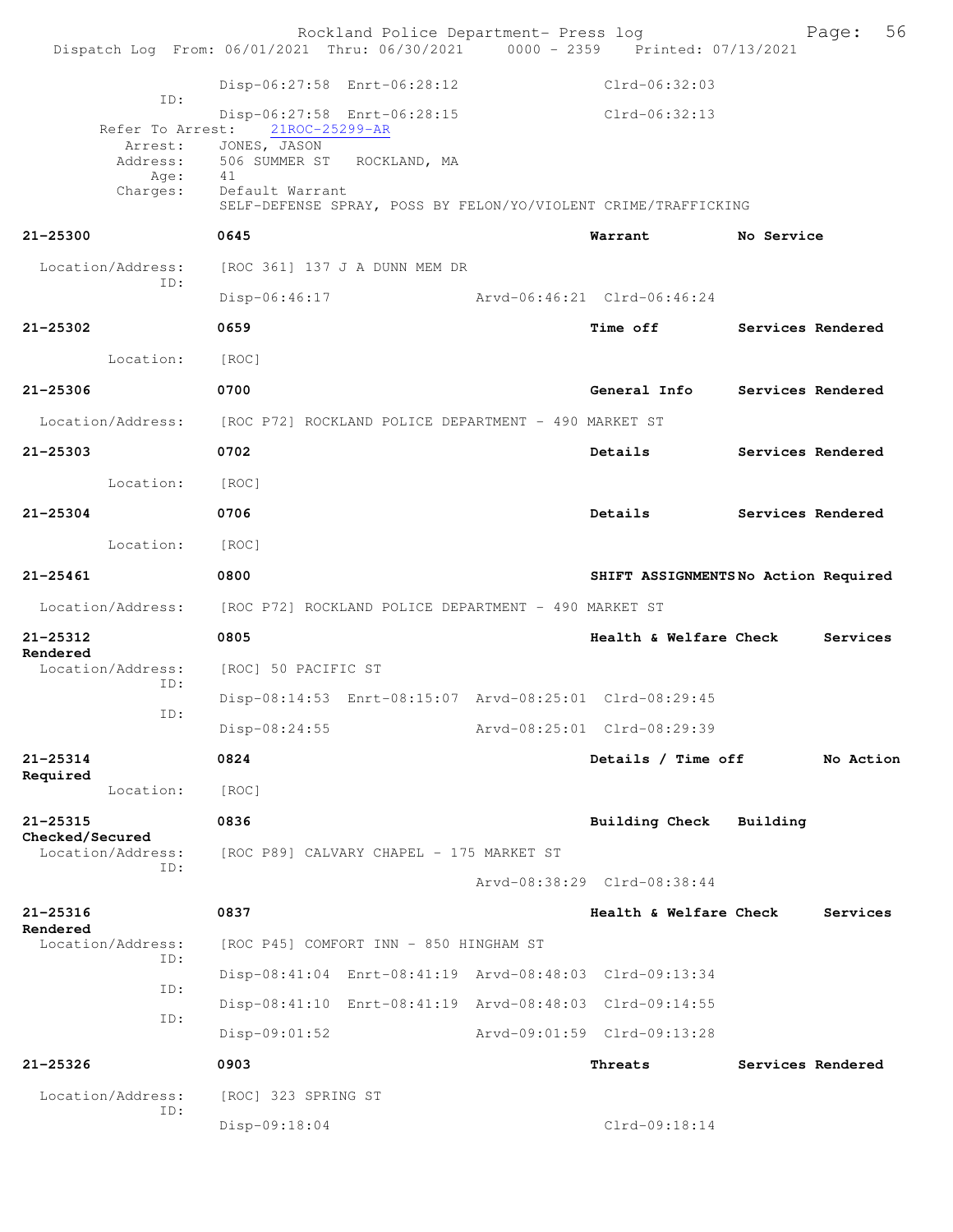Disp-06:27:58 Enrt-06:28:12 Clrd-06:32:03

ID:

Disp-06:27:58 Enrt-06:28:15 Clrd-06:32:13

Refer To Arrest: 21ROC-25299-AR

Arrest: JONES, JASON

Address: 506 SUMMER ST ROCKLAND, MA

Age: 41

Charges: Default Warrant

SELF-DEFENSE SPRAY, POSS BY FELON/YO/VIOLENT CRIME/TRAFFICKING

**21-25300** **0645** **Warrant** **No Service**

Location/Address: [ROC 361] 137 J A DUNN MEM DR

ID:

Disp-06:46:17 Arvd-06:46:21 Clrd-06:46:24

**21-25302** **0659** **Time off** **Services Rendered**

Location: [ROC]

**21-25306** **0700** **General Info** **Services Rendered**

Location/Address: [ROC P72] ROCKLAND POLICE DEPARTMENT - 490 MARKET ST

**21-25303** **0702** **Details** **Services Rendered**

Location: [ROC]

**21-25304** **0706** **Details** **Services Rendered**

Location: [ROC]

**21-25461** **0800** **SHIFT ASSIGNMENTS** **No Action Required**

Location/Address: [ROC P72] ROCKLAND POLICE DEPARTMENT - 490 MARKET ST

**21-25312** **0805** **Health & Welfare Check** **Services Rendered**

Location/Address: [ROC] 50 PACIFIC ST

ID:

Disp-08:14:53 Enrt-08:15:07 Arvd-08:25:01 Clrd-08:29:45

ID:

Disp-08:24:55 Arvd-08:25:01 Clrd-08:29:39

**21-25314** **0824** **Details / Time off** **No Action Required**

Location: [ROC]

**21-25315** **0836** **Building Check** **Building Checked/Secured**

Location/Address: [ROC P89] CALVARY CHAPEL - 175 MARKET ST

ID:

Arvd-08:38:29 Clrd-08:38:44

**21-25316** **0837** **Health & Welfare Check** **Services Rendered**

Location/Address: [ROC P45] COMFORT INN - 850 HINGHAM ST

ID:

Disp-08:41:04 Enrt-08:41:19 Arvd-08:48:03 Clrd-09:13:34

ID:

Disp-08:41:10 Enrt-08:41:19 Arvd-08:48:03 Clrd-09:14:55

ID:

Disp-09:01:52 Arvd-09:01:59 Clrd-09:13:28

**21-25326** **0903** **Threats** **Services Rendered**

Location/Address: [ROC] 323 SPRING ST

ID:

Disp-09:18:04 Clrd-09:18:14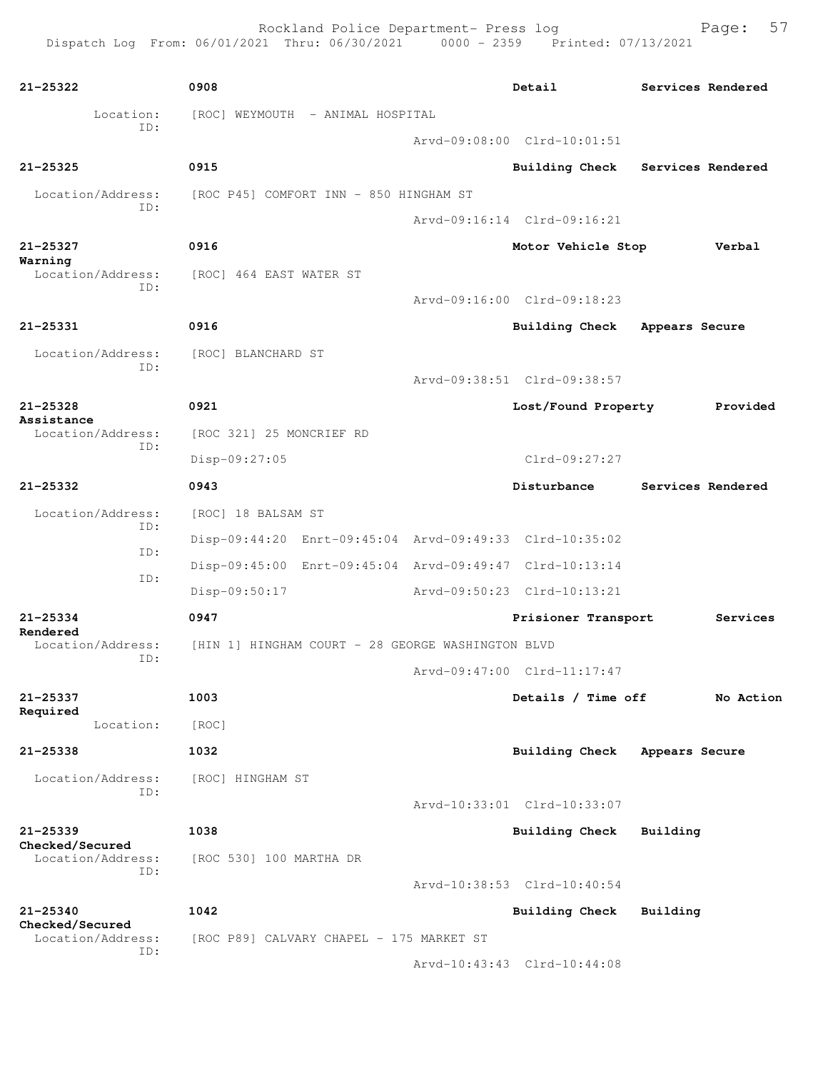| Call # | Time | Call Reason | Action |
|---|---|---|---|
| 21-25322 | 0908 | Detail | Services Rendered |

Location: [ROC] WEYMOUTH - ANIMAL HOSPITAL
ID:
Arvd-09:08:00 Clrd-10:01:51

**21-25325** 0915 Building Check Services Rendered
Location/Address: [ROC P45] COMFORT INN - 850 HINGHAM ST
ID:
Arvd-09:16:14 Clrd-09:16:21

**21-25327** 0916 Motor Vehicle Stop Verbal Warning
Location/Address: [ROC] 464 EAST WATER ST
ID:
Arvd-09:16:00 Clrd-09:18:23

**21-25331** 0916 Building Check Appears Secure
Location/Address: [ROC] BLANCHARD ST
ID:
Arvd-09:38:51 Clrd-09:38:57

**21-25328** 0921 Lost/Found Property Provided Assistance
Location/Address: [ROC 321] 25 MONCRIEF RD
ID:
Disp-09:27:05 Clrd-09:27:27

**21-25332** 0943 Disturbance Services Rendered
Location/Address: [ROC] 18 BALSAM ST
ID:
Disp-09:44:20 Enrt-09:45:04 Arvd-09:49:33 Clrd-10:35:02
ID:
Disp-09:45:00 Enrt-09:45:04 Arvd-09:49:47 Clrd-10:13:14
ID:
Disp-09:50:17 Arvd-09:50:23 Clrd-10:13:21

**21-25334** 0947 Prisioner Transport Services Rendered
Location/Address: [HIN 1] HINGHAM COURT - 28 GEORGE WASHINGTON BLVD
ID:
Arvd-09:47:00 Clrd-11:17:47

**21-25337** 1003 Details / Time off No Action Required
Location: [ROC]

**21-25338** 1032 Building Check Appears Secure
Location/Address: [ROC] HINGHAM ST
ID:
Arvd-10:33:01 Clrd-10:33:07

**21-25339** 1038 Building Check Building Checked/Secured
Location/Address: [ROC 530] 100 MARTHA DR
ID:
Arvd-10:38:53 Clrd-10:40:54

**21-25340** 1042 Building Check Building Checked/Secured
Location/Address: [ROC P89] CALVARY CHAPEL - 175 MARKET ST
ID:
Arvd-10:43:43 Clrd-10:44:08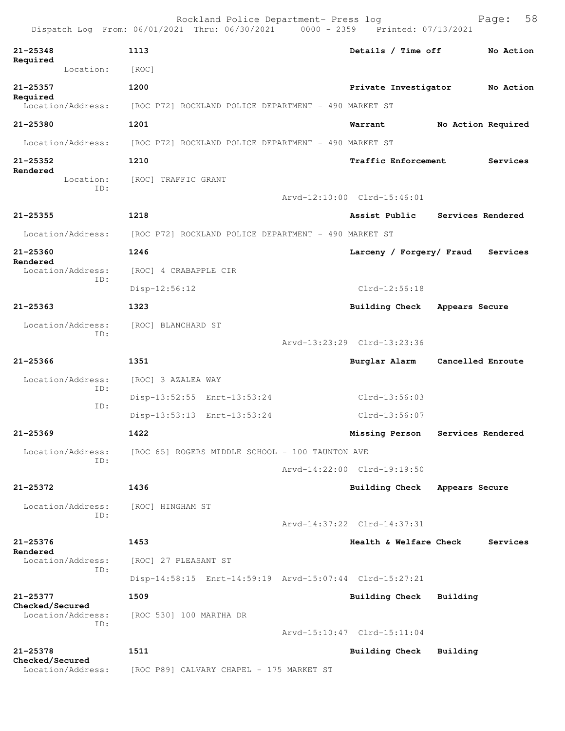21-25348 1113 Details / Time off No Action Required
Location: [ROC]

21-25357 1200 Private Investigator No Action Required
Location/Address: [ROC P72] ROCKLAND POLICE DEPARTMENT - 490 MARKET ST

21-25380 1201 Warrant No Action Required
Location/Address: [ROC P72] ROCKLAND POLICE DEPARTMENT - 490 MARKET ST

21-25352 1210 Traffic Enforcement Services Rendered
Location: [ROC] TRAFFIC GRANT
ID:
Arvd-12:10:00 Clrd-15:46:01

21-25355 1218 Assist Public Services Rendered
Location/Address: [ROC P72] ROCKLAND POLICE DEPARTMENT - 490 MARKET ST

21-25360 1246 Larceny / Forgery/ Fraud Services Rendered
Location/Address: [ROC] 4 CRABAPPLE CIR
ID:
Disp-12:56:12 Clrd-12:56:18

21-25363 1323 Building Check Appears Secure
Location/Address: [ROC] BLANCHARD ST
ID:
Arvd-13:23:29 Clrd-13:23:36

21-25366 1351 Burglar Alarm Cancelled Enroute
Location/Address: [ROC] 3 AZALEA WAY
ID:
Disp-13:52:55 Enrt-13:53:24 Clrd-13:56:03
ID:
Disp-13:53:13 Enrt-13:53:24 Clrd-13:56:07

21-25369 1422 Missing Person Services Rendered
Location/Address: [ROC 65] ROGERS MIDDLE SCHOOL - 100 TAUNTON AVE
ID:
Arvd-14:22:00 Clrd-19:19:50

21-25372 1436 Building Check Appears Secure
Location/Address: [ROC] HINGHAM ST
ID:
Arvd-14:37:22 Clrd-14:37:31

21-25376 1453 Health & Welfare Check Services Rendered
Location/Address: [ROC] 27 PLEASANT ST
ID:
Disp-14:58:15 Enrt-14:59:19 Arvd-15:07:44 Clrd-15:27:21

21-25377 1509 Building Check Building Checked/Secured
Location/Address: [ROC 530] 100 MARTHA DR
ID:
Arvd-15:10:47 Clrd-15:11:04

21-25378 1511 Building Check Building Checked/Secured
Location/Address: [ROC P89] CALVARY CHAPEL - 175 MARKET ST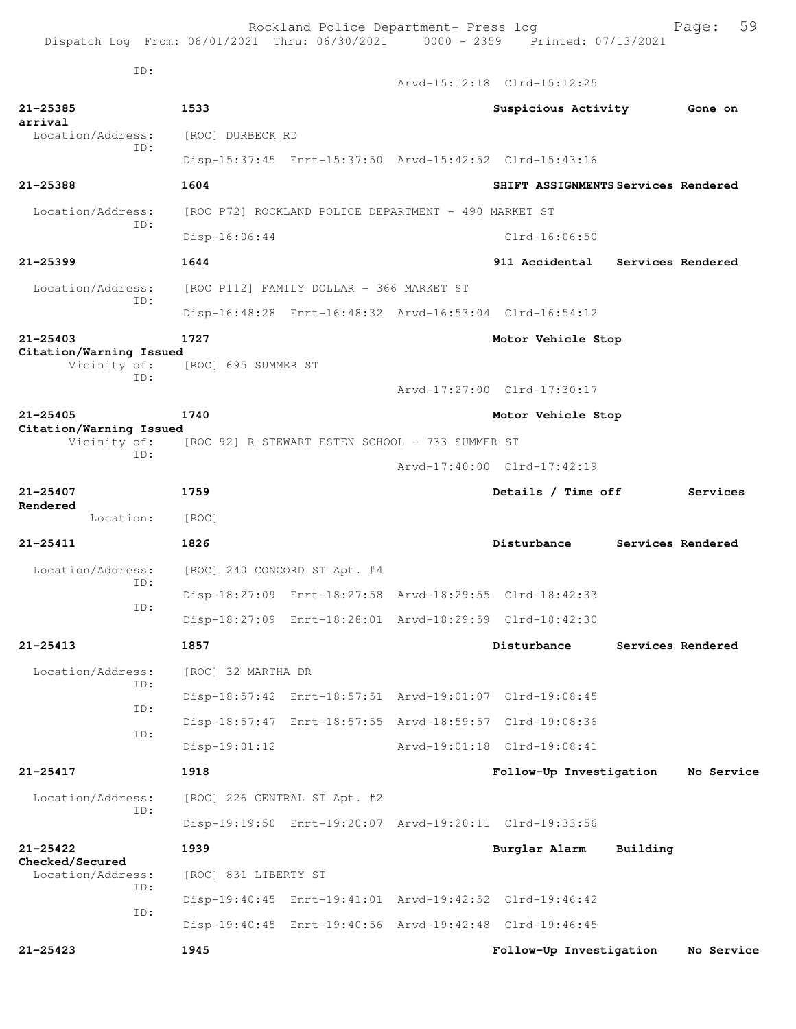ID:
Arvd-15:12:18 Clrd-15:12:25

**21-25385** 1533 Suspicious Activity Gone on arrival
Location/Address: [ROC] DURBECK RD
ID:
Disp-15:37:45 Enrt-15:37:50 Arvd-15:42:52 Clrd-15:43:16

**21-25388** 1604 SHIFT ASSIGNMENTS Services Rendered
Location/Address: [ROC P72] ROCKLAND POLICE DEPARTMENT - 490 MARKET ST
ID:
Disp-16:06:44 Clrd-16:06:50

**21-25399** 1644 911 Accidental Services Rendered
Location/Address: [ROC P112] FAMILY DOLLAR - 366 MARKET ST
ID:
Disp-16:48:28 Enrt-16:48:32 Arvd-16:53:04 Clrd-16:54:12

**21-25403** 1727 Motor Vehicle Stop Citation/Warning Issued
Vicinity of: [ROC] 695 SUMMER ST
ID:
Arvd-17:27:00 Clrd-17:30:17

**21-25405** 1740 Motor Vehicle Stop Citation/Warning Issued
Vicinity of: [ROC 92] R STEWART ESTEN SCHOOL - 733 SUMMER ST
ID:
Arvd-17:40:00 Clrd-17:42:19

**21-25407** 1759 Details / Time off Services Rendered
Location: [ROC]

**21-25411** 1826 Disturbance Services Rendered
Location/Address: [ROC] 240 CONCORD ST Apt. #4
ID:
Disp-18:27:09 Enrt-18:27:58 Arvd-18:29:55 Clrd-18:42:33
ID:
Disp-18:27:09 Enrt-18:28:01 Arvd-18:29:59 Clrd-18:42:30

**21-25413** 1857 Disturbance Services Rendered
Location/Address: [ROC] 32 MARTHA DR
ID:
Disp-18:57:42 Enrt-18:57:51 Arvd-19:01:07 Clrd-19:08:45
ID:
Disp-18:57:47 Enrt-18:57:55 Arvd-18:59:57 Clrd-19:08:36
ID:
Disp-19:01:12 Arvd-19:01:18 Clrd-19:08:41

**21-25417** 1918 Follow-Up Investigation No Service
Location/Address: [ROC] 226 CENTRAL ST Apt. #2
ID:
Disp-19:19:50 Enrt-19:20:07 Arvd-19:20:11 Clrd-19:33:56

**21-25422** 1939 Burglar Alarm Building Checked/Secured
Location/Address: [ROC] 831 LIBERTY ST
ID:
Disp-19:40:45 Enrt-19:41:01 Arvd-19:42:52 Clrd-19:46:42
ID:
Disp-19:40:45 Enrt-19:40:56 Arvd-19:42:48 Clrd-19:46:45

**21-25423** 1945 Follow-Up Investigation No Service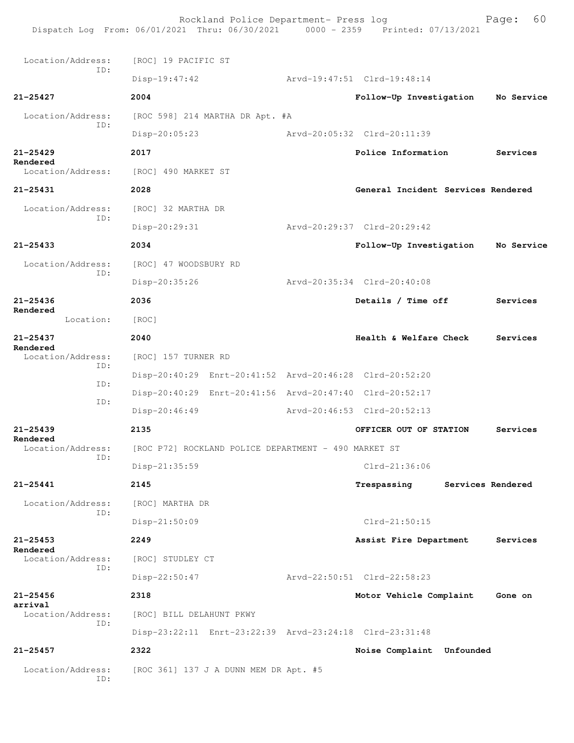Location/Address: [ROC] 19 PACIFIC ST
ID:
Disp-19:47:42 Arvd-19:47:51 Clrd-19:48:14

**21-25427** **2004** **Follow-Up Investigation** **No Service**
Location/Address: [ROC 598] 214 MARTHA DR Apt. #A
ID:
Disp-20:05:23 Arvd-20:05:32 Clrd-20:11:39

**21-25429** **2017** **Police Information** **Services Rendered**
Location/Address: [ROC] 490 MARKET ST

**21-25431** **2028** **General Incident** **Services Rendered**
Location/Address: [ROC] 32 MARTHA DR
ID:
Disp-20:29:31 Arvd-20:29:37 Clrd-20:29:42

**21-25433** **2034** **Follow-Up Investigation** **No Service**
Location/Address: [ROC] 47 WOODSBURY RD
ID:
Disp-20:35:26 Arvd-20:35:34 Clrd-20:40:08

**21-25436** **2036** **Details / Time off** **Services Rendered**
Location: [ROC]

**21-25437** **2040** **Health & Welfare Check** **Services Rendered**
Location/Address: [ROC] 157 TURNER RD
ID:
Disp-20:40:29 Enrt-20:41:52 Arvd-20:46:28 Clrd-20:52:20
ID:
Disp-20:40:29 Enrt-20:41:56 Arvd-20:47:40 Clrd-20:52:17
ID:
Disp-20:46:49 Arvd-20:46:53 Clrd-20:52:13

**21-25439** **2135** **OFFICER OUT OF STATION** **Services Rendered**
Location/Address: [ROC P72] ROCKLAND POLICE DEPARTMENT - 490 MARKET ST
ID:
Disp-21:35:59 Clrd-21:36:06

**21-25441** **2145** **Trespassing** **Services Rendered**
Location/Address: [ROC] MARTHA DR
ID:
Disp-21:50:09 Clrd-21:50:15

**21-25453** **2249** **Assist Fire Department** **Services Rendered**
Location/Address: [ROC] STUDLEY CT
ID:
Disp-22:50:47 Arvd-22:50:51 Clrd-22:58:23

**21-25456** **2318** **Motor Vehicle Complaint** **Gone on arrival**
Location/Address: [ROC] BILL DELAHUNT PKWY
ID:
Disp-23:22:11 Enrt-23:22:39 Arvd-23:24:18 Clrd-23:31:48

**21-25457** **2322** **Noise Complaint** **Unfounded**
Location/Address: [ROC 361] 137 J A DUNN MEM DR Apt. #5
ID: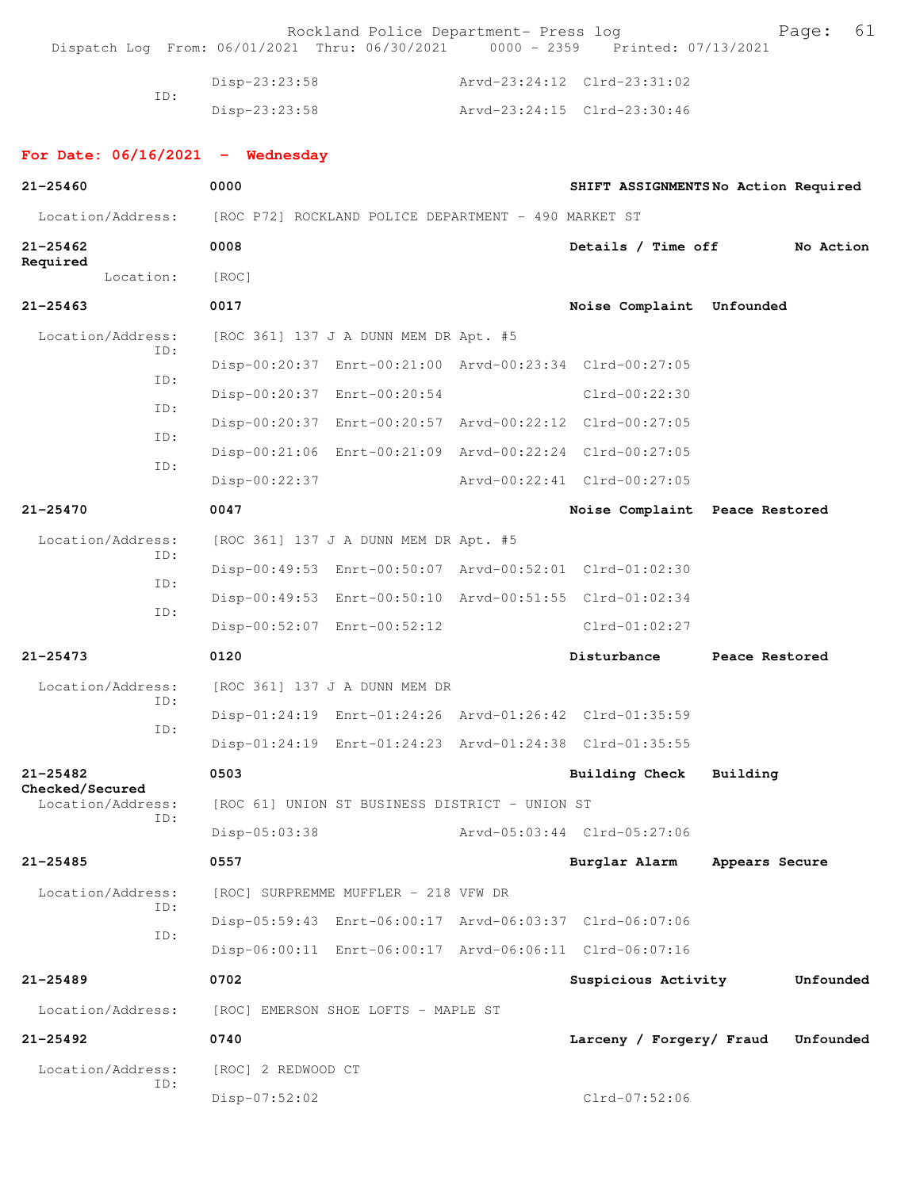| | Disp-23:23:58 | | Arvd-23:24:12 | Clrd-23:31:02 |
|---|---|---|---|---|
| ID: | Disp-23:23:58 | | Arvd-23:24:15 | Clrd-23:30:46 |

## For Date: 06/16/2021 - Wednesday

**21-25460** **0000** **SHIFT ASSIGNMENTS** No Action Required

Location/Address: [ROC P72] ROCKLAND POLICE DEPARTMENT - 490 MARKET ST

**21-25462** **0008** **Details / Time off** No Action Required

Location: [ROC]

**21-25463** **0017** **Noise Complaint** Unfounded

Location/Address: [ROC 361] 137 J A DUNN MEM DR Apt. #5

| | | | | |
|---|---|---|---|---|
| ID: | Disp-00:20:37 | Enrt-00:21:00 | Arvd-00:23:34 | Clrd-00:27:05 |
| ID: | Disp-00:20:37 | Enrt-00:20:54 | | Clrd-00:22:30 |
| ID: | Disp-00:20:37 | Enrt-00:20:57 | Arvd-00:22:12 | Clrd-00:27:05 |
| ID: | Disp-00:21:06 | Enrt-00:21:09 | Arvd-00:22:24 | Clrd-00:27:05 |
| ID: | Disp-00:22:37 | | Arvd-00:22:41 | Clrd-00:27:05 |

**21-25470** **0047** **Noise Complaint** Peace Restored

Location/Address: [ROC 361] 137 J A DUNN MEM DR Apt. #5

| | | | | |
|---|---|---|---|---|
| ID: | Disp-00:49:53 | Enrt-00:50:07 | Arvd-00:52:01 | Clrd-01:02:30 |
| ID: | Disp-00:49:53 | Enrt-00:50:10 | Arvd-00:51:55 | Clrd-01:02:34 |
| ID: | Disp-00:52:07 | Enrt-00:52:12 | | Clrd-01:02:27 |

**21-25473** **0120** **Disturbance** Peace Restored

Location/Address: [ROC 361] 137 J A DUNN MEM DR

| | | | | |
|---|---|---|---|---|
| ID: | Disp-01:24:19 | Enrt-01:24:26 | Arvd-01:26:42 | Clrd-01:35:59 |
| ID: | Disp-01:24:19 | Enrt-01:24:23 | Arvd-01:24:38 | Clrd-01:35:55 |

**21-25482** **0503** **Building Check** Building Checked/Secured

Location/Address: [ROC 61] UNION ST BUSINESS DISTRICT - UNION ST

| | | | | |
|---|---|---|---|---|
| ID: | Disp-05:03:38 | | Arvd-05:03:44 | Clrd-05:27:06 |

**21-25485** **0557** **Burglar Alarm** Appears Secure

Location/Address: [ROC] SURPREMME MUFFLER - 218 VFW DR

| | | | | |
|---|---|---|---|---|
| ID: | Disp-05:59:43 | Enrt-06:00:17 | Arvd-06:03:37 | Clrd-06:07:06 |
| ID: | Disp-06:00:11 | Enrt-06:00:17 | Arvd-06:06:11 | Clrd-06:07:16 |

**21-25489** **0702** **Suspicious Activity** Unfounded

Location/Address: [ROC] EMERSON SHOE LOFTS - MAPLE ST

**21-25492** **0740** **Larceny / Forgery/ Fraud** Unfounded

Location/Address: [ROC] 2 REDWOOD CT

| | | | | |
|---|---|---|---|---|
| ID: | Disp-07:52:02 | | | Clrd-07:52:06 |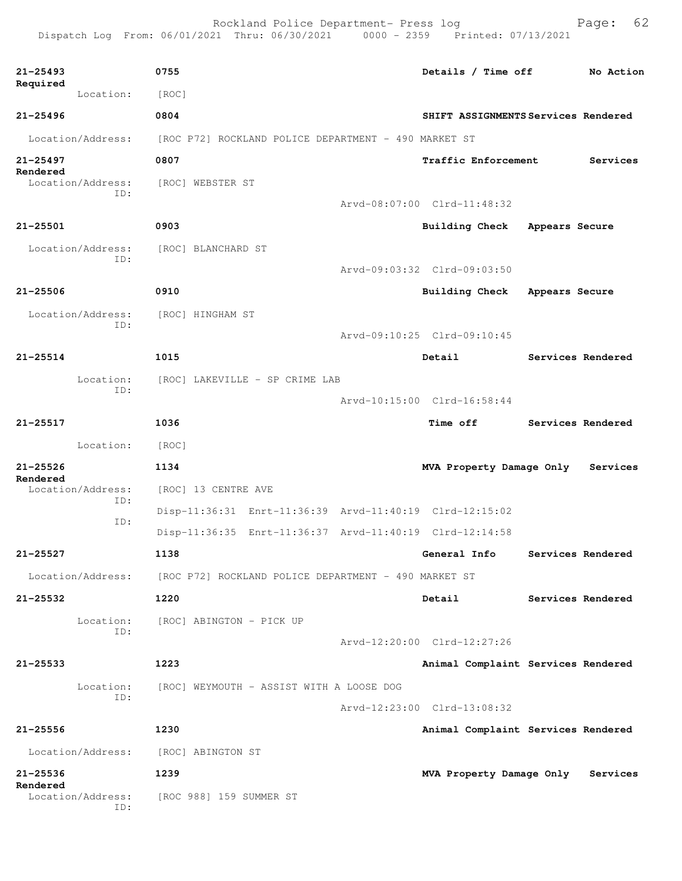**21-25493** 0755 **Details / Time off** **No Action Required**
Location: [ROC]

**21-25496** 0804 **SHIFT ASSIGNMENTS Services Rendered**
Location/Address: [ROC P72] ROCKLAND POLICE DEPARTMENT - 490 MARKET ST

**21-25497** 0807 **Traffic Enforcement** **Services Rendered**
Location/Address: [ROC] WEBSTER ST
ID:
Arvd-08:07:00 Clrd-11:48:32

**21-25501** 0903 **Building Check** **Appears Secure**
Location/Address: [ROC] BLANCHARD ST
ID:
Arvd-09:03:32 Clrd-09:03:50

**21-25506** 0910 **Building Check** **Appears Secure**
Location/Address: [ROC] HINGHAM ST
ID:
Arvd-09:10:25 Clrd-09:10:45

**21-25514** 1015 **Detail** **Services Rendered**
Location: [ROC] LAKEVILLE - SP CRIME LAB
ID:
Arvd-10:15:00 Clrd-16:58:44

**21-25517** 1036 **Time off** **Services Rendered**
Location: [ROC]

**21-25526** 1134 **MVA Property Damage Only** **Services Rendered**
Location/Address: [ROC] 13 CENTRE AVE
ID:
Disp-11:36:31 Enrt-11:36:39 Arvd-11:40:19 Clrd-12:15:02
ID:
Disp-11:36:35 Enrt-11:36:37 Arvd-11:40:19 Clrd-12:14:58

**21-25527** 1138 **General Info** **Services Rendered**
Location/Address: [ROC P72] ROCKLAND POLICE DEPARTMENT - 490 MARKET ST

**21-25532** 1220 **Detail** **Services Rendered**
Location: [ROC] ABINGTON - PICK UP
ID:
Arvd-12:20:00 Clrd-12:27:26

**21-25533** 1223 **Animal Complaint Services Rendered**
Location: [ROC] WEYMOUTH - ASSIST WITH A LOOSE DOG
ID:
Arvd-12:23:00 Clrd-13:08:32

**21-25556** 1230 **Animal Complaint Services Rendered**
Location/Address: [ROC] ABINGTON ST

**21-25536** 1239 **MVA Property Damage Only** **Services Rendered**
Location/Address: [ROC 988] 159 SUMMER ST
ID: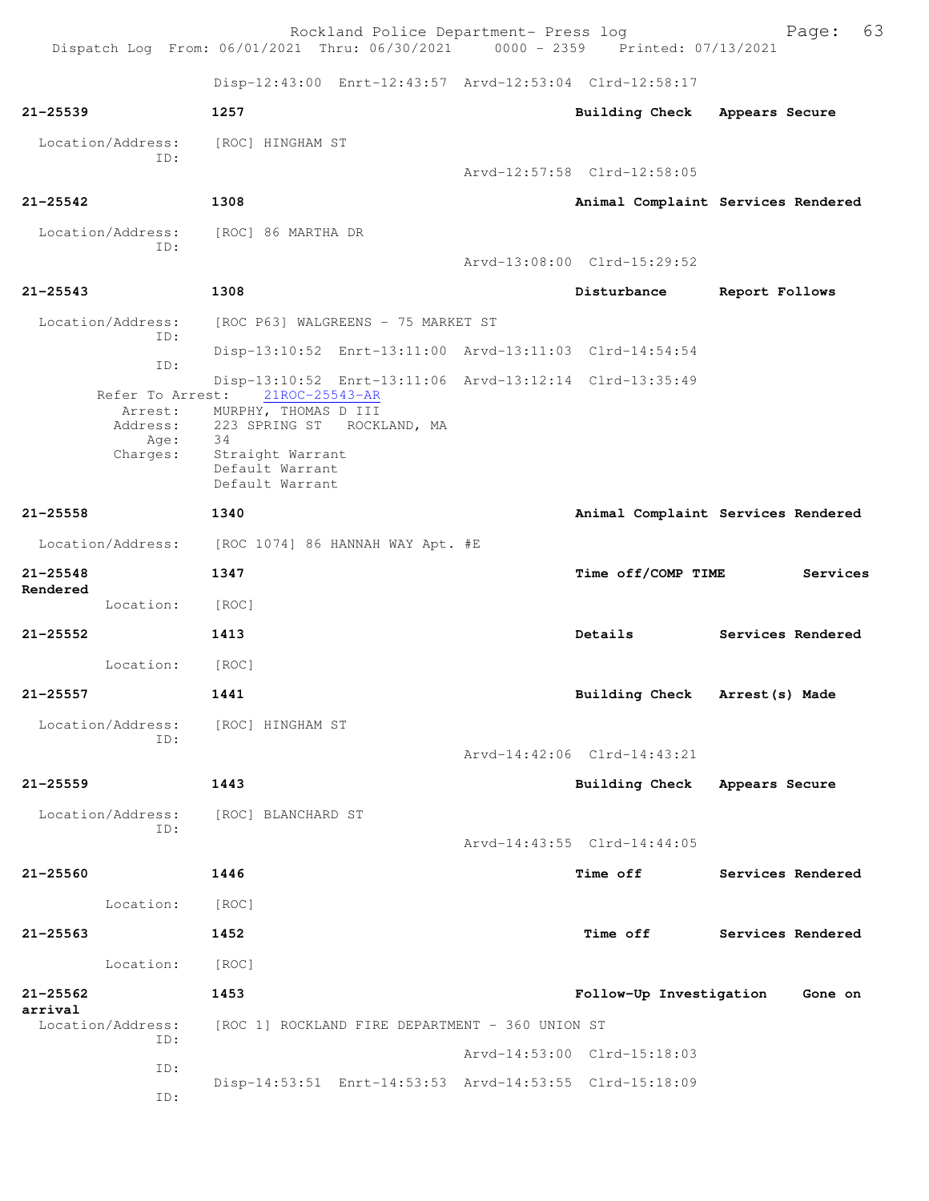Disp-12:43:00 Enrt-12:43:57 Arvd-12:53:04 Clrd-12:58:17

**21-25539** **1257** **Building Check** **Appears Secure**

Location/Address: [ROC] HINGHAM ST
ID:
Arvd-12:57:58 Clrd-12:58:05

**21-25542** **1308** **Animal Complaint** **Services Rendered**

Location/Address: [ROC] 86 MARTHA DR
ID:
Arvd-13:08:00 Clrd-15:29:52

**21-25543** **1308** **Disturbance** **Report Follows**

Location/Address: [ROC P63] WALGREENS - 75 MARKET ST
ID:
Disp-13:10:52 Enrt-13:11:00 Arvd-13:11:03 Clrd-14:54:54
ID:
Disp-13:10:52 Enrt-13:11:06 Arvd-13:12:14 Clrd-13:35:49
Refer To Arrest: 21ROC-25543-AR
Arrest: MURPHY, THOMAS D III
Address: 223 SPRING ST ROCKLAND, MA
Age: 34
Charges: Straight Warrant
Default Warrant
Default Warrant

**21-25558** **1340** **Animal Complaint** **Services Rendered**

Location/Address: [ROC 1074] 86 HANNAH WAY Apt. #E

**21-25548** **1347** **Time off/COMP TIME** **Services Rendered**

Location: [ROC]

**21-25552** **1413** **Details** **Services Rendered**

Location: [ROC]

**21-25557** **1441** **Building Check** **Arrest(s) Made**

Location/Address: [ROC] HINGHAM ST
ID:
Arvd-14:42:06 Clrd-14:43:21

**21-25559** **1443** **Building Check** **Appears Secure**

Location/Address: [ROC] BLANCHARD ST
ID:
Arvd-14:43:55 Clrd-14:44:05

**21-25560** **1446** **Time off** **Services Rendered**

Location: [ROC]

**21-25563** **1452** **Time off** **Services Rendered**

Location: [ROC]

**21-25562** **1453** **Follow-Up Investigation** **Gone on arrival**

Location/Address: [ROC 1] ROCKLAND FIRE DEPARTMENT - 360 UNION ST
ID:
Arvd-14:53:00 Clrd-15:18:03
ID:
Disp-14:53:51 Enrt-14:53:53 Arvd-14:53:55 Clrd-15:18:09
ID: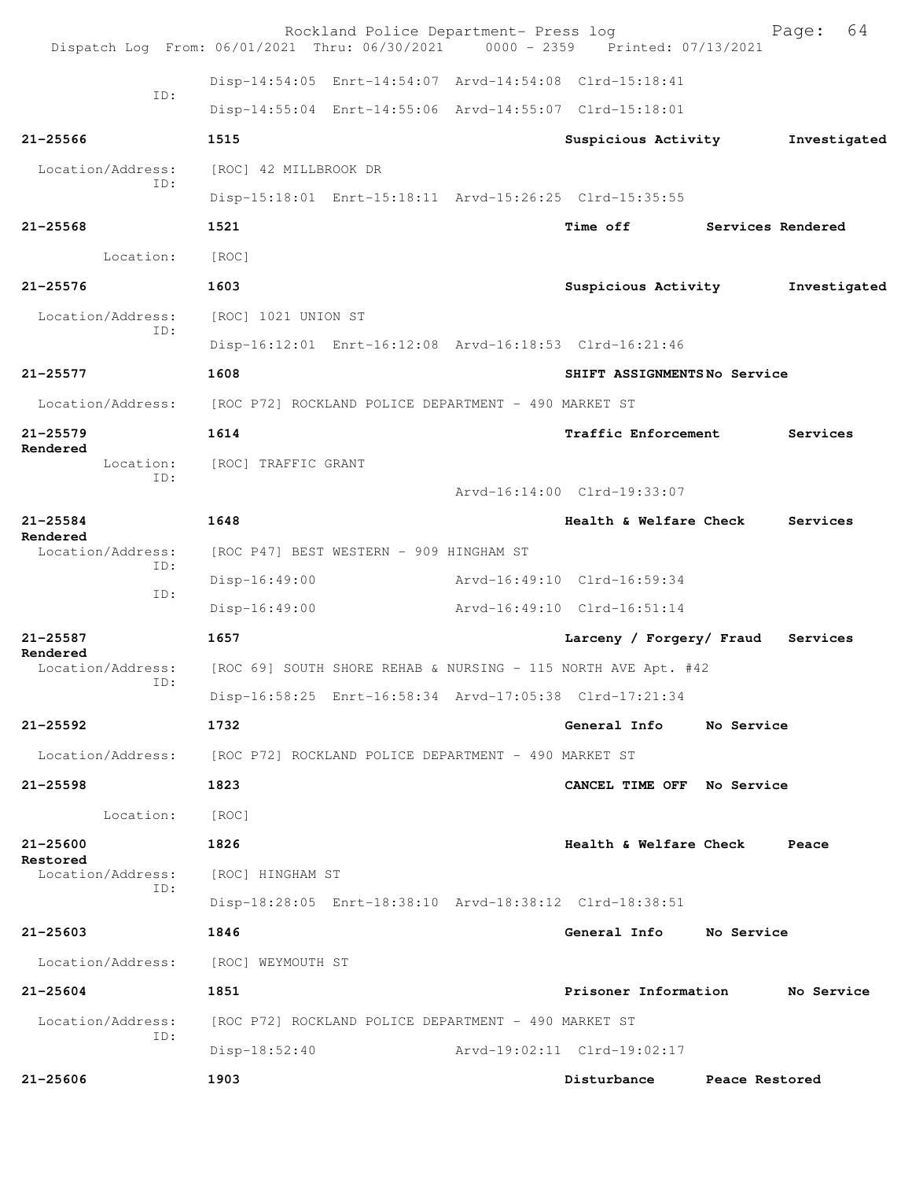Rockland Police Department- Press log
Dispatch Log From: 06/01/2021 Thru: 06/30/2021 0000 - 2359 Printed: 07/13/2021

Disp-14:54:05 Enrt-14:54:07 Arvd-14:54:08 Clrd-15:18:41
ID:
Disp-14:55:04 Enrt-14:55:06 Arvd-14:55:07 Clrd-15:18:01

**21-25566** **1515** **Suspicious Activity** **Investigated**
Location/Address: [ROC] 42 MILLBROOK DR
ID:
Disp-15:18:01 Enrt-15:18:11 Arvd-15:26:25 Clrd-15:35:55

**21-25568** **1521** **Time off** **Services Rendered**
Location: [ROC]

**21-25576** **1603** **Suspicious Activity** **Investigated**
Location/Address: [ROC] 1021 UNION ST
ID:
Disp-16:12:01 Enrt-16:12:08 Arvd-16:18:53 Clrd-16:21:46

**21-25577** **1608** **SHIFT ASSIGNMENTS No Service**
Location/Address: [ROC P72] ROCKLAND POLICE DEPARTMENT - 490 MARKET ST

**21-25579** **1614** **Traffic Enforcement** **Services Rendered**
Location: [ROC] TRAFFIC GRANT
ID:
Arvd-16:14:00 Clrd-19:33:07

**21-25584** **1648** **Health & Welfare Check** **Services Rendered**
Location/Address: [ROC P47] BEST WESTERN - 909 HINGHAM ST
ID:
Disp-16:49:00 Arvd-16:49:10 Clrd-16:59:34
ID:
Disp-16:49:00 Arvd-16:49:10 Clrd-16:51:14

**21-25587** **1657** **Larceny / Forgery/ Fraud** **Services Rendered**
Location/Address: [ROC 69] SOUTH SHORE REHAB & NURSING - 115 NORTH AVE Apt. #42
ID:
Disp-16:58:25 Enrt-16:58:34 Arvd-17:05:38 Clrd-17:21:34

**21-25592** **1732** **General Info** **No Service**
Location/Address: [ROC P72] ROCKLAND POLICE DEPARTMENT - 490 MARKET ST

**21-25598** **1823** **CANCEL TIME OFF** **No Service**
Location: [ROC]

**21-25600** **1826** **Health & Welfare Check** **Peace Restored**
Location/Address: [ROC] HINGHAM ST
ID:
Disp-18:28:05 Enrt-18:38:10 Arvd-18:38:12 Clrd-18:38:51

**21-25603** **1846** **General Info** **No Service**
Location/Address: [ROC] WEYMOUTH ST

**21-25604** **1851** **Prisoner Information** **No Service**
Location/Address: [ROC P72] ROCKLAND POLICE DEPARTMENT - 490 MARKET ST
ID:
Disp-18:52:40 Arvd-19:02:11 Clrd-19:02:17

**21-25606** **1903** **Disturbance** **Peace Restored**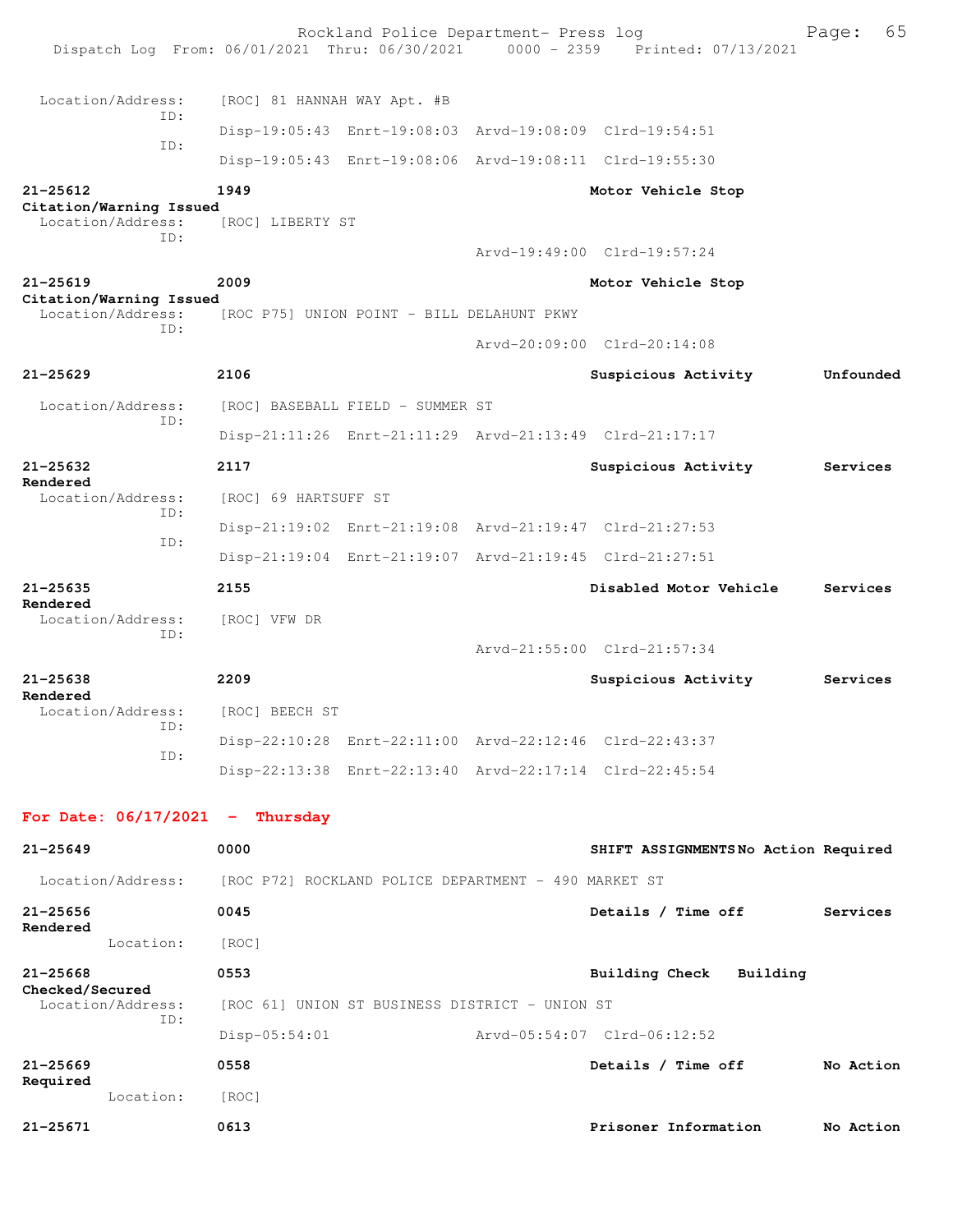Location/Address: [ROC] 81 HANNAH WAY Apt. #B
ID:
Disp-19:05:43 Enrt-19:08:03 Arvd-19:08:09 Clrd-19:54:51
ID:
Disp-19:05:43 Enrt-19:08:06 Arvd-19:08:11 Clrd-19:55:30

**21-25612** 1949 Motor Vehicle Stop
**Citation/Warning Issued**
Location/Address: [ROC] LIBERTY ST
ID:
Arvd-19:49:00 Clrd-19:57:24

**21-25619** 2009 Motor Vehicle Stop
**Citation/Warning Issued**
Location/Address: [ROC P75] UNION POINT - BILL DELAHUNT PKWY
ID:
Arvd-20:09:00 Clrd-20:14:08

**21-25629** 2106 Suspicious Activity Unfounded
Location/Address: [ROC] BASEBALL FIELD - SUMMER ST
ID:
Disp-21:11:26 Enrt-21:11:29 Arvd-21:13:49 Clrd-21:17:17

**21-25632** 2117 Suspicious Activity Services Rendered
Location/Address: [ROC] 69 HARTSUFF ST
ID:
Disp-21:19:02 Enrt-21:19:08 Arvd-21:19:47 Clrd-21:27:53
ID:
Disp-21:19:04 Enrt-21:19:07 Arvd-21:19:45 Clrd-21:27:51

**21-25635** 2155 Disabled Motor Vehicle Services Rendered
Location/Address: [ROC] VFW DR
ID:
Arvd-21:55:00 Clrd-21:57:34

**21-25638** 2209 Suspicious Activity Services Rendered
Location/Address: [ROC] BEECH ST
ID:
Disp-22:10:28 Enrt-22:11:00 Arvd-22:12:46 Clrd-22:43:37
ID:
Disp-22:13:38 Enrt-22:13:40 Arvd-22:17:14 Clrd-22:45:54

## For Date: 06/17/2021 - Thursday

**21-25649** 0000 SHIFT ASSIGNMENTS No Action Required
Location/Address: [ROC P72] ROCKLAND POLICE DEPARTMENT - 490 MARKET ST

**21-25656** 0045 Details / Time off Services Rendered
Location: [ROC]

**21-25668** 0553 Building Check Building Checked/Secured
Location/Address: [ROC 61] UNION ST BUSINESS DISTRICT - UNION ST
ID:
Disp-05:54:01 Arvd-05:54:07 Clrd-06:12:52

**21-25669** 0558 Details / Time off No Action Required
Location: [ROC]

**21-25671** 0613 Prisoner Information No Action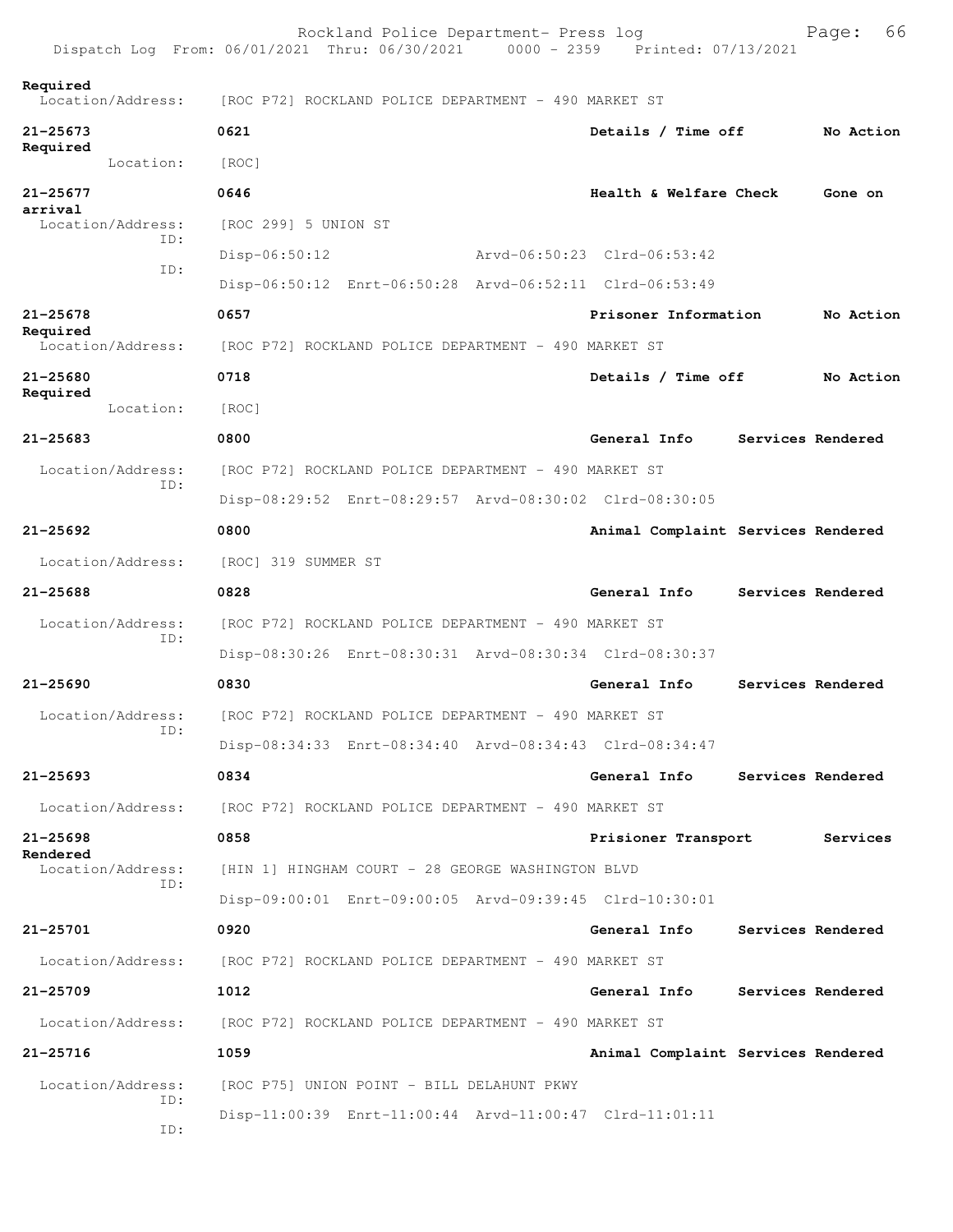Required
  Location/Address: [ROC P72] ROCKLAND POLICE DEPARTMENT - 490 MARKET ST

**21-25673** 0621 **Details / Time off** **No Action Required**
  Location: [ROC]

**21-25677** 0646 **Health & Welfare Check** **Gone on arrival**
  Location/Address: [ROC 299] 5 UNION ST
  ID: Disp-06:50:12 Arvd-06:50:23 Clrd-06:53:42
  ID: Disp-06:50:12 Enrt-06:50:28 Arvd-06:52:11 Clrd-06:53:49

**21-25678** 0657 **Prisoner Information** **No Action Required**
  Location/Address: [ROC P72] ROCKLAND POLICE DEPARTMENT - 490 MARKET ST

**21-25680** 0718 **Details / Time off** **No Action Required**
  Location: [ROC]

**21-25683** 0800 **General Info** **Services Rendered**
  Location/Address: [ROC P72] ROCKLAND POLICE DEPARTMENT - 490 MARKET ST
  ID: Disp-08:29:52 Enrt-08:29:57 Arvd-08:30:02 Clrd-08:30:05

**21-25692** 0800 **Animal Complaint** **Services Rendered**
  Location/Address: [ROC] 319 SUMMER ST

**21-25688** 0828 **General Info** **Services Rendered**
  Location/Address: [ROC P72] ROCKLAND POLICE DEPARTMENT - 490 MARKET ST
  ID: Disp-08:30:26 Enrt-08:30:31 Arvd-08:30:34 Clrd-08:30:37

**21-25690** 0830 **General Info** **Services Rendered**
  Location/Address: [ROC P72] ROCKLAND POLICE DEPARTMENT - 490 MARKET ST
  ID: Disp-08:34:33 Enrt-08:34:40 Arvd-08:34:43 Clrd-08:34:47

**21-25693** 0834 **General Info** **Services Rendered**
  Location/Address: [ROC P72] ROCKLAND POLICE DEPARTMENT - 490 MARKET ST

**21-25698** 0858 **Prisioner Transport** **Services Rendered**
  Location/Address: [HIN 1] HINGHAM COURT - 28 GEORGE WASHINGTON BLVD
  ID: Disp-09:00:01 Enrt-09:00:05 Arvd-09:39:45 Clrd-10:30:01

**21-25701** 0920 **General Info** **Services Rendered**
  Location/Address: [ROC P72] ROCKLAND POLICE DEPARTMENT - 490 MARKET ST

**21-25709** 1012 **General Info** **Services Rendered**
  Location/Address: [ROC P72] ROCKLAND POLICE DEPARTMENT - 490 MARKET ST

**21-25716** 1059 **Animal Complaint** **Services Rendered**
  Location/Address: [ROC P75] UNION POINT - BILL DELAHUNT PKWY
  ID: Disp-11:00:39 Enrt-11:00:44 Arvd-11:00:47 Clrd-11:01:11
  ID: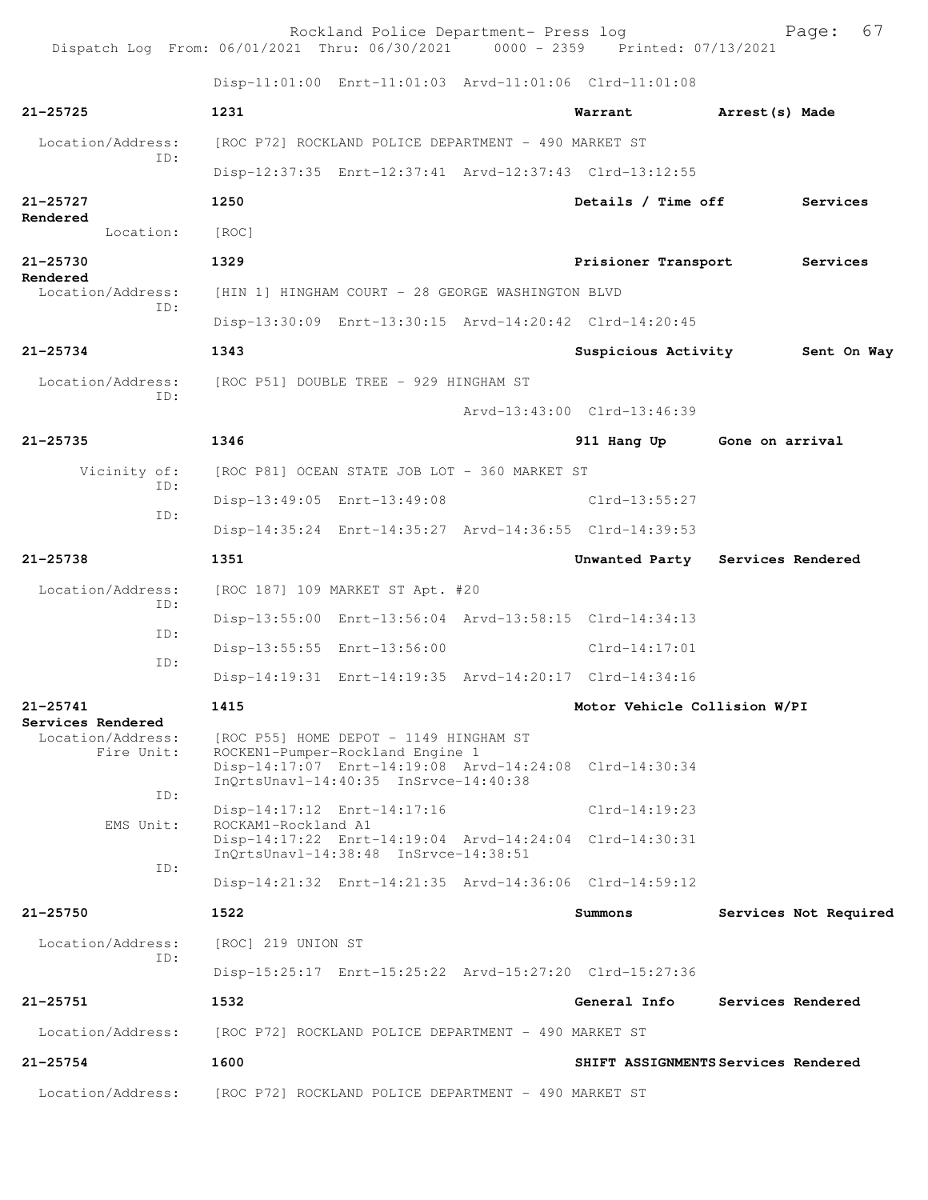Disp-11:01:00 Enrt-11:01:03 Arvd-11:01:06 Clrd-11:01:08

**21-25725** 1231 Warrant Arrest(s) Made

Location/Address: [ROC P72] ROCKLAND POLICE DEPARTMENT - 490 MARKET ST
ID:
Disp-12:37:35 Enrt-12:37:41 Arvd-12:37:43 Clrd-13:12:55

**21-25727** 1250 Details / Time off Services Rendered

Location: [ROC]

**21-25730** 1329 Prisioner Transport Services Rendered

Location/Address: [HIN 1] HINGHAM COURT - 28 GEORGE WASHINGTON BLVD
ID:
Disp-13:30:09 Enrt-13:30:15 Arvd-14:20:42 Clrd-14:20:45

**21-25734** 1343 Suspicious Activity Sent On Way

Location/Address: [ROC P51] DOUBLE TREE - 929 HINGHAM ST
ID:
Arvd-13:43:00 Clrd-13:46:39

**21-25735** 1346 911 Hang Up Gone on arrival

Vicinity of: [ROC P81] OCEAN STATE JOB LOT - 360 MARKET ST
ID:
Disp-13:49:05 Enrt-13:49:08 Clrd-13:55:27
ID:
Disp-14:35:24 Enrt-14:35:27 Arvd-14:36:55 Clrd-14:39:53

**21-25738** 1351 Unwanted Party Services Rendered

Location/Address: [ROC 187] 109 MARKET ST Apt. #20
ID:
Disp-13:55:00 Enrt-13:56:04 Arvd-13:58:15 Clrd-14:34:13
ID:
Disp-13:55:55 Enrt-13:56:00 Clrd-14:17:01
ID:
Disp-14:19:31 Enrt-14:19:35 Arvd-14:20:17 Clrd-14:34:16

**21-25741** 1415 Motor Vehicle Collision W/PI Services Rendered

Location/Address: [ROC P55] HOME DEPOT - 1149 HINGHAM ST
Fire Unit: ROCKEN1-Pumper-Rockland Engine 1
Disp-14:17:07 Enrt-14:19:08 Arvd-14:24:08 Clrd-14:30:34
InQrtsUnavl-14:40:35 InSrvce-14:40:38
ID:
Disp-14:17:12 Enrt-14:17:16 Clrd-14:19:23
EMS Unit: ROCKAM1-Rockland A1
Disp-14:17:22 Enrt-14:19:04 Arvd-14:24:04 Clrd-14:30:31
InQrtsUnavl-14:38:48 InSrvce-14:38:51
ID:
Disp-14:21:32 Enrt-14:21:35 Arvd-14:36:06 Clrd-14:59:12

**21-25750** 1522 Summons Services Not Required

Location/Address: [ROC] 219 UNION ST
ID:
Disp-15:25:17 Enrt-15:25:22 Arvd-15:27:20 Clrd-15:27:36

**21-25751** 1532 General Info Services Rendered

Location/Address: [ROC P72] ROCKLAND POLICE DEPARTMENT - 490 MARKET ST

**21-25754** 1600 SHIFT ASSIGNMENTS Services Rendered

Location/Address: [ROC P72] ROCKLAND POLICE DEPARTMENT - 490 MARKET ST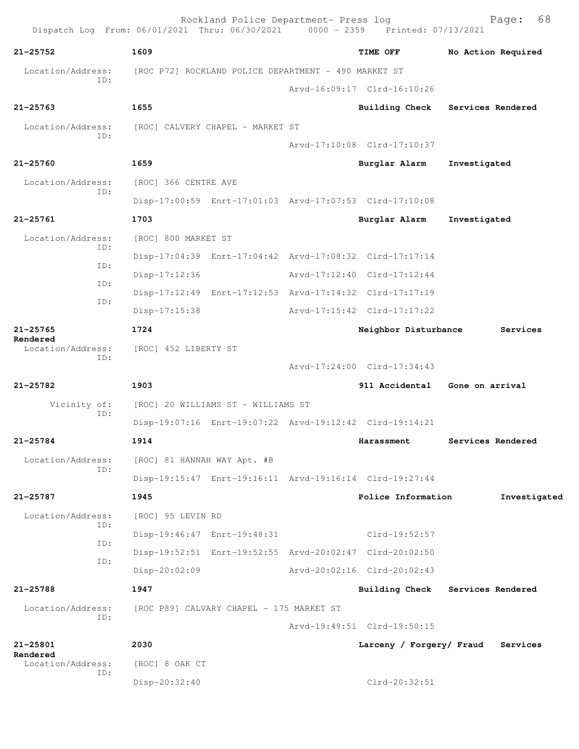Rockland Police Department- Press log
Dispatch Log From: 06/01/2021 Thru: 06/30/2021 0000 - 2359 Printed: 07/13/2021

**21-25752** 1609 TIME OFF No Action Required
Location/Address: [ROC P72] ROCKLAND POLICE DEPARTMENT - 490 MARKET ST
ID:
Arvd-16:09:17 Clrd-16:10:26

**21-25763** 1655 Building Check Services Rendered
Location/Address: [ROC] CALVERY CHAPEL - MARKET ST
ID:
Arvd-17:10:08 Clrd-17:10:37

**21-25760** 1659 Burglar Alarm Investigated
Location/Address: [ROC] 366 CENTRE AVE
ID:
Disp-17:00:59 Enrt-17:01:03 Arvd-17:07:53 Clrd-17:10:08

**21-25761** 1703 Burglar Alarm Investigated
Location/Address: [ROC] 800 MARKET ST
ID:
Disp-17:04:39 Enrt-17:04:42 Arvd-17:08:32 Clrd-17:17:14
ID:
Disp-17:12:36 Arvd-17:12:40 Clrd-17:12:44
ID:
Disp-17:12:49 Enrt-17:12:53 Arvd-17:14:32 Clrd-17:17:19
ID:
Disp-17:15:38 Arvd-17:15:42 Clrd-17:17:22

**21-25765** 1724 Neighbor Disturbance Services Rendered
Location/Address: [ROC] 452 LIBERTY ST
ID:
Arvd-17:24:00 Clrd-17:34:43

**21-25782** 1903 911 Accidental Gone on arrival
Vicinity of: [ROC] 20 WILLIAMS ST - WILLIAMS ST
ID:
Disp-19:07:16 Enrt-19:07:22 Arvd-19:12:42 Clrd-19:14:21

**21-25784** 1914 Harassment Services Rendered
Location/Address: [ROC] 81 HANNAH WAY Apt. #B
ID:
Disp-19:15:47 Enrt-19:16:11 Arvd-19:16:14 Clrd-19:27:44

**21-25787** 1945 Police Information Investigated
Location/Address: [ROC] 95 LEVIN RD
ID:
Disp-19:46:47 Enrt-19:48:31 Clrd-19:52:57
ID:
Disp-19:52:51 Enrt-19:52:55 Arvd-20:02:47 Clrd-20:02:50
ID:
Disp-20:02:09 Arvd-20:02:16 Clrd-20:02:43

**21-25788** 1947 Building Check Services Rendered
Location/Address: [ROC P89] CALVARY CHAPEL - 175 MARKET ST
ID:
Arvd-19:49:51 Clrd-19:50:15

**21-25801** 2030 Larceny / Forgery/ Fraud Services Rendered
Location/Address: [ROC] 8 OAK CT
ID:
Disp-20:32:40 Clrd-20:32:51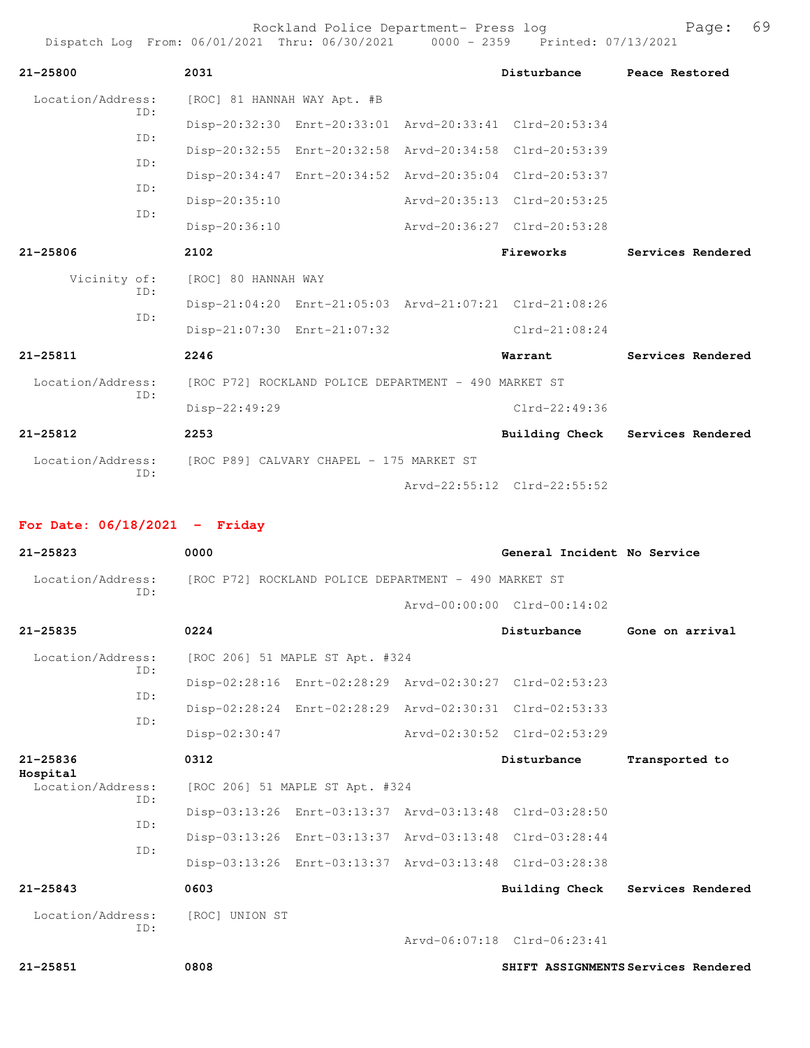21-25800 2031 Disturbance Peace Restored

Location/Address: [ROC] 81 HANNAH WAY Apt. #B

ID: Disp-20:32:30 Enrt-20:33:01 Arvd-20:33:41 Clrd-20:53:34

ID: Disp-20:32:55 Enrt-20:32:58 Arvd-20:34:58 Clrd-20:53:39

ID: Disp-20:34:47 Enrt-20:34:52 Arvd-20:35:04 Clrd-20:53:37

ID: Disp-20:35:10 Arvd-20:35:13 Clrd-20:53:25

ID: Disp-20:36:10 Arvd-20:36:27 Clrd-20:53:28

21-25806 2102 Fireworks Services Rendered

Vicinity of: [ROC] 80 HANNAH WAY

ID: Disp-21:04:20 Enrt-21:05:03 Arvd-21:07:21 Clrd-21:08:26

ID: Disp-21:07:30 Enrt-21:07:32 Clrd-21:08:24

21-25811 2246 Warrant Services Rendered

Location/Address: [ROC P72] ROCKLAND POLICE DEPARTMENT - 490 MARKET ST

ID: Disp-22:49:29 Clrd-22:49:36

21-25812 2253 Building Check Services Rendered

Location/Address: [ROC P89] CALVARY CHAPEL - 175 MARKET ST

ID: Arvd-22:55:12 Clrd-22:55:52

**For Date: 06/18/2021 - Friday**

21-25823 0000 General Incident No Service

Location/Address: [ROC P72] ROCKLAND POLICE DEPARTMENT - 490 MARKET ST

ID: Arvd-00:00:00 Clrd-00:14:02

21-25835 0224 Disturbance Gone on arrival

Location/Address: [ROC 206] 51 MAPLE ST Apt. #324

ID: Disp-02:28:16 Enrt-02:28:29 Arvd-02:30:27 Clrd-02:53:23

ID: Disp-02:28:24 Enrt-02:28:29 Arvd-02:30:31 Clrd-02:53:33

ID: Disp-02:30:47 Arvd-02:30:52 Clrd-02:53:29

21-25836 0312 Disturbance Transported to Hospital

Location/Address: [ROC 206] 51 MAPLE ST Apt. #324

ID: Disp-03:13:26 Enrt-03:13:37 Arvd-03:13:48 Clrd-03:28:50

ID: Disp-03:13:26 Enrt-03:13:37 Arvd-03:13:48 Clrd-03:28:44

ID: Disp-03:13:26 Enrt-03:13:37 Arvd-03:13:48 Clrd-03:28:38

21-25843 0603 Building Check Services Rendered

Location/Address: [ROC] UNION ST

ID: Arvd-06:07:18 Clrd-06:23:41

21-25851 0808 SHIFT ASSIGNMENTS Services Rendered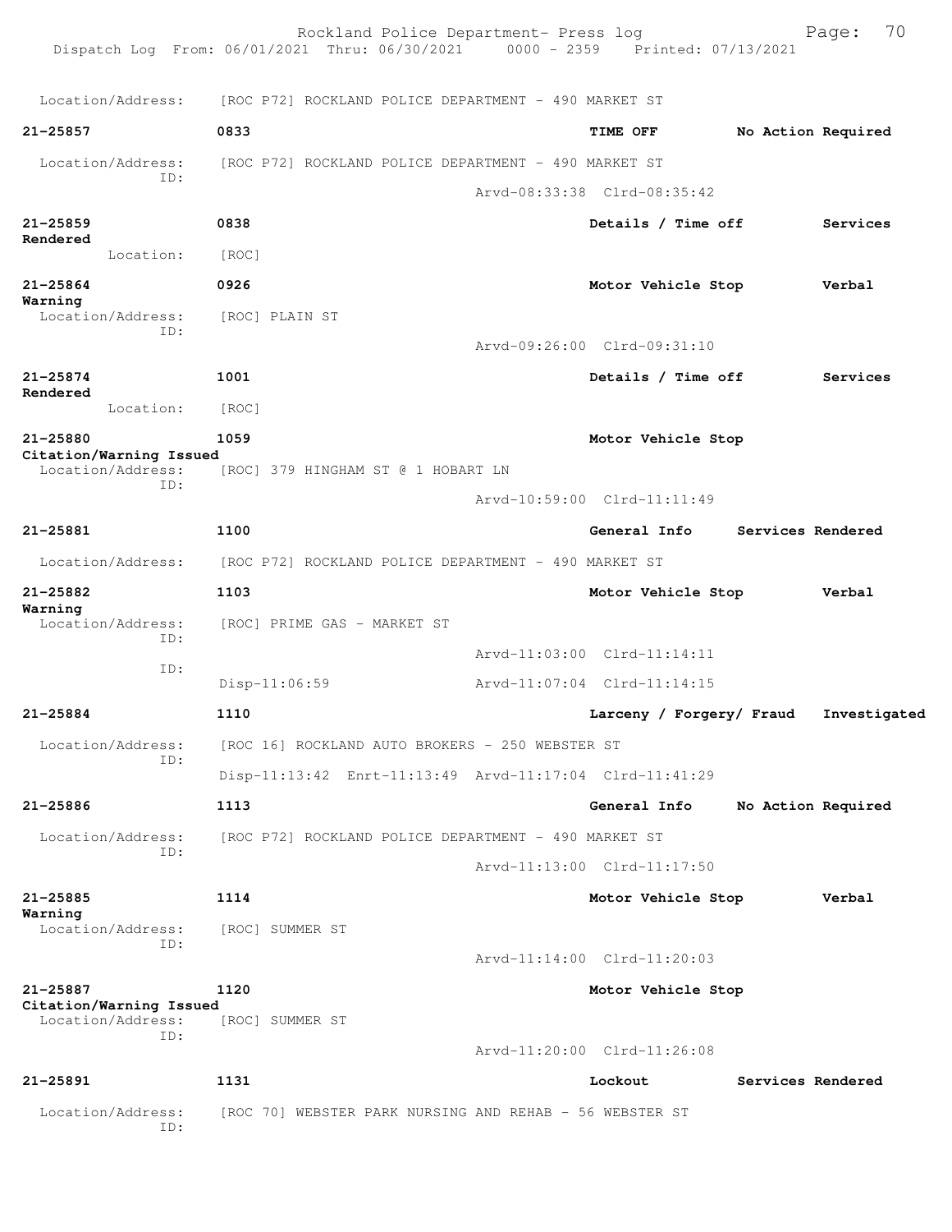Location/Address: [ROC P72] ROCKLAND POLICE DEPARTMENT - 490 MARKET ST

**21-25857** 0833 **TIME OFF** **No Action Required**
Location/Address: [ROC P72] ROCKLAND POLICE DEPARTMENT - 490 MARKET ST
ID:
Arvd-08:33:38 Clrd-08:35:42

**21-25859** 0838 **Details / Time off** **Services Rendered**
Location: [ROC]

**21-25864** 0926 **Motor Vehicle Stop** **Verbal Warning**
Location/Address: [ROC] PLAIN ST
ID:
Arvd-09:26:00 Clrd-09:31:10

**21-25874** 1001 **Details / Time off** **Services Rendered**
Location: [ROC]

**21-25880** 1059 **Motor Vehicle Stop** **Citation/Warning Issued**
Location/Address: [ROC] 379 HINGHAM ST @ 1 HOBART LN
ID:
Arvd-10:59:00 Clrd-11:11:49

**21-25881** 1100 **General Info** **Services Rendered**
Location/Address: [ROC P72] ROCKLAND POLICE DEPARTMENT - 490 MARKET ST

**21-25882** 1103 **Motor Vehicle Stop** **Verbal Warning**
Location/Address: [ROC] PRIME GAS - MARKET ST
ID:
Arvd-11:03:00 Clrd-11:14:11
ID:
Disp-11:06:59 Arvd-11:07:04 Clrd-11:14:15

**21-25884** 1110 **Larceny / Forgery/ Fraud** **Investigated**
Location/Address: [ROC 16] ROCKLAND AUTO BROKERS - 250 WEBSTER ST
ID:
Disp-11:13:42 Enrt-11:13:49 Arvd-11:17:04 Clrd-11:41:29

**21-25886** 1113 **General Info** **No Action Required**
Location/Address: [ROC P72] ROCKLAND POLICE DEPARTMENT - 490 MARKET ST
ID:
Arvd-11:13:00 Clrd-11:17:50

**21-25885** 1114 **Motor Vehicle Stop** **Verbal Warning**
Location/Address: [ROC] SUMMER ST
ID:
Arvd-11:14:00 Clrd-11:20:03

**21-25887** 1120 **Motor Vehicle Stop** **Citation/Warning Issued**
Location/Address: [ROC] SUMMER ST
ID:
Arvd-11:20:00 Clrd-11:26:08

**21-25891** 1131 **Lockout** **Services Rendered**
Location/Address: [ROC 70] WEBSTER PARK NURSING AND REHAB - 56 WEBSTER ST
ID: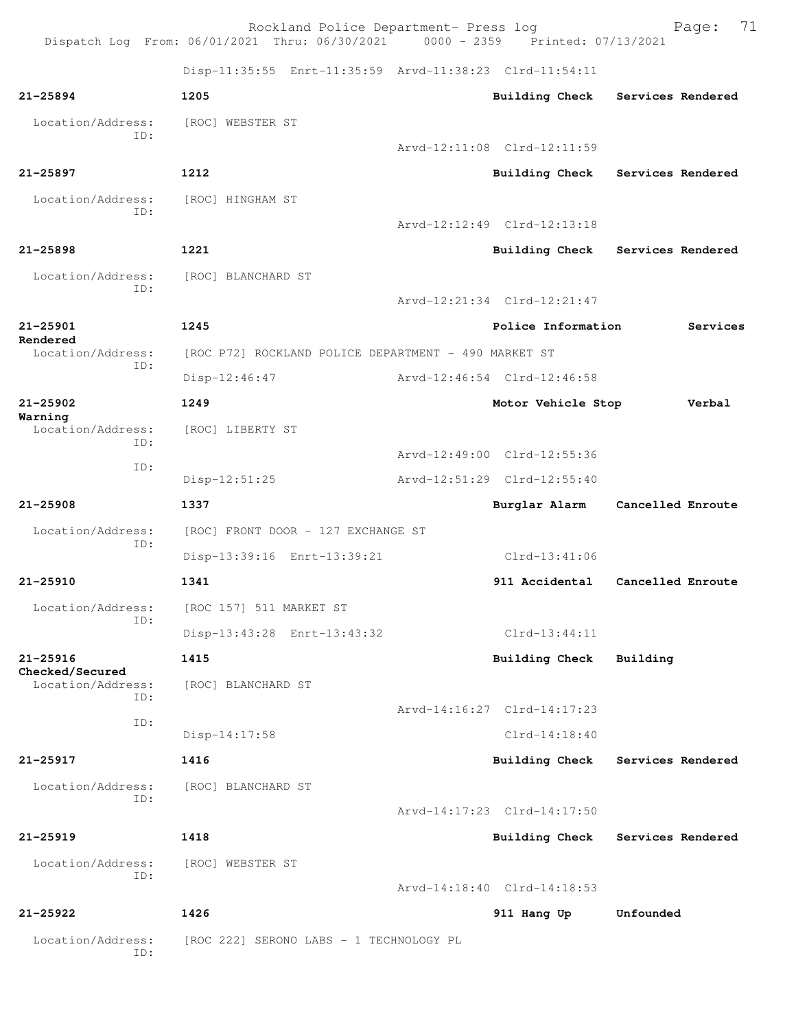Disp-11:35:55 Enrt-11:35:59 Arvd-11:38:23 Clrd-11:54:11

**21-25894** 1205 Building Check Services Rendered

Location/Address: [ROC] WEBSTER ST
ID:
Arvd-12:11:08 Clrd-12:11:59

**21-25897** 1212 Building Check Services Rendered

Location/Address: [ROC] HINGHAM ST
ID:
Arvd-12:12:49 Clrd-12:13:18

**21-25898** 1221 Building Check Services Rendered

Location/Address: [ROC] BLANCHARD ST
ID:
Arvd-12:21:34 Clrd-12:21:47

**21-25901** 1245 Police Information Services Rendered

Location/Address: [ROC P72] ROCKLAND POLICE DEPARTMENT - 490 MARKET ST
ID:
Disp-12:46:47 Arvd-12:46:54 Clrd-12:46:58

**21-25902** 1249 Motor Vehicle Stop Verbal Warning

Location/Address: [ROC] LIBERTY ST
ID:
Arvd-12:49:00 Clrd-12:55:36
ID:
Disp-12:51:25 Arvd-12:51:29 Clrd-12:55:40

**21-25908** 1337 Burglar Alarm Cancelled Enroute

Location/Address: [ROC] FRONT DOOR - 127 EXCHANGE ST
ID:
Disp-13:39:16 Enrt-13:39:21 Clrd-13:41:06

**21-25910** 1341 911 Accidental Cancelled Enroute

Location/Address: [ROC 157] 511 MARKET ST
ID:
Disp-13:43:28 Enrt-13:43:32 Clrd-13:44:11

**21-25916** 1415 Building Check Building Checked/Secured

Location/Address: [ROC] BLANCHARD ST
ID:
Arvd-14:16:27 Clrd-14:17:23
ID:
Disp-14:17:58 Clrd-14:18:40

**21-25917** 1416 Building Check Services Rendered

Location/Address: [ROC] BLANCHARD ST
ID:
Arvd-14:17:23 Clrd-14:17:50

**21-25919** 1418 Building Check Services Rendered

Location/Address: [ROC] WEBSTER ST
ID:
Arvd-14:18:40 Clrd-14:18:53

**21-25922** 1426 911 Hang Up Unfounded

Location/Address: [ROC 222] SERONO LABS - 1 TECHNOLOGY PL
ID: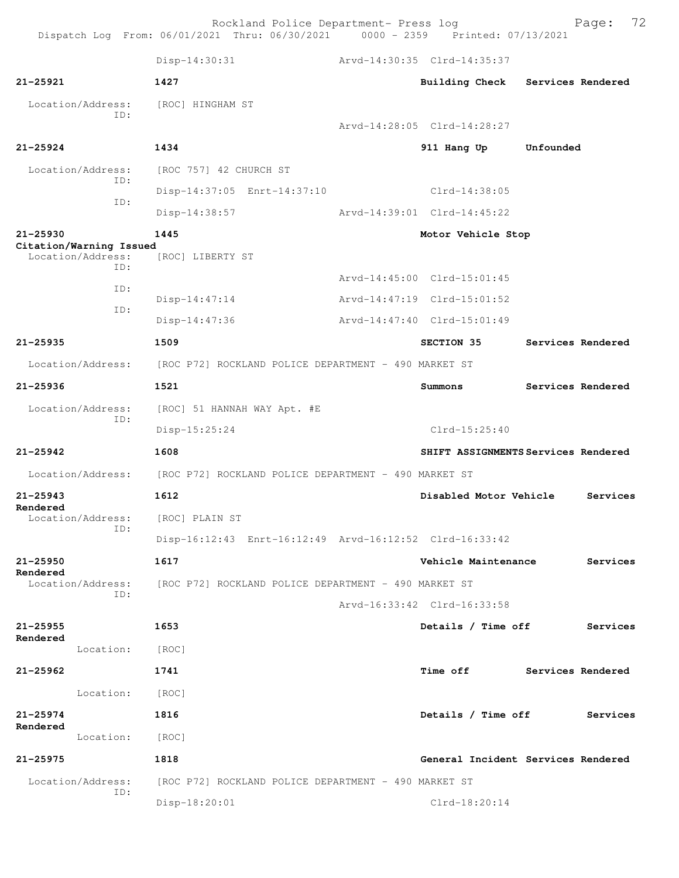Disp-14:30:31 Arvd-14:30:35 Clrd-14:35:37

**21-25921** 1427 **Building Check** **Services Rendered**

Location/Address: [ROC] HINGHAM ST
ID:
Arvd-14:28:05 Clrd-14:28:27

**21-25924** 1434 **911 Hang Up** **Unfounded**

Location/Address: [ROC 757] 42 CHURCH ST
ID:
Disp-14:37:05 Enrt-14:37:10 Clrd-14:38:05
ID:
Disp-14:38:57 Arvd-14:39:01 Clrd-14:45:22

**21-25930** 1445 **Motor Vehicle Stop**
**Citation/Warning Issued**
Location/Address: [ROC] LIBERTY ST
ID:
Arvd-14:45:00 Clrd-15:01:45
ID:
Disp-14:47:14 Arvd-14:47:19 Clrd-15:01:52
ID:
Disp-14:47:36 Arvd-14:47:40 Clrd-15:01:49

**21-25935** 1509 **SECTION 35** **Services Rendered**

Location/Address: [ROC P72] ROCKLAND POLICE DEPARTMENT - 490 MARKET ST

**21-25936** 1521 **Summons** **Services Rendered**

Location/Address: [ROC] 51 HANNAH WAY Apt. #E
ID:
Disp-15:25:24 Clrd-15:25:40

**21-25942** 1608 **SHIFT ASSIGNMENTS** **Services Rendered**

Location/Address: [ROC P72] ROCKLAND POLICE DEPARTMENT - 490 MARKET ST

**21-25943** 1612 **Disabled Motor Vehicle** **Services Rendered**
Location/Address: [ROC] PLAIN ST
ID:
Disp-16:12:43 Enrt-16:12:49 Arvd-16:12:52 Clrd-16:33:42

**21-25950** 1617 **Vehicle Maintenance** **Services Rendered**
Location/Address: [ROC P72] ROCKLAND POLICE DEPARTMENT - 490 MARKET ST
ID:
Arvd-16:33:42 Clrd-16:33:58

**21-25955** 1653 **Details / Time off** **Services Rendered**
Location: [ROC]

**21-25962** 1741 **Time off** **Services Rendered**

Location: [ROC]

**21-25974** 1816 **Details / Time off** **Services Rendered**
Location: [ROC]

**21-25975** 1818 **General Incident** **Services Rendered**

Location/Address: [ROC P72] ROCKLAND POLICE DEPARTMENT - 490 MARKET ST
ID:
Disp-18:20:01 Clrd-18:20:14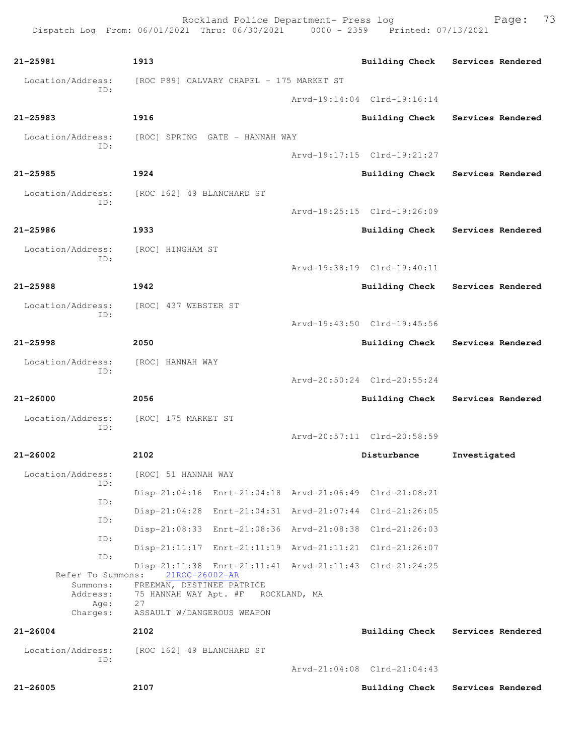**21-25981** 1913 **Building Check** **Services Rendered**

Location/Address: [ROC P89] CALVARY CHAPEL - 175 MARKET ST
ID:
Arvd-19:14:04 Clrd-19:16:14

**21-25983** 1916 **Building Check** **Services Rendered**

Location/Address: [ROC] SPRING GATE - HANNAH WAY
ID:
Arvd-19:17:15 Clrd-19:21:27

**21-25985** 1924 **Building Check** **Services Rendered**

Location/Address: [ROC 162] 49 BLANCHARD ST
ID:
Arvd-19:25:15 Clrd-19:26:09

**21-25986** 1933 **Building Check** **Services Rendered**

Location/Address: [ROC] HINGHAM ST
ID:
Arvd-19:38:19 Clrd-19:40:11

**21-25988** 1942 **Building Check** **Services Rendered**

Location/Address: [ROC] 437 WEBSTER ST
ID:
Arvd-19:43:50 Clrd-19:45:56

**21-25998** 2050 **Building Check** **Services Rendered**

Location/Address: [ROC] HANNAH WAY
ID:
Arvd-20:50:24 Clrd-20:55:24

**21-26000** 2056 **Building Check** **Services Rendered**

Location/Address: [ROC] 175 MARKET ST
ID:
Arvd-20:57:11 Clrd-20:58:59

**21-26002** 2102 **Disturbance** **Investigated**

Location/Address: [ROC] 51 HANNAH WAY
ID:
Disp-21:04:16 Enrt-21:04:18 Arvd-21:06:49 Clrd-21:08:21
ID:
Disp-21:04:28 Enrt-21:04:31 Arvd-21:07:44 Clrd-21:26:05
ID:
Disp-21:08:33 Enrt-21:08:36 Arvd-21:08:38 Clrd-21:26:03
ID:
Disp-21:11:17 Enrt-21:11:19 Arvd-21:11:21 Clrd-21:26:07
ID:
Disp-21:11:38 Enrt-21:11:41 Arvd-21:11:43 Clrd-21:24:25

Refer To Summons: 21ROC-26002-AR
Summons: FREEMAN, DESTINEE PATRICE
Address: 75 HANNAH WAY Apt. #F ROCKLAND, MA
Age: 27
Charges: ASSAULT W/DANGEROUS WEAPON

**21-26004** 2102 **Building Check** **Services Rendered**

Location/Address: [ROC 162] 49 BLANCHARD ST
ID:
Arvd-21:04:08 Clrd-21:04:43

**21-26005** 2107 **Building Check** **Services Rendered**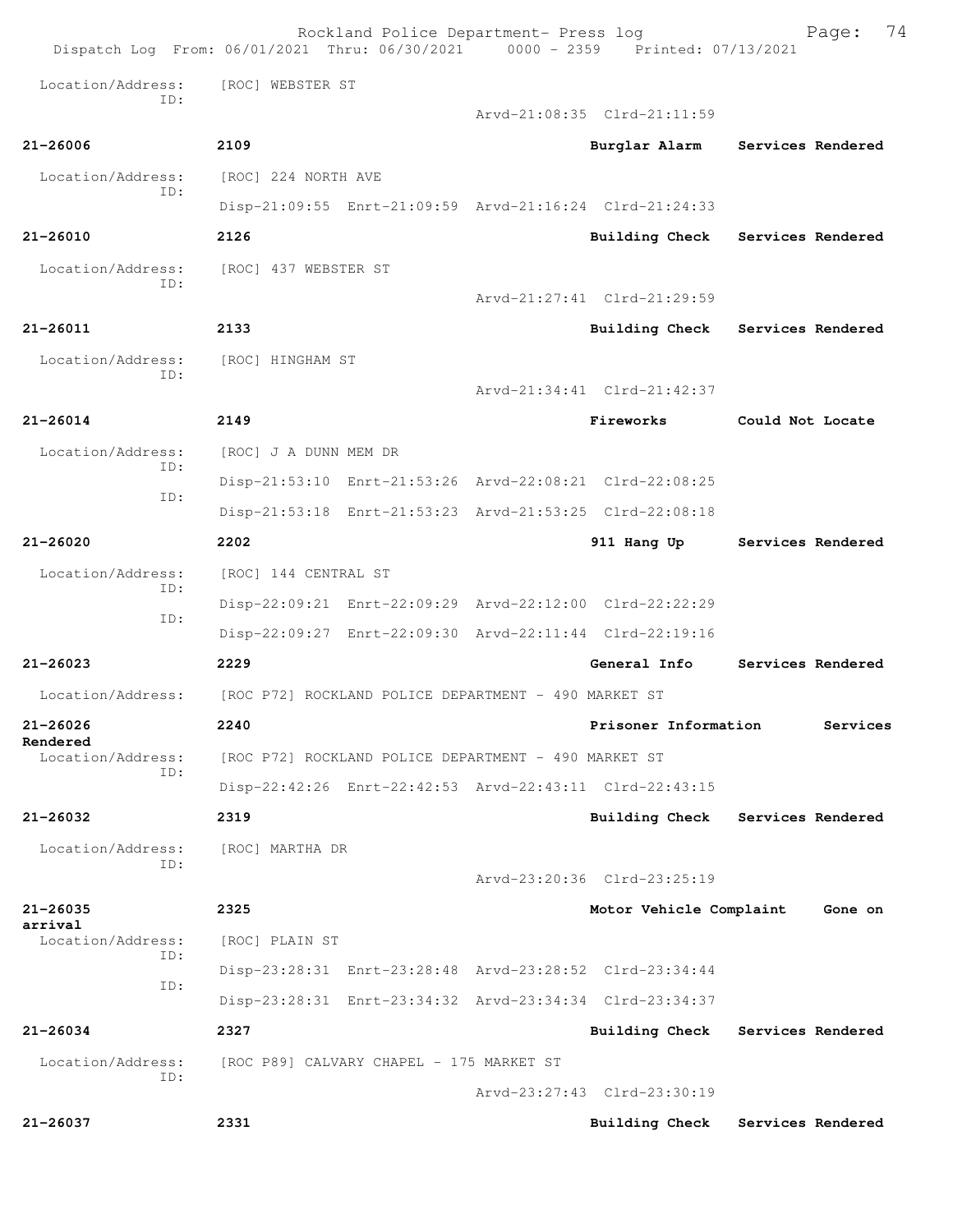Location/Address: [ROC] WEBSTER ST
ID:
Arvd-21:08:35 Clrd-21:11:59

**21-26006** **2109** **Burglar Alarm** **Services Rendered**

Location/Address: [ROC] 224 NORTH AVE
ID:
Disp-21:09:55 Enrt-21:09:59 Arvd-21:16:24 Clrd-21:24:33

**21-26010** **2126** **Building Check** **Services Rendered**

Location/Address: [ROC] 437 WEBSTER ST
ID:
Arvd-21:27:41 Clrd-21:29:59

**21-26011** **2133** **Building Check** **Services Rendered**

Location/Address: [ROC] HINGHAM ST
ID:
Arvd-21:34:41 Clrd-21:42:37

**21-26014** **2149** **Fireworks** **Could Not Locate**

Location/Address: [ROC] J A DUNN MEM DR
ID:
Disp-21:53:10 Enrt-21:53:26 Arvd-22:08:21 Clrd-22:08:25
ID:
Disp-21:53:18 Enrt-21:53:23 Arvd-21:53:25 Clrd-22:08:18

**21-26020** **2202** **911 Hang Up** **Services Rendered**

Location/Address: [ROC] 144 CENTRAL ST
ID:
Disp-22:09:21 Enrt-22:09:29 Arvd-22:12:00 Clrd-22:22:29
ID:
Disp-22:09:27 Enrt-22:09:30 Arvd-22:11:44 Clrd-22:19:16

**21-26023** **2229** **General Info** **Services Rendered**

Location/Address: [ROC P72] ROCKLAND POLICE DEPARTMENT - 490 MARKET ST

**21-26026** **2240** **Prisoner Information** **Services Rendered**

Location/Address: [ROC P72] ROCKLAND POLICE DEPARTMENT - 490 MARKET ST
ID:
Disp-22:42:26 Enrt-22:42:53 Arvd-22:43:11 Clrd-22:43:15

**21-26032** **2319** **Building Check** **Services Rendered**

Location/Address: [ROC] MARTHA DR
ID:
Arvd-23:20:36 Clrd-23:25:19

**21-26035** **2325** **Motor Vehicle Complaint** **Gone on arrival**

Location/Address: [ROC] PLAIN ST
ID:
Disp-23:28:31 Enrt-23:28:48 Arvd-23:28:52 Clrd-23:34:44
ID:
Disp-23:28:31 Enrt-23:34:32 Arvd-23:34:34 Clrd-23:34:37

**21-26034** **2327** **Building Check** **Services Rendered**

Location/Address: [ROC P89] CALVARY CHAPEL - 175 MARKET ST
ID:
Arvd-23:27:43 Clrd-23:30:19

**21-26037** **2331** **Building Check** **Services Rendered**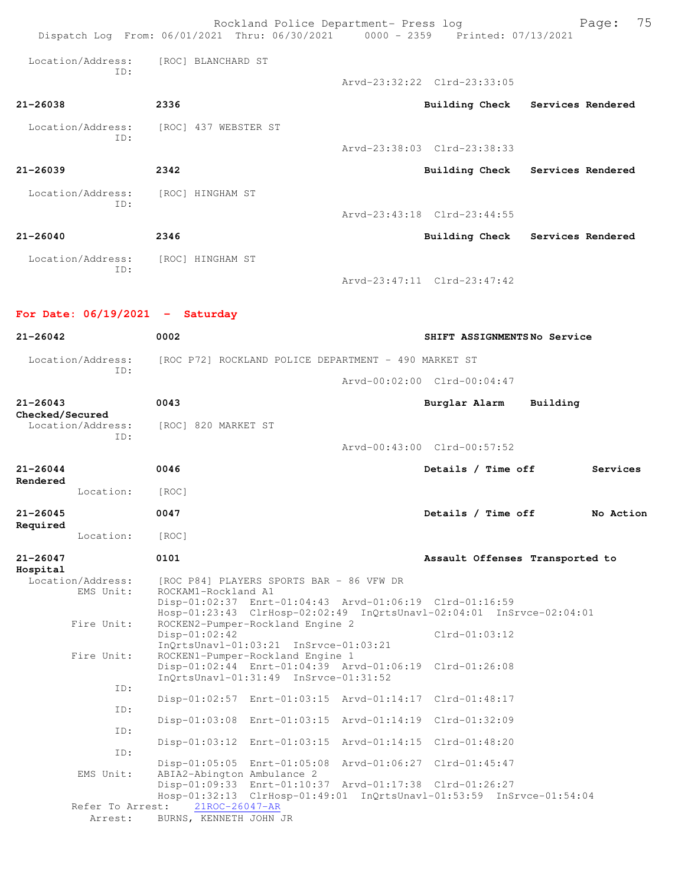Location/Address: [ROC] BLANCHARD ST
ID:
Arvd-23:32:22 Clrd-23:33:05

**21-26038** 2336 **Building Check** **Services Rendered**
Location/Address: [ROC] 437 WEBSTER ST
ID:
Arvd-23:38:03 Clrd-23:38:33

**21-26039** 2342 **Building Check** **Services Rendered**
Location/Address: [ROC] HINGHAM ST
ID:
Arvd-23:43:18 Clrd-23:44:55

**21-26040** 2346 **Building Check** **Services Rendered**
Location/Address: [ROC] HINGHAM ST
ID:
Arvd-23:47:11 Clrd-23:47:42

## For Date: 06/19/2021 - Saturday

**21-26042** 0002 **SHIFT ASSIGNMENTS** **No Service**
Location/Address: [ROC P72] ROCKLAND POLICE DEPARTMENT - 490 MARKET ST
ID:
Arvd-00:02:00 Clrd-00:04:47

**21-26043** 0043 **Burglar Alarm** **Building Checked/Secured**
Location/Address: [ROC] 820 MARKET ST
ID:
Arvd-00:43:00 Clrd-00:57:52

**21-26044** 0046 **Details / Time off** **Services Rendered**
Location: [ROC]

**21-26045** 0047 **Details / Time off** **No Action Required**
Location: [ROC]

**21-26047** 0101 **Assault Offenses** **Transported to Hospital**
Location/Address: [ROC P84] PLAYERS SPORTS BAR - 86 VFW DR
EMS Unit: ROCKAM1-Rockland A1
Disp-01:02:37 Enrt-01:04:43 Arvd-01:06:19 Clrd-01:16:59
Hosp-01:23:43 ClrHosp-02:02:49 InQrtsUnavl-02:04:01 InSrvce-02:04:01
Fire Unit: ROCKEN2-Pumper-Rockland Engine 2
Disp-01:02:42 Clrd-01:03:12
InQrtsUnavl-01:03:21 InSrvce-01:03:21
Fire Unit: ROCKEN1-Pumper-Rockland Engine 1
Disp-01:02:44 Enrt-01:04:39 Arvd-01:06:19 Clrd-01:26:08
InQrtsUnavl-01:31:49 InSrvce-01:31:52
ID:
Disp-01:02:57 Enrt-01:03:15 Arvd-01:14:17 Clrd-01:48:17
ID:
Disp-01:03:08 Enrt-01:03:15 Arvd-01:14:19 Clrd-01:32:09
ID:
Disp-01:03:12 Enrt-01:03:15 Arvd-01:14:15 Clrd-01:48:20
ID:
Disp-01:05:05 Enrt-01:05:08 Arvd-01:06:27 Clrd-01:45:47
EMS Unit: ABIA2-Abington Ambulance 2
Disp-01:09:33 Enrt-01:10:37 Arvd-01:17:38 Clrd-01:26:27
Hosp-01:32:13 ClrHosp-01:49:01 InQrtsUnavl-01:53:59 InSrvce-01:54:04
Refer To Arrest: 21ROC-26047-AR
Arrest: BURNS, KENNETH JOHN JR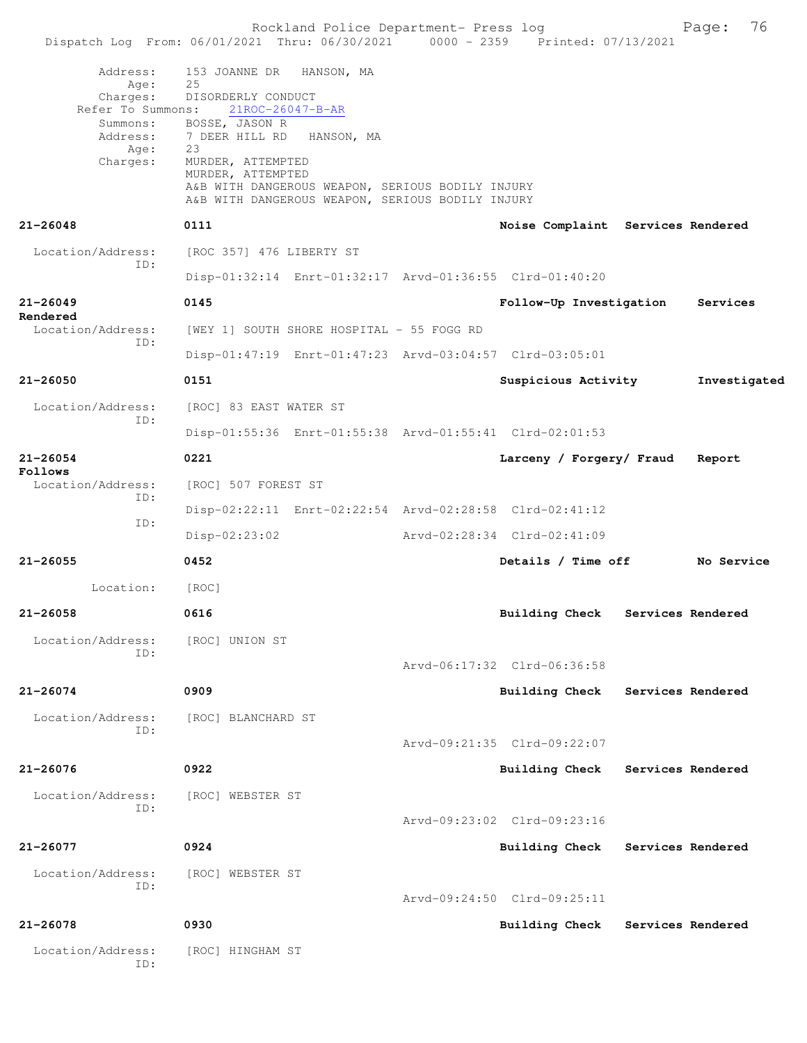Address: 153 JOANNE DR HANSON, MA
Age: 25
Charges: DISORDERLY CONDUCT
Refer To Summons: 21ROC-26047-B-AR
Summons: BOSSE, JASON R
Address: 7 DEER HILL RD HANSON, MA
Age: 23
Charges: MURDER, ATTEMPTED
MURDER, ATTEMPTED
A&B WITH DANGEROUS WEAPON, SERIOUS BODILY INJURY
A&B WITH DANGEROUS WEAPON, SERIOUS BODILY INJURY

**21-26048** **0111** **Noise Complaint** **Services Rendered**

Location/Address: [ROC 357] 476 LIBERTY ST
ID:
Disp-01:32:14 Enrt-01:32:17 Arvd-01:36:55 Clrd-01:40:20

**21-26049** **0145** **Follow-Up Investigation** **Services Rendered**

Location/Address: [WEY 1] SOUTH SHORE HOSPITAL - 55 FOGG RD
ID:
Disp-01:47:19 Enrt-01:47:23 Arvd-03:04:57 Clrd-03:05:01

**21-26050** **0151** **Suspicious Activity** **Investigated**

Location/Address: [ROC] 83 EAST WATER ST
ID:
Disp-01:55:36 Enrt-01:55:38 Arvd-01:55:41 Clrd-02:01:53

**21-26054** **0221** **Larceny / Forgery/ Fraud** **Report Follows**

Location/Address: [ROC] 507 FOREST ST
ID:
Disp-02:22:11 Enrt-02:22:54 Arvd-02:28:58 Clrd-02:41:12
ID:
Disp-02:23:02 Arvd-02:28:34 Clrd-02:41:09

**21-26055** **0452** **Details / Time off** **No Service**

Location: [ROC]

**21-26058** **0616** **Building Check** **Services Rendered**

Location/Address: [ROC] UNION ST
ID:
Arvd-06:17:32 Clrd-06:36:58

**21-26074** **0909** **Building Check** **Services Rendered**

Location/Address: [ROC] BLANCHARD ST
ID:
Arvd-09:21:35 Clrd-09:22:07

**21-26076** **0922** **Building Check** **Services Rendered**

Location/Address: [ROC] WEBSTER ST
ID:
Arvd-09:23:02 Clrd-09:23:16

**21-26077** **0924** **Building Check** **Services Rendered**

Location/Address: [ROC] WEBSTER ST
ID:
Arvd-09:24:50 Clrd-09:25:11

**21-26078** **0930** **Building Check** **Services Rendered**

Location/Address: [ROC] HINGHAM ST
ID: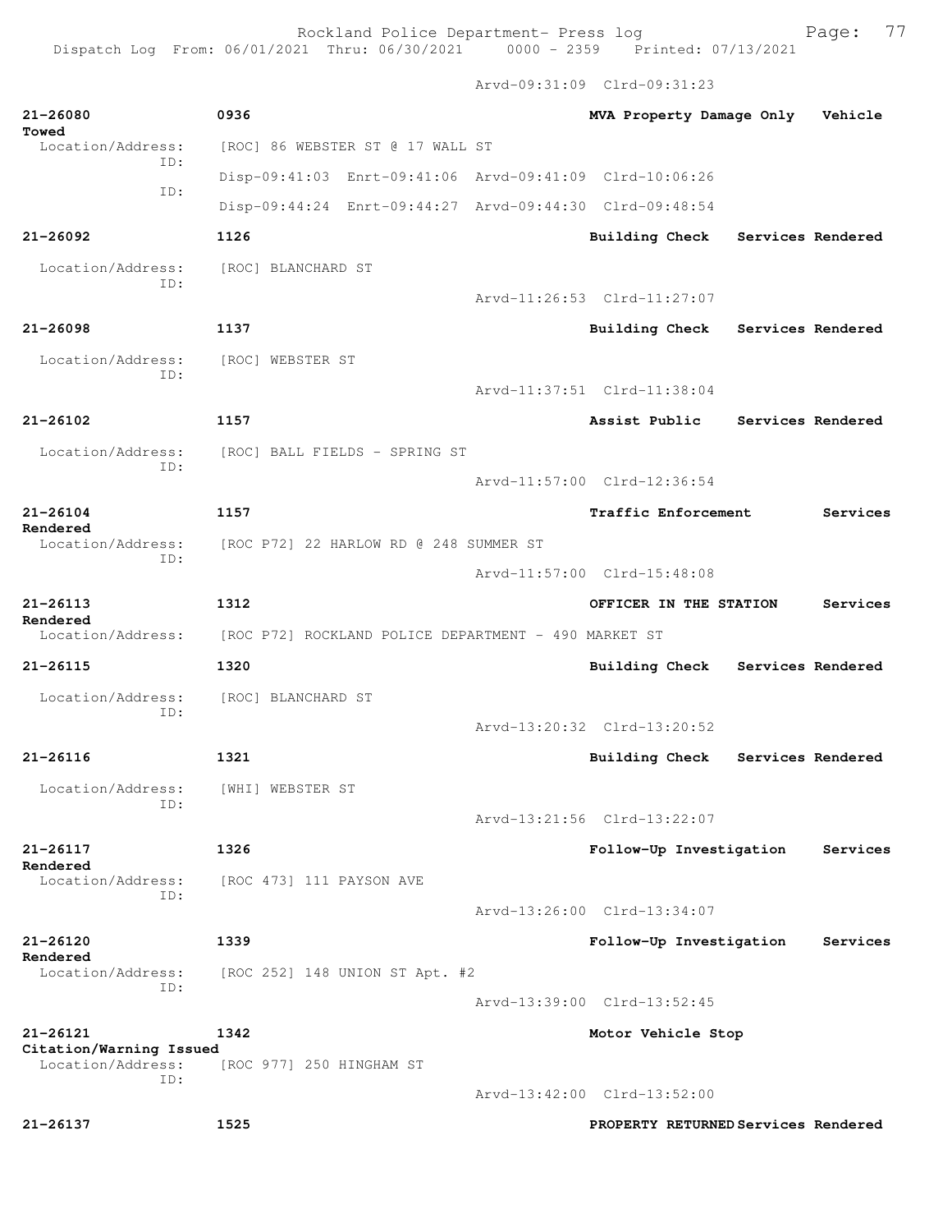Arvd-09:31:09 Clrd-09:31:23

**21-26080** 0936 **MVA Property Damage Only Vehicle Towed**
Location/Address: [ROC] 86 WEBSTER ST @ 17 WALL ST
ID:
Disp-09:41:03 Enrt-09:41:06 Arvd-09:41:09 Clrd-10:06:26
ID:
Disp-09:44:24 Enrt-09:44:27 Arvd-09:44:30 Clrd-09:48:54

**21-26092** 1126 **Building Check Services Rendered**
Location/Address: [ROC] BLANCHARD ST
ID:
Arvd-11:26:53 Clrd-11:27:07

**21-26098** 1137 **Building Check Services Rendered**
Location/Address: [ROC] WEBSTER ST
ID:
Arvd-11:37:51 Clrd-11:38:04

**21-26102** 1157 **Assist Public Services Rendered**
Location/Address: [ROC] BALL FIELDS - SPRING ST
ID:
Arvd-11:57:00 Clrd-12:36:54

**21-26104** 1157 **Traffic Enforcement Services Rendered**
Location/Address: [ROC P72] 22 HARLOW RD @ 248 SUMMER ST
ID:
Arvd-11:57:00 Clrd-15:48:08

**21-26113** 1312 **OFFICER IN THE STATION Services Rendered**
Location/Address: [ROC P72] ROCKLAND POLICE DEPARTMENT - 490 MARKET ST

**21-26115** 1320 **Building Check Services Rendered**
Location/Address: [ROC] BLANCHARD ST
ID:
Arvd-13:20:32 Clrd-13:20:52

**21-26116** 1321 **Building Check Services Rendered**
Location/Address: [WHI] WEBSTER ST
ID:
Arvd-13:21:56 Clrd-13:22:07

**21-26117** 1326 **Follow-Up Investigation Services Rendered**
Location/Address: [ROC 473] 111 PAYSON AVE
ID:
Arvd-13:26:00 Clrd-13:34:07

**21-26120** 1339 **Follow-Up Investigation Services Rendered**
Location/Address: [ROC 252] 148 UNION ST Apt. #2
ID:
Arvd-13:39:00 Clrd-13:52:45

**21-26121** 1342 **Motor Vehicle Stop Citation/Warning Issued**
Location/Address: [ROC 977] 250 HINGHAM ST
ID:
Arvd-13:42:00 Clrd-13:52:00

**21-26137** 1525 **PROPERTY RETURNED Services Rendered**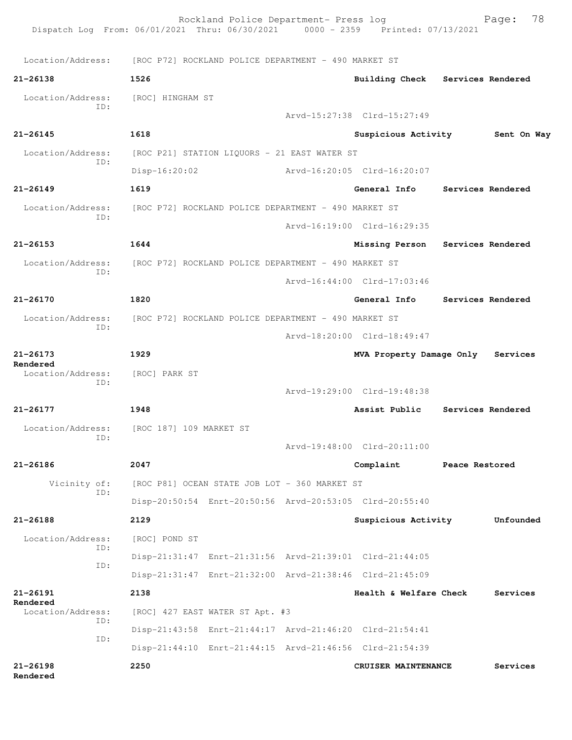Location/Address: [ROC P72] ROCKLAND POLICE DEPARTMENT - 490 MARKET ST

**21-26138** 1526 **Building Check** **Services Rendered**

Location/Address: [ROC] HINGHAM ST
ID:
Arvd-15:27:38 Clrd-15:27:49

**21-26145** 1618 **Suspicious Activity** **Sent On Way**

Location/Address: [ROC P21] STATION LIQUORS - 21 EAST WATER ST
ID:
Disp-16:20:02 Arvd-16:20:05 Clrd-16:20:07

**21-26149** 1619 **General Info** **Services Rendered**

Location/Address: [ROC P72] ROCKLAND POLICE DEPARTMENT - 490 MARKET ST
ID:
Arvd-16:19:00 Clrd-16:29:35

**21-26153** 1644 **Missing Person** **Services Rendered**

Location/Address: [ROC P72] ROCKLAND POLICE DEPARTMENT - 490 MARKET ST
ID:
Arvd-16:44:00 Clrd-17:03:46

**21-26170** 1820 **General Info** **Services Rendered**

Location/Address: [ROC P72] ROCKLAND POLICE DEPARTMENT - 490 MARKET ST
ID:
Arvd-18:20:00 Clrd-18:49:47

**21-26173** 1929 **MVA Property Damage Only** **Services Rendered**

Location/Address: [ROC] PARK ST
ID:
Arvd-19:29:00 Clrd-19:48:38

**21-26177** 1948 **Assist Public** **Services Rendered**

Location/Address: [ROC 187] 109 MARKET ST
ID:
Arvd-19:48:00 Clrd-20:11:00

**21-26186** 2047 **Complaint** **Peace Restored**

Vicinity of: [ROC P81] OCEAN STATE JOB LOT - 360 MARKET ST
ID:
Disp-20:50:54 Enrt-20:50:56 Arvd-20:53:05 Clrd-20:55:40

**21-26188** 2129 **Suspicious Activity** **Unfounded**

Location/Address: [ROC] POND ST
ID:
Disp-21:31:47 Enrt-21:31:56 Arvd-21:39:01 Clrd-21:44:05
ID:
Disp-21:31:47 Enrt-21:32:00 Arvd-21:38:46 Clrd-21:45:09

**21-26191** 2138 **Health & Welfare Check** **Services Rendered**

Location/Address: [ROC] 427 EAST WATER ST Apt. #3
ID:
Disp-21:43:58 Enrt-21:44:17 Arvd-21:46:20 Clrd-21:54:41
ID:
Disp-21:44:10 Enrt-21:44:15 Arvd-21:46:56 Clrd-21:54:39

**21-26198** 2250 **CRUISER MAINTENANCE** **Services Rendered**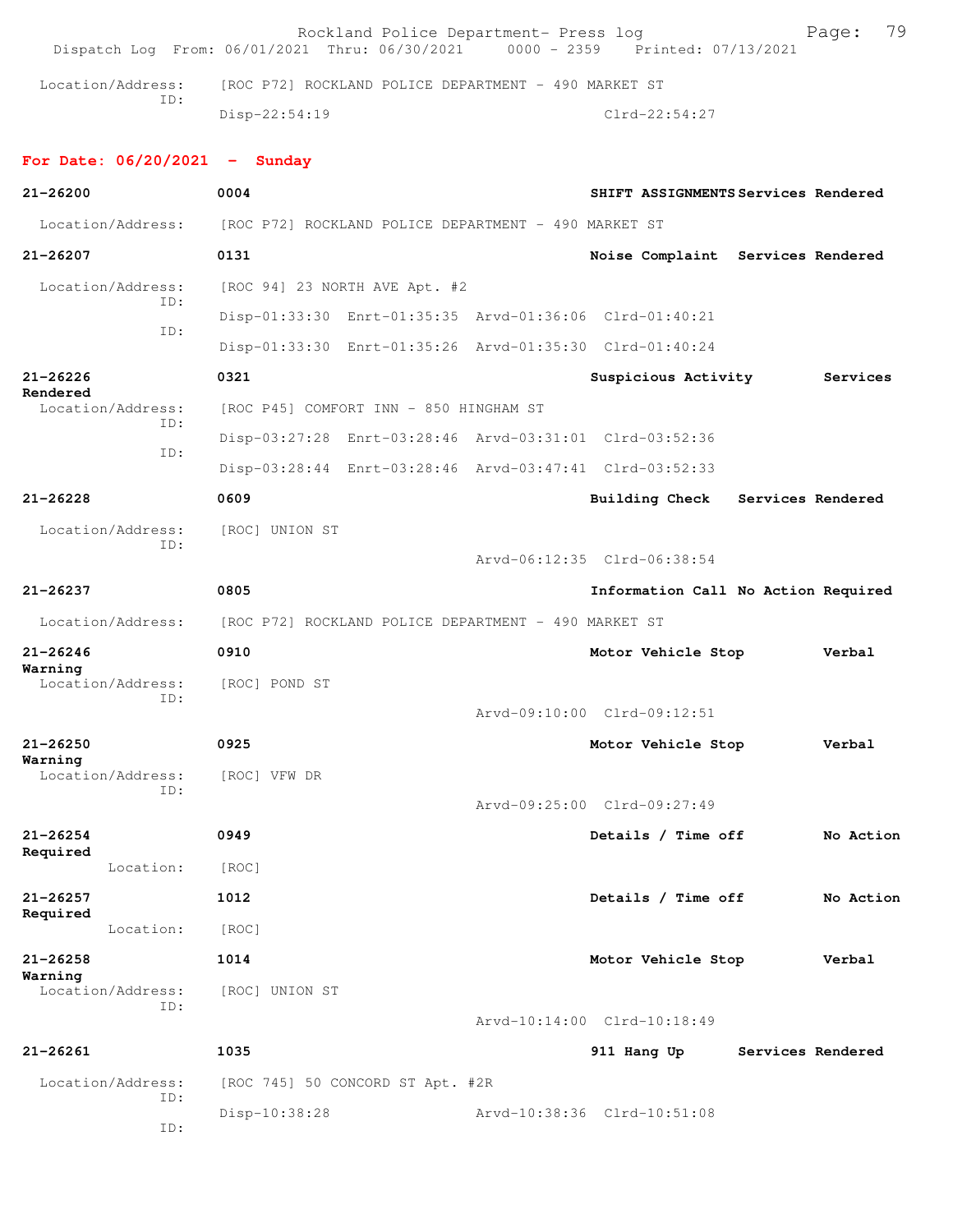Location/Address: [ROC P72] ROCKLAND POLICE DEPARTMENT - 490 MARKET ST
ID:
Disp-22:54:19 Clrd-22:54:27

**For Date: 06/20/2021 - Sunday**

**21-26200** **0004** **SHIFT ASSIGNMENTS Services Rendered**
Location/Address: [ROC P72] ROCKLAND POLICE DEPARTMENT - 490 MARKET ST

**21-26207** **0131** **Noise Complaint Services Rendered**
Location/Address: [ROC 94] 23 NORTH AVE Apt. #2
ID:
Disp-01:33:30 Enrt-01:35:35 Arvd-01:36:06 Clrd-01:40:21
ID:
Disp-01:33:30 Enrt-01:35:26 Arvd-01:35:30 Clrd-01:40:24

**21-26226** **0321** **Suspicious Activity Services Rendered**
Location/Address: [ROC P45] COMFORT INN - 850 HINGHAM ST
ID:
Disp-03:27:28 Enrt-03:28:46 Arvd-03:31:01 Clrd-03:52:36
ID:
Disp-03:28:44 Enrt-03:28:46 Arvd-03:47:41 Clrd-03:52:33

**21-26228** **0609** **Building Check Services Rendered**
Location/Address: [ROC] UNION ST
ID:
Arvd-06:12:35 Clrd-06:38:54

**21-26237** **0805** **Information Call No Action Required**
Location/Address: [ROC P72] ROCKLAND POLICE DEPARTMENT - 490 MARKET ST

**21-26246** **0910** **Motor Vehicle Stop Verbal Warning**
Location/Address: [ROC] POND ST
ID:
Arvd-09:10:00 Clrd-09:12:51

**21-26250** **0925** **Motor Vehicle Stop Verbal Warning**
Location/Address: [ROC] VFW DR
ID:
Arvd-09:25:00 Clrd-09:27:49

**21-26254** **0949** **Details / Time off No Action Required**
Location: [ROC]

**21-26257** **1012** **Details / Time off No Action Required**
Location: [ROC]

**21-26258** **1014** **Motor Vehicle Stop Verbal Warning**
Location/Address: [ROC] UNION ST
ID:
Arvd-10:14:00 Clrd-10:18:49

**21-26261** **1035** **911 Hang Up Services Rendered**
Location/Address: [ROC 745] 50 CONCORD ST Apt. #2R
ID:
Disp-10:38:28 Arvd-10:38:36 Clrd-10:51:08
ID: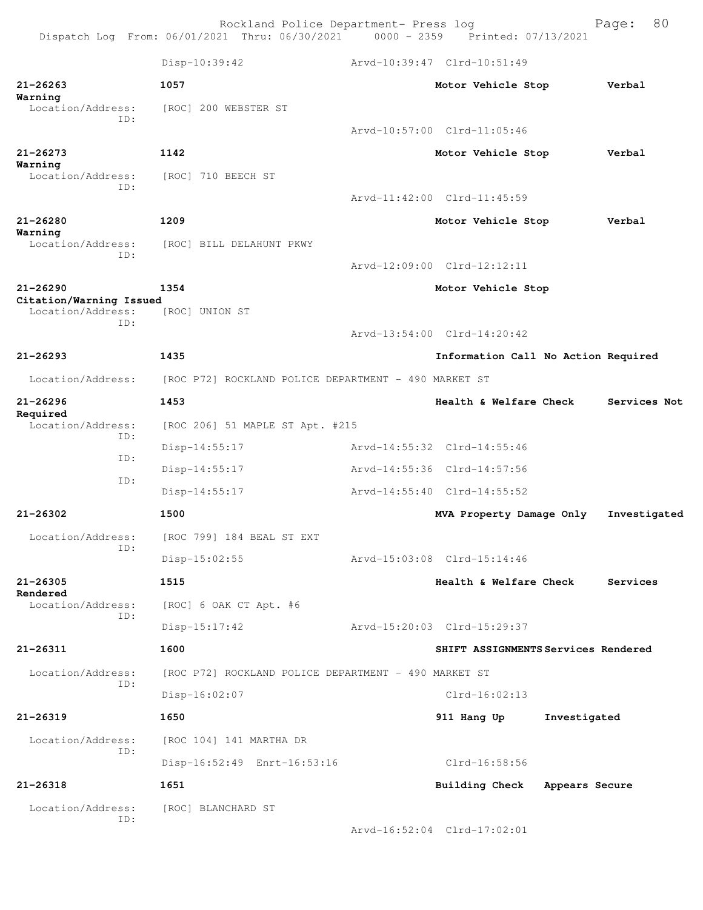Disp-10:39:42 Arvd-10:39:47 Clrd-10:51:49

**21-26263** 1057 **Motor Vehicle Stop** **Verbal Warning**
Location/Address: [ROC] 200 WEBSTER ST
ID:
Arvd-10:57:00 Clrd-11:05:46

**21-26273** 1142 **Motor Vehicle Stop** **Verbal Warning**
Location/Address: [ROC] 710 BEECH ST
ID:
Arvd-11:42:00 Clrd-11:45:59

**21-26280** 1209 **Motor Vehicle Stop** **Verbal Warning**
Location/Address: [ROC] BILL DELAHUNT PKWY
ID:
Arvd-12:09:00 Clrd-12:12:11

**21-26290** 1354 **Motor Vehicle Stop** **Citation/Warning Issued**
Location/Address: [ROC] UNION ST
ID:
Arvd-13:54:00 Clrd-14:20:42

**21-26293** 1435 **Information Call No Action Required**
Location/Address: [ROC P72] ROCKLAND POLICE DEPARTMENT - 490 MARKET ST

**21-26296** 1453 **Health & Welfare Check** **Services Not Required**
Location/Address: [ROC 206] 51 MAPLE ST Apt. #215
ID:
Disp-14:55:17 Arvd-14:55:32 Clrd-14:55:46
ID:
Disp-14:55:17 Arvd-14:55:36 Clrd-14:57:56
ID:
Disp-14:55:17 Arvd-14:55:40 Clrd-14:55:52

**21-26302** 1500 **MVA Property Damage Only** **Investigated**
Location/Address: [ROC 799] 184 BEAL ST EXT
ID:
Disp-15:02:55 Arvd-15:03:08 Clrd-15:14:46

**21-26305** 1515 **Health & Welfare Check** **Services Rendered**
Location/Address: [ROC] 6 OAK CT Apt. #6
ID:
Disp-15:17:42 Arvd-15:20:03 Clrd-15:29:37

**21-26311** 1600 **SHIFT ASSIGNMENTS** **Services Rendered**
Location/Address: [ROC P72] ROCKLAND POLICE DEPARTMENT - 490 MARKET ST
ID:
Disp-16:02:07 Clrd-16:02:13

**21-26319** 1650 **911 Hang Up** **Investigated**
Location/Address: [ROC 104] 141 MARTHA DR
ID:
Disp-16:52:49 Enrt-16:53:16 Clrd-16:58:56

**21-26318** 1651 **Building Check** **Appears Secure**
Location/Address: [ROC] BLANCHARD ST
ID:
Arvd-16:52:04 Clrd-17:02:01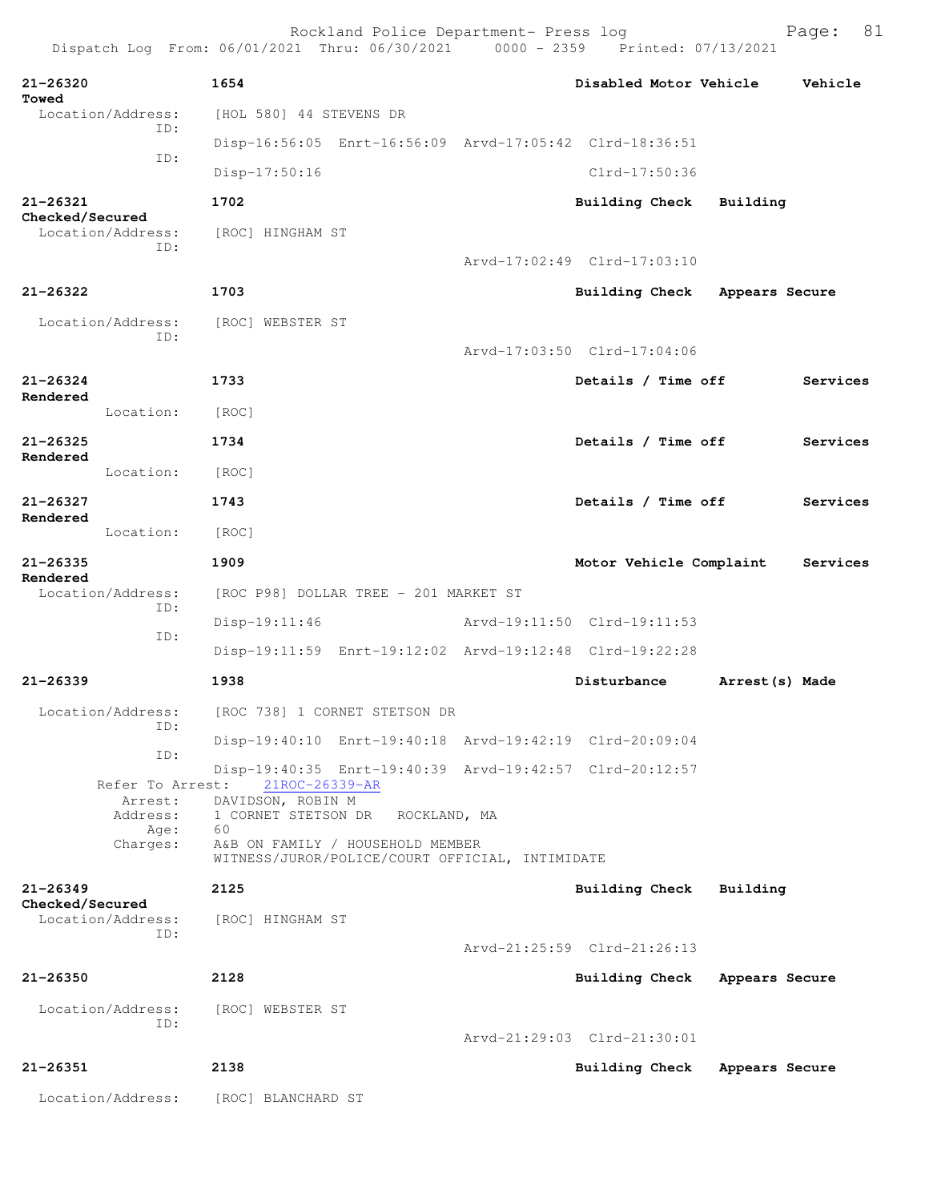**21-26320** 1654 Disabled Motor Vehicle Vehicle Towed
Location/Address: [HOL 580] 44 STEVENS DR
ID:
Disp-16:56:05 Enrt-16:56:09 Arvd-17:05:42 Clrd-18:36:51
ID:
Disp-17:50:16 Clrd-17:50:36

**21-26321** 1702 Building Check Building Checked/Secured
Location/Address: [ROC] HINGHAM ST
ID:
Arvd-17:02:49 Clrd-17:03:10

**21-26322** 1703 Building Check Appears Secure
Location/Address: [ROC] WEBSTER ST
ID:
Arvd-17:03:50 Clrd-17:04:06

**21-26324** 1733 Details / Time off Services Rendered
Location: [ROC]

**21-26325** 1734 Details / Time off Services Rendered
Location: [ROC]

**21-26327** 1743 Details / Time off Services Rendered
Location: [ROC]

**21-26335** 1909 Motor Vehicle Complaint Services Rendered
Location/Address: [ROC P98] DOLLAR TREE - 201 MARKET ST
ID:
Disp-19:11:46 Arvd-19:11:50 Clrd-19:11:53
ID:
Disp-19:11:59 Enrt-19:12:02 Arvd-19:12:48 Clrd-19:22:28

**21-26339** 1938 Disturbance Arrest(s) Made
Location/Address: [ROC 738] 1 CORNET STETSON DR
ID:
Disp-19:40:10 Enrt-19:40:18 Arvd-19:42:19 Clrd-20:09:04
ID:
Disp-19:40:35 Enrt-19:40:39 Arvd-19:42:57 Clrd-20:12:57
Refer To Arrest: 21ROC-26339-AR
Arrest: DAVIDSON, ROBIN M
Address: 1 CORNET STETSON DR ROCKLAND, MA
Age: 60
Charges: A&B ON FAMILY / HOUSEHOLD MEMBER
WITNESS/JUROR/POLICE/COURT OFFICIAL, INTIMIDATE

**21-26349** 2125 Building Check Building Checked/Secured
Location/Address: [ROC] HINGHAM ST
ID:
Arvd-21:25:59 Clrd-21:26:13

**21-26350** 2128 Building Check Appears Secure
Location/Address: [ROC] WEBSTER ST
ID:
Arvd-21:29:03 Clrd-21:30:01

**21-26351** 2138 Building Check Appears Secure
Location/Address: [ROC] BLANCHARD ST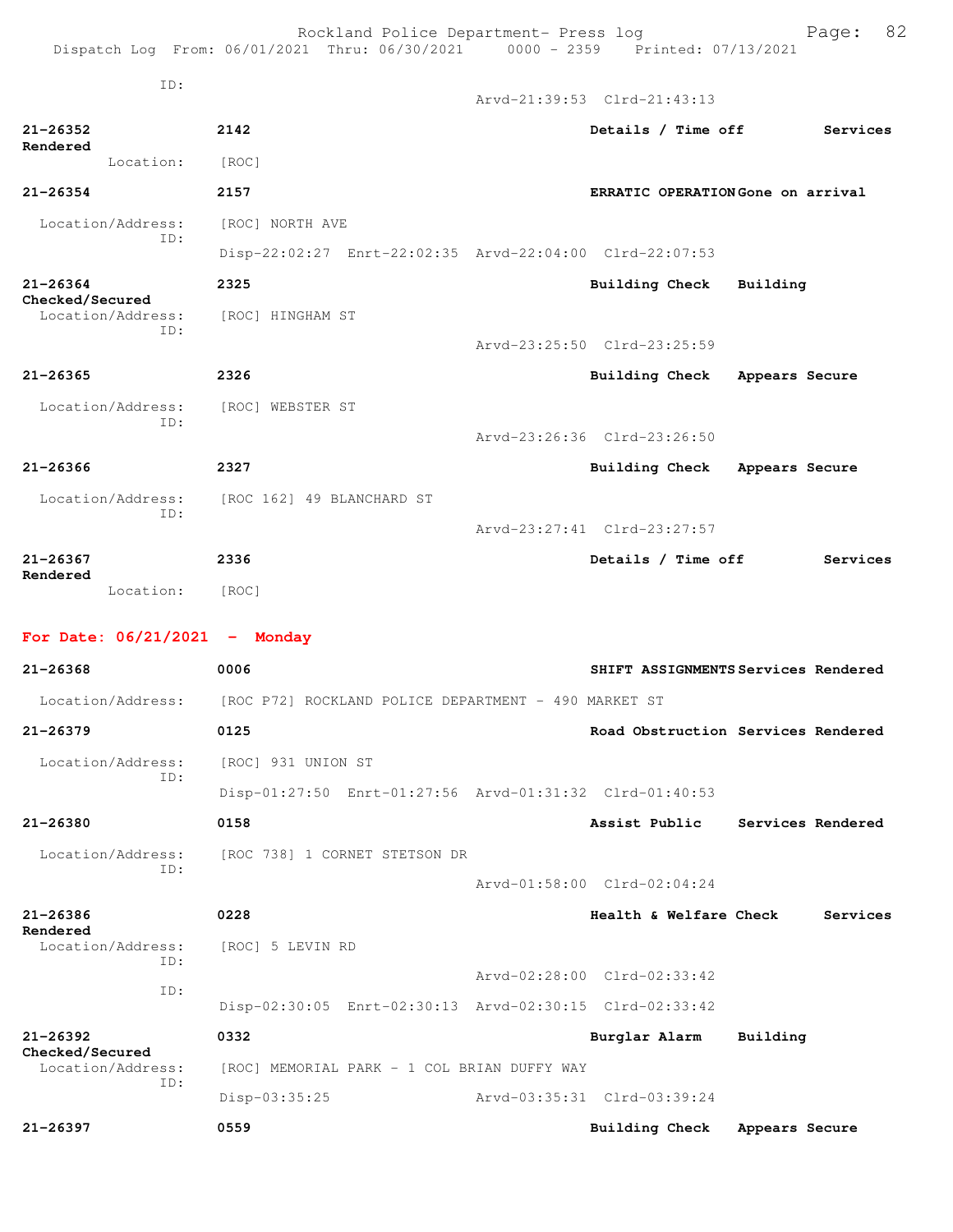ID:
Arvd-21:39:53 Clrd-21:43:13

**21-26352** 2142 Details / Time off Services Rendered
Location: [ROC]

**21-26354** 2157 ERRATIC OPERATION Gone on arrival
Location/Address: [ROC] NORTH AVE
ID:
Disp-22:02:27 Enrt-22:02:35 Arvd-22:04:00 Clrd-22:07:53

**21-26364** 2325 Building Check Building Checked/Secured
Location/Address: [ROC] HINGHAM ST
ID:
Arvd-23:25:50 Clrd-23:25:59

**21-26365** 2326 Building Check Appears Secure
Location/Address: [ROC] WEBSTER ST
ID:
Arvd-23:26:36 Clrd-23:26:50

**21-26366** 2327 Building Check Appears Secure
Location/Address: [ROC 162] 49 BLANCHARD ST
ID:
Arvd-23:27:41 Clrd-23:27:57

**21-26367** 2336 Details / Time off Services Rendered
Location: [ROC]

## For Date: 06/21/2021 - Monday

**21-26368** 0006 SHIFT ASSIGNMENTS Services Rendered
Location/Address: [ROC P72] ROCKLAND POLICE DEPARTMENT - 490 MARKET ST

**21-26379** 0125 Road Obstruction Services Rendered
Location/Address: [ROC] 931 UNION ST
ID:
Disp-01:27:50 Enrt-01:27:56 Arvd-01:31:32 Clrd-01:40:53

**21-26380** 0158 Assist Public Services Rendered
Location/Address: [ROC 738] 1 CORNET STETSON DR
ID:
Arvd-01:58:00 Clrd-02:04:24

**21-26386** 0228 Health & Welfare Check Services Rendered
Location/Address: [ROC] 5 LEVIN RD
ID:
Arvd-02:28:00 Clrd-02:33:42
ID:
Disp-02:30:05 Enrt-02:30:13 Arvd-02:30:15 Clrd-02:33:42

**21-26392** 0332 Burglar Alarm Building Checked/Secured
Location/Address: [ROC] MEMORIAL PARK - 1 COL BRIAN DUFFY WAY
ID:
Disp-03:35:25 Arvd-03:35:31 Clrd-03:39:24

**21-26397** 0559 Building Check Appears Secure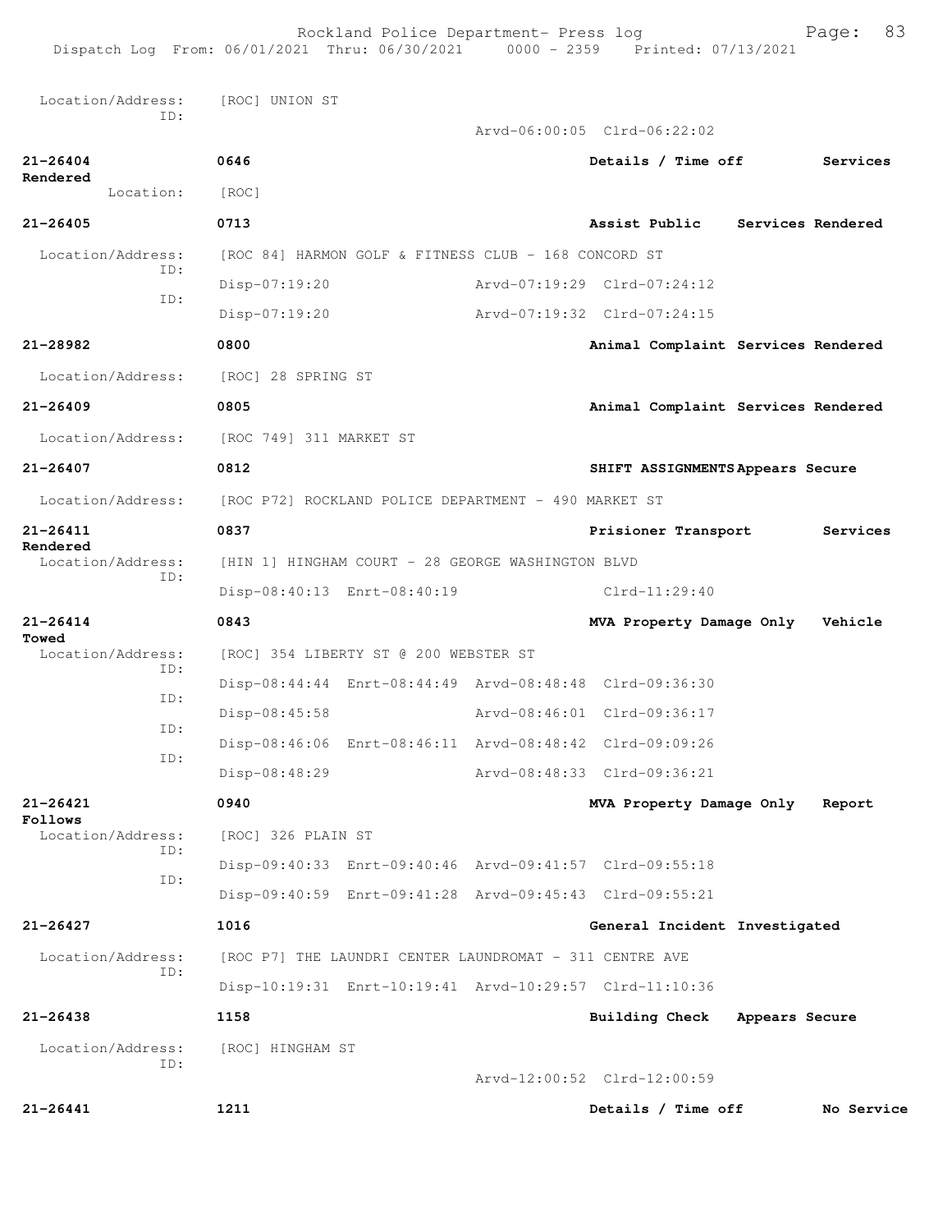Location/Address: [ROC] UNION ST
ID:
Arvd-06:00:05 Clrd-06:22:02

**21-26404** **0646** **Details / Time off** **Services Rendered**
Location: [ROC]

**21-26405** **0713** **Assist Public** **Services Rendered**
Location/Address: [ROC 84] HARMON GOLF & FITNESS CLUB - 168 CONCORD ST
ID:
Disp-07:19:20 Arvd-07:19:29 Clrd-07:24:12
ID:
Disp-07:19:20 Arvd-07:19:32 Clrd-07:24:15

**21-28982** **0800** **Animal Complaint** **Services Rendered**
Location/Address: [ROC] 28 SPRING ST

**21-26409** **0805** **Animal Complaint** **Services Rendered**
Location/Address: [ROC 749] 311 MARKET ST

**21-26407** **0812** **SHIFT ASSIGNMENTS** **Appears Secure**
Location/Address: [ROC P72] ROCKLAND POLICE DEPARTMENT - 490 MARKET ST

**21-26411** **0837** **Prisioner Transport** **Services Rendered**
Location/Address: [HIN 1] HINGHAM COURT - 28 GEORGE WASHINGTON BLVD
ID:
Disp-08:40:13 Enrt-08:40:19 Clrd-11:29:40

**21-26414** **0843** **MVA Property Damage Only** **Vehicle Towed**
Location/Address: [ROC] 354 LIBERTY ST @ 200 WEBSTER ST
ID:
Disp-08:44:44 Enrt-08:44:49 Arvd-08:48:48 Clrd-09:36:30
ID:
Disp-08:45:58 Arvd-08:46:01 Clrd-09:36:17
ID:
Disp-08:46:06 Enrt-08:46:11 Arvd-08:48:42 Clrd-09:09:26
ID:
Disp-08:48:29 Arvd-08:48:33 Clrd-09:36:21

**21-26421** **0940** **MVA Property Damage Only** **Report Follows**
Location/Address: [ROC] 326 PLAIN ST
ID:
Disp-09:40:33 Enrt-09:40:46 Arvd-09:41:57 Clrd-09:55:18
ID:
Disp-09:40:59 Enrt-09:41:28 Arvd-09:45:43 Clrd-09:55:21

**21-26427** **1016** **General Incident** **Investigated**
Location/Address: [ROC P7] THE LAUNDRI CENTER LAUNDROMAT - 311 CENTRE AVE
ID:
Disp-10:19:31 Enrt-10:19:41 Arvd-10:29:57 Clrd-11:10:36

**21-26438** **1158** **Building Check** **Appears Secure**
Location/Address: [ROC] HINGHAM ST
ID:
Arvd-12:00:52 Clrd-12:00:59

**21-26441** **1211** **Details / Time off** **No Service**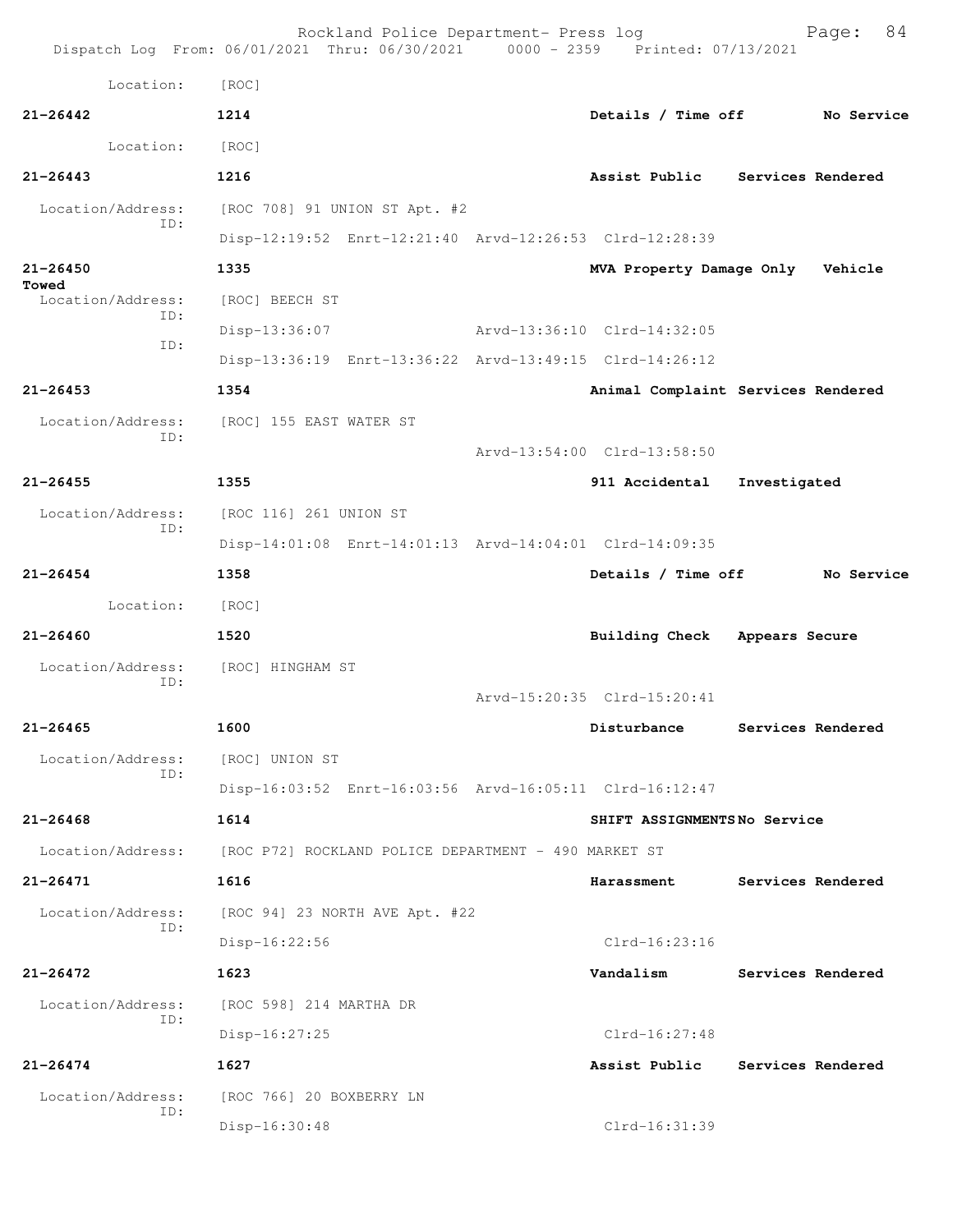Location: [ROC]

**21-26442** **1214** **Details / Time off** **No Service**

Location: [ROC]

**21-26443** **1216** **Assist Public** **Services Rendered**

Location/Address: [ROC 708] 91 UNION ST Apt. #2
ID:
Disp-12:19:52 Enrt-12:21:40 Arvd-12:26:53 Clrd-12:28:39

**21-26450** **1335** **MVA Property Damage Only** **Vehicle Towed**

Location/Address: [ROC] BEECH ST
ID:
Disp-13:36:07 Arvd-13:36:10 Clrd-14:32:05
ID:
Disp-13:36:19 Enrt-13:36:22 Arvd-13:49:15 Clrd-14:26:12

**21-26453** **1354** **Animal Complaint** **Services Rendered**

Location/Address: [ROC] 155 EAST WATER ST
ID:
Arvd-13:54:00 Clrd-13:58:50

**21-26455** **1355** **911 Accidental** **Investigated**

Location/Address: [ROC 116] 261 UNION ST
ID:
Disp-14:01:08 Enrt-14:01:13 Arvd-14:04:01 Clrd-14:09:35

**21-26454** **1358** **Details / Time off** **No Service**

Location: [ROC]

**21-26460** **1520** **Building Check** **Appears Secure**

Location/Address: [ROC] HINGHAM ST
ID:
Arvd-15:20:35 Clrd-15:20:41

**21-26465** **1600** **Disturbance** **Services Rendered**

Location/Address: [ROC] UNION ST
ID:
Disp-16:03:52 Enrt-16:03:56 Arvd-16:05:11 Clrd-16:12:47

**21-26468** **1614** **SHIFT ASSIGNMENTS** **No Service**

Location/Address: [ROC P72] ROCKLAND POLICE DEPARTMENT - 490 MARKET ST

**21-26471** **1616** **Harassment** **Services Rendered**

Location/Address: [ROC 94] 23 NORTH AVE Apt. #22
ID:
Disp-16:22:56 Clrd-16:23:16

**21-26472** **1623** **Vandalism** **Services Rendered**

Location/Address: [ROC 598] 214 MARTHA DR
ID:
Disp-16:27:25 Clrd-16:27:48

**21-26474** **1627** **Assist Public** **Services Rendered**

Location/Address: [ROC 766] 20 BOXBERRY LN
ID:
Disp-16:30:48 Clrd-16:31:39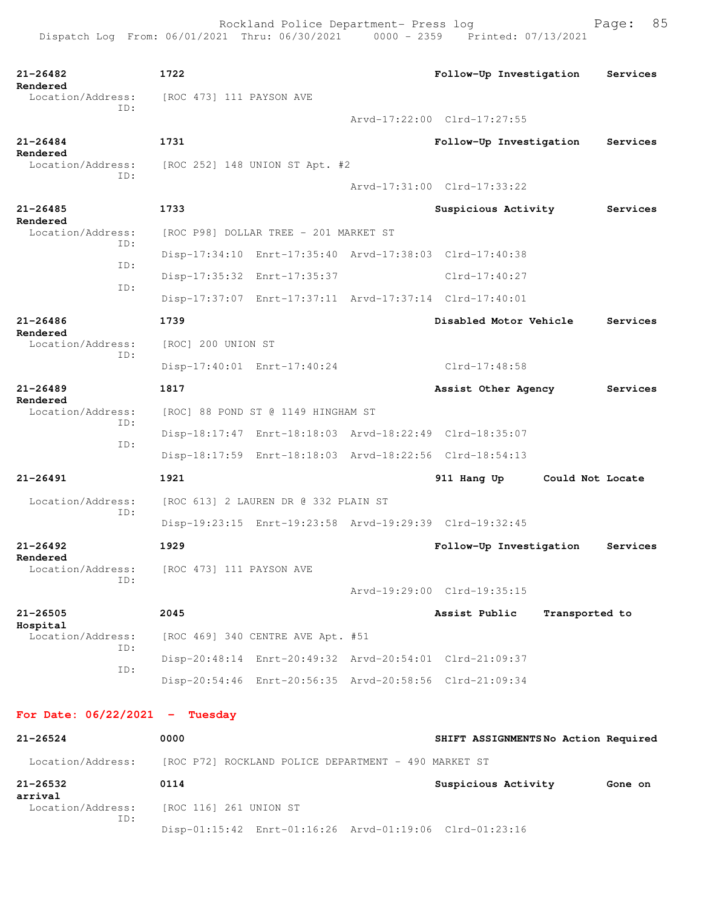21-26482 1722 Follow-Up Investigation Services Rendered
Location/Address: [ROC 473] 111 PAYSON AVE
ID:
Arvd-17:22:00 Clrd-17:27:55

21-26484 1731 Follow-Up Investigation Services Rendered
Location/Address: [ROC 252] 148 UNION ST Apt. #2
ID:
Arvd-17:31:00 Clrd-17:33:22

21-26485 1733 Suspicious Activity Services Rendered
Location/Address: [ROC P98] DOLLAR TREE - 201 MARKET ST
ID:
Disp-17:34:10 Enrt-17:35:40 Arvd-17:38:03 Clrd-17:40:38
ID:
Disp-17:35:32 Enrt-17:35:37 Clrd-17:40:27
ID:
Disp-17:37:07 Enrt-17:37:11 Arvd-17:37:14 Clrd-17:40:01

21-26486 1739 Disabled Motor Vehicle Services Rendered
Location/Address: [ROC] 200 UNION ST
ID:
Disp-17:40:01 Enrt-17:40:24 Clrd-17:48:58

21-26489 1817 Assist Other Agency Services Rendered
Location/Address: [ROC] 88 POND ST @ 1149 HINGHAM ST
ID:
Disp-18:17:47 Enrt-18:18:03 Arvd-18:22:49 Clrd-18:35:07
ID:
Disp-18:17:59 Enrt-18:18:03 Arvd-18:22:56 Clrd-18:54:13

21-26491 1921 911 Hang Up Could Not Locate
Location/Address: [ROC 613] 2 LAUREN DR @ 332 PLAIN ST
ID:
Disp-19:23:15 Enrt-19:23:58 Arvd-19:29:39 Clrd-19:32:45

21-26492 1929 Follow-Up Investigation Services Rendered
Location/Address: [ROC 473] 111 PAYSON AVE
ID:
Arvd-19:29:00 Clrd-19:35:15

21-26505 2045 Assist Public Transported to Hospital
Location/Address: [ROC 469] 340 CENTRE AVE Apt. #51
ID:
Disp-20:48:14 Enrt-20:49:32 Arvd-20:54:01 Clrd-21:09:37
ID:
Disp-20:54:46 Enrt-20:56:35 Arvd-20:58:56 Clrd-21:09:34

**For Date: 06/22/2021 - Tuesday**

21-26524 0000 SHIFT ASSIGNMENTS No Action Required
Location/Address: [ROC P72] ROCKLAND POLICE DEPARTMENT - 490 MARKET ST

21-26532 0114 Suspicious Activity Gone on arrival
Location/Address: [ROC 116] 261 UNION ST
ID:
Disp-01:15:42 Enrt-01:16:26 Arvd-01:19:06 Clrd-01:23:16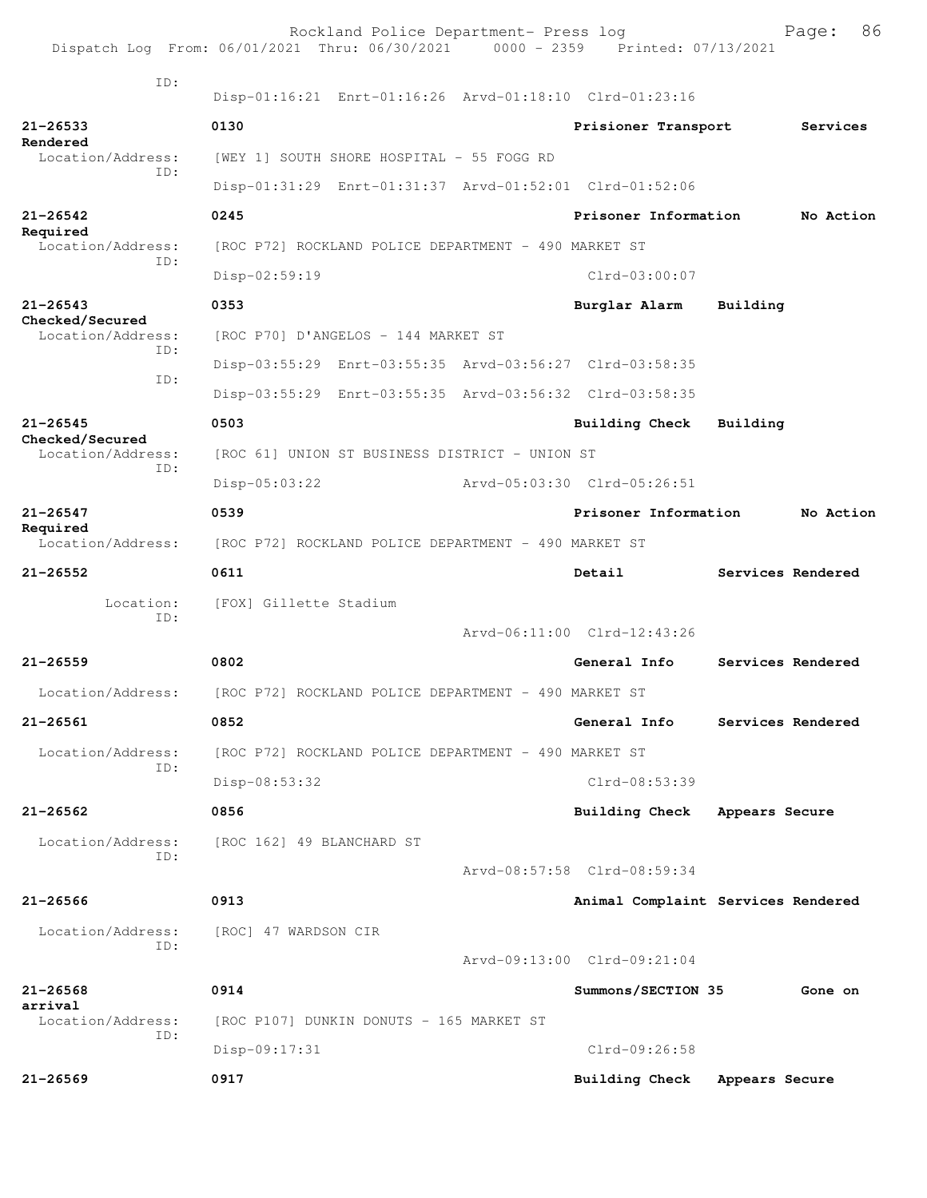Rockland Police Department- Press log
Dispatch Log From: 06/01/2021 Thru: 06/30/2021 0000 - 2359 Printed: 07/13/2021

ID:
Disp-01:16:21 Enrt-01:16:26 Arvd-01:18:10 Clrd-01:23:16

**21-26533** 0130 **Prisioner Transport** **Services Rendered**
Location/Address: [WEY 1] SOUTH SHORE HOSPITAL - 55 FOGG RD
ID:
Disp-01:31:29 Enrt-01:31:37 Arvd-01:52:01 Clrd-01:52:06

**21-26542** 0245 **Prisoner Information** **No Action Required**
Location/Address: [ROC P72] ROCKLAND POLICE DEPARTMENT - 490 MARKET ST
ID:
Disp-02:59:19 Clrd-03:00:07

**21-26543** 0353 **Burglar Alarm** **Building Checked/Secured**
Location/Address: [ROC P70] D'ANGELOS - 144 MARKET ST
ID:
Disp-03:55:29 Enrt-03:55:35 Arvd-03:56:27 Clrd-03:58:35
ID:
Disp-03:55:29 Enrt-03:55:35 Arvd-03:56:32 Clrd-03:58:35

**21-26545** 0503 **Building Check** **Building Checked/Secured**
Location/Address: [ROC 61] UNION ST BUSINESS DISTRICT - UNION ST
ID:
Disp-05:03:22 Arvd-05:03:30 Clrd-05:26:51

**21-26547** 0539 **Prisoner Information** **No Action Required**
Location/Address: [ROC P72] ROCKLAND POLICE DEPARTMENT - 490 MARKET ST

**21-26552** 0611 **Detail** **Services Rendered**
Location: [FOX] Gillette Stadium
ID:
Arvd-06:11:00 Clrd-12:43:26

**21-26559** 0802 **General Info** **Services Rendered**
Location/Address: [ROC P72] ROCKLAND POLICE DEPARTMENT - 490 MARKET ST

**21-26561** 0852 **General Info** **Services Rendered**
Location/Address: [ROC P72] ROCKLAND POLICE DEPARTMENT - 490 MARKET ST
ID:
Disp-08:53:32 Clrd-08:53:39

**21-26562** 0856 **Building Check** **Appears Secure**
Location/Address: [ROC 162] 49 BLANCHARD ST
ID:
Arvd-08:57:58 Clrd-08:59:34

**21-26566** 0913 **Animal Complaint** **Services Rendered**
Location/Address: [ROC] 47 WARDSON CIR
ID:
Arvd-09:13:00 Clrd-09:21:04

**21-26568** 0914 **Summons/SECTION 35** **Gone on arrival**
Location/Address: [ROC P107] DUNKIN DONUTS - 165 MARKET ST
ID:
Disp-09:17:31 Clrd-09:26:58

**21-26569** 0917 **Building Check** **Appears Secure**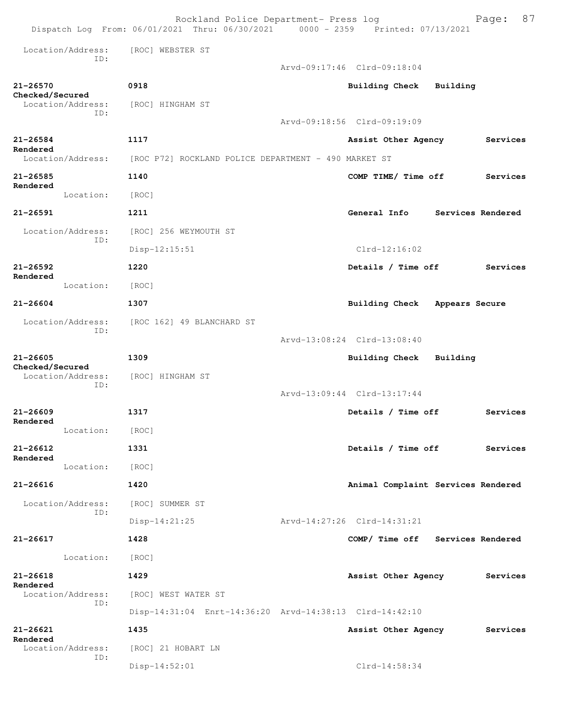Rockland Police Department- Press log

Dispatch Log From: 06/01/2021 Thru: 06/30/2021 0000 - 2359 Printed: 07/13/2021

Location/Address: [ROC] WEBSTER ST
ID:
Arvd-09:17:46 Clrd-09:18:04

**21-26570** **0918** **Building Check Building Checked/Secured**
Location/Address: [ROC] HINGHAM ST
ID:
Arvd-09:18:56 Clrd-09:19:09

**21-26584** **1117** **Assist Other Agency Services Rendered**
Location/Address: [ROC P72] ROCKLAND POLICE DEPARTMENT - 490 MARKET ST

**21-26585** **1140** **COMP TIME/ Time off Services Rendered**
Location: [ROC]

**21-26591** **1211** **General Info Services Rendered**
Location/Address: [ROC] 256 WEYMOUTH ST
ID:
Disp-12:15:51 Clrd-12:16:02

**21-26592** **1220** **Details / Time off Services Rendered**
Location: [ROC]

**21-26604** **1307** **Building Check Appears Secure**
Location/Address: [ROC 162] 49 BLANCHARD ST
ID:
Arvd-13:08:24 Clrd-13:08:40

**21-26605** **1309** **Building Check Building Checked/Secured**
Location/Address: [ROC] HINGHAM ST
ID:
Arvd-13:09:44 Clrd-13:17:44

**21-26609** **1317** **Details / Time off Services Rendered**
Location: [ROC]

**21-26612** **1331** **Details / Time off Services Rendered**
Location: [ROC]

**21-26616** **1420** **Animal Complaint Services Rendered**
Location/Address: [ROC] SUMMER ST
ID:
Disp-14:21:25 Arvd-14:27:26 Clrd-14:31:21

**21-26617** **1428** **COMP/ Time off Services Rendered**
Location: [ROC]

**21-26618** **1429** **Assist Other Agency Services Rendered**
Location/Address: [ROC] WEST WATER ST
ID:
Disp-14:31:04 Enrt-14:36:20 Arvd-14:38:13 Clrd-14:42:10

**21-26621** **1435** **Assist Other Agency Services Rendered**
Location/Address: [ROC] 21 HOBART LN
ID:
Disp-14:52:01 Clrd-14:58:34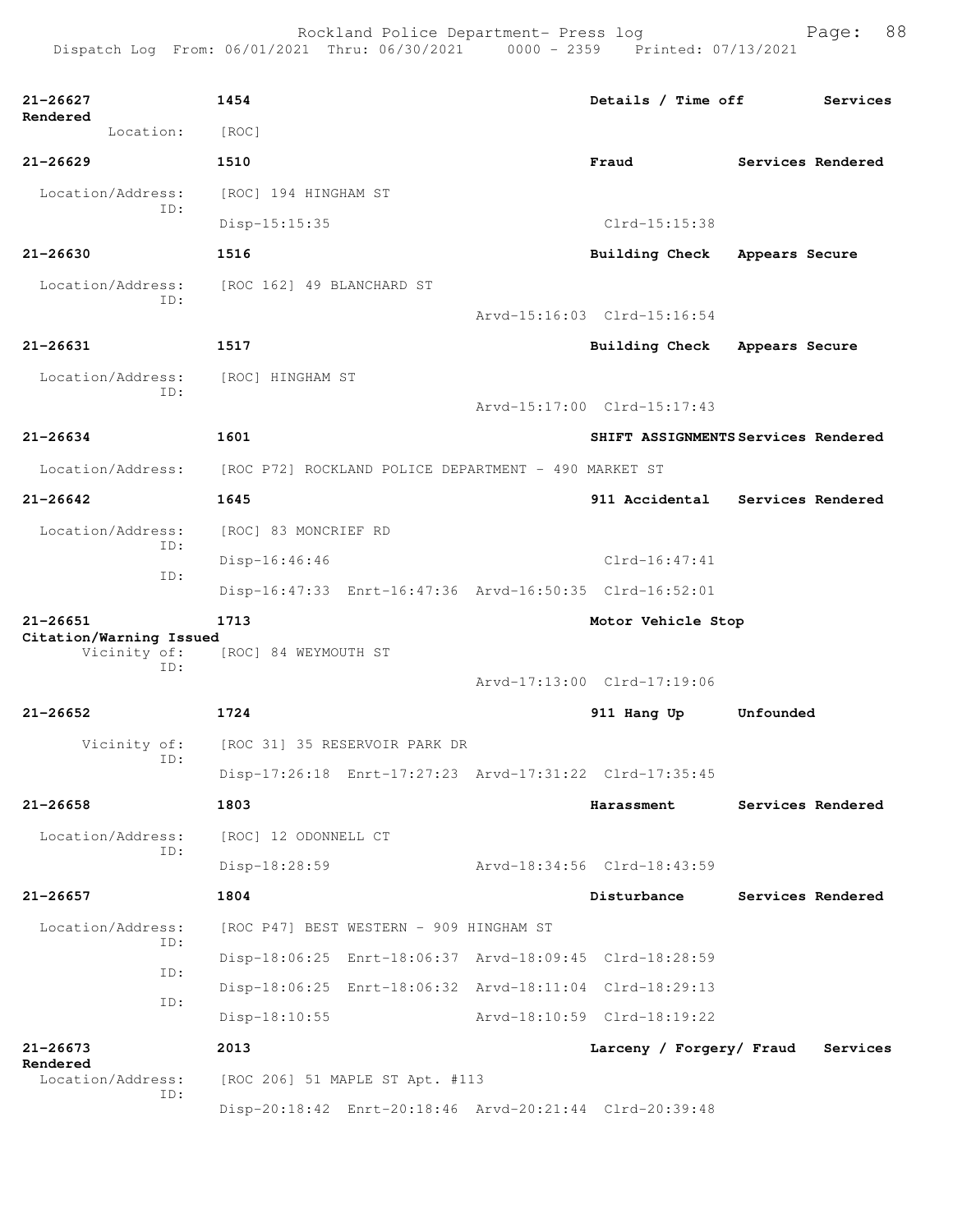Rockland Police Department- Press log

Dispatch Log From: 06/01/2021 Thru: 06/30/2021 0000 - 2359 Printed: 07/13/2021

**21-26627** 1454 Details / Time off Services Rendered
Location: [ROC]

**21-26629** 1510 Fraud Services Rendered
Location/Address: [ROC] 194 HINGHAM ST
ID: Disp-15:15:35 Clrd-15:15:38

**21-26630** 1516 Building Check Appears Secure
Location/Address: [ROC 162] 49 BLANCHARD ST
ID: Arvd-15:16:03 Clrd-15:16:54

**21-26631** 1517 Building Check Appears Secure
Location/Address: [ROC] HINGHAM ST
ID: Arvd-15:17:00 Clrd-15:17:43

**21-26634** 1601 SHIFT ASSIGNMENTS Services Rendered
Location/Address: [ROC P72] ROCKLAND POLICE DEPARTMENT - 490 MARKET ST

**21-26642** 1645 911 Accidental Services Rendered
Location/Address: [ROC] 83 MONCRIEF RD
ID: Disp-16:46:46 Clrd-16:47:41
ID: Disp-16:47:33 Enrt-16:47:36 Arvd-16:50:35 Clrd-16:52:01

**21-26651** 1713 Motor Vehicle Stop Citation/Warning Issued
Vicinity of: [ROC] 84 WEYMOUTH ST
ID: Arvd-17:13:00 Clrd-17:19:06

**21-26652** 1724 911 Hang Up Unfounded
Vicinity of: [ROC 31] 35 RESERVOIR PARK DR
ID: Disp-17:26:18 Enrt-17:27:23 Arvd-17:31:22 Clrd-17:35:45

**21-26658** 1803 Harassment Services Rendered
Location/Address: [ROC] 12 ODONNELL CT
ID: Disp-18:28:59 Arvd-18:34:56 Clrd-18:43:59

**21-26657** 1804 Disturbance Services Rendered
Location/Address: [ROC P47] BEST WESTERN - 909 HINGHAM ST
ID: Disp-18:06:25 Enrt-18:06:37 Arvd-18:09:45 Clrd-18:28:59
ID: Disp-18:06:25 Enrt-18:06:32 Arvd-18:11:04 Clrd-18:29:13
ID: Disp-18:10:55 Arvd-18:10:59 Clrd-18:19:22

**21-26673** 2013 Larceny / Forgery/ Fraud Services Rendered
Location/Address: [ROC 206] 51 MAPLE ST Apt. #113
ID: Disp-20:18:42 Enrt-20:18:46 Arvd-20:21:44 Clrd-20:39:48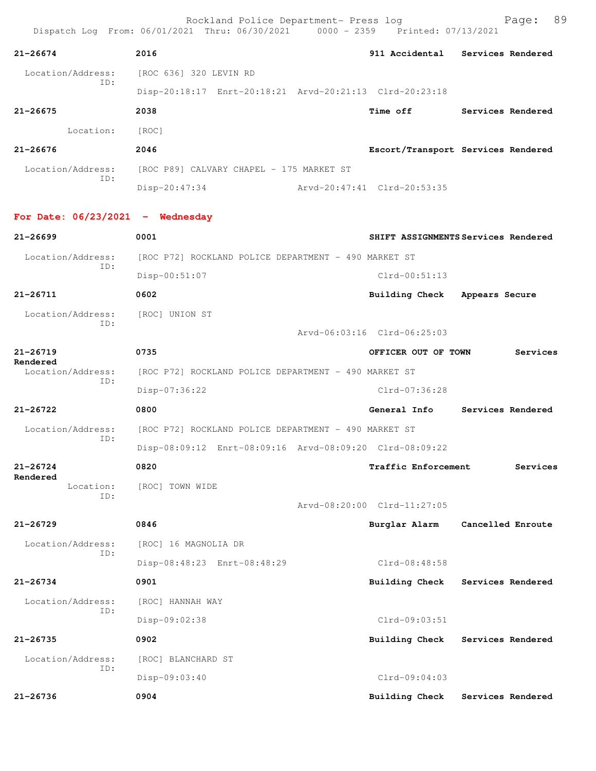**21-26674** 2016 **911 Accidental** **Services Rendered**

Location/Address: [ROC 636] 320 LEVIN RD
ID:
Disp-20:18:17 Enrt-20:18:21 Arvd-20:21:13 Clrd-20:23:18

**21-26675** 2038 **Time off** **Services Rendered**

Location: [ROC]

**21-26676** 2046 **Escort/Transport** **Services Rendered**

Location/Address: [ROC P89] CALVARY CHAPEL - 175 MARKET ST
ID:
Disp-20:47:34 Arvd-20:47:41 Clrd-20:53:35

## For Date: 06/23/2021 - Wednesday

**21-26699** 0001 **SHIFT ASSIGNMENTS** **Services Rendered**

Location/Address: [ROC P72] ROCKLAND POLICE DEPARTMENT - 490 MARKET ST
ID:
Disp-00:51:07 Clrd-00:51:13

**21-26711** 0602 **Building Check** **Appears Secure**

Location/Address: [ROC] UNION ST
ID:
Arvd-06:03:16 Clrd-06:25:03

**21-26719** 0735 **OFFICER OUT OF TOWN** **Services Rendered**

Location/Address: [ROC P72] ROCKLAND POLICE DEPARTMENT - 490 MARKET ST
ID:
Disp-07:36:22 Clrd-07:36:28

**21-26722** 0800 **General Info** **Services Rendered**

Location/Address: [ROC P72] ROCKLAND POLICE DEPARTMENT - 490 MARKET ST
ID:
Disp-08:09:12 Enrt-08:09:16 Arvd-08:09:20 Clrd-08:09:22

**21-26724** 0820 **Traffic Enforcement** **Services Rendered**

Location: [ROC] TOWN WIDE
ID:
Arvd-08:20:00 Clrd-11:27:05

**21-26729** 0846 **Burglar Alarm** **Cancelled Enroute**

Location/Address: [ROC] 16 MAGNOLIA DR
ID:
Disp-08:48:23 Enrt-08:48:29 Clrd-08:48:58

**21-26734** 0901 **Building Check** **Services Rendered**

Location/Address: [ROC] HANNAH WAY
ID:
Disp-09:02:38 Clrd-09:03:51

**21-26735** 0902 **Building Check** **Services Rendered**

Location/Address: [ROC] BLANCHARD ST
ID:
Disp-09:03:40 Clrd-09:04:03

**21-26736** 0904 **Building Check** **Services Rendered**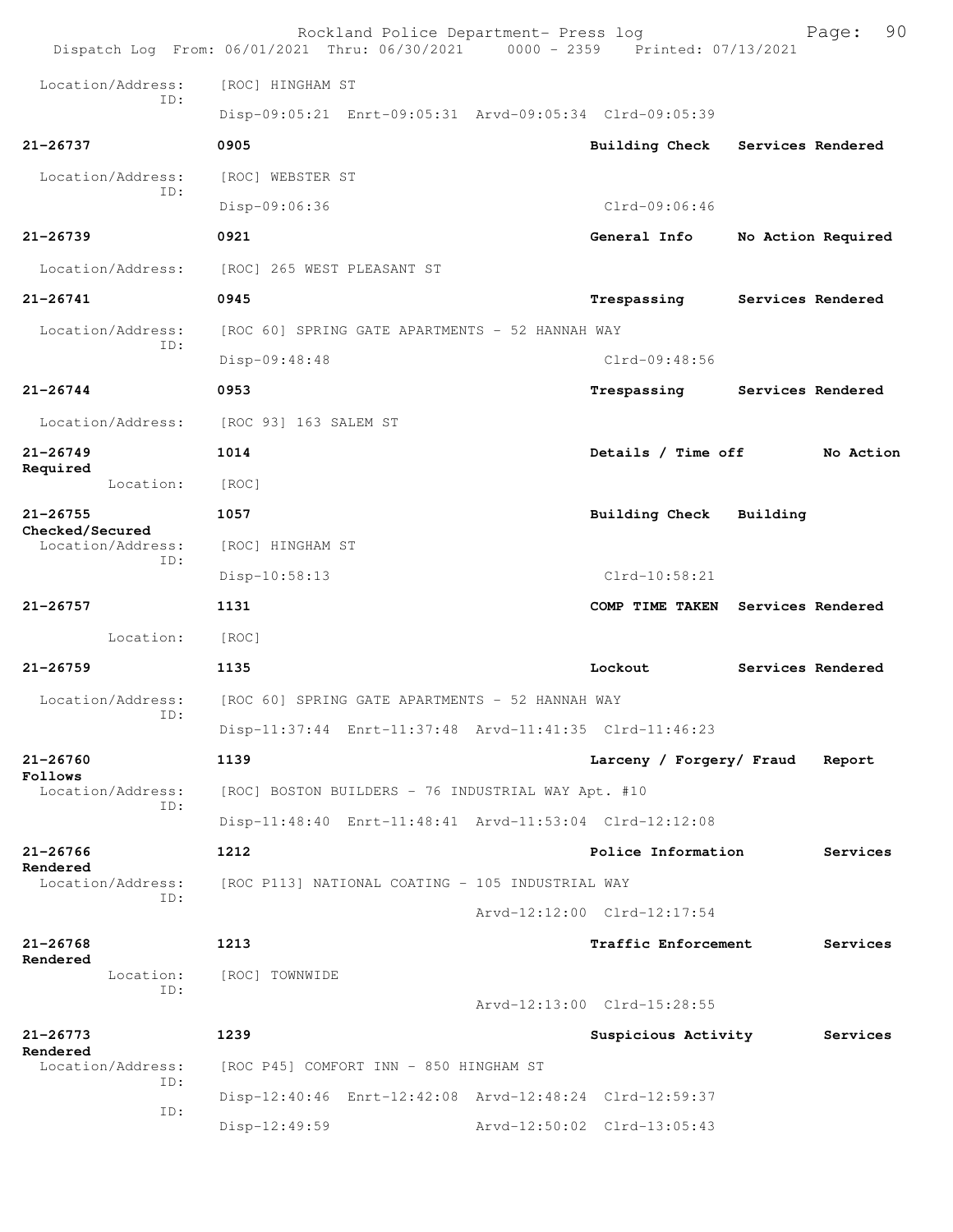Rockland Police Department- Press log
Dispatch Log From: 06/01/2021 Thru: 06/30/2021 0000 - 2359 Printed: 07/13/2021

Location/Address: [ROC] HINGHAM ST
ID:
Disp-09:05:21 Enrt-09:05:31 Arvd-09:05:34 Clrd-09:05:39

**21-26737** **0905** **Building Check** **Services Rendered**
Location/Address: [ROC] WEBSTER ST
ID:
Disp-09:06:36 Clrd-09:06:46

**21-26739** **0921** **General Info** **No Action Required**
Location/Address: [ROC] 265 WEST PLEASANT ST

**21-26741** **0945** **Trespassing** **Services Rendered**
Location/Address: [ROC 60] SPRING GATE APARTMENTS - 52 HANNAH WAY
ID:
Disp-09:48:48 Clrd-09:48:56

**21-26744** **0953** **Trespassing** **Services Rendered**
Location/Address: [ROC 93] 163 SALEM ST

**21-26749** **1014** **Details / Time off** **No Action Required**
Location: [ROC]

**21-26755** **1057** **Building Check** **Building Checked/Secured**
Location/Address: [ROC] HINGHAM ST
ID:
Disp-10:58:13 Clrd-10:58:21

**21-26757** **1131** **COMP TIME TAKEN** **Services Rendered**
Location: [ROC]

**21-26759** **1135** **Lockout** **Services Rendered**
Location/Address: [ROC 60] SPRING GATE APARTMENTS - 52 HANNAH WAY
ID:
Disp-11:37:44 Enrt-11:37:48 Arvd-11:41:35 Clrd-11:46:23

**21-26760** **1139** **Larceny / Forgery/ Fraud** **Report Follows**
Location/Address: [ROC] BOSTON BUILDERS - 76 INDUSTRIAL WAY Apt. #10
ID:
Disp-11:48:40 Enrt-11:48:41 Arvd-11:53:04 Clrd-12:12:08

**21-26766** **1212** **Police Information** **Services Rendered**
Location/Address: [ROC P113] NATIONAL COATING - 105 INDUSTRIAL WAY
ID:
Arvd-12:12:00 Clrd-12:17:54

**21-26768** **1213** **Traffic Enforcement** **Services Rendered**
Location: [ROC] TOWNWIDE
ID:
Arvd-12:13:00 Clrd-15:28:55

**21-26773** **1239** **Suspicious Activity** **Services Rendered**
Location/Address: [ROC P45] COMFORT INN - 850 HINGHAM ST
ID:
Disp-12:40:46 Enrt-12:42:08 Arvd-12:48:24 Clrd-12:59:37
ID:
Disp-12:49:59 Arvd-12:50:02 Clrd-13:05:43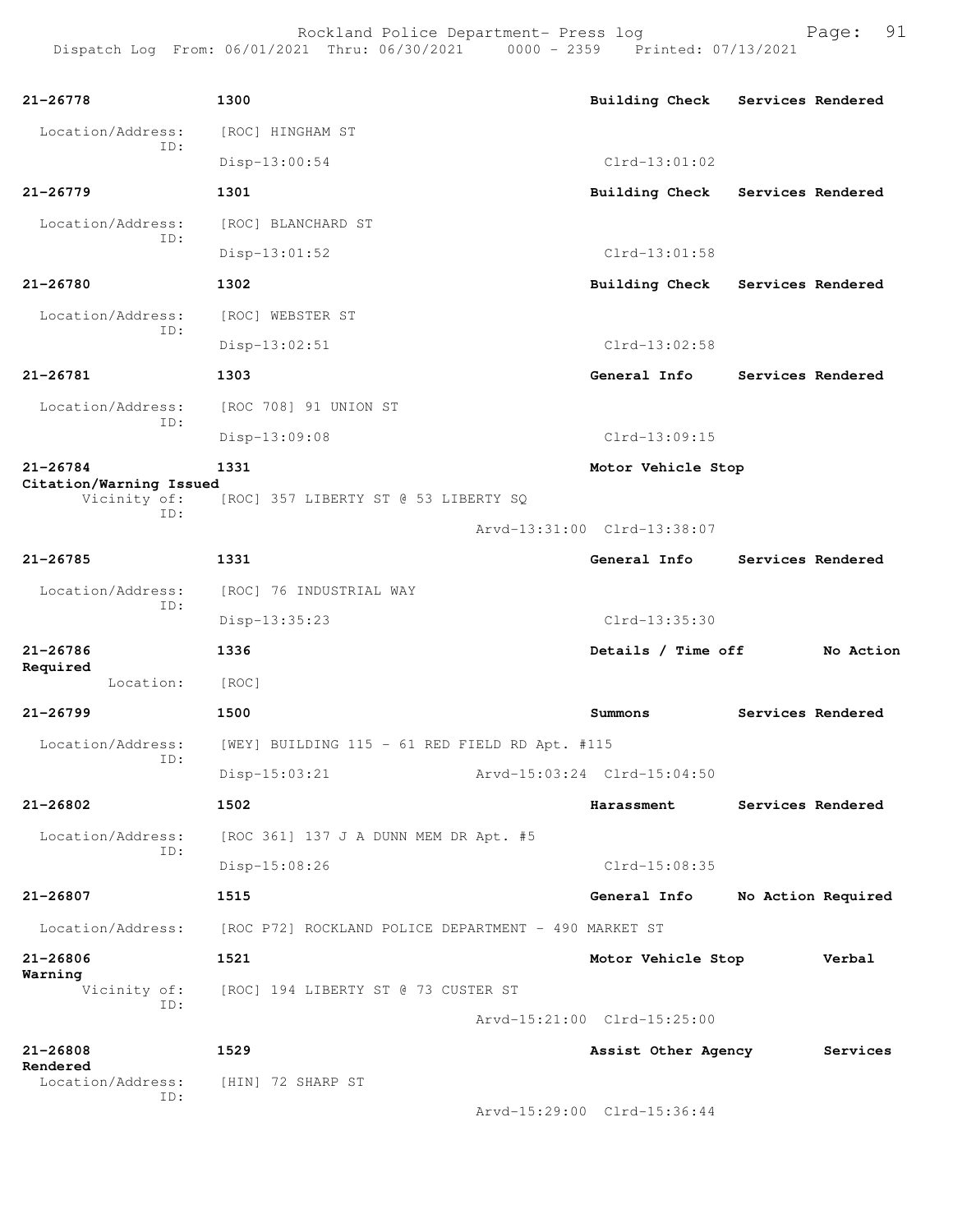Rockland Police Department- Press log
Dispatch Log From: 06/01/2021 Thru: 06/30/2021 0000 - 2359 Printed: 07/13/2021

**21-26778** 1300 **Building Check** **Services Rendered**
Location/Address: [ROC] HINGHAM ST
ID:
Disp-13:00:54 Clrd-13:01:02

**21-26779** 1301 **Building Check** **Services Rendered**
Location/Address: [ROC] BLANCHARD ST
ID:
Disp-13:01:52 Clrd-13:01:58

**21-26780** 1302 **Building Check** **Services Rendered**
Location/Address: [ROC] WEBSTER ST
ID:
Disp-13:02:51 Clrd-13:02:58

**21-26781** 1303 **General Info** **Services Rendered**
Location/Address: [ROC 708] 91 UNION ST
ID:
Disp-13:09:08 Clrd-13:09:15

**21-26784** 1331 **Motor Vehicle Stop** **Citation/Warning Issued**
Vicinity of: [ROC] 357 LIBERTY ST @ 53 LIBERTY SQ
ID:
Arvd-13:31:00 Clrd-13:38:07

**21-26785** 1331 **General Info** **Services Rendered**
Location/Address: [ROC] 76 INDUSTRIAL WAY
ID:
Disp-13:35:23 Clrd-13:35:30

**21-26786** 1336 **Details / Time off** **No Action Required**
Location: [ROC]

**21-26799** 1500 **Summons** **Services Rendered**
Location/Address: [WEY] BUILDING 115 - 61 RED FIELD RD Apt. #115
ID:
Disp-15:03:21 Arvd-15:03:24 Clrd-15:04:50

**21-26802** 1502 **Harassment** **Services Rendered**
Location/Address: [ROC 361] 137 J A DUNN MEM DR Apt. #5
ID:
Disp-15:08:26 Clrd-15:08:35

**21-26807** 1515 **General Info** **No Action Required**
Location/Address: [ROC P72] ROCKLAND POLICE DEPARTMENT - 490 MARKET ST

**21-26806** 1521 **Motor Vehicle Stop** **Verbal Warning**
Vicinity of: [ROC] 194 LIBERTY ST @ 73 CUSTER ST
ID:
Arvd-15:21:00 Clrd-15:25:00

**21-26808** 1529 **Assist Other Agency** **Services Rendered**
Location/Address: [HIN] 72 SHARP ST
ID:
Arvd-15:29:00 Clrd-15:36:44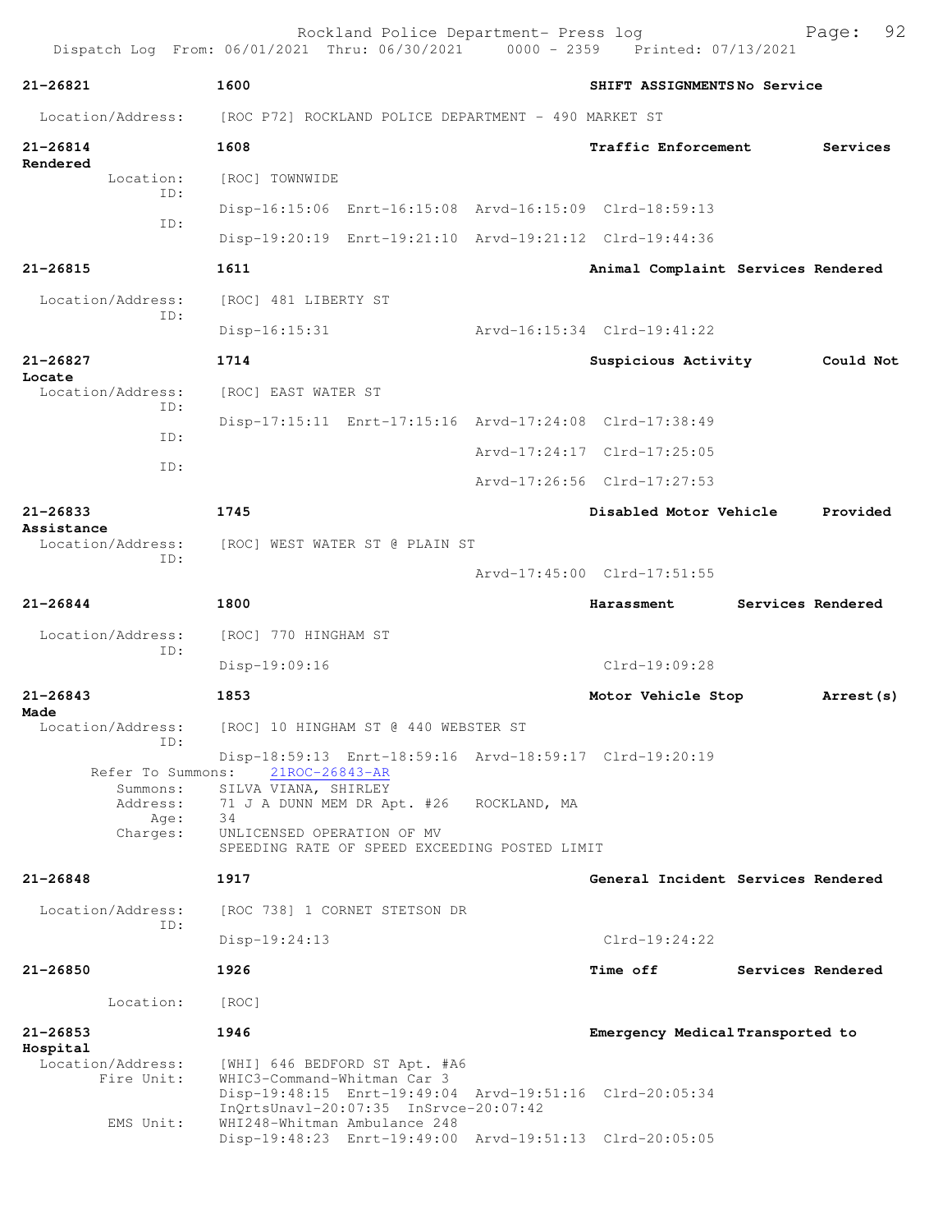Rockland Police Department- Press log
Dispatch Log From: 06/01/2021 Thru: 06/30/2021 0000 - 2359 Printed: 07/13/2021

**21-26821** 1600 SHIFT ASSIGNMENTS No Service

Location/Address: [ROC P72] ROCKLAND POLICE DEPARTMENT - 490 MARKET ST

**21-26814** 1608 Traffic Enforcement Services Rendered

Location: [ROC] TOWNWIDE
ID: Disp-16:15:06 Enrt-16:15:08 Arvd-16:15:09 Clrd-18:59:13
ID: Disp-19:20:19 Enrt-19:21:10 Arvd-19:21:12 Clrd-19:44:36

**21-26815** 1611 Animal Complaint Services Rendered

Location/Address: [ROC] 481 LIBERTY ST
ID: Disp-16:15:31 Arvd-16:15:34 Clrd-19:41:22

**21-26827** 1714 Suspicious Activity Could Not Locate

Location/Address: [ROC] EAST WATER ST
ID: Disp-17:15:11 Enrt-17:15:16 Arvd-17:24:08 Clrd-17:38:49
ID: Arvd-17:24:17 Clrd-17:25:05
ID: Arvd-17:26:56 Clrd-17:27:53

**21-26833** 1745 Disabled Motor Vehicle Provided Assistance

Location/Address: [ROC] WEST WATER ST @ PLAIN ST
ID: Arvd-17:45:00 Clrd-17:51:55

**21-26844** 1800 Harassment Services Rendered

Location/Address: [ROC] 770 HINGHAM ST
ID: Disp-19:09:16 Clrd-19:09:28

**21-26843** 1853 Motor Vehicle Stop Arrest(s) Made

Location/Address: [ROC] 10 HINGHAM ST @ 440 WEBSTER ST
ID: Disp-18:59:13 Enrt-18:59:16 Arvd-18:59:17 Clrd-19:20:19
Refer To Summons: 21ROC-26843-AR
Summons: SILVA VIANA, SHIRLEY
Address: 71 J A DUNN MEM DR Apt. #26 ROCKLAND, MA
Age: 34
Charges: UNLICENSED OPERATION OF MV
SPEEDING RATE OF SPEED EXCEEDING POSTED LIMIT

**21-26848** 1917 General Incident Services Rendered

Location/Address: [ROC 738] 1 CORNET STETSON DR
ID: Disp-19:24:13 Clrd-19:24:22

**21-26850** 1926 Time off Services Rendered

Location: [ROC]

**21-26853** 1946 Emergency Medical Transported to Hospital

Location/Address: [WHI] 646 BEDFORD ST Apt. #A6
Fire Unit: WHIC3-Command-Whitman Car 3
Disp-19:48:15 Enrt-19:49:04 Arvd-19:51:16 Clrd-20:05:34
InQrtsUnavl-20:07:35 InSrvce-20:07:42
EMS Unit: WHI248-Whitman Ambulance 248
Disp-19:48:23 Enrt-19:49:00 Arvd-19:51:13 Clrd-20:05:05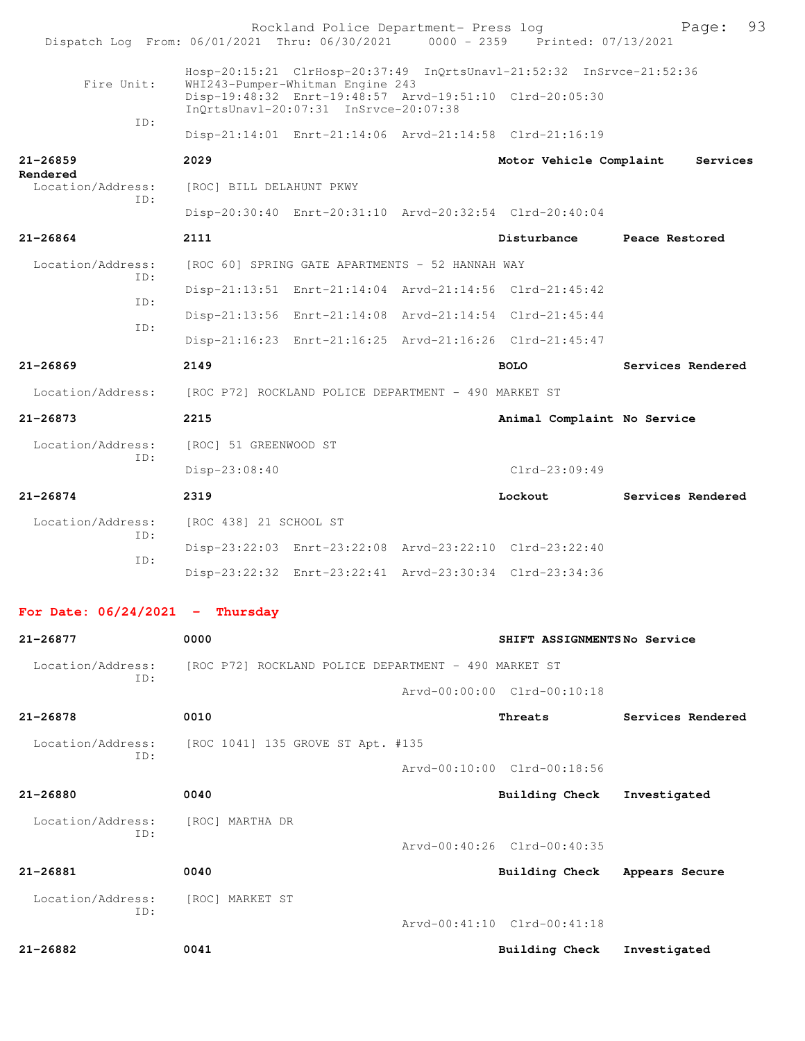Hosp-20:15:21 ClrHosp-20:37:49 InQrtsUnavl-21:52:32 InSrvce-21:52:36

Fire Unit: WHI243-Pumper-Whitman Engine 243
Disp-19:48:32 Enrt-19:48:57 Arvd-19:51:10 Clrd-20:05:30
InQrtsUnavl-20:07:31 InSrvce-20:07:38

ID:
Disp-21:14:01 Enrt-21:14:06 Arvd-21:14:58 Clrd-21:16:19

**21-26859** **2029** **Motor Vehicle Complaint** **Services Rendered**

Location/Address: [ROC] BILL DELAHUNT PKWY
ID:
Disp-20:30:40 Enrt-20:31:10 Arvd-20:32:54 Clrd-20:40:04

**21-26864** **2111** **Disturbance** **Peace Restored**

Location/Address: [ROC 60] SPRING GATE APARTMENTS - 52 HANNAH WAY
ID:
Disp-21:13:51 Enrt-21:14:04 Arvd-21:14:56 Clrd-21:45:42
ID:
Disp-21:13:56 Enrt-21:14:08 Arvd-21:14:54 Clrd-21:45:44
ID:
Disp-21:16:23 Enrt-21:16:25 Arvd-21:16:26 Clrd-21:45:47

**21-26869** **2149** **BOLO** **Services Rendered**

Location/Address: [ROC P72] ROCKLAND POLICE DEPARTMENT - 490 MARKET ST

**21-26873** **2215** **Animal Complaint** **No Service**

Location/Address: [ROC] 51 GREENWOOD ST
ID:
Disp-23:08:40 Clrd-23:09:49

**21-26874** **2319** **Lockout** **Services Rendered**

Location/Address: [ROC 438] 21 SCHOOL ST
ID:
Disp-23:22:03 Enrt-23:22:08 Arvd-23:22:10 Clrd-23:22:40
ID:
Disp-23:22:32 Enrt-23:22:41 Arvd-23:30:34 Clrd-23:34:36

## For Date: 06/24/2021 - Thursday

**21-26877** **0000** **SHIFT ASSIGNMENTS** **No Service**

Location/Address: [ROC P72] ROCKLAND POLICE DEPARTMENT - 490 MARKET ST
ID:
Arvd-00:00:00 Clrd-00:10:18

**21-26878** **0010** **Threats** **Services Rendered**

Location/Address: [ROC 1041] 135 GROVE ST Apt. #135
ID:
Arvd-00:10:00 Clrd-00:18:56

**21-26880** **0040** **Building Check** **Investigated**

Location/Address: [ROC] MARTHA DR
ID:
Arvd-00:40:26 Clrd-00:40:35

**21-26881** **0040** **Building Check** **Appears Secure**

Location/Address: [ROC] MARKET ST
ID:
Arvd-00:41:10 Clrd-00:41:18

**21-26882** **0041** **Building Check** **Investigated**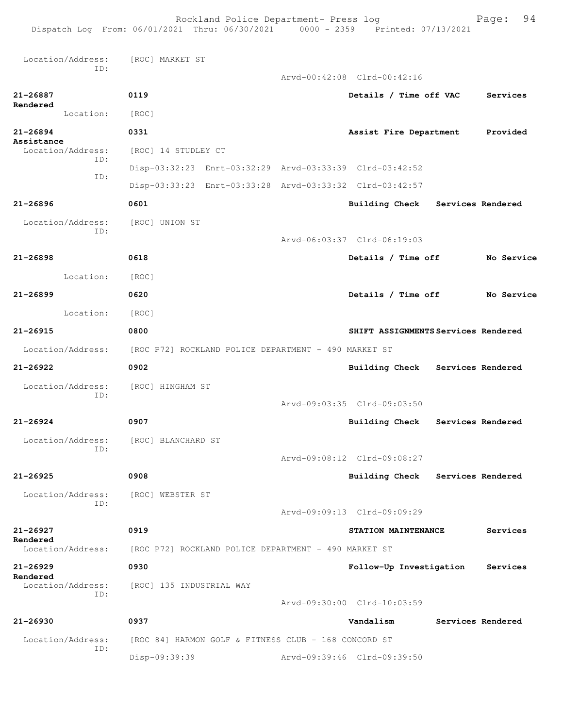Location/Address: [ROC] MARKET ST
ID:
Arvd-00:42:08 Clrd-00:42:16

**21-26887** **0119** **Details / Time off VAC** **Services Rendered**
Location: [ROC]

**21-26894** **0331** **Assist Fire Department** **Provided Assistance**
Location/Address: [ROC] 14 STUDLEY CT
ID:
Disp-03:32:23 Enrt-03:32:29 Arvd-03:33:39 Clrd-03:42:52
ID:
Disp-03:33:23 Enrt-03:33:28 Arvd-03:33:32 Clrd-03:42:57

**21-26896** **0601** **Building Check** **Services Rendered**
Location/Address: [ROC] UNION ST
ID:
Arvd-06:03:37 Clrd-06:19:03

**21-26898** **0618** **Details / Time off** **No Service**
Location: [ROC]

**21-26899** **0620** **Details / Time off** **No Service**
Location: [ROC]

**21-26915** **0800** **SHIFT ASSIGNMENTS** **Services Rendered**
Location/Address: [ROC P72] ROCKLAND POLICE DEPARTMENT - 490 MARKET ST

**21-26922** **0902** **Building Check** **Services Rendered**
Location/Address: [ROC] HINGHAM ST
ID:
Arvd-09:03:35 Clrd-09:03:50

**21-26924** **0907** **Building Check** **Services Rendered**
Location/Address: [ROC] BLANCHARD ST
ID:
Arvd-09:08:12 Clrd-09:08:27

**21-26925** **0908** **Building Check** **Services Rendered**
Location/Address: [ROC] WEBSTER ST
ID:
Arvd-09:09:13 Clrd-09:09:29

**21-26927** **0919** **STATION MAINTENANCE** **Services Rendered**
Location/Address: [ROC P72] ROCKLAND POLICE DEPARTMENT - 490 MARKET ST

**21-26929** **0930** **Follow-Up Investigation** **Services Rendered**
Location/Address: [ROC] 135 INDUSTRIAL WAY
ID:
Arvd-09:30:00 Clrd-10:03:59

**21-26930** **0937** **Vandalism** **Services Rendered**
Location/Address: [ROC 84] HARMON GOLF & FITNESS CLUB - 168 CONCORD ST
ID:
Disp-09:39:39 Arvd-09:39:46 Clrd-09:39:50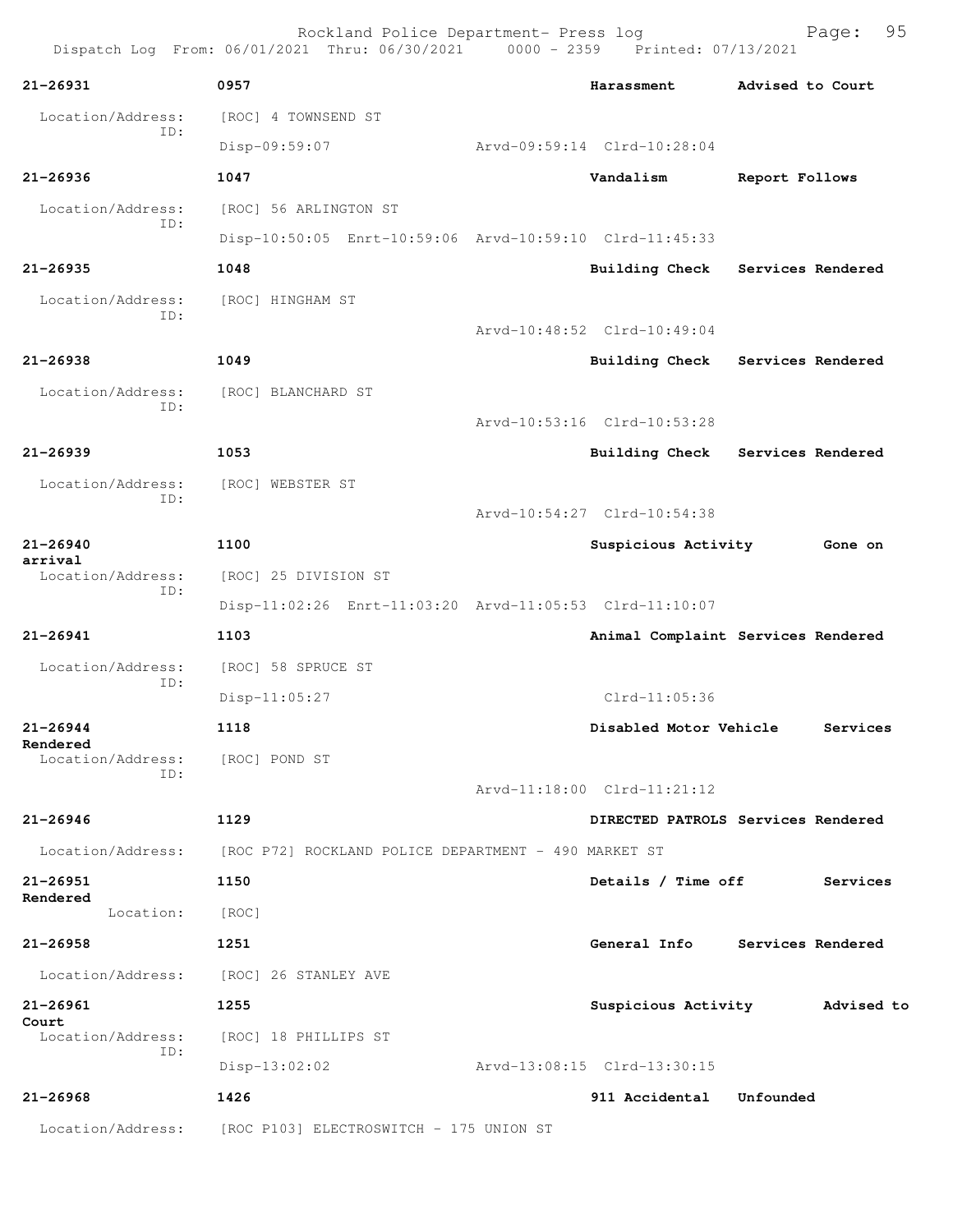Rockland Police Department- Press log
Dispatch Log From: 06/01/2021 Thru: 06/30/2021 0000 - 2359 Printed: 07/13/2021

**21-26931** 0957 **Harassment** **Advised to Court**
Location/Address: [ROC] 4 TOWNSEND ST
ID:
Disp-09:59:07 Arvd-09:59:14 Clrd-10:28:04

**21-26936** 1047 **Vandalism** **Report Follows**
Location/Address: [ROC] 56 ARLINGTON ST
ID:
Disp-10:50:05 Enrt-10:59:06 Arvd-10:59:10 Clrd-11:45:33

**21-26935** 1048 **Building Check** **Services Rendered**
Location/Address: [ROC] HINGHAM ST
ID:
Arvd-10:48:52 Clrd-10:49:04

**21-26938** 1049 **Building Check** **Services Rendered**
Location/Address: [ROC] BLANCHARD ST
ID:
Arvd-10:53:16 Clrd-10:53:28

**21-26939** 1053 **Building Check** **Services Rendered**
Location/Address: [ROC] WEBSTER ST
ID:
Arvd-10:54:27 Clrd-10:54:38

**21-26940** 1100 **Suspicious Activity** **Gone on arrival**
Location/Address: [ROC] 25 DIVISION ST
ID:
Disp-11:02:26 Enrt-11:03:20 Arvd-11:05:53 Clrd-11:10:07

**21-26941** 1103 **Animal Complaint** **Services Rendered**
Location/Address: [ROC] 58 SPRUCE ST
ID:
Disp-11:05:27 Clrd-11:05:36

**21-26944** 1118 **Disabled Motor Vehicle** **Services Rendered**
Location/Address: [ROC] POND ST
ID:
Arvd-11:18:00 Clrd-11:21:12

**21-26946** 1129 **DIRECTED PATROLS** **Services Rendered**
Location/Address: [ROC P72] ROCKLAND POLICE DEPARTMENT - 490 MARKET ST

**21-26951** 1150 **Details / Time off** **Services Rendered**
Location: [ROC]

**21-26958** 1251 **General Info** **Services Rendered**
Location/Address: [ROC] 26 STANLEY AVE

**21-26961** 1255 **Suspicious Activity** **Advised to Court**
Location/Address: [ROC] 18 PHILLIPS ST
ID:
Disp-13:02:02 Arvd-13:08:15 Clrd-13:30:15

**21-26968** 1426 **911 Accidental** **Unfounded**
Location/Address: [ROC P103] ELECTROSWITCH - 175 UNION ST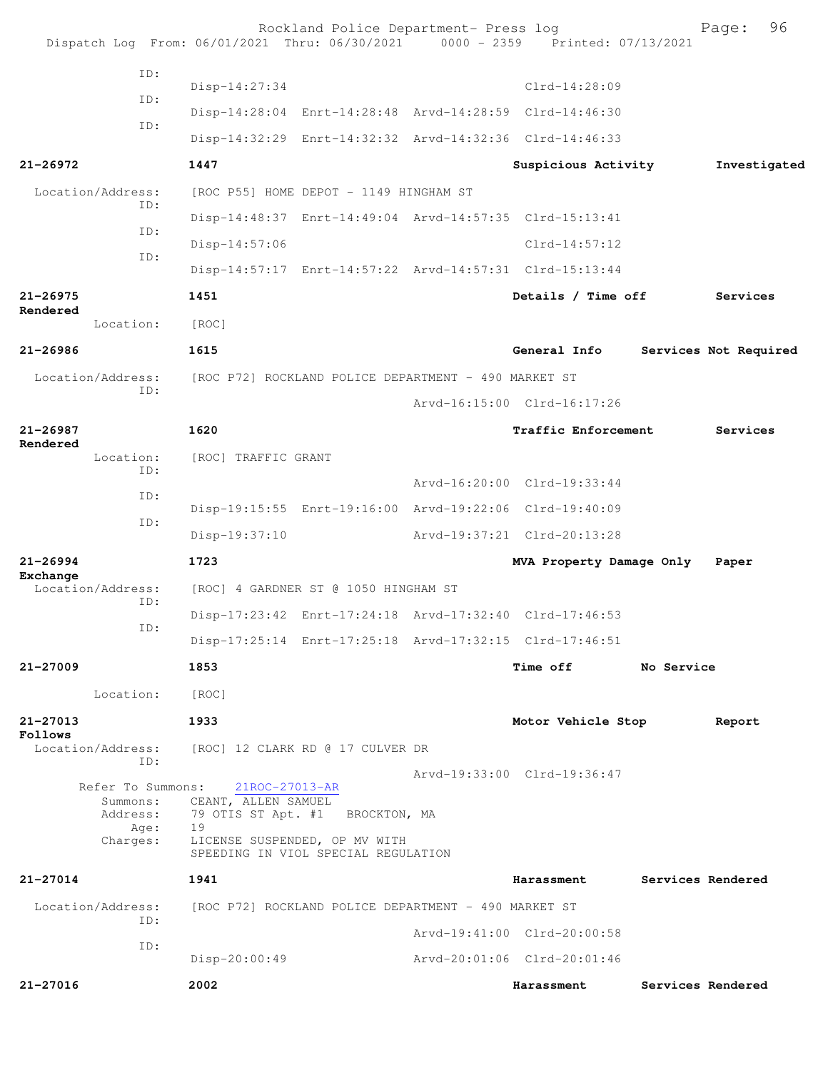ID:
Disp-14:27:34 Clrd-14:28:09
ID:
Disp-14:28:04 Enrt-14:28:48 Arvd-14:28:59 Clrd-14:46:30
ID:
Disp-14:32:29 Enrt-14:32:32 Arvd-14:32:36 Clrd-14:46:33

**21-26972** **1447** **Suspicious Activity** **Investigated**

Location/Address: [ROC P55] HOME DEPOT - 1149 HINGHAM ST
ID:
Disp-14:48:37 Enrt-14:49:04 Arvd-14:57:35 Clrd-15:13:41
ID:
Disp-14:57:06 Clrd-14:57:12
ID:
Disp-14:57:17 Enrt-14:57:22 Arvd-14:57:31 Clrd-15:13:44

**21-26975** **1451** **Details / Time off** **Services Rendered**

Location: [ROC]

**21-26986** **1615** **General Info** **Services Not Required**

Location/Address: [ROC P72] ROCKLAND POLICE DEPARTMENT - 490 MARKET ST
ID:
Arvd-16:15:00 Clrd-16:17:26

**21-26987** **1620** **Traffic Enforcement** **Services Rendered**

Location: [ROC] TRAFFIC GRANT
ID:
Arvd-16:20:00 Clrd-19:33:44
ID:
Disp-19:15:55 Enrt-19:16:00 Arvd-19:22:06 Clrd-19:40:09
ID:
Disp-19:37:10 Arvd-19:37:21 Clrd-20:13:28

**21-26994** **1723** **MVA Property Damage Only** **Paper Exchange**

Location/Address: [ROC] 4 GARDNER ST @ 1050 HINGHAM ST
ID:
Disp-17:23:42 Enrt-17:24:18 Arvd-17:32:40 Clrd-17:46:53
ID:
Disp-17:25:14 Enrt-17:25:18 Arvd-17:32:15 Clrd-17:46:51

**21-27009** **1853** **Time off** **No Service**

Location: [ROC]

**21-27013** **1933** **Motor Vehicle Stop** **Report Follows**

Location/Address: [ROC] 12 CLARK RD @ 17 CULVER DR
ID:
Arvd-19:33:00 Clrd-19:36:47
Refer To Summons: 21ROC-27013-AR
Summons: CEANT, ALLEN SAMUEL
Address: 79 OTIS ST Apt. #1 BROCKTON, MA
Age: 19
Charges: LICENSE SUSPENDED, OP MV WITH
SPEEDING IN VIOL SPECIAL REGULATION

**21-27014** **1941** **Harassment** **Services Rendered**

Location/Address: [ROC P72] ROCKLAND POLICE DEPARTMENT - 490 MARKET ST
ID:
Arvd-19:41:00 Clrd-20:00:58
ID:
Disp-20:00:49 Arvd-20:01:06 Clrd-20:01:46

**21-27016** **2002** **Harassment** **Services Rendered**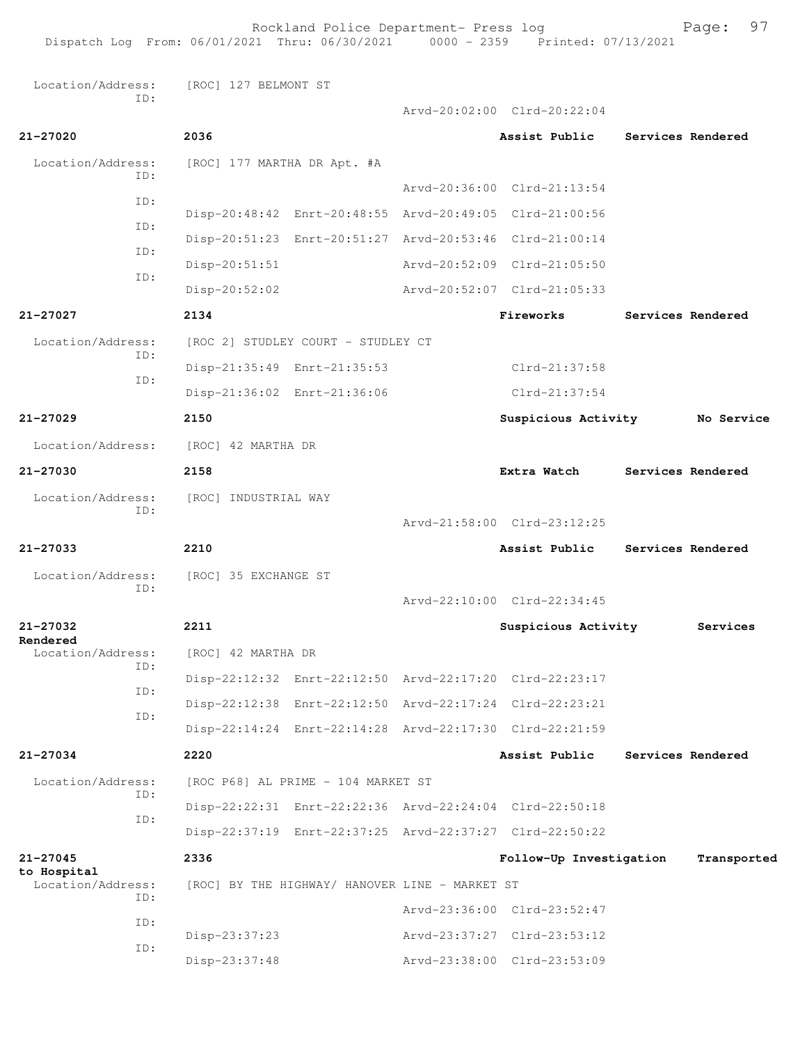| | | | | | |
|---|---|---|---|---|---|
| Location/Address: | [ROC] 127 BELMONT ST | | | | |
| ID: | | | Arvd-20:02:00 | Clrd-20:22:04 | |
| **21-27020** | **2036** | | | **Assist Public** | **Services Rendered** |
| Location/Address: | [ROC] 177 MARTHA DR Apt. #A | | | | |
| ID: | | | Arvd-20:36:00 | Clrd-21:13:54 | |
| ID: | Disp-20:48:42 | Enrt-20:48:55 | Arvd-20:49:05 | Clrd-21:00:56 | |
| ID: | Disp-20:51:23 | Enrt-20:51:27 | Arvd-20:53:46 | Clrd-21:00:14 | |
| ID: | Disp-20:51:51 | | Arvd-20:52:09 | Clrd-21:05:50 | |
| ID: | Disp-20:52:02 | | Arvd-20:52:07 | Clrd-21:05:33 | |
| **21-27027** | **2134** | | | **Fireworks** | **Services Rendered** |
| Location/Address: | [ROC 2] STUDLEY COURT - STUDLEY CT | | | | |
| ID: | Disp-21:35:49 | Enrt-21:35:53 | | Clrd-21:37:58 | |
| ID: | Disp-21:36:02 | Enrt-21:36:06 | | Clrd-21:37:54 | |
| **21-27029** | **2150** | | | **Suspicious Activity** | **No Service** |
| Location/Address: | [ROC] 42 MARTHA DR | | | | |
| **21-27030** | **2158** | | | **Extra Watch** | **Services Rendered** |
| Location/Address: | [ROC] INDUSTRIAL WAY | | | | |
| ID: | | | Arvd-21:58:00 | Clrd-23:12:25 | |
| **21-27033** | **2210** | | | **Assist Public** | **Services Rendered** |
| Location/Address: | [ROC] 35 EXCHANGE ST | | | | |
| ID: | | | Arvd-22:10:00 | Clrd-22:34:45 | |
| **21-27032** | **2211** | | | **Suspicious Activity** | **Services Rendered** |
| Location/Address: | [ROC] 42 MARTHA DR | | | | |
| ID: | Disp-22:12:32 | Enrt-22:12:50 | Arvd-22:17:20 | Clrd-22:23:17 | |
| ID: | Disp-22:12:38 | Enrt-22:12:50 | Arvd-22:17:24 | Clrd-22:23:21 | |
| ID: | Disp-22:14:24 | Enrt-22:14:28 | Arvd-22:17:30 | Clrd-22:21:59 | |
| **21-27034** | **2220** | | | **Assist Public** | **Services Rendered** |
| Location/Address: | [ROC P68] AL PRIME - 104 MARKET ST | | | | |
| ID: | Disp-22:22:31 | Enrt-22:22:36 | Arvd-22:24:04 | Clrd-22:50:18 | |
| ID: | Disp-22:37:19 | Enrt-22:37:25 | Arvd-22:37:27 | Clrd-22:50:22 | |
| **21-27045** | **2336** | | | **Follow-Up Investigation** | **Transported to Hospital** |
| Location/Address: | [ROC] BY THE HIGHWAY/ HANOVER LINE - MARKET ST | | | | |
| ID: | | | Arvd-23:36:00 | Clrd-23:52:47 | |
| ID: | Disp-23:37:23 | | Arvd-23:37:27 | Clrd-23:53:12 | |
| ID: | Disp-23:37:48 | | Arvd-23:38:00 | Clrd-23:53:09 | |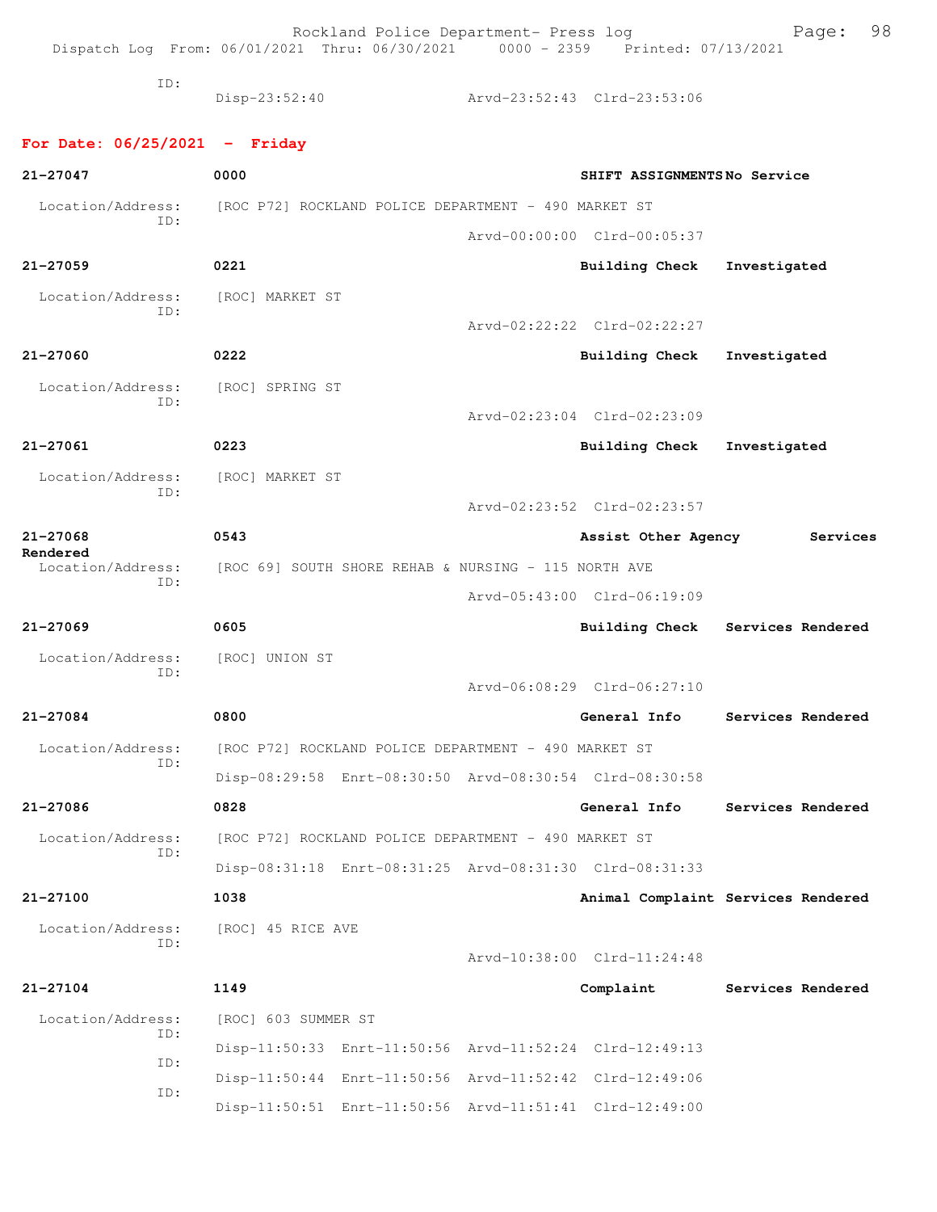ID:
Disp-23:52:40 Arvd-23:52:43 Clrd-23:53:06

## For Date: 06/25/2021 - Friday

**21-27047** **0000** **SHIFT ASSIGNMENTS No Service**

Location/Address: [ROC P72] ROCKLAND POLICE DEPARTMENT - 490 MARKET ST
ID:
Arvd-00:00:00 Clrd-00:05:37

**21-27059** **0221** **Building Check Investigated**

Location/Address: [ROC] MARKET ST
ID:
Arvd-02:22:22 Clrd-02:22:27

**21-27060** **0222** **Building Check Investigated**

Location/Address: [ROC] SPRING ST
ID:
Arvd-02:23:04 Clrd-02:23:09

**21-27061** **0223** **Building Check Investigated**

Location/Address: [ROC] MARKET ST
ID:
Arvd-02:23:52 Clrd-02:23:57

**21-27068** **0543** **Assist Other Agency Services Rendered**

Location/Address: [ROC 69] SOUTH SHORE REHAB & NURSING - 115 NORTH AVE
ID:
Arvd-05:43:00 Clrd-06:19:09

**21-27069** **0605** **Building Check Services Rendered**

Location/Address: [ROC] UNION ST
ID:
Arvd-06:08:29 Clrd-06:27:10

**21-27084** **0800** **General Info Services Rendered**

Location/Address: [ROC P72] ROCKLAND POLICE DEPARTMENT - 490 MARKET ST
ID:
Disp-08:29:58 Enrt-08:30:50 Arvd-08:30:54 Clrd-08:30:58

**21-27086** **0828** **General Info Services Rendered**

Location/Address: [ROC P72] ROCKLAND POLICE DEPARTMENT - 490 MARKET ST
ID:
Disp-08:31:18 Enrt-08:31:25 Arvd-08:31:30 Clrd-08:31:33

**21-27100** **1038** **Animal Complaint Services Rendered**

Location/Address: [ROC] 45 RICE AVE
ID:
Arvd-10:38:00 Clrd-11:24:48

**21-27104** **1149** **Complaint Services Rendered**

Location/Address: [ROC] 603 SUMMER ST
ID:
Disp-11:50:33 Enrt-11:50:56 Arvd-11:52:24 Clrd-12:49:13
ID:
Disp-11:50:44 Enrt-11:50:56 Arvd-11:52:42 Clrd-12:49:06
ID:
Disp-11:50:51 Enrt-11:50:56 Arvd-11:51:41 Clrd-12:49:00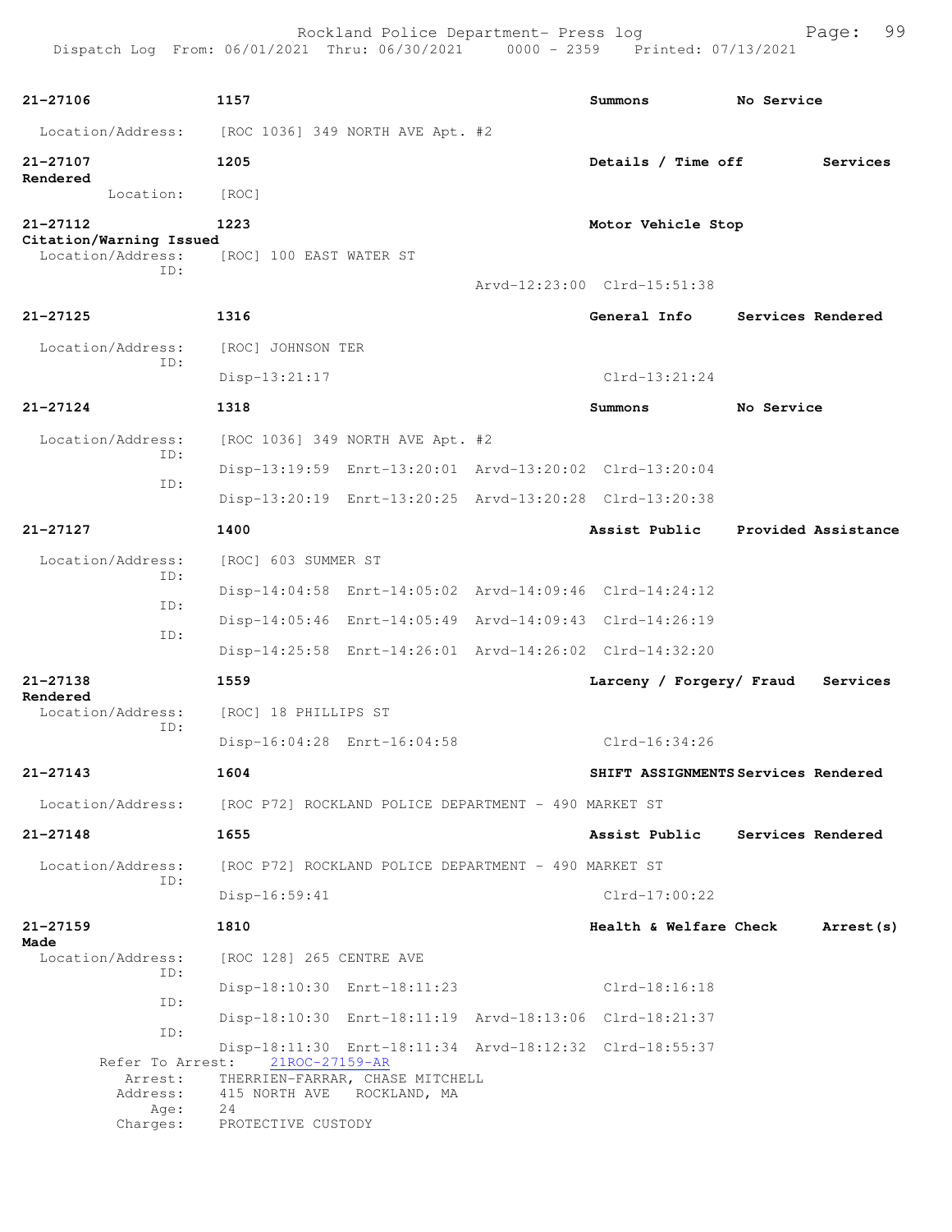**21-27106** | 1157 | Summons | No Service

Location/Address: [ROC 1036] 349 NORTH AVE Apt. #2

**21-27107** | 1205 | Details / Time off | Services Rendered

Location: [ROC]

**21-27112** | 1223 | Motor Vehicle Stop | Citation/Warning Issued

Location/Address: [ROC] 100 EAST WATER ST

ID: Arvd-12:23:00 Clrd-15:51:38

**21-27125** | 1316 | General Info | Services Rendered

Location/Address: [ROC] JOHNSON TER

ID: Disp-13:21:17 Clrd-13:21:24

**21-27124** | 1318 | Summons | No Service

Location/Address: [ROC 1036] 349 NORTH AVE Apt. #2

ID: Disp-13:19:59 Enrt-13:20:01 Arvd-13:20:02 Clrd-13:20:04

ID: Disp-13:20:19 Enrt-13:20:25 Arvd-13:20:28 Clrd-13:20:38

**21-27127** | 1400 | Assist Public | Provided Assistance

Location/Address: [ROC] 603 SUMMER ST

ID: Disp-14:04:58 Enrt-14:05:02 Arvd-14:09:46 Clrd-14:24:12

ID: Disp-14:05:46 Enrt-14:05:49 Arvd-14:09:43 Clrd-14:26:19

ID: Disp-14:25:58 Enrt-14:26:01 Arvd-14:26:02 Clrd-14:32:20

**21-27138** | 1559 | Larceny / Forgery/ Fraud | Services Rendered

Location/Address: [ROC] 18 PHILLIPS ST

ID: Disp-16:04:28 Enrt-16:04:58 Clrd-16:34:26

**21-27143** | 1604 | SHIFT ASSIGNMENTS | Services Rendered

Location/Address: [ROC P72] ROCKLAND POLICE DEPARTMENT - 490 MARKET ST

**21-27148** | 1655 | Assist Public | Services Rendered

Location/Address: [ROC P72] ROCKLAND POLICE DEPARTMENT - 490 MARKET ST

ID: Disp-16:59:41 Clrd-17:00:22

**21-27159** | 1810 | Health & Welfare Check | Arrest(s) Made

Location/Address: [ROC 128] 265 CENTRE AVE

ID: Disp-18:10:30 Enrt-18:11:23 Clrd-18:16:18

ID: Disp-18:10:30 Enrt-18:11:19 Arvd-18:13:06 Clrd-18:21:37

ID: Disp-18:11:30 Enrt-18:11:34 Arvd-18:12:32 Clrd-18:55:37

Refer To Arrest: 21ROC-27159-AR

Arrest: THERRIEN-FARRAR, CHASE MITCHELL

Address: 415 NORTH AVE ROCKLAND, MA

Age: 24

Charges: PROTECTIVE CUSTODY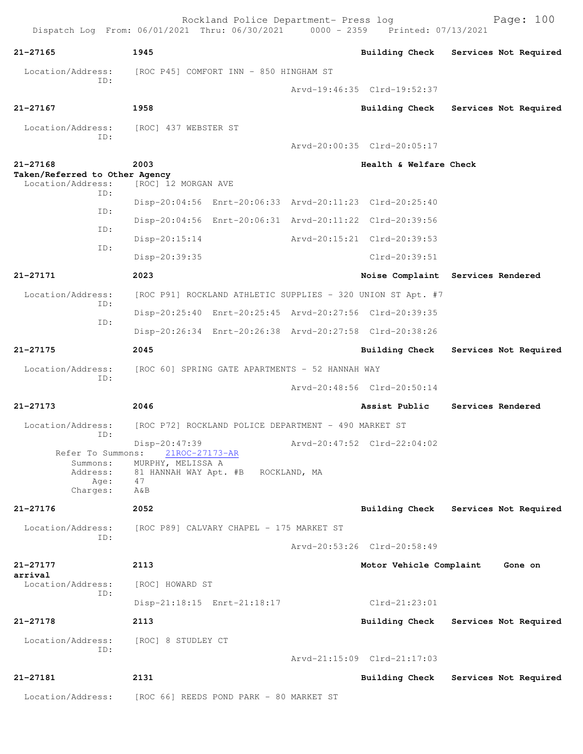Dispatch Log From: 06/01/2021 Thru: 06/30/2021 0000 - 2359 Printed: 07/13/2021

**21-27165** 1945 **Building Check** **Services Not Required**

Location/Address: [ROC P45] COMFORT INN - 850 HINGHAM ST
ID:
Arvd-19:46:35 Clrd-19:52:37

**21-27167** 1958 **Building Check** **Services Not Required**

Location/Address: [ROC] 437 WEBSTER ST
ID:
Arvd-20:00:35 Clrd-20:05:17

**21-27168** 2003 **Health & Welfare Check**
**Taken/Referred to Other Agency**
Location/Address: [ROC] 12 MORGAN AVE
ID:
Disp-20:04:56 Enrt-20:06:33 Arvd-20:11:23 Clrd-20:25:40
ID:
Disp-20:04:56 Enrt-20:06:31 Arvd-20:11:22 Clrd-20:39:56
ID:
Disp-20:15:14 Arvd-20:15:21 Clrd-20:39:53
ID:
Disp-20:39:35 Clrd-20:39:51

**21-27171** 2023 **Noise Complaint** **Services Rendered**

Location/Address: [ROC P91] ROCKLAND ATHLETIC SUPPLIES - 320 UNION ST Apt. #7
ID:
Disp-20:25:40 Enrt-20:25:45 Arvd-20:27:56 Clrd-20:39:35
ID:
Disp-20:26:34 Enrt-20:26:38 Arvd-20:27:58 Clrd-20:38:26

**21-27175** 2045 **Building Check** **Services Not Required**

Location/Address: [ROC 60] SPRING GATE APARTMENTS - 52 HANNAH WAY
ID:
Arvd-20:48:56 Clrd-20:50:14

**21-27173** 2046 **Assist Public** **Services Rendered**

Location/Address: [ROC P72] ROCKLAND POLICE DEPARTMENT - 490 MARKET ST
ID:
Disp-20:47:39 Arvd-20:47:52 Clrd-22:04:02
Refer To Summons: 21ROC-27173-AR
Summons: MURPHY, MELISSA A
Address: 81 HANNAH WAY Apt. #B ROCKLAND, MA
Age: 47
Charges: A&B

**21-27176** 2052 **Building Check** **Services Not Required**

Location/Address: [ROC P89] CALVARY CHAPEL - 175 MARKET ST
ID:
Arvd-20:53:26 Clrd-20:58:49

**21-27177** 2113 **Motor Vehicle Complaint** **Gone on arrival**
Location/Address: [ROC] HOWARD ST
ID:
Disp-21:18:15 Enrt-21:18:17 Clrd-21:23:01

**21-27178** 2113 **Building Check** **Services Not Required**

Location/Address: [ROC] 8 STUDLEY CT
ID:
Arvd-21:15:09 Clrd-21:17:03

**21-27181** 2131 **Building Check** **Services Not Required**

Location/Address: [ROC 66] REEDS POND PARK - 80 MARKET ST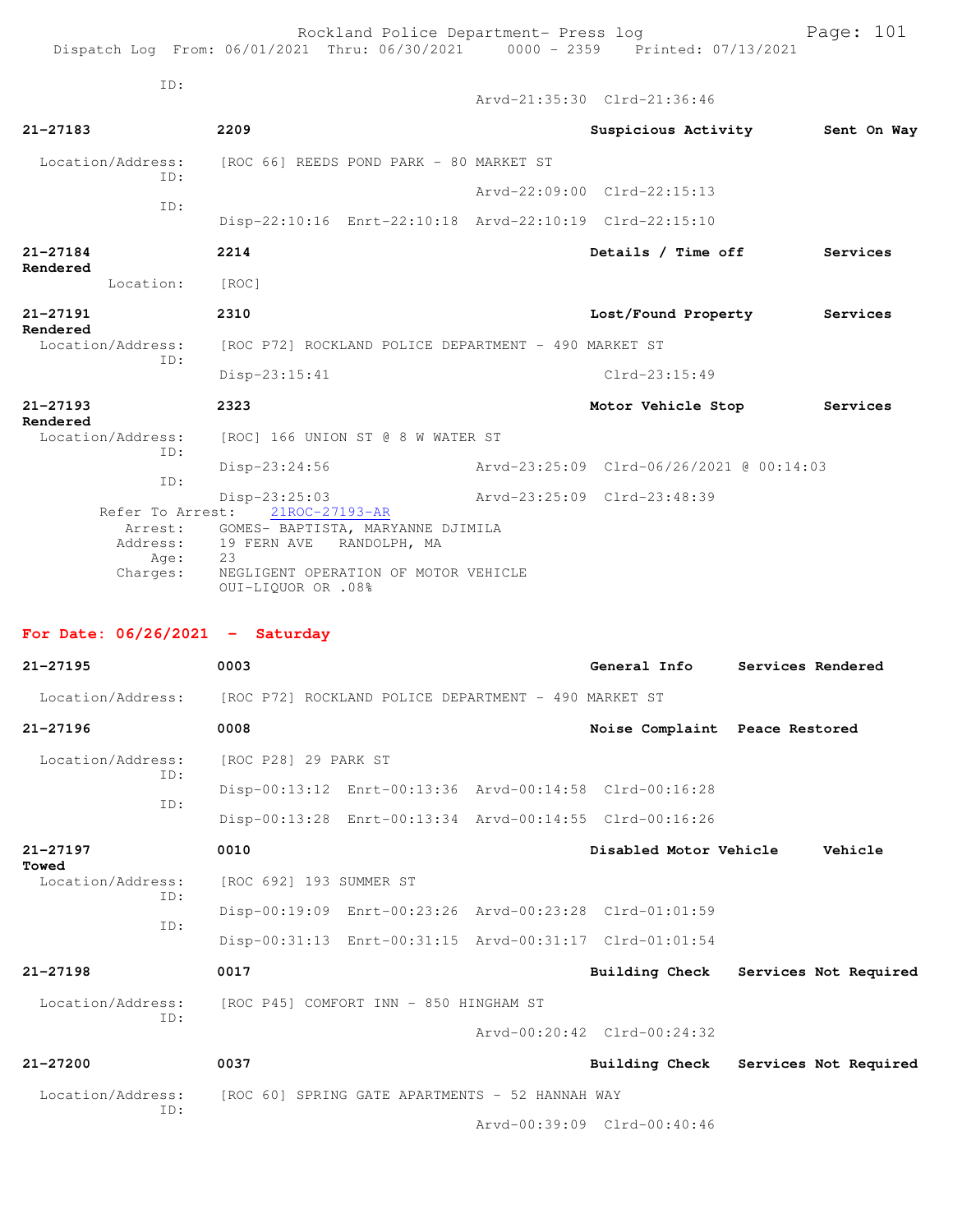ID:
                                            Arvd-21:35:30  Clrd-21:36:46

**21-27183** 2209 Suspicious Activity Sent On Way

Location/Address: [ROC 66] REEDS POND PARK - 80 MARKET ST
ID:
                                            Arvd-22:09:00  Clrd-22:15:13
ID:
Disp-22:10:16  Enrt-22:10:18  Arvd-22:10:19  Clrd-22:15:10

**21-27184** 2214 Details / Time off Services Rendered

Location: [ROC]

**21-27191** 2310 Lost/Found Property Services Rendered

Location/Address: [ROC P72] ROCKLAND POLICE DEPARTMENT - 490 MARKET ST
ID:
Disp-23:15:41  Clrd-23:15:49

**21-27193** 2323 Motor Vehicle Stop Services Rendered

Location/Address: [ROC] 166 UNION ST @ 8 W WATER ST
ID:
Disp-23:24:56  Arvd-23:25:09  Clrd-06/26/2021 @ 00:14:03
ID:
Disp-23:25:03  Arvd-23:25:09  Clrd-23:48:39

Refer To Arrest: 21ROC-27193-AR
Arrest: GOMES- BAPTISTA, MARYANNE DJIMILA
Address: 19 FERN AVE RANDOLPH, MA
Age: 23
Charges: NEGLIGENT OPERATION OF MOTOR VEHICLE
OUI-LIQUOR OR .08%

## For Date: 06/26/2021 - Saturday

**21-27195** 0003 General Info Services Rendered

Location/Address: [ROC P72] ROCKLAND POLICE DEPARTMENT - 490 MARKET ST

**21-27196** 0008 Noise Complaint Peace Restored

Location/Address: [ROC P28] 29 PARK ST
ID:
Disp-00:13:12  Enrt-00:13:36  Arvd-00:14:58  Clrd-00:16:28
ID:
Disp-00:13:28  Enrt-00:13:34  Arvd-00:14:55  Clrd-00:16:26

**21-27197** 0010 Disabled Motor Vehicle Vehicle Towed

Location/Address: [ROC 692] 193 SUMMER ST
ID:
Disp-00:19:09  Enrt-00:23:26  Arvd-00:23:28  Clrd-01:01:59
ID:
Disp-00:31:13  Enrt-00:31:15  Arvd-00:31:17  Clrd-01:01:54

**21-27198** 0017 Building Check Services Not Required

Location/Address: [ROC P45] COMFORT INN - 850 HINGHAM ST
ID:
                                            Arvd-00:20:42  Clrd-00:24:32

**21-27200** 0037 Building Check Services Not Required

Location/Address: [ROC 60] SPRING GATE APARTMENTS - 52 HANNAH WAY
ID:
                                            Arvd-00:39:09  Clrd-00:40:46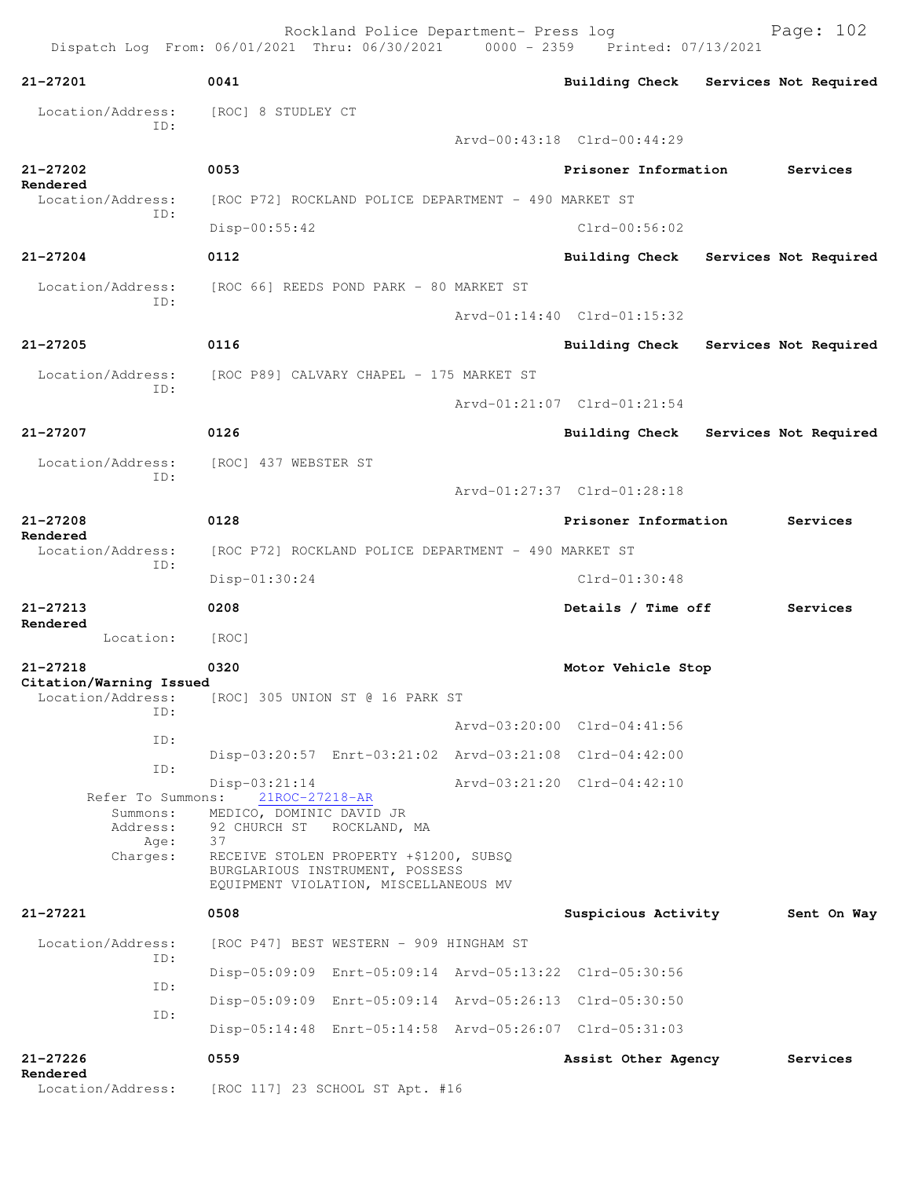**21-27201** 0041 Building Check Services Not Required

Location/Address: [ROC] 8 STUDLEY CT
ID:
Arvd-00:43:18 Clrd-00:44:29

**21-27202** 0053 Prisoner Information Services Rendered

Location/Address: [ROC P72] ROCKLAND POLICE DEPARTMENT - 490 MARKET ST
ID:
Disp-00:55:42 Clrd-00:56:02

**21-27204** 0112 Building Check Services Not Required

Location/Address: [ROC 66] REEDS POND PARK - 80 MARKET ST
ID:
Arvd-01:14:40 Clrd-01:15:32

**21-27205** 0116 Building Check Services Not Required

Location/Address: [ROC P89] CALVARY CHAPEL - 175 MARKET ST
ID:
Arvd-01:21:07 Clrd-01:21:54

**21-27207** 0126 Building Check Services Not Required

Location/Address: [ROC] 437 WEBSTER ST
ID:
Arvd-01:27:37 Clrd-01:28:18

**21-27208** 0128 Prisoner Information Services Rendered

Location/Address: [ROC P72] ROCKLAND POLICE DEPARTMENT - 490 MARKET ST
ID:
Disp-01:30:24 Clrd-01:30:48

**21-27213** 0208 Details / Time off Services Rendered

Location: [ROC]

**21-27218** 0320 Motor Vehicle Stop Citation/Warning Issued

Location/Address: [ROC] 305 UNION ST @ 16 PARK ST
ID:
Arvd-03:20:00 Clrd-04:41:56
ID:
Disp-03:20:57 Enrt-03:21:02 Arvd-03:21:08 Clrd-04:42:00
ID:
Disp-03:21:14 Arvd-03:21:20 Clrd-04:42:10

Refer To Summons: 21ROC-27218-AR
Summons: MEDICO, DOMINIC DAVID JR
Address: 92 CHURCH ST ROCKLAND, MA
Age: 37
Charges: RECEIVE STOLEN PROPERTY +$1200, SUBSQ
BURGLARIOUS INSTRUMENT, POSSESS
EQUIPMENT VIOLATION, MISCELLANEOUS MV

**21-27221** 0508 Suspicious Activity Sent On Way

Location/Address: [ROC P47] BEST WESTERN - 909 HINGHAM ST
ID:
Disp-05:09:09 Enrt-05:09:14 Arvd-05:13:22 Clrd-05:30:56
ID:
Disp-05:09:09 Enrt-05:09:14 Arvd-05:26:13 Clrd-05:30:50
ID:
Disp-05:14:48 Enrt-05:14:58 Arvd-05:26:07 Clrd-05:31:03

**21-27226** 0559 Assist Other Agency Services Rendered

Location/Address: [ROC 117] 23 SCHOOL ST Apt. #16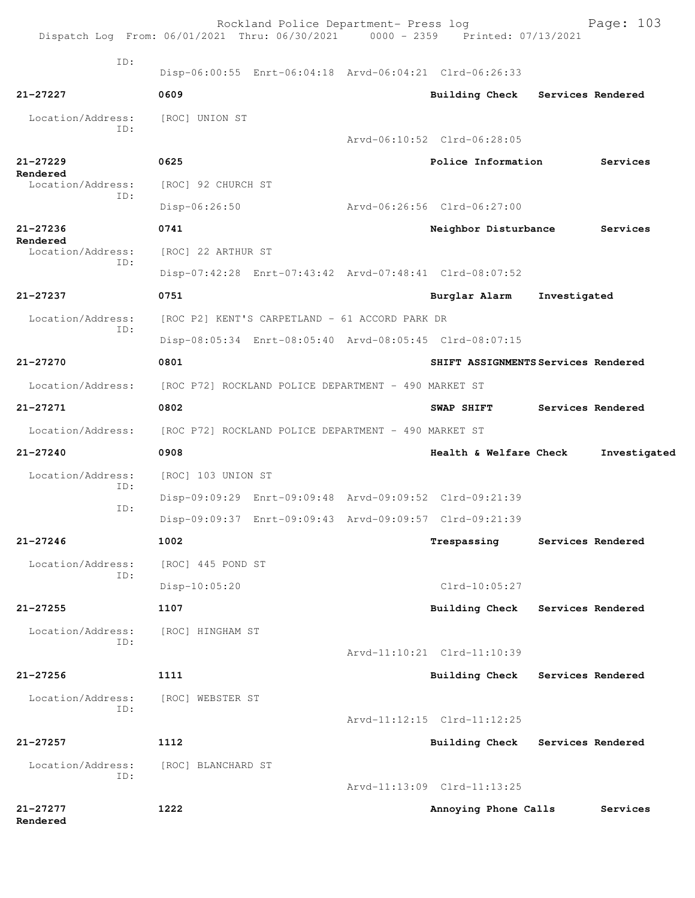ID:
Disp-06:00:55 Enrt-06:04:18 Arvd-06:04:21 Clrd-06:26:33

**21-27227** **0609** **Building Check** **Services Rendered**
Location/Address: [ROC] UNION ST
ID:
Arvd-06:10:52 Clrd-06:28:05

**21-27229** **0625** **Police Information** **Services Rendered**
Location/Address: [ROC] 92 CHURCH ST
ID:
Disp-06:26:50 Arvd-06:26:56 Clrd-06:27:00

**21-27236** **0741** **Neighbor Disturbance** **Services Rendered**
Location/Address: [ROC] 22 ARTHUR ST
ID:
Disp-07:42:28 Enrt-07:43:42 Arvd-07:48:41 Clrd-08:07:52

**21-27237** **0751** **Burglar Alarm** **Investigated**
Location/Address: [ROC P2] KENT'S CARPETLAND - 61 ACCORD PARK DR
ID:
Disp-08:05:34 Enrt-08:05:40 Arvd-08:05:45 Clrd-08:07:15

**21-27270** **0801** **SHIFT ASSIGNMENTS** **Services Rendered**
Location/Address: [ROC P72] ROCKLAND POLICE DEPARTMENT - 490 MARKET ST

**21-27271** **0802** **SWAP SHIFT** **Services Rendered**
Location/Address: [ROC P72] ROCKLAND POLICE DEPARTMENT - 490 MARKET ST

**21-27240** **0908** **Health & Welfare Check** **Investigated**
Location/Address: [ROC] 103 UNION ST
ID:
Disp-09:09:29 Enrt-09:09:48 Arvd-09:09:52 Clrd-09:21:39
ID:
Disp-09:09:37 Enrt-09:09:43 Arvd-09:09:57 Clrd-09:21:39

**21-27246** **1002** **Trespassing** **Services Rendered**
Location/Address: [ROC] 445 POND ST
ID:
Disp-10:05:20 Clrd-10:05:27

**21-27255** **1107** **Building Check** **Services Rendered**
Location/Address: [ROC] HINGHAM ST
ID:
Arvd-11:10:21 Clrd-11:10:39

**21-27256** **1111** **Building Check** **Services Rendered**
Location/Address: [ROC] WEBSTER ST
ID:
Arvd-11:12:15 Clrd-11:12:25

**21-27257** **1112** **Building Check** **Services Rendered**
Location/Address: [ROC] BLANCHARD ST
ID:
Arvd-11:13:09 Clrd-11:13:25

**21-27277** **1222** **Annoying Phone Calls** **Services Rendered**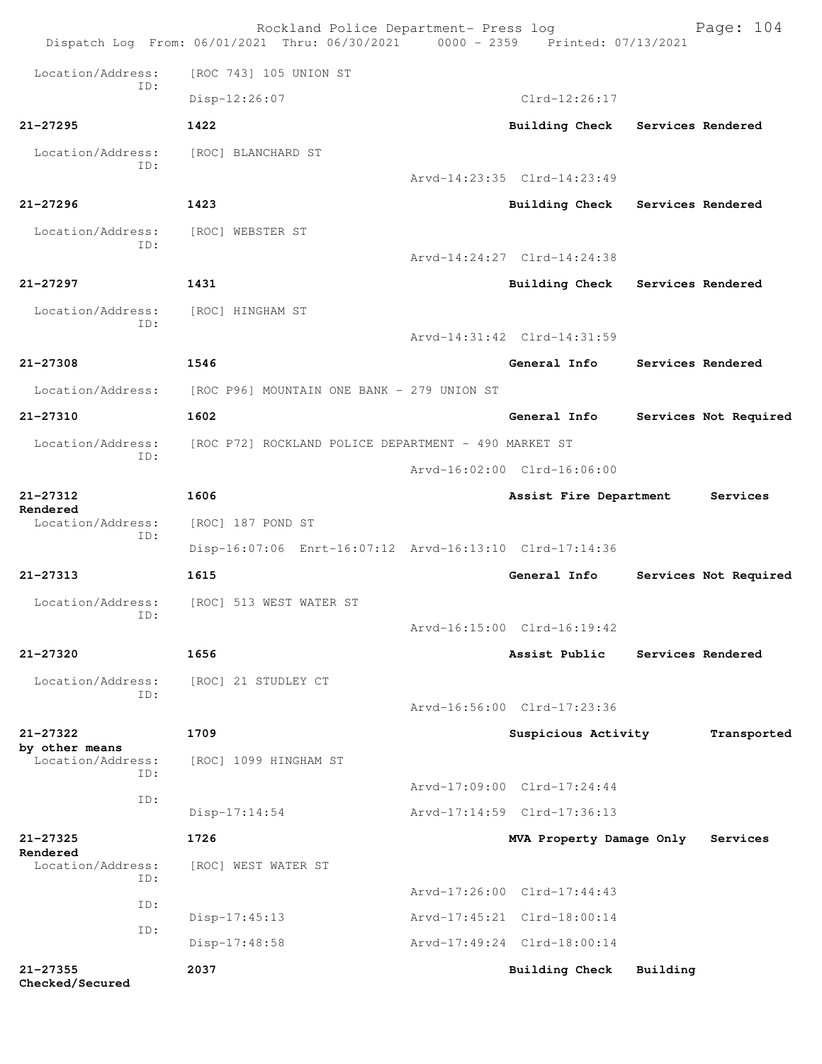Location/Address: [ROC 743] 105 UNION ST
ID:
Disp-12:26:07 Clrd-12:26:17

**21-27295** **1422** **Building Check** **Services Rendered**

Location/Address: [ROC] BLANCHARD ST
ID:
Arvd-14:23:35 Clrd-14:23:49

**21-27296** **1423** **Building Check** **Services Rendered**

Location/Address: [ROC] WEBSTER ST
ID:
Arvd-14:24:27 Clrd-14:24:38

**21-27297** **1431** **Building Check** **Services Rendered**

Location/Address: [ROC] HINGHAM ST
ID:
Arvd-14:31:42 Clrd-14:31:59

**21-27308** **1546** **General Info** **Services Rendered**

Location/Address: [ROC P96] MOUNTAIN ONE BANK - 279 UNION ST

**21-27310** **1602** **General Info** **Services Not Required**

Location/Address: [ROC P72] ROCKLAND POLICE DEPARTMENT - 490 MARKET ST
ID:
Arvd-16:02:00 Clrd-16:06:00

**21-27312** **1606** **Assist Fire Department** **Services Rendered**

Location/Address: [ROC] 187 POND ST
ID:
Disp-16:07:06 Enrt-16:07:12 Arvd-16:13:10 Clrd-17:14:36

**21-27313** **1615** **General Info** **Services Not Required**

Location/Address: [ROC] 513 WEST WATER ST
ID:
Arvd-16:15:00 Clrd-16:19:42

**21-27320** **1656** **Assist Public** **Services Rendered**

Location/Address: [ROC] 21 STUDLEY CT
ID:
Arvd-16:56:00 Clrd-17:23:36

**21-27322** **1709** **Suspicious Activity** **Transported by other means**

Location/Address: [ROC] 1099 HINGHAM ST
ID:
Arvd-17:09:00 Clrd-17:24:44
ID:
Disp-17:14:54 Arvd-17:14:59 Clrd-17:36:13

**21-27325** **1726** **MVA Property Damage Only** **Services Rendered**

Location/Address: [ROC] WEST WATER ST
ID:
Arvd-17:26:00 Clrd-17:44:43
ID:
Disp-17:45:13 Arvd-17:45:21 Clrd-18:00:14
ID:
Disp-17:48:58 Arvd-17:49:24 Clrd-18:00:14

**21-27355** **2037** **Building Check** **Building Checked/Secured**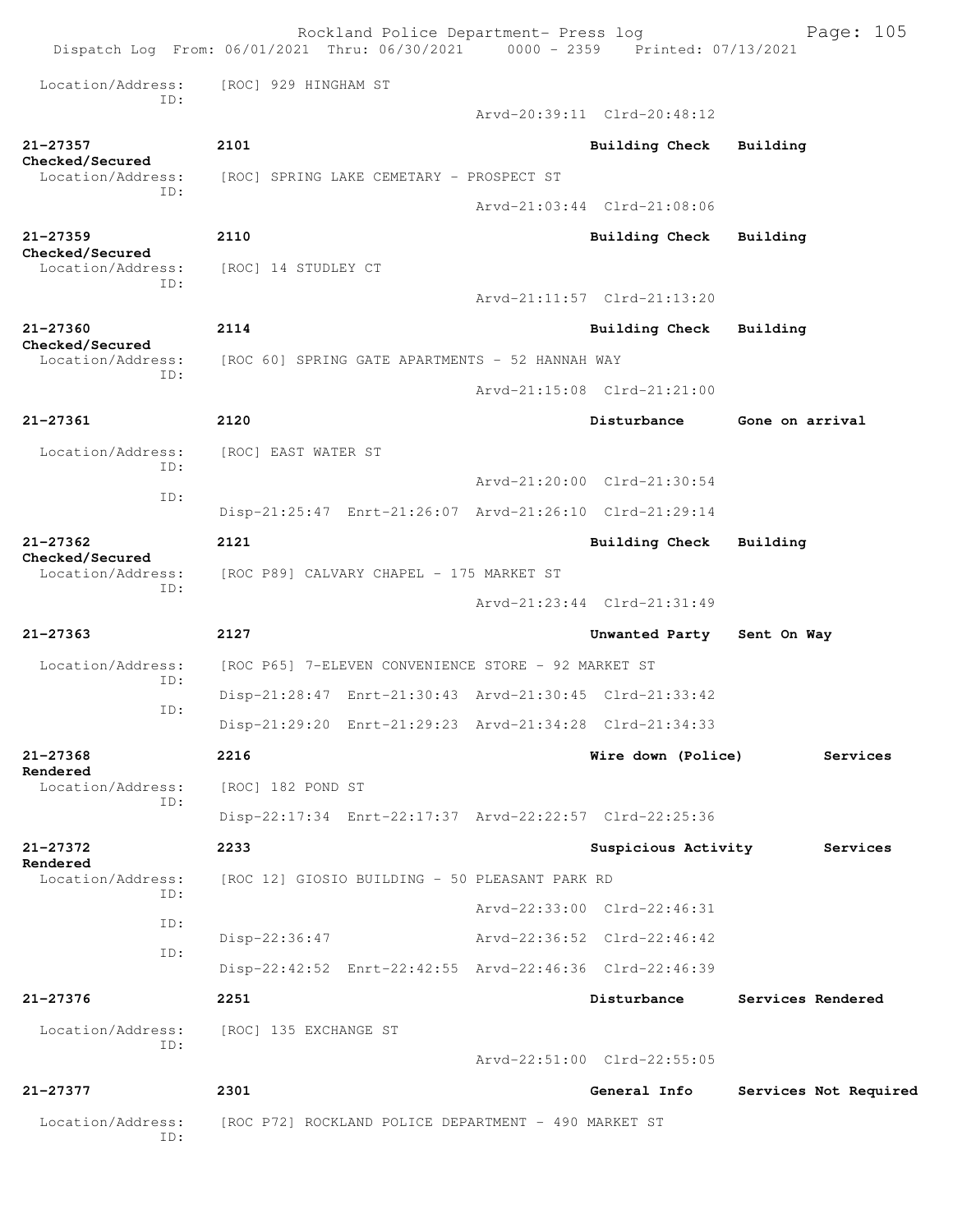Location/Address: [ROC] 929 HINGHAM ST
ID:
Arvd-20:39:11 Clrd-20:48:12

**21-27357** 2101 Building Check Building Checked/Secured
Location/Address: [ROC] SPRING LAKE CEMETARY - PROSPECT ST
ID:
Arvd-21:03:44 Clrd-21:08:06

**21-27359** 2110 Building Check Building Checked/Secured
Location/Address: [ROC] 14 STUDLEY CT
ID:
Arvd-21:11:57 Clrd-21:13:20

**21-27360** 2114 Building Check Building Checked/Secured
Location/Address: [ROC 60] SPRING GATE APARTMENTS - 52 HANNAH WAY
ID:
Arvd-21:15:08 Clrd-21:21:00

**21-27361** 2120 Disturbance Gone on arrival
Location/Address: [ROC] EAST WATER ST
ID:
Arvd-21:20:00 Clrd-21:30:54
ID:
Disp-21:25:47 Enrt-21:26:07 Arvd-21:26:10 Clrd-21:29:14

**21-27362** 2121 Building Check Building Checked/Secured
Location/Address: [ROC P89] CALVARY CHAPEL - 175 MARKET ST
ID:
Arvd-21:23:44 Clrd-21:31:49

**21-27363** 2127 Unwanted Party Sent On Way
Location/Address: [ROC P65] 7-ELEVEN CONVENIENCE STORE - 92 MARKET ST
ID:
Disp-21:28:47 Enrt-21:30:43 Arvd-21:30:45 Clrd-21:33:42
ID:
Disp-21:29:20 Enrt-21:29:23 Arvd-21:34:28 Clrd-21:34:33

**21-27368** 2216 Wire down (Police) Services Rendered
Location/Address: [ROC] 182 POND ST
ID:
Disp-22:17:34 Enrt-22:17:37 Arvd-22:22:57 Clrd-22:25:36

**21-27372** 2233 Suspicious Activity Services Rendered
Location/Address: [ROC 12] GIOSIO BUILDING - 50 PLEASANT PARK RD
ID:
Arvd-22:33:00 Clrd-22:46:31
ID:
Disp-22:36:47 Arvd-22:36:52 Clrd-22:46:42
ID:
Disp-22:42:52 Enrt-22:42:55 Arvd-22:46:36 Clrd-22:46:39

**21-27376** 2251 Disturbance Services Rendered
Location/Address: [ROC] 135 EXCHANGE ST
ID:
Arvd-22:51:00 Clrd-22:55:05

**21-27377** 2301 General Info Services Not Required
Location/Address: [ROC P72] ROCKLAND POLICE DEPARTMENT - 490 MARKET ST
ID: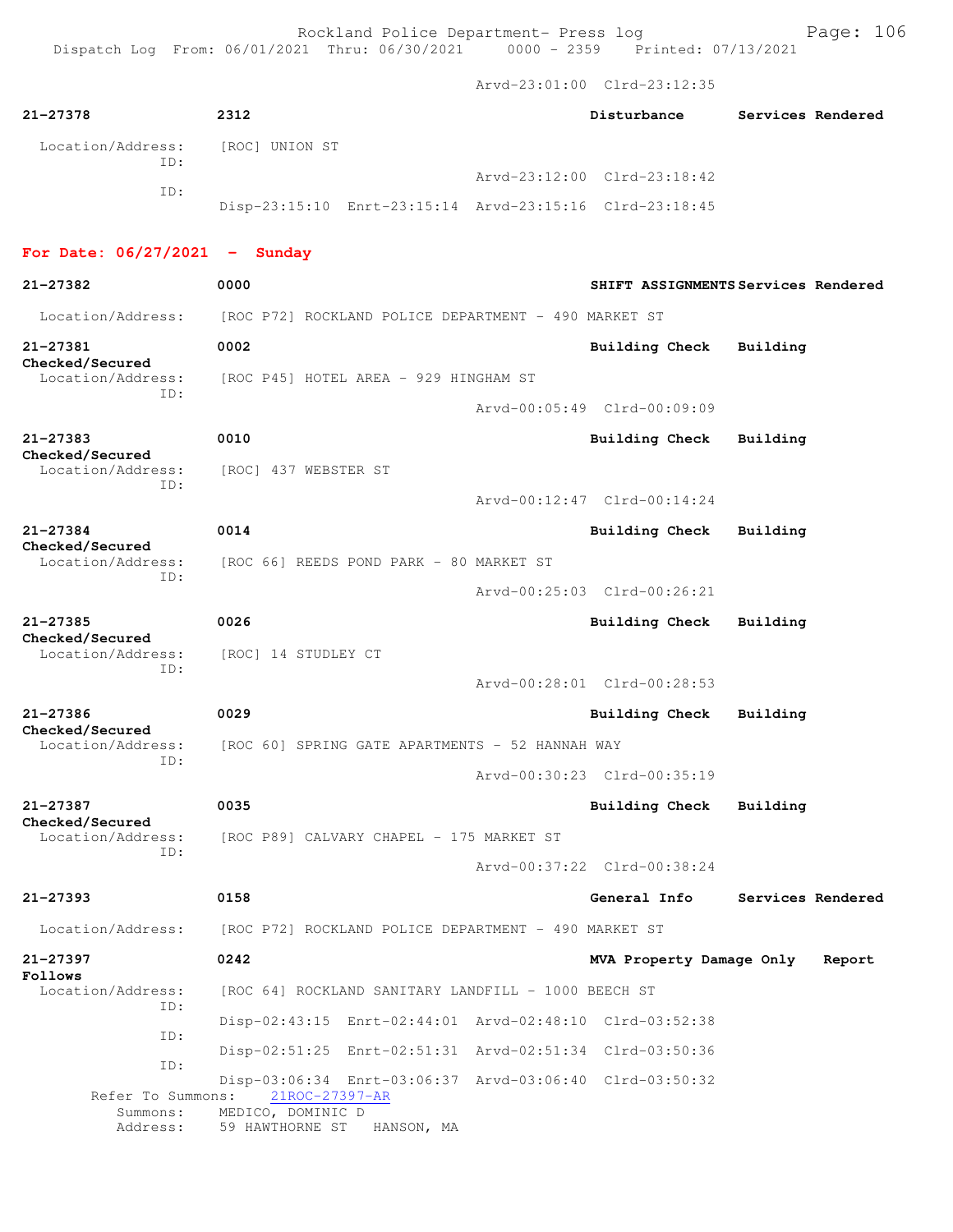Arvd-23:01:00 Clrd-23:12:35

**21-27378** 2312 Disturbance Services Rendered

Location/Address: [ROC] UNION ST
ID:
Arvd-23:12:00 Clrd-23:18:42
ID:
Disp-23:15:10 Enrt-23:15:14 Arvd-23:15:16 Clrd-23:18:45

## For Date: 06/27/2021 - Sunday

**21-27382** 0000 SHIFT ASSIGNMENTS Services Rendered

Location/Address: [ROC P72] ROCKLAND POLICE DEPARTMENT - 490 MARKET ST

**21-27381** 0002 Building Check Building Checked/Secured

Location/Address: [ROC P45] HOTEL AREA - 929 HINGHAM ST
ID:
Arvd-00:05:49 Clrd-00:09:09

**21-27383** 0010 Building Check Building Checked/Secured

Location/Address: [ROC] 437 WEBSTER ST
ID:
Arvd-00:12:47 Clrd-00:14:24

**21-27384** 0014 Building Check Building Checked/Secured

Location/Address: [ROC 66] REEDS POND PARK - 80 MARKET ST
ID:
Arvd-00:25:03 Clrd-00:26:21

**21-27385** 0026 Building Check Building Checked/Secured

Location/Address: [ROC] 14 STUDLEY CT
ID:
Arvd-00:28:01 Clrd-00:28:53

**21-27386** 0029 Building Check Building Checked/Secured

Location/Address: [ROC 60] SPRING GATE APARTMENTS - 52 HANNAH WAY
ID:
Arvd-00:30:23 Clrd-00:35:19

**21-27387** 0035 Building Check Building Checked/Secured

Location/Address: [ROC P89] CALVARY CHAPEL - 175 MARKET ST
ID:
Arvd-00:37:22 Clrd-00:38:24

**21-27393** 0158 General Info Services Rendered

Location/Address: [ROC P72] ROCKLAND POLICE DEPARTMENT - 490 MARKET ST

**21-27397** 0242 MVA Property Damage Only Report Follows

Location/Address: [ROC 64] ROCKLAND SANITARY LANDFILL - 1000 BEECH ST
ID:
Disp-02:43:15 Enrt-02:44:01 Arvd-02:48:10 Clrd-03:52:38
ID:
Disp-02:51:25 Enrt-02:51:31 Arvd-02:51:34 Clrd-03:50:36
ID:
Disp-03:06:34 Enrt-03:06:37 Arvd-03:06:40 Clrd-03:50:32
Refer To Summons: 21ROC-27397-AR
Summons: MEDICO, DOMINIC D
Address: 59 HAWTHORNE ST HANSON, MA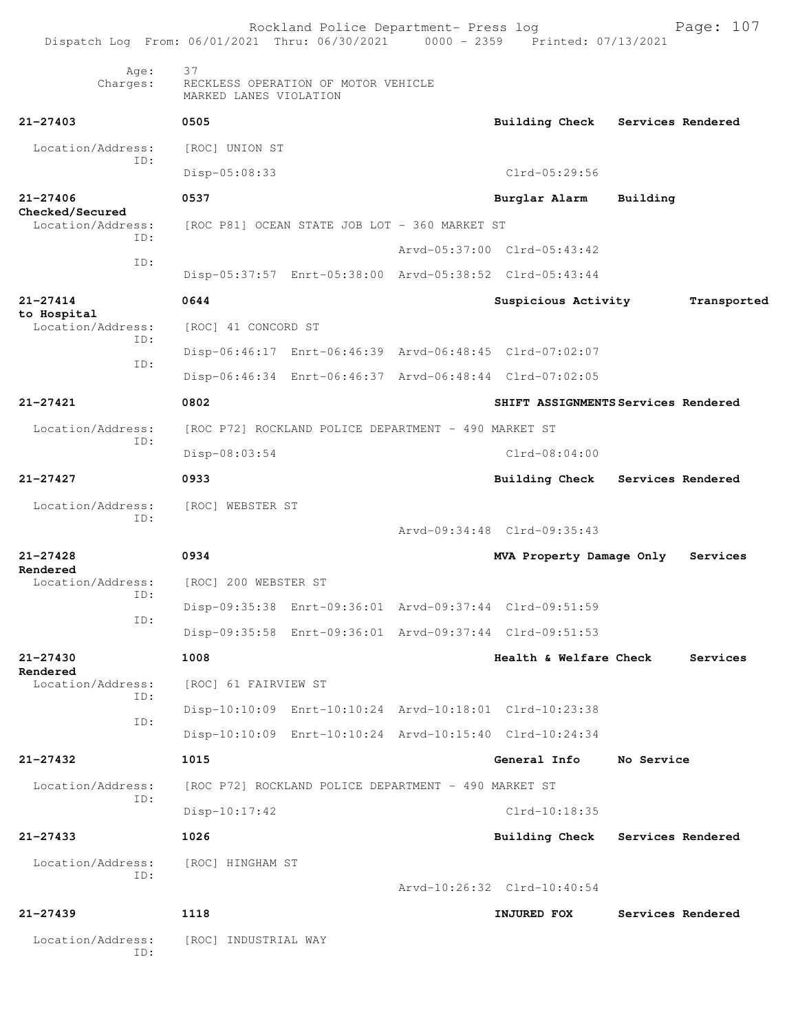Rockland Police Department- Press log
Dispatch Log From: 06/01/2021 Thru: 06/30/2021 0000 - 2359 Printed: 07/13/2021

Age: 37
Charges: RECKLESS OPERATION OF MOTOR VEHICLE
MARKED LANES VIOLATION

**21-27403** 0505 **Building Check** **Services Rendered**

Location/Address: [ROC] UNION ST
ID:
Disp-05:08:33 Clrd-05:29:56

**21-27406** 0537 **Burglar Alarm** **Building Checked/Secured**

Location/Address: [ROC P81] OCEAN STATE JOB LOT - 360 MARKET ST
ID:
Arvd-05:37:00 Clrd-05:43:42
ID:
Disp-05:37:57 Enrt-05:38:00 Arvd-05:38:52 Clrd-05:43:44

**21-27414** 0644 **Suspicious Activity** **Transported to Hospital**

Location/Address: [ROC] 41 CONCORD ST
ID:
Disp-06:46:17 Enrt-06:46:39 Arvd-06:48:45 Clrd-07:02:07
ID:
Disp-06:46:34 Enrt-06:46:37 Arvd-06:48:44 Clrd-07:02:05

**21-27421** 0802 **SHIFT ASSIGNMENTS** **Services Rendered**

Location/Address: [ROC P72] ROCKLAND POLICE DEPARTMENT - 490 MARKET ST
ID:
Disp-08:03:54 Clrd-08:04:00

**21-27427** 0933 **Building Check** **Services Rendered**

Location/Address: [ROC] WEBSTER ST
ID:
Arvd-09:34:48 Clrd-09:35:43

**21-27428** 0934 **MVA Property Damage Only** **Services Rendered**

Location/Address: [ROC] 200 WEBSTER ST
ID:
Disp-09:35:38 Enrt-09:36:01 Arvd-09:37:44 Clrd-09:51:59
ID:
Disp-09:35:58 Enrt-09:36:01 Arvd-09:37:44 Clrd-09:51:53

**21-27430** 1008 **Health & Welfare Check** **Services Rendered**

Location/Address: [ROC] 61 FAIRVIEW ST
ID:
Disp-10:10:09 Enrt-10:10:24 Arvd-10:18:01 Clrd-10:23:38
ID:
Disp-10:10:09 Enrt-10:10:24 Arvd-10:15:40 Clrd-10:24:34

**21-27432** 1015 **General Info** **No Service**

Location/Address: [ROC P72] ROCKLAND POLICE DEPARTMENT - 490 MARKET ST
ID:
Disp-10:17:42 Clrd-10:18:35

**21-27433** 1026 **Building Check** **Services Rendered**

Location/Address: [ROC] HINGHAM ST
ID:
Arvd-10:26:32 Clrd-10:40:54

**21-27439** 1118 **INJURED FOX** **Services Rendered**

Location/Address: [ROC] INDUSTRIAL WAY
ID: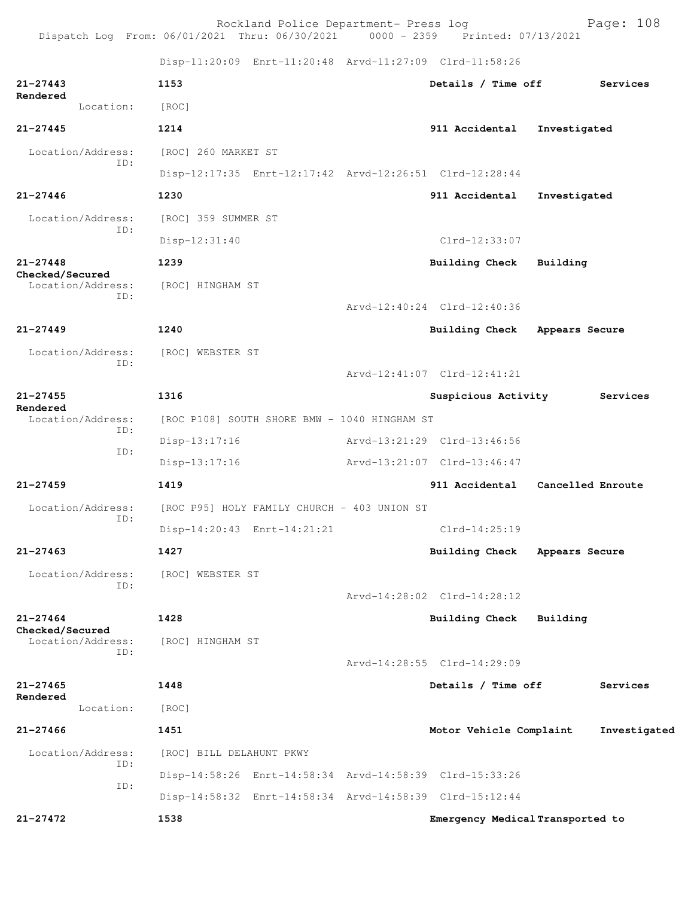Disp-11:20:09 Enrt-11:20:48 Arvd-11:27:09 Clrd-11:58:26

**21-27443** **1153** **Details / Time off** **Services Rendered**
Location: [ROC]

**21-27445** **1214** **911 Accidental** **Investigated**
Location/Address: [ROC] 260 MARKET ST
ID:
Disp-12:17:35 Enrt-12:17:42 Arvd-12:26:51 Clrd-12:28:44

**21-27446** **1230** **911 Accidental** **Investigated**
Location/Address: [ROC] 359 SUMMER ST
ID:
Disp-12:31:40 Clrd-12:33:07

**21-27448** **1239** **Building Check** **Building Checked/Secured**
Location/Address: [ROC] HINGHAM ST
ID:
Arvd-12:40:24 Clrd-12:40:36

**21-27449** **1240** **Building Check** **Appears Secure**
Location/Address: [ROC] WEBSTER ST
ID:
Arvd-12:41:07 Clrd-12:41:21

**21-27455** **1316** **Suspicious Activity** **Services Rendered**
Location/Address: [ROC P108] SOUTH SHORE BMW - 1040 HINGHAM ST
ID:
Disp-13:17:16 Arvd-13:21:29 Clrd-13:46:56
ID:
Disp-13:17:16 Arvd-13:21:07 Clrd-13:46:47

**21-27459** **1419** **911 Accidental** **Cancelled Enroute**
Location/Address: [ROC P95] HOLY FAMILY CHURCH - 403 UNION ST
ID:
Disp-14:20:43 Enrt-14:21:21 Clrd-14:25:19

**21-27463** **1427** **Building Check** **Appears Secure**
Location/Address: [ROC] WEBSTER ST
ID:
Arvd-14:28:02 Clrd-14:28:12

**21-27464** **1428** **Building Check** **Building Checked/Secured**
Location/Address: [ROC] HINGHAM ST
ID:
Arvd-14:28:55 Clrd-14:29:09

**21-27465** **1448** **Details / Time off** **Services Rendered**
Location: [ROC]

**21-27466** **1451** **Motor Vehicle Complaint** **Investigated**
Location/Address: [ROC] BILL DELAHUNT PKWY
ID:
Disp-14:58:26 Enrt-14:58:34 Arvd-14:58:39 Clrd-15:33:26
ID:
Disp-14:58:32 Enrt-14:58:34 Arvd-14:58:39 Clrd-15:12:44

**21-27472** **1538** **Emergency Medical** **Transported to**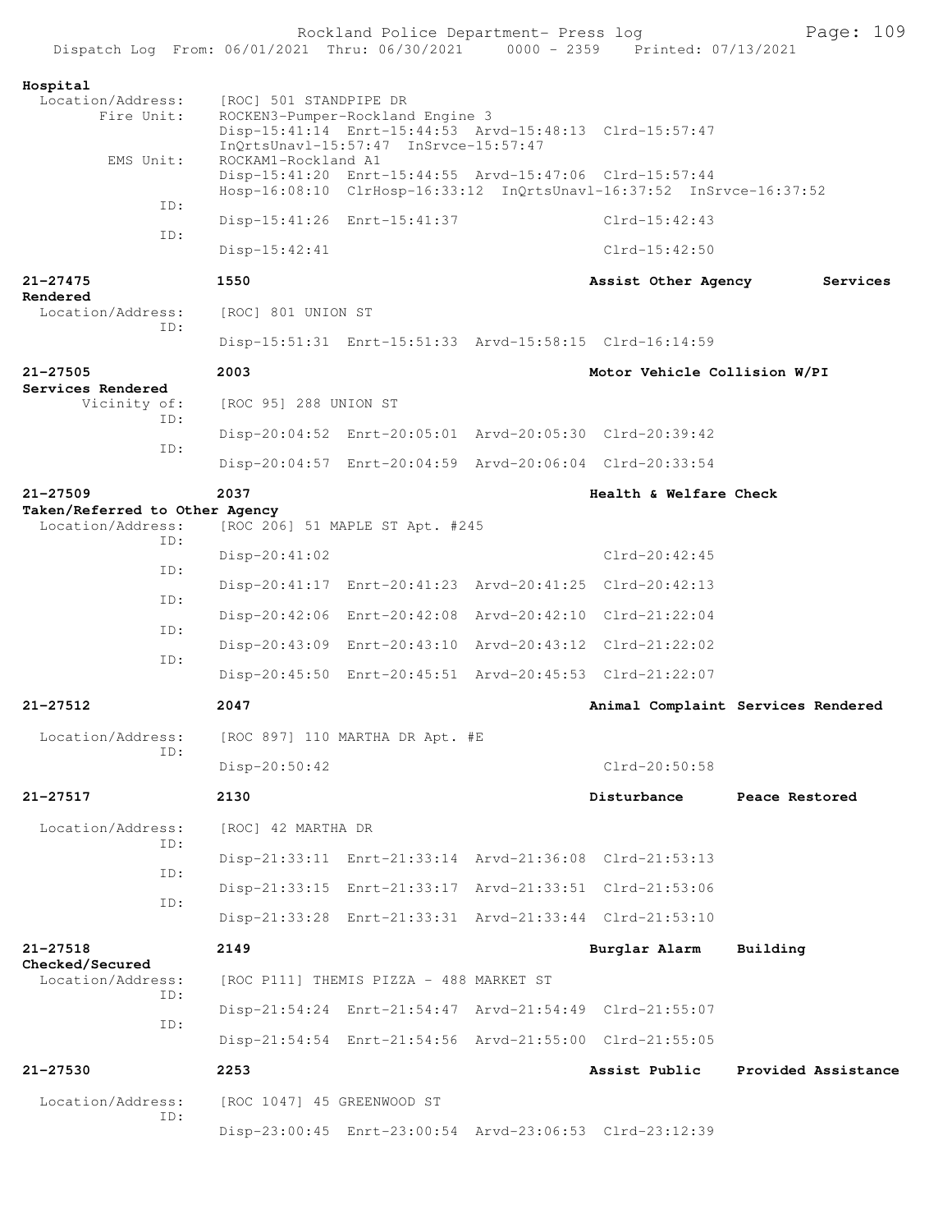**Hospital**

Location/Address: [ROC] 501 STANDPIPE DR
Fire Unit: ROCKEN3-Pumper-Rockland Engine 3
Disp-15:41:14 Enrt-15:44:53 Arvd-15:48:13 Clrd-15:57:47
InQrtsUnavl-15:57:47 InSrvce-15:57:47
EMS Unit: ROCKAM1-Rockland A1
Disp-15:41:20 Enrt-15:44:55 Arvd-15:47:06 Clrd-15:57:44
Hosp-16:08:10 ClrHosp-16:33:12 InQrtsUnavl-16:37:52 InSrvce-16:37:52
ID:
Disp-15:41:26 Enrt-15:41:37 Clrd-15:42:43
ID:
Disp-15:42:41 Clrd-15:42:50

**21-27475** 1550 **Assist Other Agency** **Services Rendered**

Location/Address: [ROC] 801 UNION ST
ID:
Disp-15:51:31 Enrt-15:51:33 Arvd-15:58:15 Clrd-16:14:59

**21-27505** 2003 **Motor Vehicle Collision W/PI** **Services Rendered**

Vicinity of: [ROC 95] 288 UNION ST
ID:
Disp-20:04:52 Enrt-20:05:01 Arvd-20:05:30 Clrd-20:39:42
ID:
Disp-20:04:57 Enrt-20:04:59 Arvd-20:06:04 Clrd-20:33:54

**21-27509** 2037 **Health & Welfare Check** **Taken/Referred to Other Agency**

Location/Address: [ROC 206] 51 MAPLE ST Apt. #245
ID:
Disp-20:41:02 Clrd-20:42:45
ID:
Disp-20:41:17 Enrt-20:41:23 Arvd-20:41:25 Clrd-20:42:13
ID:
Disp-20:42:06 Enrt-20:42:08 Arvd-20:42:10 Clrd-21:22:04
ID:
Disp-20:43:09 Enrt-20:43:10 Arvd-20:43:12 Clrd-21:22:02
ID:
Disp-20:45:50 Enrt-20:45:51 Arvd-20:45:53 Clrd-21:22:07

**21-27512** 2047 **Animal Complaint** **Services Rendered**

Location/Address: [ROC 897] 110 MARTHA DR Apt. #E
ID:
Disp-20:50:42 Clrd-20:50:58

**21-27517** 2130 **Disturbance** **Peace Restored**

Location/Address: [ROC] 42 MARTHA DR
ID:
Disp-21:33:11 Enrt-21:33:14 Arvd-21:36:08 Clrd-21:53:13
ID:
Disp-21:33:15 Enrt-21:33:17 Arvd-21:33:51 Clrd-21:53:06
ID:
Disp-21:33:28 Enrt-21:33:31 Arvd-21:33:44 Clrd-21:53:10

**21-27518** 2149 **Burglar Alarm** **Building Checked/Secured**

Location/Address: [ROC P111] THEMIS PIZZA - 488 MARKET ST
ID:
Disp-21:54:24 Enrt-21:54:47 Arvd-21:54:49 Clrd-21:55:07
ID:
Disp-21:54:54 Enrt-21:54:56 Arvd-21:55:00 Clrd-21:55:05

**21-27530** 2253 **Assist Public** **Provided Assistance**

Location/Address: [ROC 1047] 45 GREENWOOD ST
ID:
Disp-23:00:45 Enrt-23:00:54 Arvd-23:06:53 Clrd-23:12:39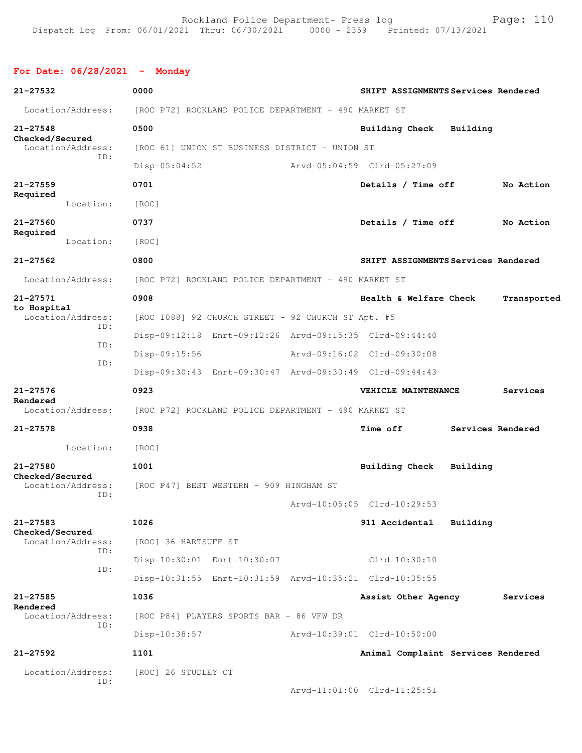## For Date: 06/28/2021 - Monday

**21-27532** 0000 **SHIFT ASSIGNMENTS Services Rendered**
Location/Address: [ROC P72] ROCKLAND POLICE DEPARTMENT - 490 MARKET ST

**21-27548** 0500 **Building Check Building Checked/Secured**
Location/Address: [ROC 61] UNION ST BUSINESS DISTRICT - UNION ST
ID: Disp-05:04:52 Arvd-05:04:59 Clrd-05:27:09

**21-27559** 0701 **Details / Time off No Action Required**
Location: [ROC]

**21-27560** 0737 **Details / Time off No Action Required**
Location: [ROC]

**21-27562** 0800 **SHIFT ASSIGNMENTS Services Rendered**
Location/Address: [ROC P72] ROCKLAND POLICE DEPARTMENT - 490 MARKET ST

**21-27571** 0908 **Health & Welfare Check Transported to Hospital**
Location/Address: [ROC 1088] 92 CHURCH STREET - 92 CHURCH ST Apt. #5
ID: Disp-09:12:18 Enrt-09:12:26 Arvd-09:15:35 Clrd-09:44:40
ID: Disp-09:15:56 Arvd-09:16:02 Clrd-09:30:08
ID: Disp-09:30:43 Enrt-09:30:47 Arvd-09:30:49 Clrd-09:44:43

**21-27576** 0923 **VEHICLE MAINTENANCE Services Rendered**
Location/Address: [ROC P72] ROCKLAND POLICE DEPARTMENT - 490 MARKET ST

**21-27578** 0938 **Time off Services Rendered**
Location: [ROC]

**21-27580** 1001 **Building Check Building Checked/Secured**
Location/Address: [ROC P47] BEST WESTERN - 909 HINGHAM ST
ID: Arvd-10:05:05 Clrd-10:29:53

**21-27583** 1026 **911 Accidental Building Checked/Secured**
Location/Address: [ROC] 36 HARTSUFF ST
ID: Disp-10:30:01 Enrt-10:30:07 Clrd-10:30:10
ID: Disp-10:31:55 Enrt-10:31:59 Arvd-10:35:21 Clrd-10:35:55

**21-27585** 1036 **Assist Other Agency Services Rendered**
Location/Address: [ROC P84] PLAYERS SPORTS BAR - 86 VFW DR
ID: Disp-10:38:57 Arvd-10:39:01 Clrd-10:50:00

**21-27592** 1101 **Animal Complaint Services Rendered**
Location/Address: [ROC] 26 STUDLEY CT
ID: Arvd-11:01:00 Clrd-11:25:51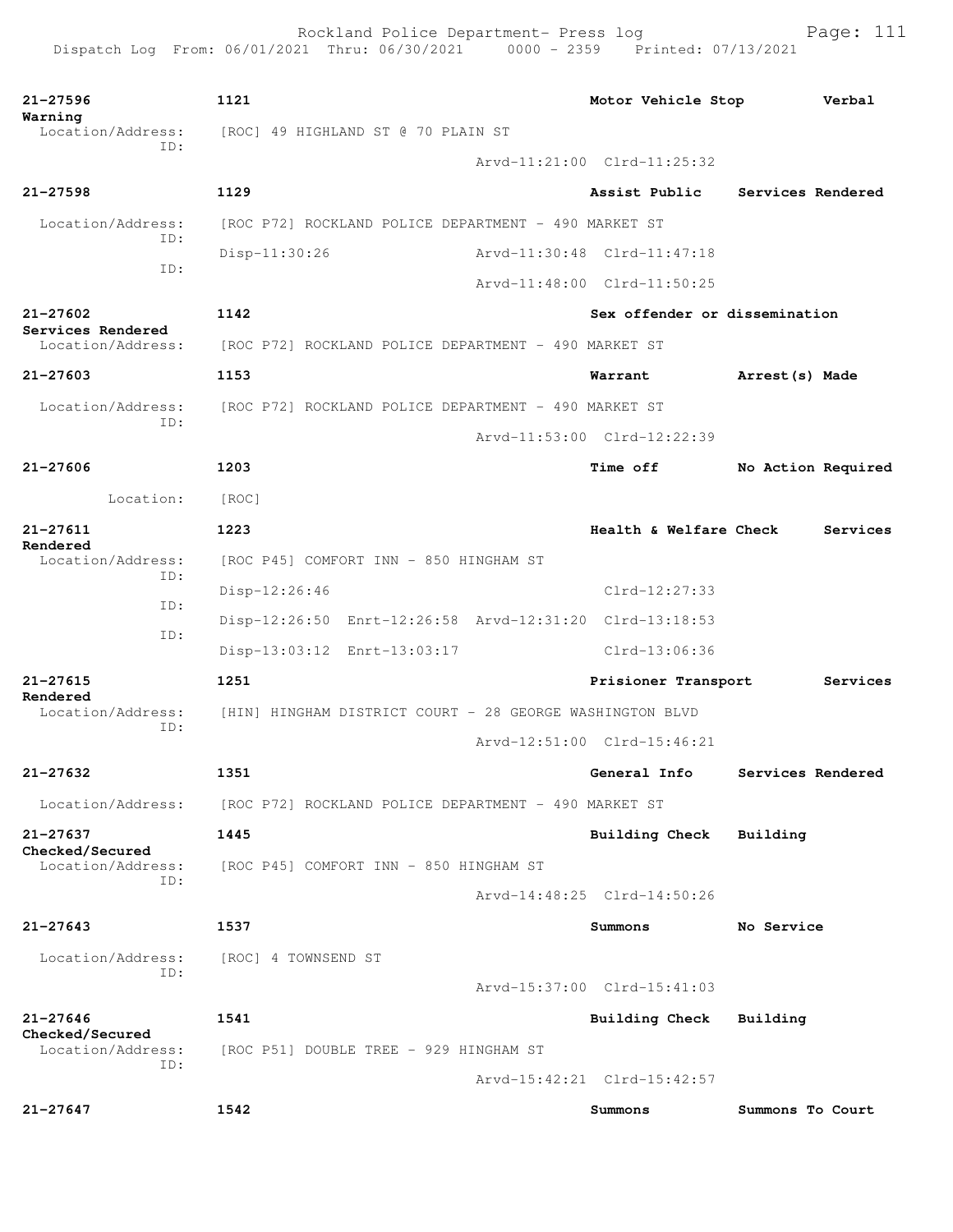Rockland Police Department- Press log
Dispatch Log From: 06/01/2021 Thru: 06/30/2021 0000 - 2359 Printed: 07/13/2021

**21-27596** 1121 Motor Vehicle Stop Verbal Warning
Location/Address: [ROC] 49 HIGHLAND ST @ 70 PLAIN ST
ID:
Arvd-11:21:00 Clrd-11:25:32

**21-27598** 1129 Assist Public Services Rendered
Location/Address: [ROC P72] ROCKLAND POLICE DEPARTMENT - 490 MARKET ST
ID:
Disp-11:30:26 Arvd-11:30:48 Clrd-11:47:18
ID:
Arvd-11:48:00 Clrd-11:50:25

**21-27602** 1142 Sex offender or dissemination Services Rendered
Location/Address: [ROC P72] ROCKLAND POLICE DEPARTMENT - 490 MARKET ST

**21-27603** 1153 Warrant Arrest(s) Made
Location/Address: [ROC P72] ROCKLAND POLICE DEPARTMENT - 490 MARKET ST
ID:
Arvd-11:53:00 Clrd-12:22:39

**21-27606** 1203 Time off No Action Required
Location: [ROC]

**21-27611** 1223 Health & Welfare Check Services Rendered
Location/Address: [ROC P45] COMFORT INN - 850 HINGHAM ST
ID:
Disp-12:26:46 Clrd-12:27:33
ID:
Disp-12:26:50 Enrt-12:26:58 Arvd-12:31:20 Clrd-13:18:53
ID:
Disp-13:03:12 Enrt-13:03:17 Clrd-13:06:36

**21-27615** 1251 Prisioner Transport Services Rendered
Location/Address: [HIN] HINGHAM DISTRICT COURT - 28 GEORGE WASHINGTON BLVD
ID:
Arvd-12:51:00 Clrd-15:46:21

**21-27632** 1351 General Info Services Rendered
Location/Address: [ROC P72] ROCKLAND POLICE DEPARTMENT - 490 MARKET ST

**21-27637** 1445 Building Check Building Checked/Secured
Location/Address: [ROC P45] COMFORT INN - 850 HINGHAM ST
ID:
Arvd-14:48:25 Clrd-14:50:26

**21-27643** 1537 Summons No Service
Location/Address: [ROC] 4 TOWNSEND ST
ID:
Arvd-15:37:00 Clrd-15:41:03

**21-27646** 1541 Building Check Building Checked/Secured
Location/Address: [ROC P51] DOUBLE TREE - 929 HINGHAM ST
ID:
Arvd-15:42:21 Clrd-15:42:57

**21-27647** 1542 Summons Summons To Court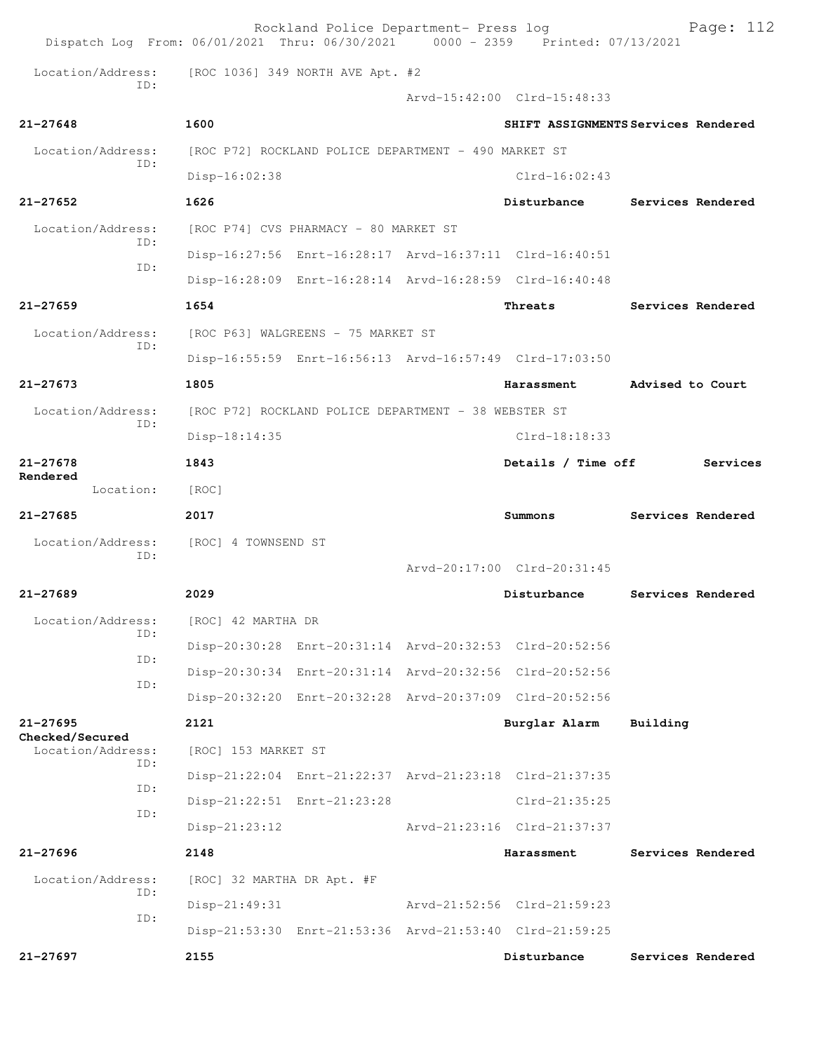Location/Address: [ROC 1036] 349 NORTH AVE Apt. #2
ID:
Arvd-15:42:00 Clrd-15:48:33

**21-27648** 1600 SHIFT ASSIGNMENTS Services Rendered

Location/Address: [ROC P72] ROCKLAND POLICE DEPARTMENT - 490 MARKET ST
ID:
Disp-16:02:38 Clrd-16:02:43

**21-27652** 1626 Disturbance Services Rendered

Location/Address: [ROC P74] CVS PHARMACY - 80 MARKET ST
ID:
Disp-16:27:56 Enrt-16:28:17 Arvd-16:37:11 Clrd-16:40:51
ID:
Disp-16:28:09 Enrt-16:28:14 Arvd-16:28:59 Clrd-16:40:48

**21-27659** 1654 Threats Services Rendered

Location/Address: [ROC P63] WALGREENS - 75 MARKET ST
ID:
Disp-16:55:59 Enrt-16:56:13 Arvd-16:57:49 Clrd-17:03:50

**21-27673** 1805 Harassment Advised to Court

Location/Address: [ROC P72] ROCKLAND POLICE DEPARTMENT - 38 WEBSTER ST
ID:
Disp-18:14:35 Clrd-18:18:33

**21-27678** 1843 Details / Time off Services Rendered

Location: [ROC]

**21-27685** 2017 Summons Services Rendered

Location/Address: [ROC] 4 TOWNSEND ST
ID:
Arvd-20:17:00 Clrd-20:31:45

**21-27689** 2029 Disturbance Services Rendered

Location/Address: [ROC] 42 MARTHA DR
ID:
Disp-20:30:28 Enrt-20:31:14 Arvd-20:32:53 Clrd-20:52:56
ID:
Disp-20:30:34 Enrt-20:31:14 Arvd-20:32:56 Clrd-20:52:56
ID:
Disp-20:32:20 Enrt-20:32:28 Arvd-20:37:09 Clrd-20:52:56

**21-27695** 2121 Burglar Alarm Building Checked/Secured

Location/Address: [ROC] 153 MARKET ST
ID:
Disp-21:22:04 Enrt-21:22:37 Arvd-21:23:18 Clrd-21:37:35
ID:
Disp-21:22:51 Enrt-21:23:28 Clrd-21:35:25
ID:
Disp-21:23:12 Arvd-21:23:16 Clrd-21:37:37

**21-27696** 2148 Harassment Services Rendered

Location/Address: [ROC] 32 MARTHA DR Apt. #F
ID:
Disp-21:49:31 Arvd-21:52:56 Clrd-21:59:23
ID:
Disp-21:53:30 Enrt-21:53:36 Arvd-21:53:40 Clrd-21:59:25

**21-27697** 2155 Disturbance Services Rendered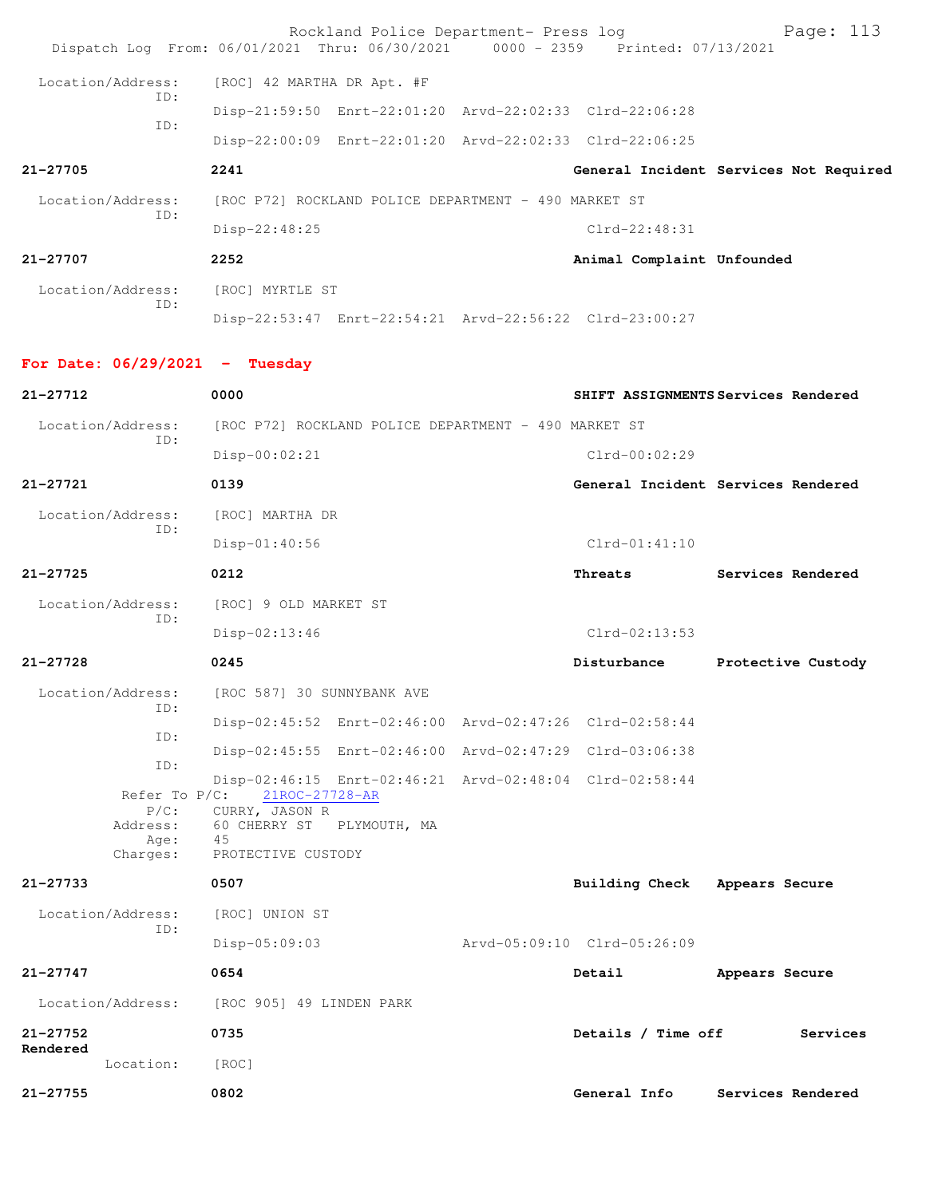Location/Address: [ROC] 42 MARTHA DR Apt. #F

ID: Disp-21:59:50 Enrt-22:01:20 Arvd-22:02:33 Clrd-22:06:28

ID: Disp-22:00:09 Enrt-22:01:20 Arvd-22:02:33 Clrd-22:06:25

**21-27705** 2241 General Incident Services Not Required

Location/Address: [ROC P72] ROCKLAND POLICE DEPARTMENT - 490 MARKET ST

ID: Disp-22:48:25 Clrd-22:48:31

**21-27707** 2252 Animal Complaint Unfounded

Location/Address: [ROC] MYRTLE ST

ID: Disp-22:53:47 Enrt-22:54:21 Arvd-22:56:22 Clrd-23:00:27

## For Date: 06/29/2021 - Tuesday

**21-27712** 0000 SHIFT ASSIGNMENTS Services Rendered

Location/Address: [ROC P72] ROCKLAND POLICE DEPARTMENT - 490 MARKET ST

ID: Disp-00:02:21 Clrd-00:02:29

**21-27721** 0139 General Incident Services Rendered

Location/Address: [ROC] MARTHA DR

ID: Disp-01:40:56 Clrd-01:41:10

**21-27725** 0212 Threats Services Rendered

Location/Address: [ROC] 9 OLD MARKET ST

ID: Disp-02:13:46 Clrd-02:13:53

**21-27728** 0245 Disturbance Protective Custody

Location/Address: [ROC 587] 30 SUNNYBANK AVE

ID: Disp-02:45:52 Enrt-02:46:00 Arvd-02:47:26 Clrd-02:58:44

ID: Disp-02:45:55 Enrt-02:46:00 Arvd-02:47:29 Clrd-03:06:38

ID: Disp-02:46:15 Enrt-02:46:21 Arvd-02:48:04 Clrd-02:58:44

Refer To P/C: 21ROC-27728-AR

P/C: CURRY, JASON R

Address: 60 CHERRY ST PLYMOUTH, MA

Age: 45

Charges: PROTECTIVE CUSTODY

**21-27733** 0507 Building Check Appears Secure

Location/Address: [ROC] UNION ST

ID: Disp-05:09:03 Arvd-05:09:10 Clrd-05:26:09

**21-27747** 0654 Detail Appears Secure

Location/Address: [ROC 905] 49 LINDEN PARK

**21-27752** 0735 Details / Time off Services Rendered

Location: [ROC]

**21-27755** 0802 General Info Services Rendered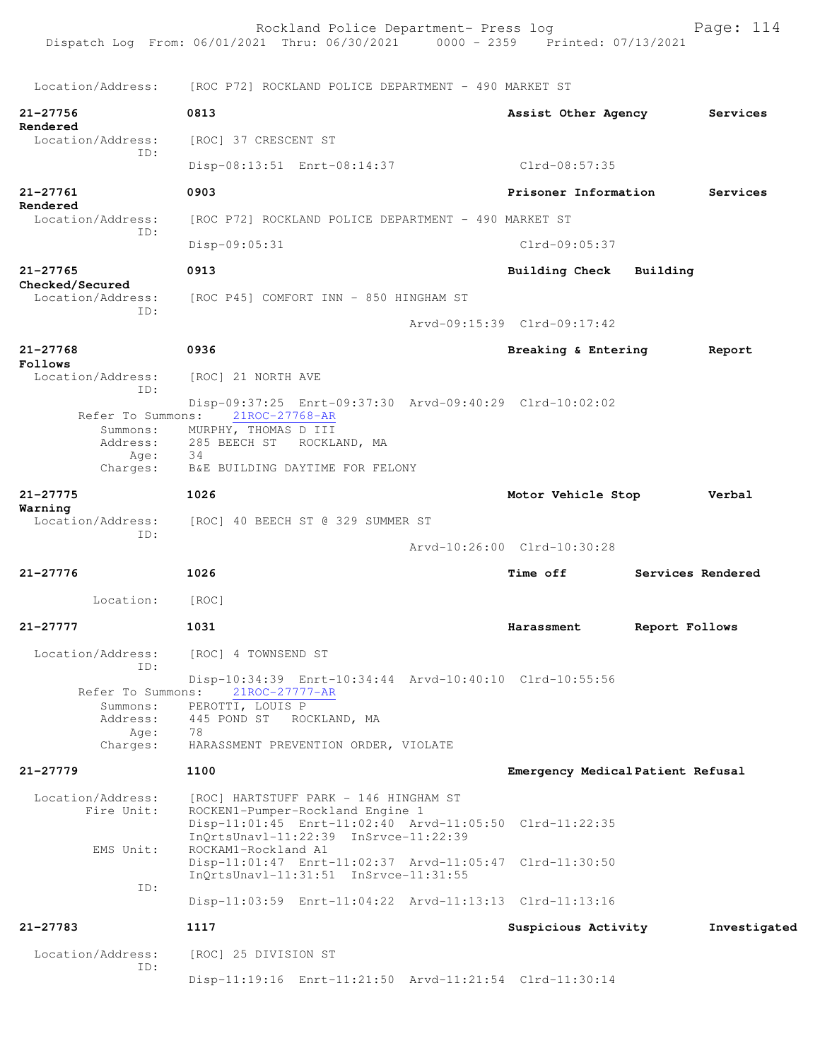Location/Address: [ROC P72] ROCKLAND POLICE DEPARTMENT - 490 MARKET ST

**21-27756** 0813 **Assist Other Agency** **Services Rendered**
Location/Address: [ROC] 37 CRESCENT ST
ID:
Disp-08:13:51 Enrt-08:14:37 Clrd-08:57:35

**21-27761** 0903 **Prisoner Information** **Services Rendered**
Location/Address: [ROC P72] ROCKLAND POLICE DEPARTMENT - 490 MARKET ST
ID:
Disp-09:05:31 Clrd-09:05:37

**21-27765** 0913 **Building Check** **Building Checked/Secured**
Location/Address: [ROC P45] COMFORT INN - 850 HINGHAM ST
ID:
Arvd-09:15:39 Clrd-09:17:42

**21-27768** 0936 **Breaking & Entering** **Report Follows**
Location/Address: [ROC] 21 NORTH AVE
ID:
Disp-09:37:25 Enrt-09:37:30 Arvd-09:40:29 Clrd-10:02:02
Refer To Summons: 21ROC-27768-AR
Summons: MURPHY, THOMAS D III
Address: 285 BEECH ST ROCKLAND, MA
Age: 34
Charges: B&E BUILDING DAYTIME FOR FELONY

**21-27775** 1026 **Motor Vehicle Stop** **Verbal Warning**
Location/Address: [ROC] 40 BEECH ST @ 329 SUMMER ST
ID:
Arvd-10:26:00 Clrd-10:30:28

**21-27776** 1026 **Time off** **Services Rendered**
Location: [ROC]

**21-27777** 1031 **Harassment** **Report Follows**
Location/Address: [ROC] 4 TOWNSEND ST
ID:
Disp-10:34:39 Enrt-10:34:44 Arvd-10:40:10 Clrd-10:55:56
Refer To Summons: 21ROC-27777-AR
Summons: PEROTTI, LOUIS P
Address: 445 POND ST ROCKLAND, MA
Age: 78
Charges: HARASSMENT PREVENTION ORDER, VIOLATE

**21-27779** 1100 **Emergency Medical** **Patient Refusal**
Location/Address: [ROC] HARTSTUFF PARK - 146 HINGHAM ST
Fire Unit: ROCKEN1-Pumper-Rockland Engine 1
Disp-11:01:45 Enrt-11:02:40 Arvd-11:05:50 Clrd-11:22:35
InQrtsUnavl-11:22:39 InSrvce-11:22:39
EMS Unit: ROCKAM1-Rockland A1
Disp-11:01:47 Enrt-11:02:37 Arvd-11:05:47 Clrd-11:30:50
InQrtsUnavl-11:31:51 InSrvce-11:31:55
ID:
Disp-11:03:59 Enrt-11:04:22 Arvd-11:13:13 Clrd-11:13:16

**21-27783** 1117 **Suspicious Activity** **Investigated**
Location/Address: [ROC] 25 DIVISION ST
ID:
Disp-11:19:16 Enrt-11:21:50 Arvd-11:21:54 Clrd-11:30:14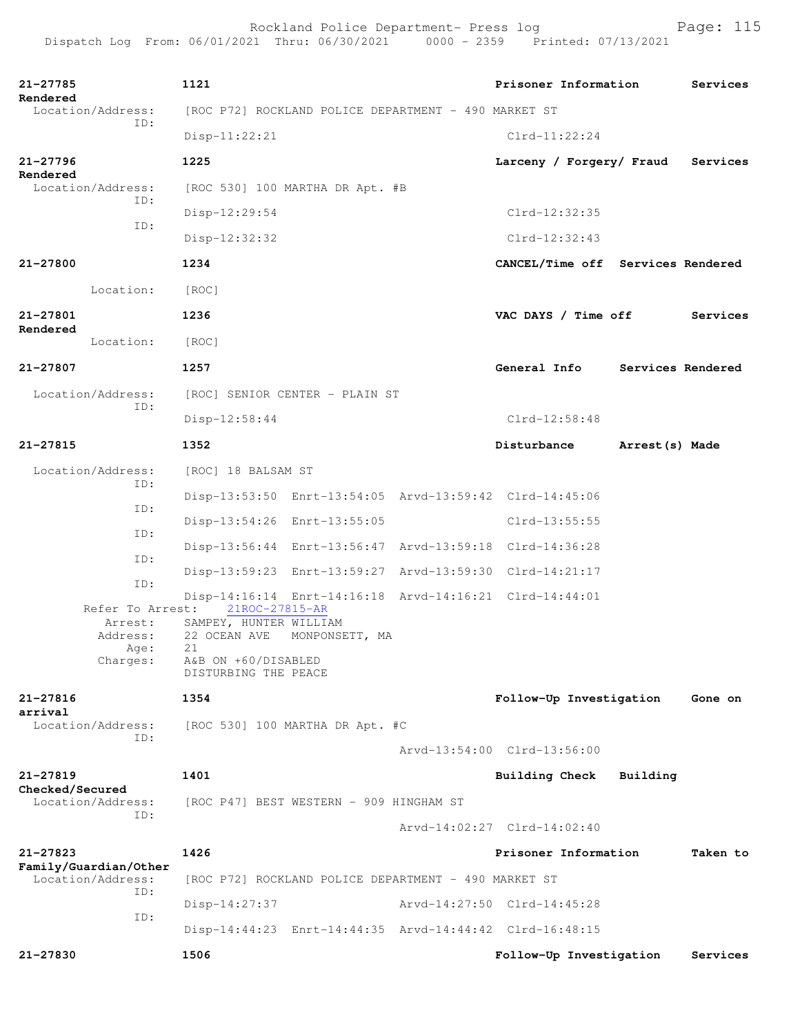**21-27785** 1121 Prisoner Information Services Rendered
Location/Address: [ROC P72] ROCKLAND POLICE DEPARTMENT - 490 MARKET ST
ID: Disp-11:22:21 Clrd-11:22:24

**21-27796** 1225 Larceny / Forgery/ Fraud Services Rendered
Location/Address: [ROC 530] 100 MARTHA DR Apt. #B
ID: Disp-12:29:54 Clrd-12:32:35
ID: Disp-12:32:32 Clrd-12:32:43

**21-27800** 1234 CANCEL/Time off Services Rendered
Location: [ROC]

**21-27801** 1236 VAC DAYS / Time off Services Rendered
Location: [ROC]

**21-27807** 1257 General Info Services Rendered
Location/Address: [ROC] SENIOR CENTER - PLAIN ST
ID: Disp-12:58:44 Clrd-12:58:48

**21-27815** 1352 Disturbance Arrest(s) Made
Location/Address: [ROC] 18 BALSAM ST
ID: Disp-13:53:50 Enrt-13:54:05 Arvd-13:59:42 Clrd-14:45:06
ID: Disp-13:54:26 Enrt-13:55:05 Clrd-13:55:55
ID: Disp-13:56:44 Enrt-13:56:47 Arvd-13:59:18 Clrd-14:36:28
ID: Disp-13:59:23 Enrt-13:59:27 Arvd-13:59:30 Clrd-14:21:17
ID: Disp-14:16:14 Enrt-14:16:18 Arvd-14:16:21 Clrd-14:44:01
Refer To Arrest: 21ROC-27815-AR
Arrest: SAMPEY, HUNTER WILLIAM
Address: 22 OCEAN AVE MONPONSETT, MA
Age: 21
Charges: A&B ON +60/DISABLED
DISTURBING THE PEACE

**21-27816** 1354 Follow-Up Investigation Gone on arrival
Location/Address: [ROC 530] 100 MARTHA DR Apt. #C
ID: Arvd-13:54:00 Clrd-13:56:00

**21-27819** 1401 Building Check Building Checked/Secured
Location/Address: [ROC P47] BEST WESTERN - 909 HINGHAM ST
ID: Arvd-14:02:27 Clrd-14:02:40

**21-27823** 1426 Prisoner Information Taken to Family/Guardian/Other
Location/Address: [ROC P72] ROCKLAND POLICE DEPARTMENT - 490 MARKET ST
ID: Disp-14:27:37 Arvd-14:27:50 Clrd-14:45:28
ID: Disp-14:44:23 Enrt-14:44:35 Arvd-14:44:42 Clrd-16:48:15

**21-27830** 1506 Follow-Up Investigation Services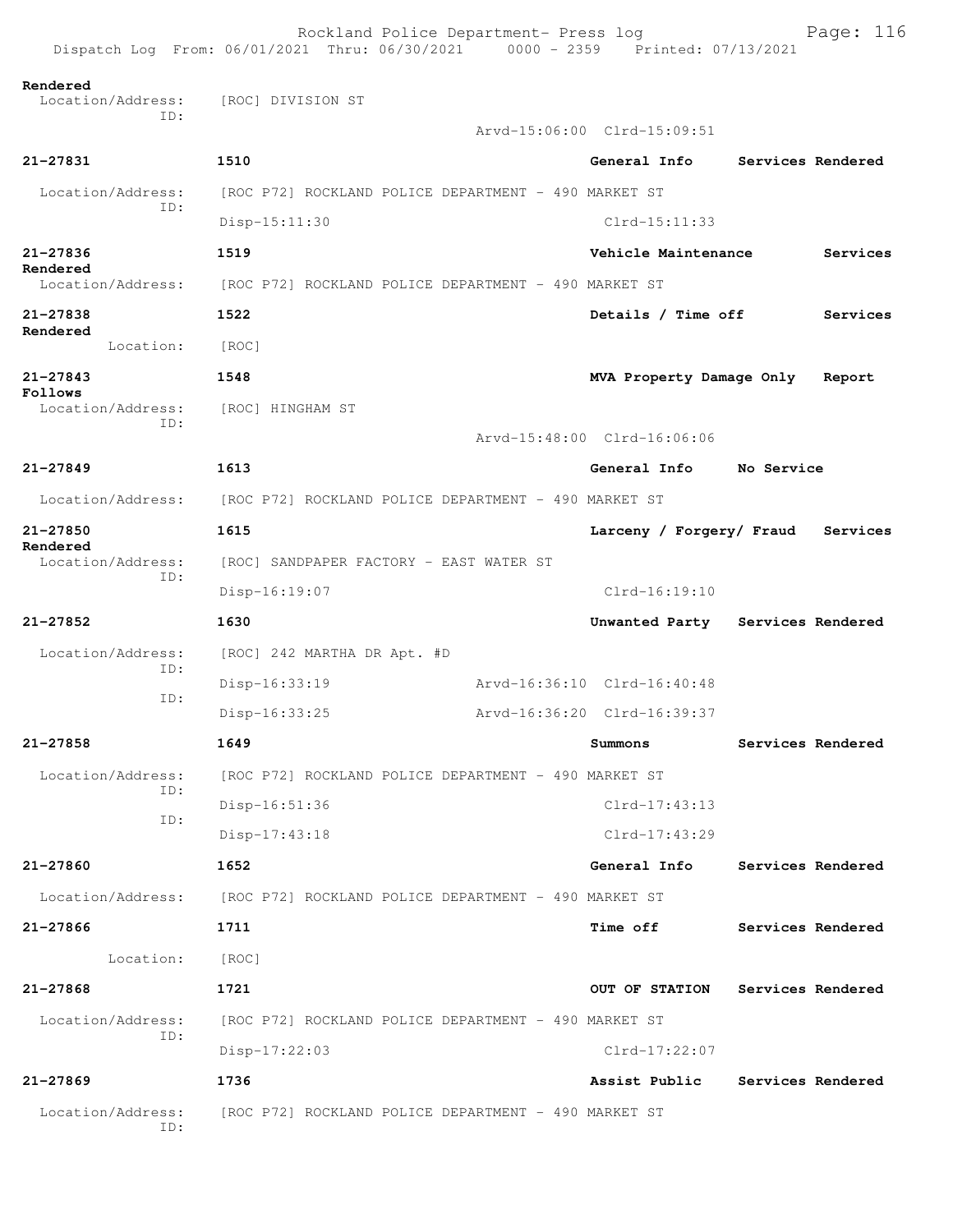**Rendered**
Location/Address: [ROC] DIVISION ST
ID:
Arvd-15:06:00 Clrd-15:09:51

**21-27831** **1510** **General Info** **Services Rendered**
Location/Address: [ROC P72] ROCKLAND POLICE DEPARTMENT - 490 MARKET ST
ID:
Disp-15:11:30 Clrd-15:11:33

**21-27836** **1519** **Vehicle Maintenance** **Services Rendered**
Location/Address: [ROC P72] ROCKLAND POLICE DEPARTMENT - 490 MARKET ST

**21-27838** **1522** **Details / Time off** **Services Rendered**
Location: [ROC]

**21-27843** **1548** **MVA Property Damage Only** **Report Follows**
Location/Address: [ROC] HINGHAM ST
ID:
Arvd-15:48:00 Clrd-16:06:06

**21-27849** **1613** **General Info** **No Service**
Location/Address: [ROC P72] ROCKLAND POLICE DEPARTMENT - 490 MARKET ST

**21-27850** **1615** **Larceny / Forgery/ Fraud** **Services Rendered**
Location/Address: [ROC] SANDPAPER FACTORY - EAST WATER ST
ID:
Disp-16:19:07 Clrd-16:19:10

**21-27852** **1630** **Unwanted Party** **Services Rendered**
Location/Address: [ROC] 242 MARTHA DR Apt. #D
ID:
Disp-16:33:19 Arvd-16:36:10 Clrd-16:40:48
ID:
Disp-16:33:25 Arvd-16:36:20 Clrd-16:39:37

**21-27858** **1649** **Summons** **Services Rendered**
Location/Address: [ROC P72] ROCKLAND POLICE DEPARTMENT - 490 MARKET ST
ID:
Disp-16:51:36 Clrd-17:43:13
ID:
Disp-17:43:18 Clrd-17:43:29

**21-27860** **1652** **General Info** **Services Rendered**
Location/Address: [ROC P72] ROCKLAND POLICE DEPARTMENT - 490 MARKET ST

**21-27866** **1711** **Time off** **Services Rendered**
Location: [ROC]

**21-27868** **1721** **OUT OF STATION** **Services Rendered**
Location/Address: [ROC P72] ROCKLAND POLICE DEPARTMENT - 490 MARKET ST
ID:
Disp-17:22:03 Clrd-17:22:07

**21-27869** **1736** **Assist Public** **Services Rendered**
Location/Address: [ROC P72] ROCKLAND POLICE DEPARTMENT - 490 MARKET ST
ID: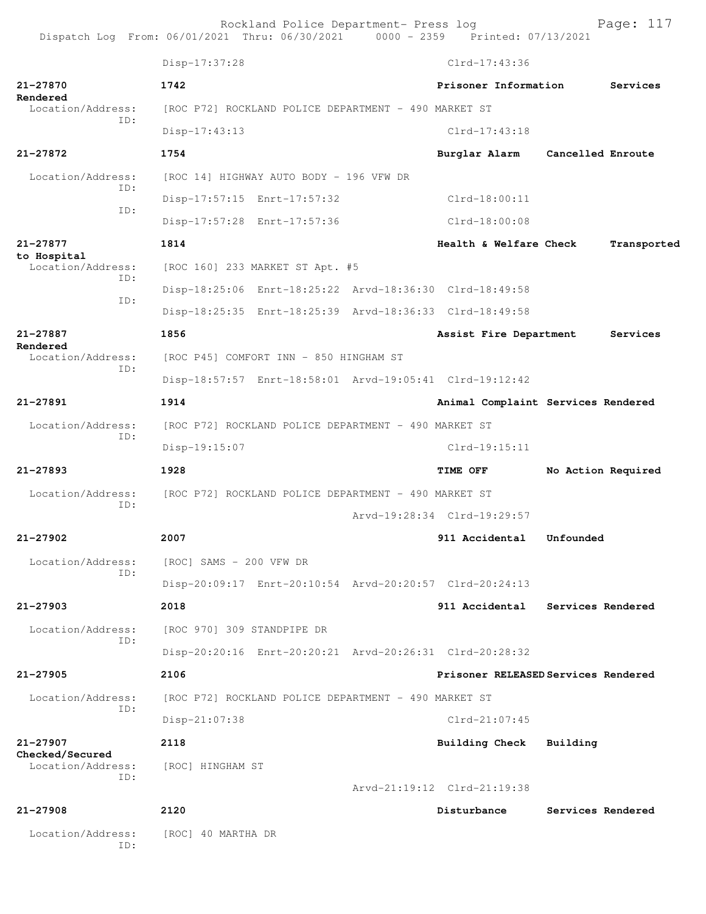Disp-17:37:28 Clrd-17:43:36

**21-27870** **1742** **Prisoner Information** **Services Rendered**
Location/Address: [ROC P72] ROCKLAND POLICE DEPARTMENT - 490 MARKET ST
ID:
Disp-17:43:13 Clrd-17:43:18

**21-27872** **1754** **Burglar Alarm** **Cancelled Enroute**
Location/Address: [ROC 14] HIGHWAY AUTO BODY - 196 VFW DR
ID:
Disp-17:57:15 Enrt-17:57:32 Clrd-18:00:11
ID:
Disp-17:57:28 Enrt-17:57:36 Clrd-18:00:08

**21-27877** **1814** **Health & Welfare Check** **Transported to Hospital**
Location/Address: [ROC 160] 233 MARKET ST Apt. #5
ID:
Disp-18:25:06 Enrt-18:25:22 Arvd-18:36:30 Clrd-18:49:58
ID:
Disp-18:25:35 Enrt-18:25:39 Arvd-18:36:33 Clrd-18:49:58

**21-27887** **1856** **Assist Fire Department** **Services Rendered**
Location/Address: [ROC P45] COMFORT INN - 850 HINGHAM ST
ID:
Disp-18:57:57 Enrt-18:58:01 Arvd-19:05:41 Clrd-19:12:42

**21-27891** **1914** **Animal Complaint** **Services Rendered**
Location/Address: [ROC P72] ROCKLAND POLICE DEPARTMENT - 490 MARKET ST
ID:
Disp-19:15:07 Clrd-19:15:11

**21-27893** **1928** **TIME OFF** **No Action Required**
Location/Address: [ROC P72] ROCKLAND POLICE DEPARTMENT - 490 MARKET ST
ID:
Arvd-19:28:34 Clrd-19:29:57

**21-27902** **2007** **911 Accidental** **Unfounded**
Location/Address: [ROC] SAMS - 200 VFW DR
ID:
Disp-20:09:17 Enrt-20:10:54 Arvd-20:20:57 Clrd-20:24:13

**21-27903** **2018** **911 Accidental** **Services Rendered**
Location/Address: [ROC 970] 309 STANDPIPE DR
ID:
Disp-20:20:16 Enrt-20:20:21 Arvd-20:26:31 Clrd-20:28:32

**21-27905** **2106** **Prisoner RELEASED** **Services Rendered**
Location/Address: [ROC P72] ROCKLAND POLICE DEPARTMENT - 490 MARKET ST
ID:
Disp-21:07:38 Clrd-21:07:45

**21-27907** **2118** **Building Check** **Building Checked/Secured**
Location/Address: [ROC] HINGHAM ST
ID:
Arvd-21:19:12 Clrd-21:19:38

**21-27908** **2120** **Disturbance** **Services Rendered**
Location/Address: [ROC] 40 MARTHA DR
ID: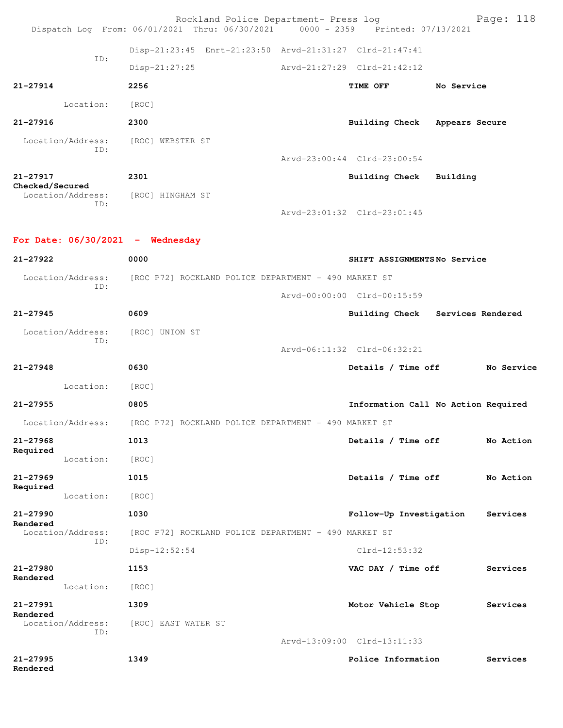Disp-21:23:45 Enrt-21:23:50 Arvd-21:31:27 Clrd-21:47:41
ID:
Disp-21:27:25 Arvd-21:27:29 Clrd-21:42:12

**21-27914** 2256 **TIME OFF** **No Service**
Location: [ROC]

**21-27916** 2300 **Building Check** **Appears Secure**
Location/Address: [ROC] WEBSTER ST
ID:
Arvd-23:00:44 Clrd-23:00:54

**21-27917** 2301 **Building Check** **Building Checked/Secured**
Location/Address: [ROC] HINGHAM ST
ID:
Arvd-23:01:32 Clrd-23:01:45

## For Date: 06/30/2021 - Wednesday

**21-27922** 0000 **SHIFT ASSIGNMENTS** **No Service**
Location/Address: [ROC P72] ROCKLAND POLICE DEPARTMENT - 490 MARKET ST
ID:
Arvd-00:00:00 Clrd-00:15:59

**21-27945** 0609 **Building Check** **Services Rendered**
Location/Address: [ROC] UNION ST
ID:
Arvd-06:11:32 Clrd-06:32:21

**21-27948** 0630 **Details / Time off** **No Service**
Location: [ROC]

**21-27955** 0805 **Information Call** **No Action Required**
Location/Address: [ROC P72] ROCKLAND POLICE DEPARTMENT - 490 MARKET ST

**21-27968** 1013 **Details / Time off** **No Action Required**
Location: [ROC]

**21-27969** 1015 **Details / Time off** **No Action Required**
Location: [ROC]

**21-27990** 1030 **Follow-Up Investigation** **Services Rendered**
Location/Address: [ROC P72] ROCKLAND POLICE DEPARTMENT - 490 MARKET ST
ID:
Disp-12:52:54 Clrd-12:53:32

**21-27980** 1153 **VAC DAY / Time off** **Services Rendered**
Location: [ROC]

**21-27991** 1309 **Motor Vehicle Stop** **Services Rendered**
Location/Address: [ROC] EAST WATER ST
ID:
Arvd-13:09:00 Clrd-13:11:33

**21-27995** 1349 **Police Information** **Services Rendered**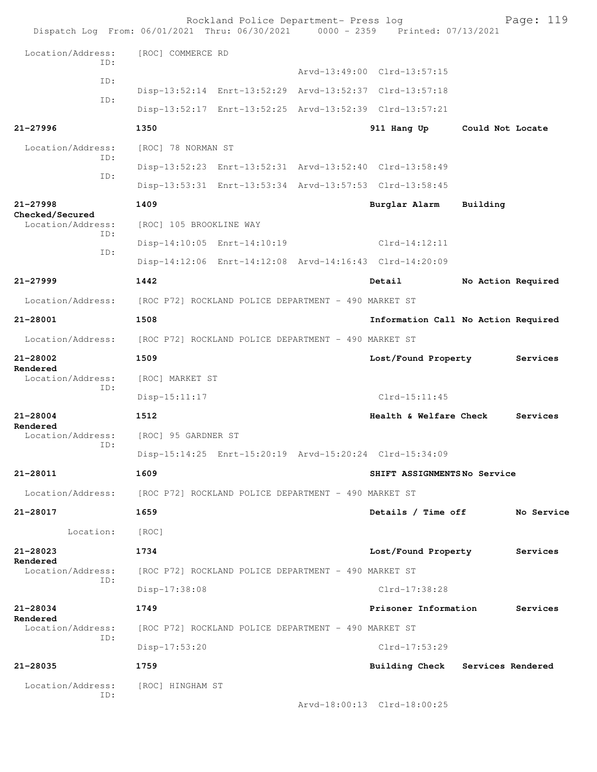Location/Address: [ROC] COMMERCE RD

ID: Arvd-13:49:00 Clrd-13:57:15

ID: Disp-13:52:14 Enrt-13:52:29 Arvd-13:52:37 Clrd-13:57:18

ID: Disp-13:52:17 Enrt-13:52:25 Arvd-13:52:39 Clrd-13:57:21

**21-27996** **1350** **911 Hang Up** **Could Not Locate**

Location/Address: [ROC] 78 NORMAN ST

ID: Disp-13:52:23 Enrt-13:52:31 Arvd-13:52:40 Clrd-13:58:49

ID: Disp-13:53:31 Enrt-13:53:34 Arvd-13:57:53 Clrd-13:58:45

**21-27998** **1409** **Burglar Alarm** **Building Checked/Secured**

Location/Address: [ROC] 105 BROOKLINE WAY

ID: Disp-14:10:05 Enrt-14:10:19 Clrd-14:12:11

ID: Disp-14:12:06 Enrt-14:12:08 Arvd-14:16:43 Clrd-14:20:09

**21-27999** **1442** **Detail** **No Action Required**

Location/Address: [ROC P72] ROCKLAND POLICE DEPARTMENT - 490 MARKET ST

**21-28001** **1508** **Information Call** **No Action Required**

Location/Address: [ROC P72] ROCKLAND POLICE DEPARTMENT - 490 MARKET ST

**21-28002** **1509** **Lost/Found Property** **Services Rendered**

Location/Address: [ROC] MARKET ST

ID: Disp-15:11:17 Clrd-15:11:45

**21-28004** **1512** **Health & Welfare Check** **Services Rendered**

Location/Address: [ROC] 95 GARDNER ST

ID: Disp-15:14:25 Enrt-15:20:19 Arvd-15:20:24 Clrd-15:34:09

**21-28011** **1609** **SHIFT ASSIGNMENTS** **No Service**

Location/Address: [ROC P72] ROCKLAND POLICE DEPARTMENT - 490 MARKET ST

**21-28017** **1659** **Details / Time off** **No Service**

Location: [ROC]

**21-28023** **1734** **Lost/Found Property** **Services Rendered**

Location/Address: [ROC P72] ROCKLAND POLICE DEPARTMENT - 490 MARKET ST

ID: Disp-17:38:08 Clrd-17:38:28

**21-28034** **1749** **Prisoner Information** **Services Rendered**

Location/Address: [ROC P72] ROCKLAND POLICE DEPARTMENT - 490 MARKET ST

ID: Disp-17:53:20 Clrd-17:53:29

**21-28035** **1759** **Building Check** **Services Rendered**

Location/Address: [ROC] HINGHAM ST

ID: Arvd-18:00:13 Clrd-18:00:25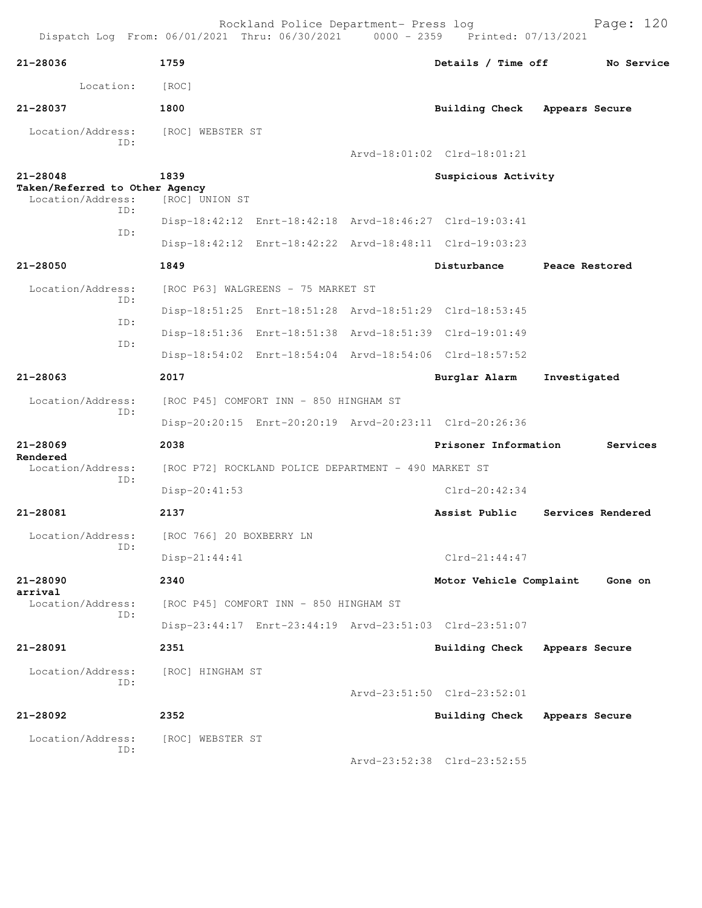21-28036 1759 Details / Time off No Service

Location: [ROC]

21-28037 1800 Building Check Appears Secure

Location/Address: [ROC] WEBSTER ST
ID:
Arvd-18:01:02 Clrd-18:01:21

21-28048 1839 Suspicious Activity
Taken/Referred to Other Agency
Location/Address: [ROC] UNION ST
ID:
Disp-18:42:12 Enrt-18:42:18 Arvd-18:46:27 Clrd-19:03:41
ID:
Disp-18:42:12 Enrt-18:42:22 Arvd-18:48:11 Clrd-19:03:23

21-28050 1849 Disturbance Peace Restored

Location/Address: [ROC P63] WALGREENS - 75 MARKET ST
ID:
Disp-18:51:25 Enrt-18:51:28 Arvd-18:51:29 Clrd-18:53:45
ID:
Disp-18:51:36 Enrt-18:51:38 Arvd-18:51:39 Clrd-19:01:49
ID:
Disp-18:54:02 Enrt-18:54:04 Arvd-18:54:06 Clrd-18:57:52

21-28063 2017 Burglar Alarm Investigated

Location/Address: [ROC P45] COMFORT INN - 850 HINGHAM ST
ID:
Disp-20:20:15 Enrt-20:20:19 Arvd-20:23:11 Clrd-20:26:36

21-28069 2038 Prisoner Information Services Rendered
Location/Address: [ROC P72] ROCKLAND POLICE DEPARTMENT - 490 MARKET ST
ID:
Disp-20:41:53 Clrd-20:42:34

21-28081 2137 Assist Public Services Rendered

Location/Address: [ROC 766] 20 BOXBERRY LN
ID:
Disp-21:44:41 Clrd-21:44:47

21-28090 2340 Motor Vehicle Complaint Gone on arrival
Location/Address: [ROC P45] COMFORT INN - 850 HINGHAM ST
ID:
Disp-23:44:17 Enrt-23:44:19 Arvd-23:51:03 Clrd-23:51:07

21-28091 2351 Building Check Appears Secure

Location/Address: [ROC] HINGHAM ST
ID:
Arvd-23:51:50 Clrd-23:52:01

21-28092 2352 Building Check Appears Secure

Location/Address: [ROC] WEBSTER ST
ID:
Arvd-23:52:38 Clrd-23:52:55